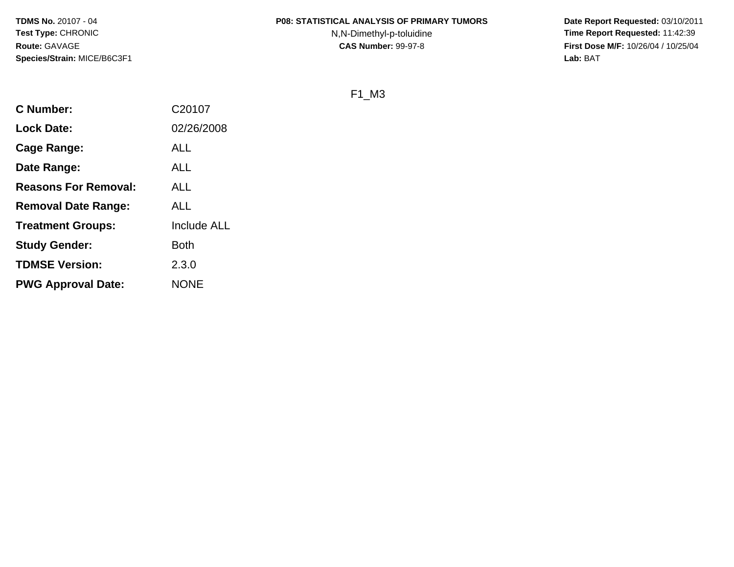**TDMS No.** 20107 - 04
**Test Type:** CHRONIC
**Route:** GAVAGE
**Species/Strain:** MICE/B6C3F1

**P08: STATISTICAL ANALYSIS OF PRIMARY TUMORS**
N,N-Dimethyl-p-toluidine
**CAS Number:** 99-97-8

**Date Report Requested:** 03/10/2011
**Time Report Requested:** 11:42:39
**First Dose M/F:** 10/26/04 / 10/25/04
**Lab:** BAT

F1_M3

| | |
|---|---|
| **C Number:** | C20107 |
| **Lock Date:** | 02/26/2008 |
| **Cage Range:** | ALL |
| **Date Range:** | ALL |
| **Reasons For Removal:** | ALL |
| **Removal Date Range:** | ALL |
| **Treatment Groups:** | Include ALL |
| **Study Gender:** | Both |
| **TDMSE Version:** | 2.3.0 |
| **PWG Approval Date:** | NONE |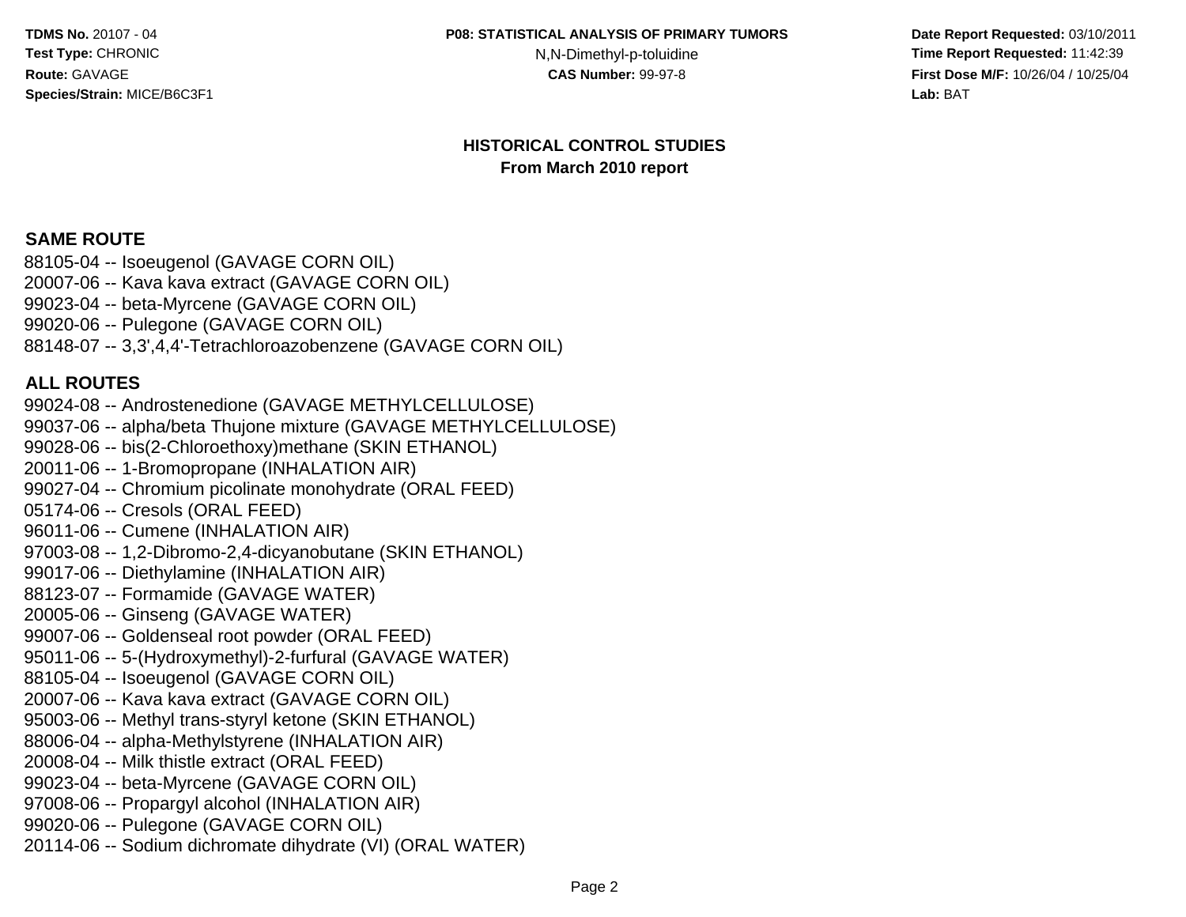## HISTORICAL CONTROL STUDIES
### From March 2010 report

### SAME ROUTE

88105-04 -- Isoeugenol (GAVAGE CORN OIL)
20007-06 -- Kava kava extract (GAVAGE CORN OIL)
99023-04 -- beta-Myrcene (GAVAGE CORN OIL)
99020-06 -- Pulegone (GAVAGE CORN OIL)
88148-07 -- 3,3',4,4'-Tetrachloroazobenzene (GAVAGE CORN OIL)

### ALL ROUTES

99024-08 -- Androstenedione (GAVAGE METHYLCELLULOSE)
99037-06 -- alpha/beta Thujone mixture (GAVAGE METHYLCELLULOSE)
99028-06 -- bis(2-Chloroethoxy)methane (SKIN ETHANOL)
20011-06 -- 1-Bromopropane (INHALATION AIR)
99027-04 -- Chromium picolinate monohydrate (ORAL FEED)
05174-06 -- Cresols (ORAL FEED)
96011-06 -- Cumene (INHALATION AIR)
97003-08 -- 1,2-Dibromo-2,4-dicyanobutane (SKIN ETHANOL)
99017-06 -- Diethylamine (INHALATION AIR)
88123-07 -- Formamide (GAVAGE WATER)
20005-06 -- Ginseng (GAVAGE WATER)
99007-06 -- Goldenseal root powder (ORAL FEED)
95011-06 -- 5-(Hydroxymethyl)-2-furfural (GAVAGE WATER)
88105-04 -- Isoeugenol (GAVAGE CORN OIL)
20007-06 -- Kava kava extract (GAVAGE CORN OIL)
95003-06 -- Methyl trans-styryl ketone (SKIN ETHANOL)
88006-04 -- alpha-Methylstyrene (INHALATION AIR)
20008-04 -- Milk thistle extract (ORAL FEED)
99023-04 -- beta-Myrcene (GAVAGE CORN OIL)
97008-06 -- Propargyl alcohol (INHALATION AIR)
99020-06 -- Pulegone (GAVAGE CORN OIL)
20114-06 -- Sodium dichromate dihydrate (VI) (ORAL WATER)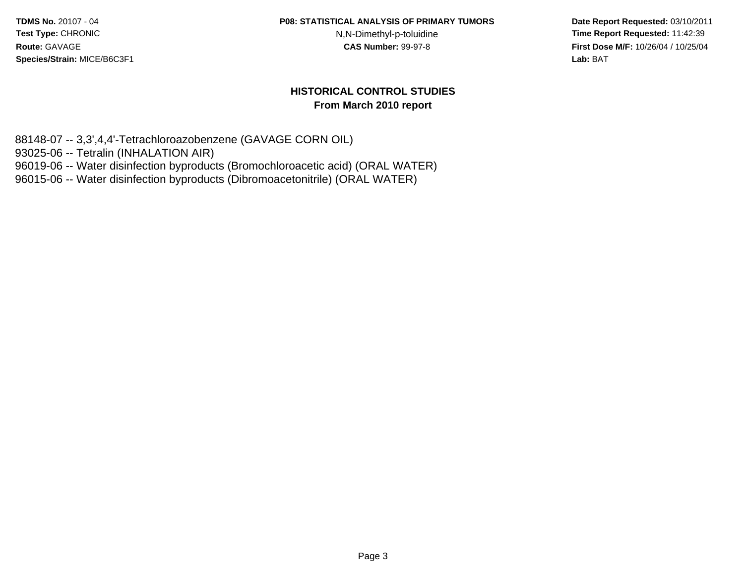## HISTORICAL CONTROL STUDIES
### From March 2010 report

88148-07 -- 3,3',4,4'-Tetrachloroazobenzene (GAVAGE CORN OIL)
93025-06 -- Tetralin (INHALATION AIR)
96019-06 -- Water disinfection byproducts (Bromochloroacetic acid) (ORAL WATER)
96015-06 -- Water disinfection byproducts (Dibromoacetonitrile) (ORAL WATER)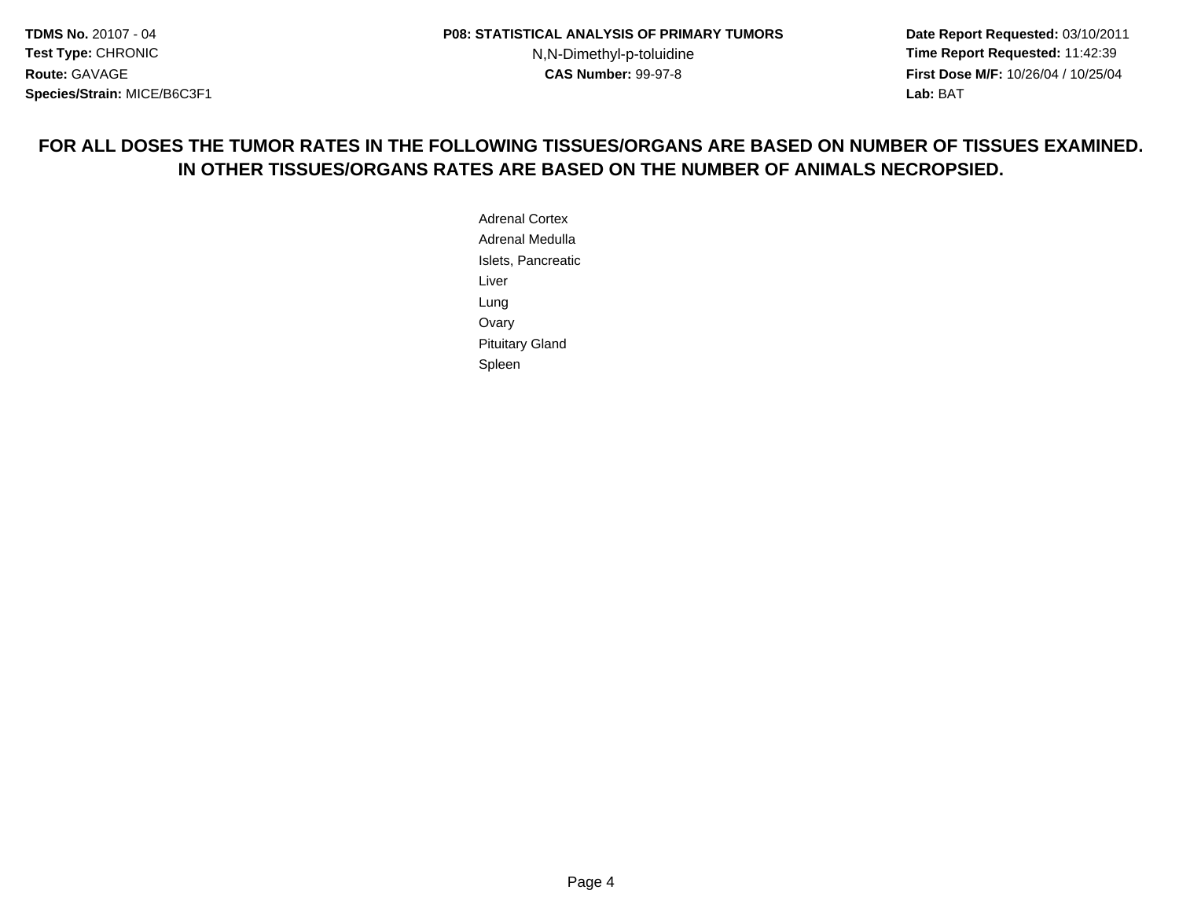**FOR ALL DOSES THE TUMOR RATES IN THE FOLLOWING TISSUES/ORGANS ARE BASED ON NUMBER OF TISSUES EXAMINED. IN OTHER TISSUES/ORGANS RATES ARE BASED ON THE NUMBER OF ANIMALS NECROPSIED.**

Adrenal Cortex
Adrenal Medulla
Islets, Pancreatic
Liver
Lung
Ovary
Pituitary Gland
Spleen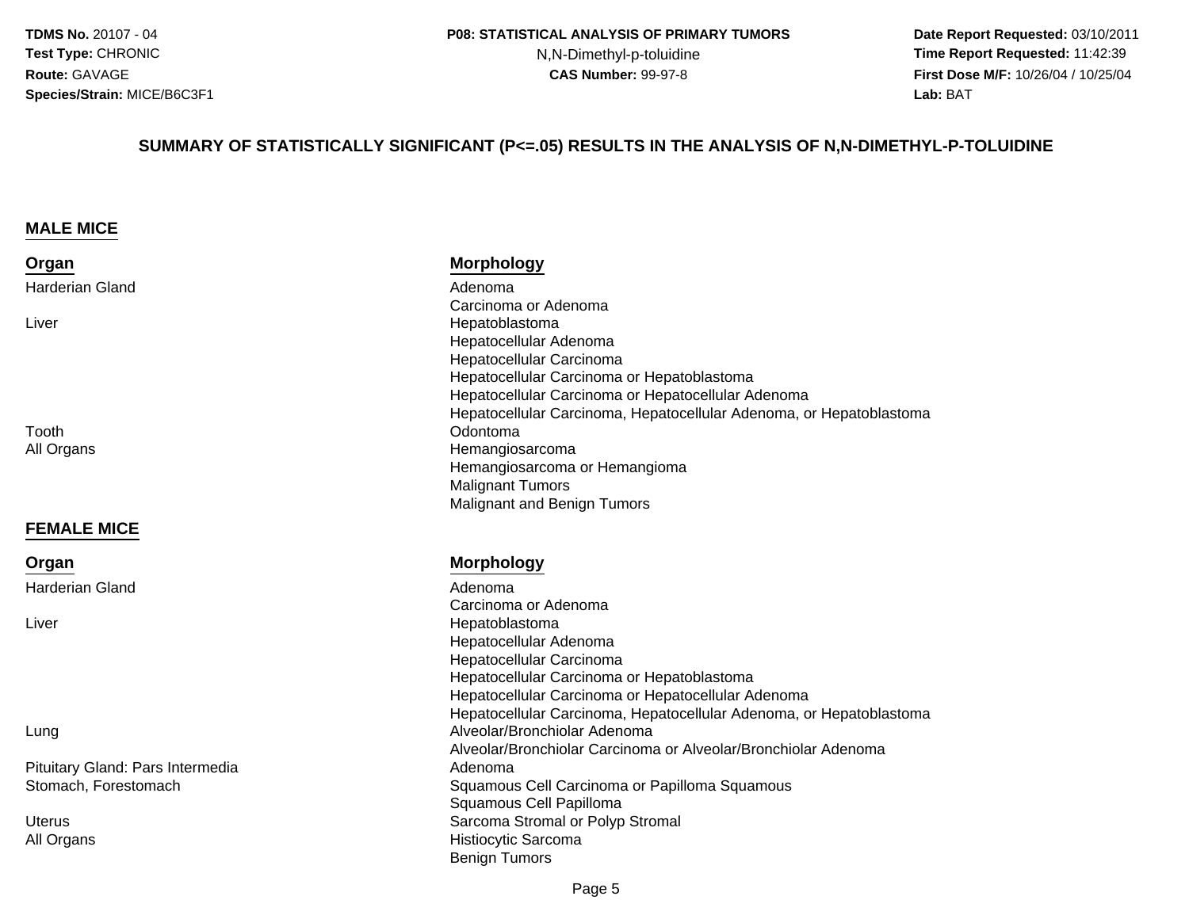**TDMS No.** 20107 - 04
**Test Type:** CHRONIC
**Route:** GAVAGE
**Species/Strain:** MICE/B6C3F1

**P08: STATISTICAL ANALYSIS OF PRIMARY TUMORS**
N,N-Dimethyl-p-toluidine
**CAS Number:** 99-97-8

**Date Report Requested:** 03/10/2011
**Time Report Requested:** 11:42:39
**First Dose M/F:** 10/26/04 / 10/25/04
**Lab:** BAT

## SUMMARY OF STATISTICALLY SIGNIFICANT (P<=.05) RESULTS IN THE ANALYSIS OF N,N-DIMETHYL-P-TOLUIDINE

### MALE MICE

| Organ | Morphology |
|---|---|
| Harderian Gland | Adenoma |
| | Carcinoma or Adenoma |
| Liver | Hepatoblastoma |
| | Hepatocellular Adenoma |
| | Hepatocellular Carcinoma |
| | Hepatocellular Carcinoma or Hepatoblastoma |
| | Hepatocellular Carcinoma or Hepatocellular Adenoma |
| | Hepatocellular Carcinoma, Hepatocellular Adenoma, or Hepatoblastoma |
| Tooth | Odontoma |
| All Organs | Hemangiosarcoma |
| | Hemangiosarcoma or Hemangioma |
| | Malignant Tumors |
| | Malignant and Benign Tumors |

### FEMALE MICE

| Organ | Morphology |
|---|---|
| Harderian Gland | Adenoma |
| | Carcinoma or Adenoma |
| Liver | Hepatoblastoma |
| | Hepatocellular Adenoma |
| | Hepatocellular Carcinoma |
| | Hepatocellular Carcinoma or Hepatoblastoma |
| | Hepatocellular Carcinoma or Hepatocellular Adenoma |
| | Hepatocellular Carcinoma, Hepatocellular Adenoma, or Hepatoblastoma |
| Lung | Alveolar/Bronchiolar Adenoma |
| | Alveolar/Bronchiolar Carcinoma or Alveolar/Bronchiolar Adenoma |
| Pituitary Gland: Pars Intermedia | Adenoma |
| Stomach, Forestomach | Squamous Cell Carcinoma or Papilloma Squamous |
| | Squamous Cell Papilloma |
| Uterus | Sarcoma Stromal or Polyp Stromal |
| All Organs | Histiocytic Sarcoma |
| | Benign Tumors |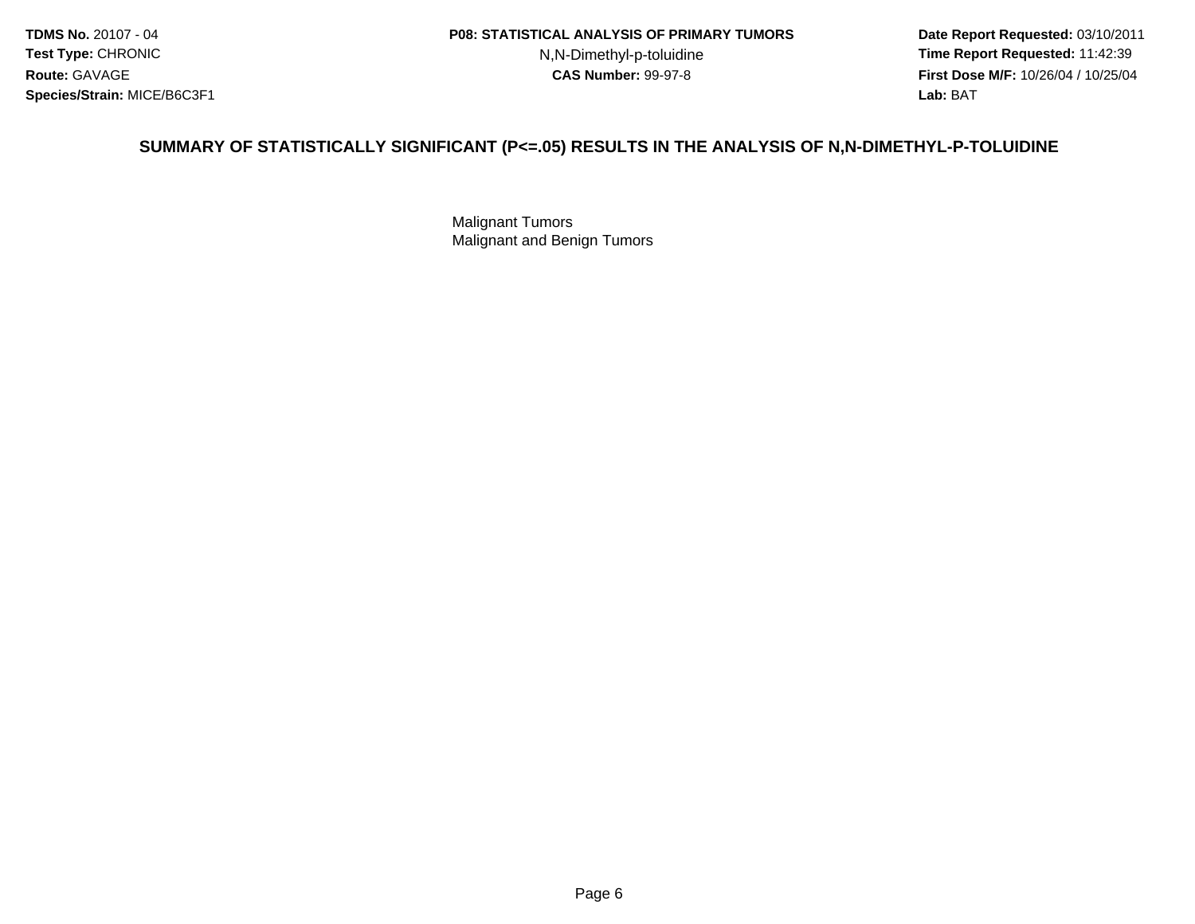TDMS No. 20107 - 04
Test Type: CHRONIC
Route: GAVAGE
Species/Strain: MICE/B6C3F1

**P08: STATISTICAL ANALYSIS OF PRIMARY TUMORS**
N,N-Dimethyl-p-toluidine
**CAS Number:** 99-97-8

**Date Report Requested:** 03/10/2011
**Time Report Requested:** 11:42:39
**First Dose M/F:** 10/26/04 / 10/25/04
**Lab:** BAT

## SUMMARY OF STATISTICALLY SIGNIFICANT (P<=.05) RESULTS IN THE ANALYSIS OF N,N-DIMETHYL-P-TOLUIDINE

Malignant Tumors
Malignant and Benign Tumors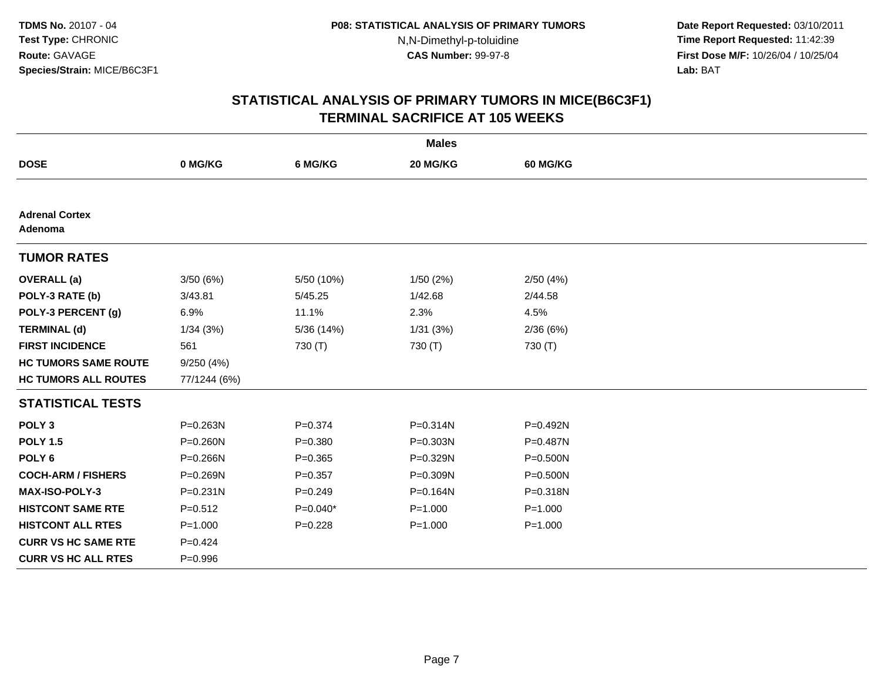# STATISTICAL ANALYSIS OF PRIMARY TUMORS IN MICE(B6C3F1)
## TERMINAL SACRIFICE AT 105 WEEKS

| | Males | | | |
|---|---|---|---|---|
| **DOSE** | **0 MG/KG** | **6 MG/KG** | **20 MG/KG** | **60 MG/KG** |
| **Adrenal Cortex** | | | | |
| **Adenoma** | | | | |
| **TUMOR RATES** | | | | |
| **OVERALL (a)** | 3/50 (6%) | 5/50 (10%) | 1/50 (2%) | 2/50 (4%) |
| **POLY-3 RATE (b)** | 3/43.81 | 5/45.25 | 1/42.68 | 2/44.58 |
| **POLY-3 PERCENT (g)** | 6.9% | 11.1% | 2.3% | 4.5% |
| **TERMINAL (d)** | 1/34 (3%) | 5/36 (14%) | 1/31 (3%) | 2/36 (6%) |
| **FIRST INCIDENCE** | 561 | 730 (T) | 730 (T) | 730 (T) |
| **HC TUMORS SAME ROUTE** | 9/250 (4%) | | | |
| **HC TUMORS ALL ROUTES** | 77/1244 (6%) | | | |
| **STATISTICAL TESTS** | | | | |
| **POLY 3** | P=0.263N | P=0.374 | P=0.314N | P=0.492N |
| **POLY 1.5** | P=0.260N | P=0.380 | P=0.303N | P=0.487N |
| **POLY 6** | P=0.266N | P=0.365 | P=0.329N | P=0.500N |
| **COCH-ARM / FISHERS** | P=0.269N | P=0.357 | P=0.309N | P=0.500N |
| **MAX-ISO-POLY-3** | P=0.231N | P=0.249 | P=0.164N | P=0.318N |
| **HISTCONT SAME RTE** | P=0.512 | P=0.040* | P=1.000 | P=1.000 |
| **HISTCONT ALL RTES** | P=1.000 | P=0.228 | P=1.000 | P=1.000 |
| **CURR VS HC SAME RTE** | P=0.424 | | | |
| **CURR VS HC ALL RTES** | P=0.996 | | | |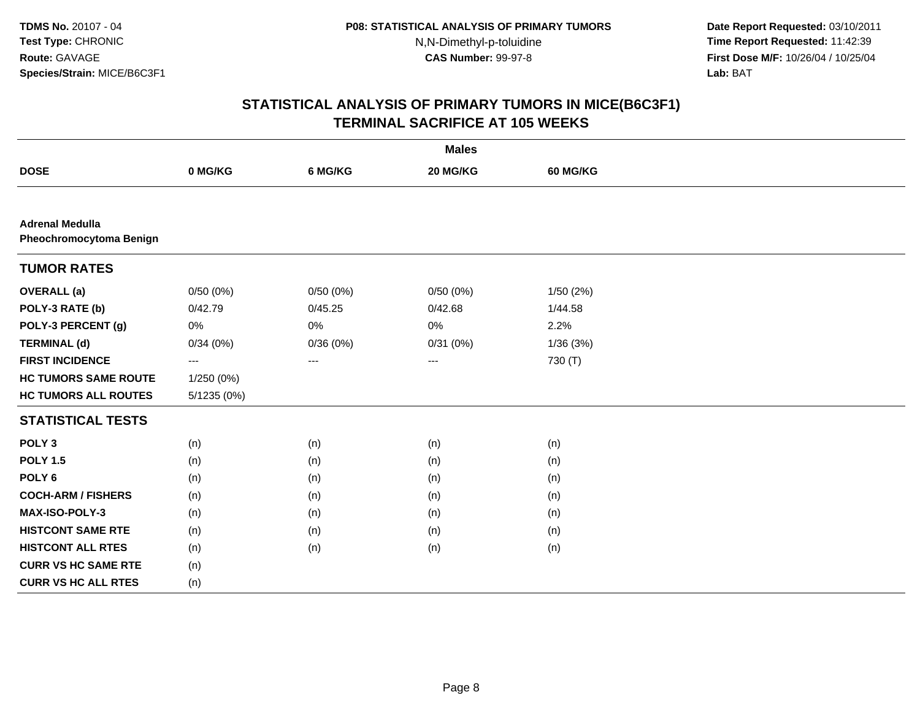**TDMS No.** 20107 - 04
**Test Type:** CHRONIC
**Route:** GAVAGE
**Species/Strain:** MICE/B6C3F1

**P08: STATISTICAL ANALYSIS OF PRIMARY TUMORS**
N,N-Dimethyl-p-toluidine
**CAS Number:** 99-97-8

**Date Report Requested:** 03/10/2011
**Time Report Requested:** 11:42:39
**First Dose M/F:** 10/26/04 / 10/25/04
**Lab:** BAT

## STATISTICAL ANALYSIS OF PRIMARY TUMORS IN MICE(B6C3F1)
## TERMINAL SACRIFICE AT 105 WEEKS

| | Males | | | |
|---|---|---|---|---|
| **DOSE** | **0 MG/KG** | **6 MG/KG** | **20 MG/KG** | **60 MG/KG** |
| **Adrenal Medulla** | | | | |
| **Pheochromocytoma Benign** | | | | |
| **TUMOR RATES** | | | | |
| **OVERALL (a)** | 0/50 (0%) | 0/50 (0%) | 0/50 (0%) | 1/50 (2%) |
| **POLY-3 RATE (b)** | 0/42.79 | 0/45.25 | 0/42.68 | 1/44.58 |
| **POLY-3 PERCENT (g)** | 0% | 0% | 0% | 2.2% |
| **TERMINAL (d)** | 0/34 (0%) | 0/36 (0%) | 0/31 (0%) | 1/36 (3%) |
| **FIRST INCIDENCE** | --- | --- | --- | 730 (T) |
| **HC TUMORS SAME ROUTE** | 1/250 (0%) | | | |
| **HC TUMORS ALL ROUTES** | 5/1235 (0%) | | | |
| **STATISTICAL TESTS** | | | | |
| **POLY 3** | (n) | (n) | (n) | (n) |
| **POLY 1.5** | (n) | (n) | (n) | (n) |
| **POLY 6** | (n) | (n) | (n) | (n) |
| **COCH-ARM / FISHERS** | (n) | (n) | (n) | (n) |
| **MAX-ISO-POLY-3** | (n) | (n) | (n) | (n) |
| **HISTCONT SAME RTE** | (n) | (n) | (n) | (n) |
| **HISTCONT ALL RTES** | (n) | (n) | (n) | (n) |
| **CURR VS HC SAME RTE** | (n) | | | |
| **CURR VS HC ALL RTES** | (n) | | | |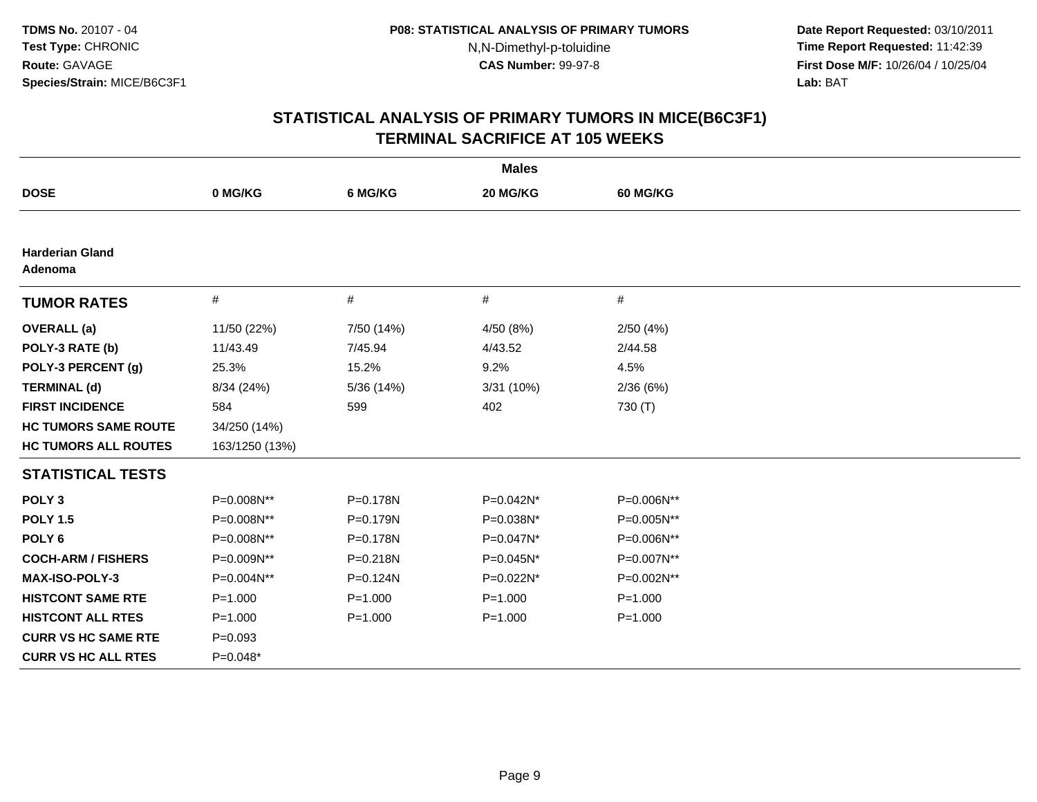**TDMS No.** 20107 - 04
**Test Type:** CHRONIC
**Route:** GAVAGE
**Species/Strain:** MICE/B6C3F1

**P08: STATISTICAL ANALYSIS OF PRIMARY TUMORS**
N,N-Dimethyl-p-toluidine
**CAS Number:** 99-97-8

**Date Report Requested:** 03/10/2011
**Time Report Requested:** 11:42:39
**First Dose M/F:** 10/26/04 / 10/25/04
**Lab:** BAT

## STATISTICAL ANALYSIS OF PRIMARY TUMORS IN MICE(B6C3F1)
## TERMINAL SACRIFICE AT 105 WEEKS

| | Males | | | |
|---|---|---|---|---|
| **DOSE** | **0 MG/KG** | **6 MG/KG** | **20 MG/KG** | **60 MG/KG** |
| **Harderian Gland Adenoma** | | | | |
| **TUMOR RATES** | # | # | # | # |
| **OVERALL (a)** | 11/50 (22%) | 7/50 (14%) | 4/50 (8%) | 2/50 (4%) |
| **POLY-3 RATE (b)** | 11/43.49 | 7/45.94 | 4/43.52 | 2/44.58 |
| **POLY-3 PERCENT (g)** | 25.3% | 15.2% | 9.2% | 4.5% |
| **TERMINAL (d)** | 8/34 (24%) | 5/36 (14%) | 3/31 (10%) | 2/36 (6%) |
| **FIRST INCIDENCE** | 584 | 599 | 402 | 730 (T) |
| **HC TUMORS SAME ROUTE** | 34/250 (14%) | | | |
| **HC TUMORS ALL ROUTES** | 163/1250 (13%) | | | |
| **STATISTICAL TESTS** | | | | |
| **POLY 3** | P=0.008N** | P=0.178N | P=0.042N* | P=0.006N** |
| **POLY 1.5** | P=0.008N** | P=0.179N | P=0.038N* | P=0.005N** |
| **POLY 6** | P=0.008N** | P=0.178N | P=0.047N* | P=0.006N** |
| **COCH-ARM / FISHERS** | P=0.009N** | P=0.218N | P=0.045N* | P=0.007N** |
| **MAX-ISO-POLY-3** | P=0.004N** | P=0.124N | P=0.022N* | P=0.002N** |
| **HISTCONT SAME RTE** | P=1.000 | P=1.000 | P=1.000 | P=1.000 |
| **HISTCONT ALL RTES** | P=1.000 | P=1.000 | P=1.000 | P=1.000 |
| **CURR VS HC SAME RTE** | P=0.093 | | | |
| **CURR VS HC ALL RTES** | P=0.048* | | | |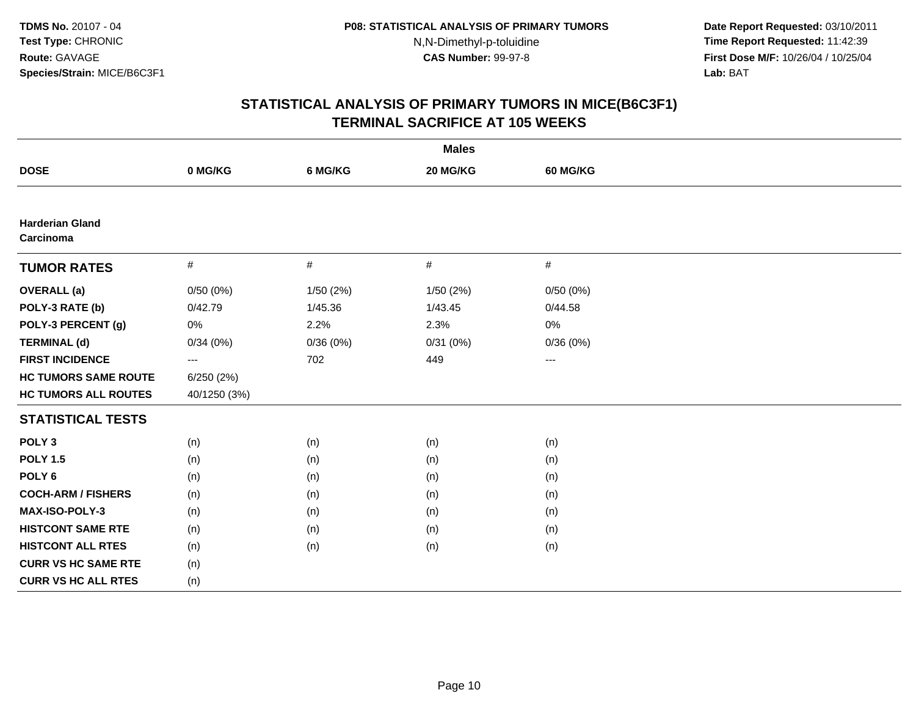**TDMS No.** 20107 - 04
**Test Type:** CHRONIC
**Route:** GAVAGE
**Species/Strain:** MICE/B6C3F1

**P08: STATISTICAL ANALYSIS OF PRIMARY TUMORS**
N,N-Dimethyl-p-toluidine
**CAS Number:** 99-97-8

**Date Report Requested:** 03/10/2011
**Time Report Requested:** 11:42:39
**First Dose M/F:** 10/26/04 / 10/25/04
**Lab:** BAT

## STATISTICAL ANALYSIS OF PRIMARY TUMORS IN MICE(B6C3F1)
## TERMINAL SACRIFICE AT 105 WEEKS

| | Males | | | |
|---|---|---|---|---|
| **DOSE** | **0 MG/KG** | **6 MG/KG** | **20 MG/KG** | **60 MG/KG** |
| **Harderian Gland** | | | | |
| **Carcinoma** | | | | |
| **TUMOR RATES** | # | # | # | # |
| **OVERALL (a)** | 0/50 (0%) | 1/50 (2%) | 1/50 (2%) | 0/50 (0%) |
| **POLY-3 RATE (b)** | 0/42.79 | 1/45.36 | 1/43.45 | 0/44.58 |
| **POLY-3 PERCENT (g)** | 0% | 2.2% | 2.3% | 0% |
| **TERMINAL (d)** | 0/34 (0%) | 0/36 (0%) | 0/31 (0%) | 0/36 (0%) |
| **FIRST INCIDENCE** | --- | 702 | 449 | --- |
| **HC TUMORS SAME ROUTE** | 6/250 (2%) | | | |
| **HC TUMORS ALL ROUTES** | 40/1250 (3%) | | | |
| **STATISTICAL TESTS** | | | | |
| **POLY 3** | (n) | (n) | (n) | (n) |
| **POLY 1.5** | (n) | (n) | (n) | (n) |
| **POLY 6** | (n) | (n) | (n) | (n) |
| **COCH-ARM / FISHERS** | (n) | (n) | (n) | (n) |
| **MAX-ISO-POLY-3** | (n) | (n) | (n) | (n) |
| **HISTCONT SAME RTE** | (n) | (n) | (n) | (n) |
| **HISTCONT ALL RTES** | (n) | (n) | (n) | (n) |
| **CURR VS HC SAME RTE** | (n) | | | |
| **CURR VS HC ALL RTES** | (n) | | | |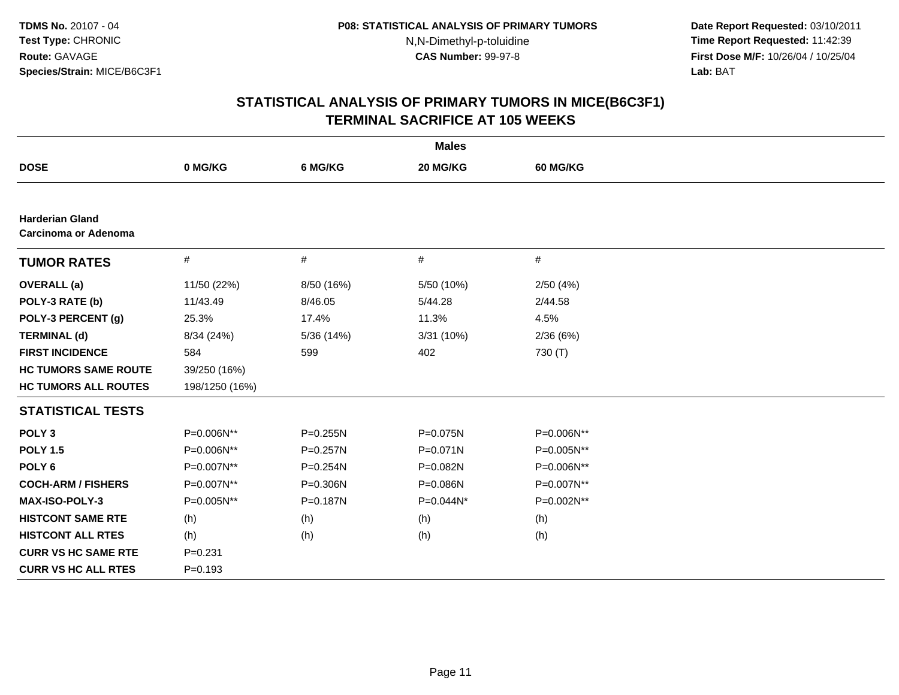**TDMS No.** 20107 - 04
**Test Type:** CHRONIC
**Route:** GAVAGE
**Species/Strain:** MICE/B6C3F1

**P08: STATISTICAL ANALYSIS OF PRIMARY TUMORS**
N,N-Dimethyl-p-toluidine
**CAS Number:** 99-97-8

**Date Report Requested:** 03/10/2011
**Time Report Requested:** 11:42:39
**First Dose M/F:** 10/26/04 / 10/25/04
**Lab:** BAT

## STATISTICAL ANALYSIS OF PRIMARY TUMORS IN MICE(B6C3F1)
## TERMINAL SACRIFICE AT 105 WEEKS

| | Males | | | |
|---|---|---|---|---|
| **DOSE** | **0 MG/KG** | **6 MG/KG** | **20 MG/KG** | **60 MG/KG** |
| **Harderian Gland** | | | | |
| **Carcinoma or Adenoma** | | | | |
| **TUMOR RATES** | # | # | # | # |
| **OVERALL (a)** | 11/50 (22%) | 8/50 (16%) | 5/50 (10%) | 2/50 (4%) |
| **POLY-3 RATE (b)** | 11/43.49 | 8/46.05 | 5/44.28 | 2/44.58 |
| **POLY-3 PERCENT (g)** | 25.3% | 17.4% | 11.3% | 4.5% |
| **TERMINAL (d)** | 8/34 (24%) | 5/36 (14%) | 3/31 (10%) | 2/36 (6%) |
| **FIRST INCIDENCE** | 584 | 599 | 402 | 730 (T) |
| **HC TUMORS SAME ROUTE** | 39/250 (16%) | | | |
| **HC TUMORS ALL ROUTES** | 198/1250 (16%) | | | |
| **STATISTICAL TESTS** | | | | |
| **POLY 3** | P=0.006N** | P=0.255N | P=0.075N | P=0.006N** |
| **POLY 1.5** | P=0.006N** | P=0.257N | P=0.071N | P=0.005N** |
| **POLY 6** | P=0.007N** | P=0.254N | P=0.082N | P=0.006N** |
| **COCH-ARM / FISHERS** | P=0.007N** | P=0.306N | P=0.086N | P=0.007N** |
| **MAX-ISO-POLY-3** | P=0.005N** | P=0.187N | P=0.044N* | P=0.002N** |
| **HISTCONT SAME RTE** | (h) | (h) | (h) | (h) |
| **HISTCONT ALL RTES** | (h) | (h) | (h) | (h) |
| **CURR VS HC SAME RTE** | P=0.231 | | | |
| **CURR VS HC ALL RTES** | P=0.193 | | | |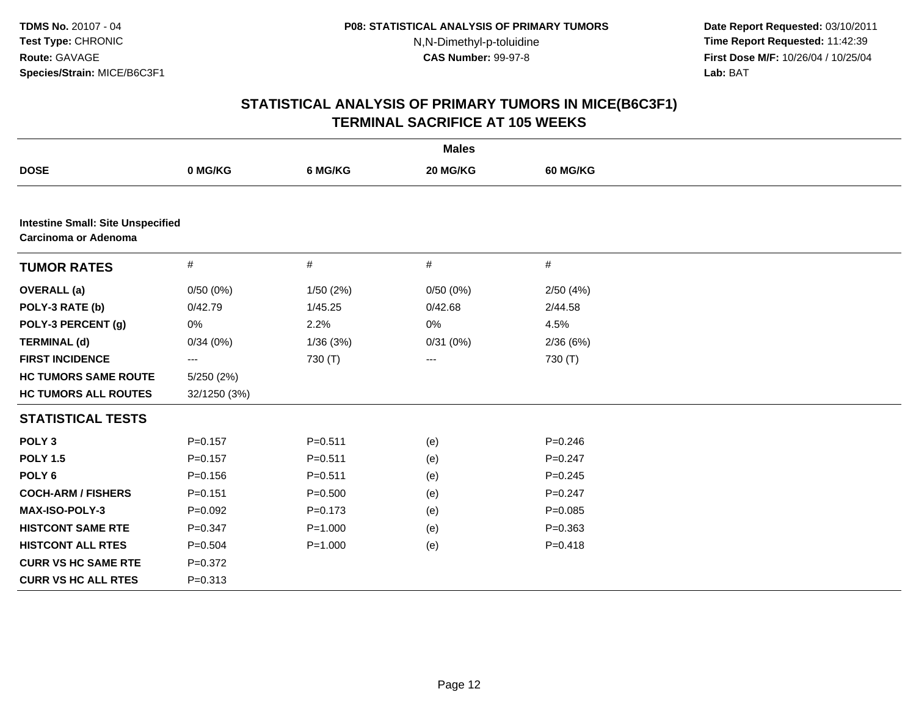**TDMS No.** 20107 - 04
**Test Type:** CHRONIC
**Route:** GAVAGE
**Species/Strain:** MICE/B6C3F1

**P08: STATISTICAL ANALYSIS OF PRIMARY TUMORS**
N,N-Dimethyl-p-toluidine
**CAS Number:** 99-97-8

**Date Report Requested:** 03/10/2011
**Time Report Requested:** 11:42:39
**First Dose M/F:** 10/26/04 / 10/25/04
**Lab:** BAT

## STATISTICAL ANALYSIS OF PRIMARY TUMORS IN MICE(B6C3F1)
## TERMINAL SACRIFICE AT 105 WEEKS

| | **Males** | | | |
|---|---|---|---|---|
| **DOSE** | **0 MG/KG** | **6 MG/KG** | **20 MG/KG** | **60 MG/KG** |
| **Intestine Small: Site Unspecified** | | | | |
| **Carcinoma or Adenoma** | | | | |
| **TUMOR RATES** | # | # | # | # |
| **OVERALL (a)** | 0/50 (0%) | 1/50 (2%) | 0/50 (0%) | 2/50 (4%) |
| **POLY-3 RATE (b)** | 0/42.79 | 1/45.25 | 0/42.68 | 2/44.58 |
| **POLY-3 PERCENT (g)** | 0% | 2.2% | 0% | 4.5% |
| **TERMINAL (d)** | 0/34 (0%) | 1/36 (3%) | 0/31 (0%) | 2/36 (6%) |
| **FIRST INCIDENCE** | --- | 730 (T) | --- | 730 (T) |
| **HC TUMORS SAME ROUTE** | 5/250 (2%) | | | |
| **HC TUMORS ALL ROUTES** | 32/1250 (3%) | | | |
| **STATISTICAL TESTS** | | | | |
| **POLY 3** | P=0.157 | P=0.511 | (e) | P=0.246 |
| **POLY 1.5** | P=0.157 | P=0.511 | (e) | P=0.247 |
| **POLY 6** | P=0.156 | P=0.511 | (e) | P=0.245 |
| **COCH-ARM / FISHERS** | P=0.151 | P=0.500 | (e) | P=0.247 |
| **MAX-ISO-POLY-3** | P=0.092 | P=0.173 | (e) | P=0.085 |
| **HISTCONT SAME RTE** | P=0.347 | P=1.000 | (e) | P=0.363 |
| **HISTCONT ALL RTES** | P=0.504 | P=1.000 | (e) | P=0.418 |
| **CURR VS HC SAME RTE** | P=0.372 | | | |
| **CURR VS HC ALL RTES** | P=0.313 | | | |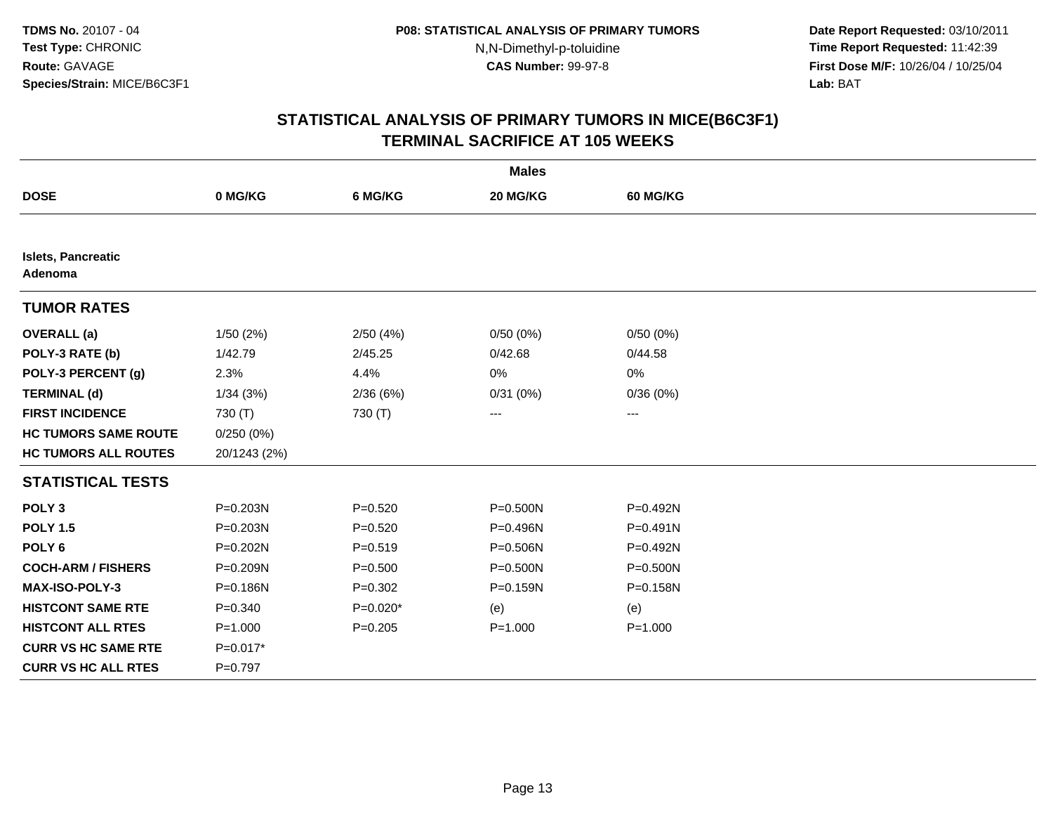# STATISTICAL ANALYSIS OF PRIMARY TUMORS IN MICE(B6C3F1)
## TERMINAL SACRIFICE AT 105 WEEKS

| | Males | | | |
|---|---|---|---|---|
| **DOSE** | **0 MG/KG** | **6 MG/KG** | **20 MG/KG** | **60 MG/KG** |
| **Islets, Pancreatic Adenoma** | | | | |
| **TUMOR RATES** | | | | |
| **OVERALL (a)** | 1/50 (2%) | 2/50 (4%) | 0/50 (0%) | 0/50 (0%) |
| **POLY-3 RATE (b)** | 1/42.79 | 2/45.25 | 0/42.68 | 0/44.58 |
| **POLY-3 PERCENT (g)** | 2.3% | 4.4% | 0% | 0% |
| **TERMINAL (d)** | 1/34 (3%) | 2/36 (6%) | 0/31 (0%) | 0/36 (0%) |
| **FIRST INCIDENCE** | 730 (T) | 730 (T) | --- | --- |
| **HC TUMORS SAME ROUTE** | 0/250 (0%) | | | |
| **HC TUMORS ALL ROUTES** | 20/1243 (2%) | | | |
| **STATISTICAL TESTS** | | | | |
| **POLY 3** | P=0.203N | P=0.520 | P=0.500N | P=0.492N |
| **POLY 1.5** | P=0.203N | P=0.520 | P=0.496N | P=0.491N |
| **POLY 6** | P=0.202N | P=0.519 | P=0.506N | P=0.492N |
| **COCH-ARM / FISHERS** | P=0.209N | P=0.500 | P=0.500N | P=0.500N |
| **MAX-ISO-POLY-3** | P=0.186N | P=0.302 | P=0.159N | P=0.158N |
| **HISTCONT SAME RTE** | P=0.340 | P=0.020* | (e) | (e) |
| **HISTCONT ALL RTES** | P=1.000 | P=0.205 | P=1.000 | P=1.000 |
| **CURR VS HC SAME RTE** | P=0.017* | | | |
| **CURR VS HC ALL RTES** | P=0.797 | | | |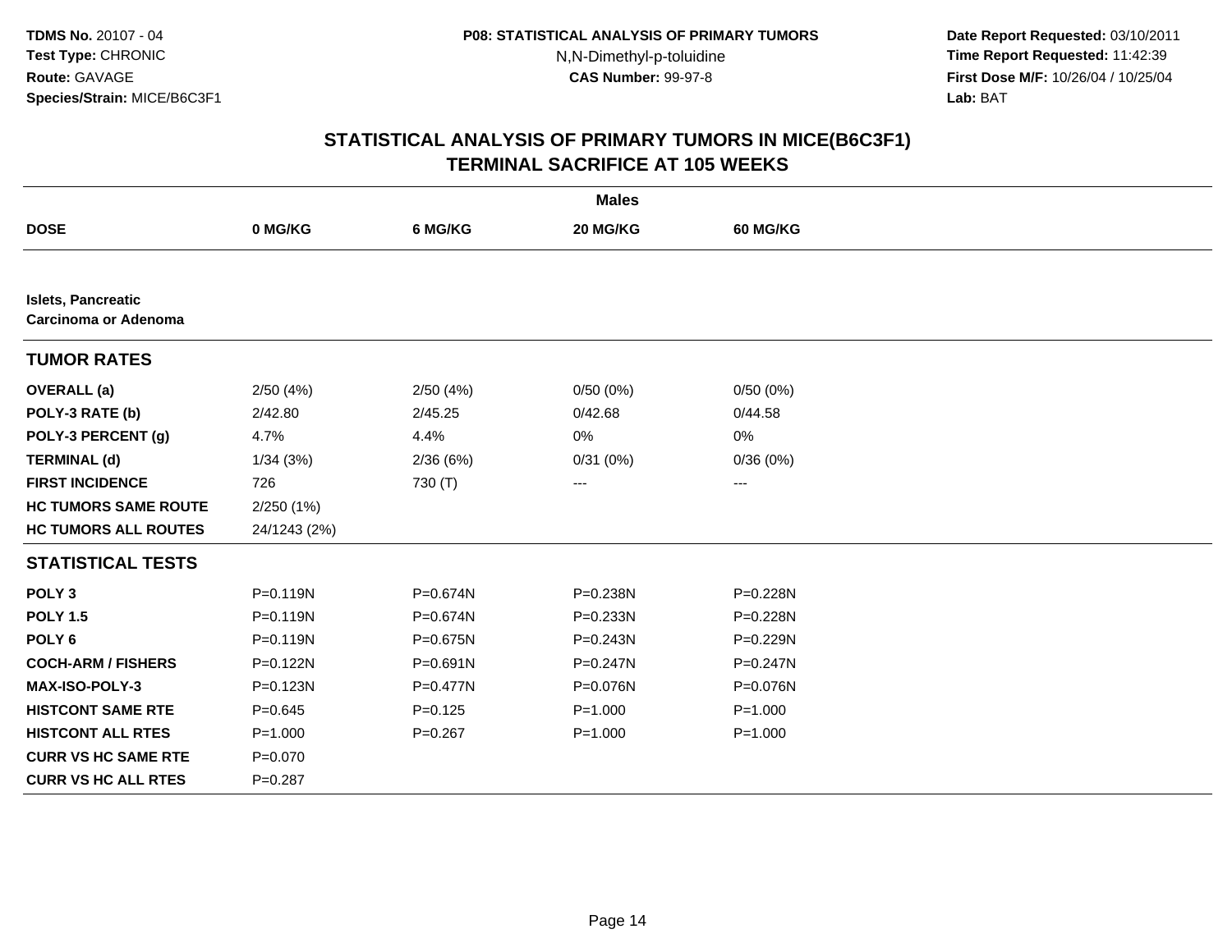# STATISTICAL ANALYSIS OF PRIMARY TUMORS IN MICE(B6C3F1)
## TERMINAL SACRIFICE AT 105 WEEKS

| | Males | | | |
|---|---|---|---|---|
| **DOSE** | **0 MG/KG** | **6 MG/KG** | **20 MG/KG** | **60 MG/KG** |
| **Islets, Pancreatic** | | | | |
| **Carcinoma or Adenoma** | | | | |
| **TUMOR RATES** | | | | |
| **OVERALL (a)** | 2/50 (4%) | 2/50 (4%) | 0/50 (0%) | 0/50 (0%) |
| **POLY-3 RATE (b)** | 2/42.80 | 2/45.25 | 0/42.68 | 0/44.58 |
| **POLY-3 PERCENT (g)** | 4.7% | 4.4% | 0% | 0% |
| **TERMINAL (d)** | 1/34 (3%) | 2/36 (6%) | 0/31 (0%) | 0/36 (0%) |
| **FIRST INCIDENCE** | 726 | 730 (T) | --- | --- |
| **HC TUMORS SAME ROUTE** | 2/250 (1%) | | | |
| **HC TUMORS ALL ROUTES** | 24/1243 (2%) | | | |
| **STATISTICAL TESTS** | | | | |
| **POLY 3** | P=0.119N | P=0.674N | P=0.238N | P=0.228N |
| **POLY 1.5** | P=0.119N | P=0.674N | P=0.233N | P=0.228N |
| **POLY 6** | P=0.119N | P=0.675N | P=0.243N | P=0.229N |
| **COCH-ARM / FISHERS** | P=0.122N | P=0.691N | P=0.247N | P=0.247N |
| **MAX-ISO-POLY-3** | P=0.123N | P=0.477N | P=0.076N | P=0.076N |
| **HISTCONT SAME RTE** | P=0.645 | P=0.125 | P=1.000 | P=1.000 |
| **HISTCONT ALL RTES** | P=1.000 | P=0.267 | P=1.000 | P=1.000 |
| **CURR VS HC SAME RTE** | P=0.070 | | | |
| **CURR VS HC ALL RTES** | P=0.287 | | | |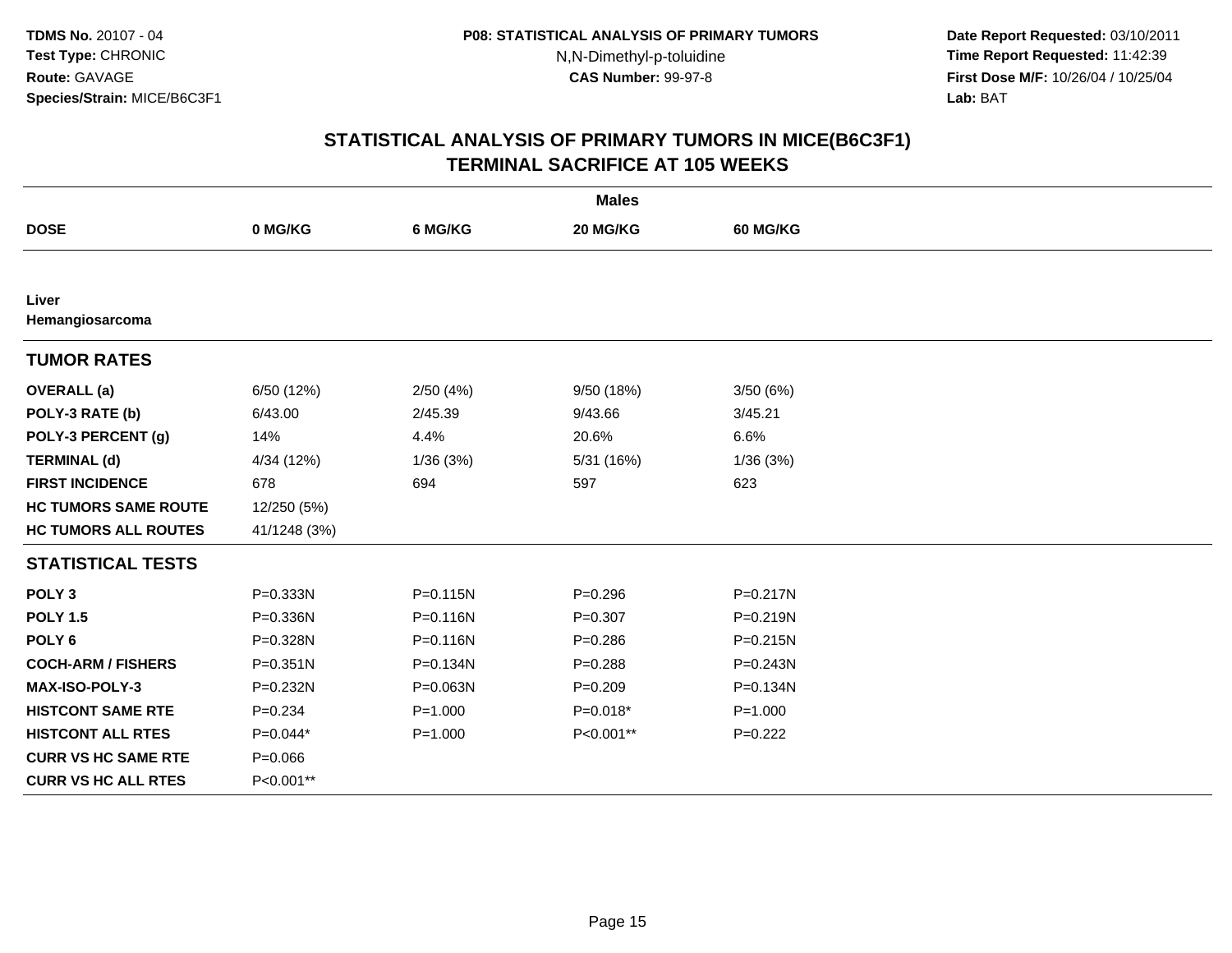**TDMS No.** 20107 - 04
**Test Type:** CHRONIC
**Route:** GAVAGE
**Species/Strain:** MICE/B6C3F1

**P08: STATISTICAL ANALYSIS OF PRIMARY TUMORS**
N,N-Dimethyl-p-toluidine
**CAS Number:** 99-97-8

**Date Report Requested:** 03/10/2011
**Time Report Requested:** 11:42:39
**First Dose M/F:** 10/26/04 / 10/25/04
**Lab:** BAT

## STATISTICAL ANALYSIS OF PRIMARY TUMORS IN MICE(B6C3F1)
## TERMINAL SACRIFICE AT 105 WEEKS

| | Males | | | |
|---|---|---|---|---|
| **DOSE** | **0 MG/KG** | **6 MG/KG** | **20 MG/KG** | **60 MG/KG** |
| **Liver** | | | | |
| **Hemangiosarcoma** | | | | |
| **TUMOR RATES** | | | | |
| **OVERALL (a)** | 6/50 (12%) | 2/50 (4%) | 9/50 (18%) | 3/50 (6%) |
| **POLY-3 RATE (b)** | 6/43.00 | 2/45.39 | 9/43.66 | 3/45.21 |
| **POLY-3 PERCENT (g)** | 14% | 4.4% | 20.6% | 6.6% |
| **TERMINAL (d)** | 4/34 (12%) | 1/36 (3%) | 5/31 (16%) | 1/36 (3%) |
| **FIRST INCIDENCE** | 678 | 694 | 597 | 623 |
| **HC TUMORS SAME ROUTE** | 12/250 (5%) | | | |
| **HC TUMORS ALL ROUTES** | 41/1248 (3%) | | | |
| **STATISTICAL TESTS** | | | | |
| **POLY 3** | P=0.333N | P=0.115N | P=0.296 | P=0.217N |
| **POLY 1.5** | P=0.336N | P=0.116N | P=0.307 | P=0.219N |
| **POLY 6** | P=0.328N | P=0.116N | P=0.286 | P=0.215N |
| **COCH-ARM / FISHERS** | P=0.351N | P=0.134N | P=0.288 | P=0.243N |
| **MAX-ISO-POLY-3** | P=0.232N | P=0.063N | P=0.209 | P=0.134N |
| **HISTCONT SAME RTE** | P=0.234 | P=1.000 | P=0.018* | P=1.000 |
| **HISTCONT ALL RTES** | P=0.044* | P=1.000 | P<0.001** | P=0.222 |
| **CURR VS HC SAME RTE** | P=0.066 | | | |
| **CURR VS HC ALL RTES** | P<0.001** | | | |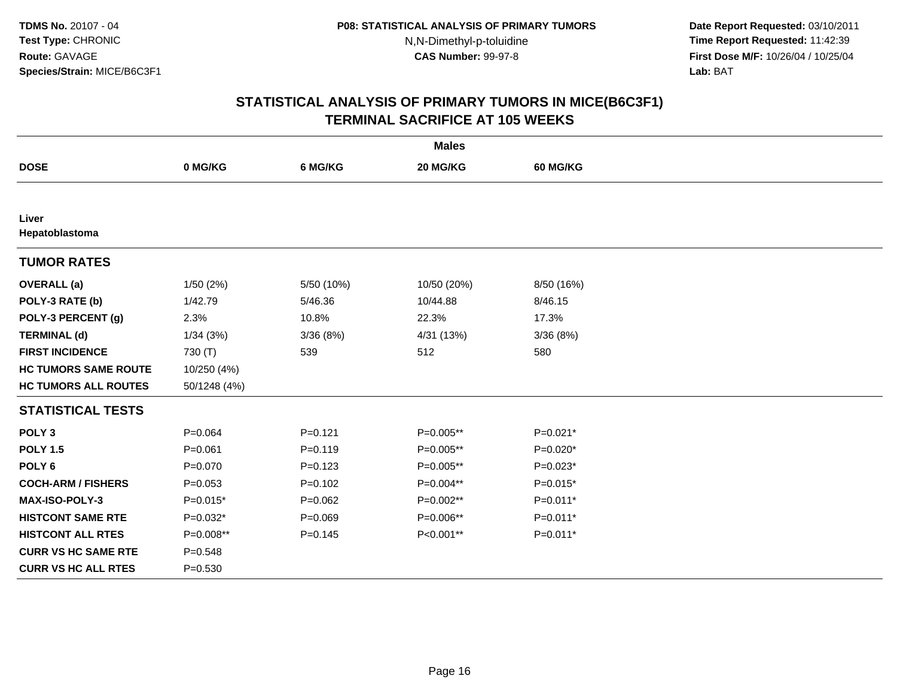# STATISTICAL ANALYSIS OF PRIMARY TUMORS IN MICE(B6C3F1)
## TERMINAL SACRIFICE AT 105 WEEKS

| | Males | | | |
|---|---|---|---|---|
| **DOSE** | **0 MG/KG** | **6 MG/KG** | **20 MG/KG** | **60 MG/KG** |
| **Liver** | | | | |
| **Hepatoblastoma** | | | | |
| **TUMOR RATES** | | | | |
| **OVERALL (a)** | 1/50 (2%) | 5/50 (10%) | 10/50 (20%) | 8/50 (16%) |
| **POLY-3 RATE (b)** | 1/42.79 | 5/46.36 | 10/44.88 | 8/46.15 |
| **POLY-3 PERCENT (g)** | 2.3% | 10.8% | 22.3% | 17.3% |
| **TERMINAL (d)** | 1/34 (3%) | 3/36 (8%) | 4/31 (13%) | 3/36 (8%) |
| **FIRST INCIDENCE** | 730 (T) | 539 | 512 | 580 |
| **HC TUMORS SAME ROUTE** | 10/250 (4%) | | | |
| **HC TUMORS ALL ROUTES** | 50/1248 (4%) | | | |
| **STATISTICAL TESTS** | | | | |
| **POLY 3** | P=0.064 | P=0.121 | P=0.005** | P=0.021* |
| **POLY 1.5** | P=0.061 | P=0.119 | P=0.005** | P=0.020* |
| **POLY 6** | P=0.070 | P=0.123 | P=0.005** | P=0.023* |
| **COCH-ARM / FISHERS** | P=0.053 | P=0.102 | P=0.004** | P=0.015* |
| **MAX-ISO-POLY-3** | P=0.015* | P=0.062 | P=0.002** | P=0.011* |
| **HISTCONT SAME RTE** | P=0.032* | P=0.069 | P=0.006** | P=0.011* |
| **HISTCONT ALL RTES** | P=0.008** | P=0.145 | P<0.001** | P=0.011* |
| **CURR VS HC SAME RTE** | P=0.548 | | | |
| **CURR VS HC ALL RTES** | P=0.530 | | | |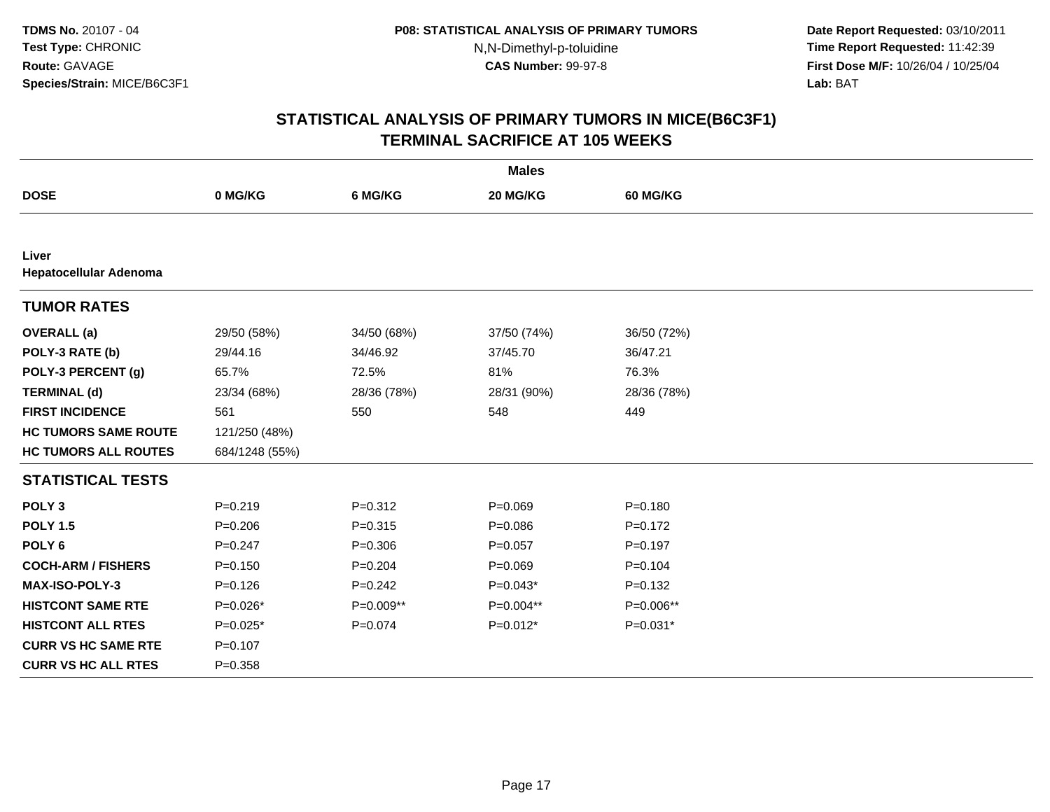**TDMS No.** 20107 - 04
**Test Type:** CHRONIC
**Route:** GAVAGE
**Species/Strain:** MICE/B6C3F1

**P08: STATISTICAL ANALYSIS OF PRIMARY TUMORS**
N,N-Dimethyl-p-toluidine
**CAS Number:** 99-97-8

**Date Report Requested:** 03/10/2011
**Time Report Requested:** 11:42:39
**First Dose M/F:** 10/26/04 / 10/25/04
**Lab:** BAT

## STATISTICAL ANALYSIS OF PRIMARY TUMORS IN MICE(B6C3F1)
## TERMINAL SACRIFICE AT 105 WEEKS

| | Males | | | |
|---|---|---|---|---|
| **DOSE** | **0 MG/KG** | **6 MG/KG** | **20 MG/KG** | **60 MG/KG** |
| **Liver** | | | | |
| **Hepatocellular Adenoma** | | | | |
| **TUMOR RATES** | | | | |
| **OVERALL (a)** | 29/50 (58%) | 34/50 (68%) | 37/50 (74%) | 36/50 (72%) |
| **POLY-3 RATE (b)** | 29/44.16 | 34/46.92 | 37/45.70 | 36/47.21 |
| **POLY-3 PERCENT (g)** | 65.7% | 72.5% | 81% | 76.3% |
| **TERMINAL (d)** | 23/34 (68%) | 28/36 (78%) | 28/31 (90%) | 28/36 (78%) |
| **FIRST INCIDENCE** | 561 | 550 | 548 | 449 |
| **HC TUMORS SAME ROUTE** | 121/250 (48%) | | | |
| **HC TUMORS ALL ROUTES** | 684/1248 (55%) | | | |
| **STATISTICAL TESTS** | | | | |
| **POLY 3** | P=0.219 | P=0.312 | P=0.069 | P=0.180 |
| **POLY 1.5** | P=0.206 | P=0.315 | P=0.086 | P=0.172 |
| **POLY 6** | P=0.247 | P=0.306 | P=0.057 | P=0.197 |
| **COCH-ARM / FISHERS** | P=0.150 | P=0.204 | P=0.069 | P=0.104 |
| **MAX-ISO-POLY-3** | P=0.126 | P=0.242 | P=0.043* | P=0.132 |
| **HISTCONT SAME RTE** | P=0.026* | P=0.009** | P=0.004** | P=0.006** |
| **HISTCONT ALL RTES** | P=0.025* | P=0.074 | P=0.012* | P=0.031* |
| **CURR VS HC SAME RTE** | P=0.107 | | | |
| **CURR VS HC ALL RTES** | P=0.358 | | | |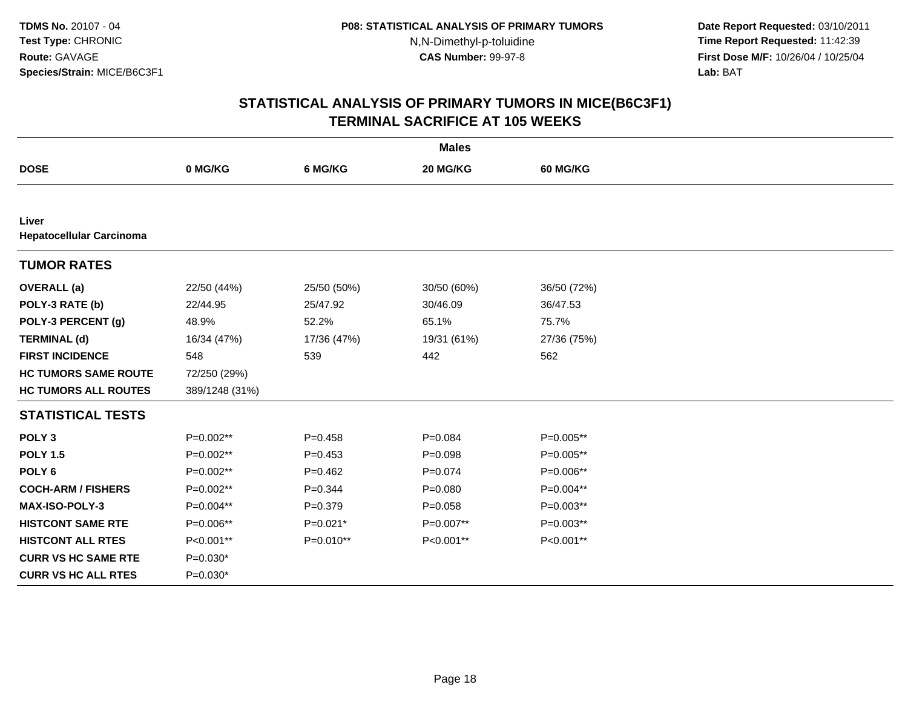**TDMS No.** 20107 - 04
**Test Type:** CHRONIC
**Route:** GAVAGE
**Species/Strain:** MICE/B6C3F1

**P08: STATISTICAL ANALYSIS OF PRIMARY TUMORS**
N,N-Dimethyl-p-toluidine
**CAS Number:** 99-97-8

**Date Report Requested:** 03/10/2011
**Time Report Requested:** 11:42:39
**First Dose M/F:** 10/26/04 / 10/25/04
**Lab:** BAT

## STATISTICAL ANALYSIS OF PRIMARY TUMORS IN MICE(B6C3F1)
## TERMINAL SACRIFICE AT 105 WEEKS

| | Males | | | |
|---|---|---|---|---|
| **DOSE** | **0 MG/KG** | **6 MG/KG** | **20 MG/KG** | **60 MG/KG** |
| **Liver** | | | | |
| **Hepatocellular Carcinoma** | | | | |
| **TUMOR RATES** | | | | |
| **OVERALL (a)** | 22/50 (44%) | 25/50 (50%) | 30/50 (60%) | 36/50 (72%) |
| **POLY-3 RATE (b)** | 22/44.95 | 25/47.92 | 30/46.09 | 36/47.53 |
| **POLY-3 PERCENT (g)** | 48.9% | 52.2% | 65.1% | 75.7% |
| **TERMINAL (d)** | 16/34 (47%) | 17/36 (47%) | 19/31 (61%) | 27/36 (75%) |
| **FIRST INCIDENCE** | 548 | 539 | 442 | 562 |
| **HC TUMORS SAME ROUTE** | 72/250 (29%) | | | |
| **HC TUMORS ALL ROUTES** | 389/1248 (31%) | | | |
| **STATISTICAL TESTS** | | | | |
| **POLY 3** | P=0.002** | P=0.458 | P=0.084 | P=0.005** |
| **POLY 1.5** | P=0.002** | P=0.453 | P=0.098 | P=0.005** |
| **POLY 6** | P=0.002** | P=0.462 | P=0.074 | P=0.006** |
| **COCH-ARM / FISHERS** | P=0.002** | P=0.344 | P=0.080 | P=0.004** |
| **MAX-ISO-POLY-3** | P=0.004** | P=0.379 | P=0.058 | P=0.003** |
| **HISTCONT SAME RTE** | P=0.006** | P=0.021* | P=0.007** | P=0.003** |
| **HISTCONT ALL RTES** | P<0.001** | P=0.010** | P<0.001** | P<0.001** |
| **CURR VS HC SAME RTE** | P=0.030* | | | |
| **CURR VS HC ALL RTES** | P=0.030* | | | |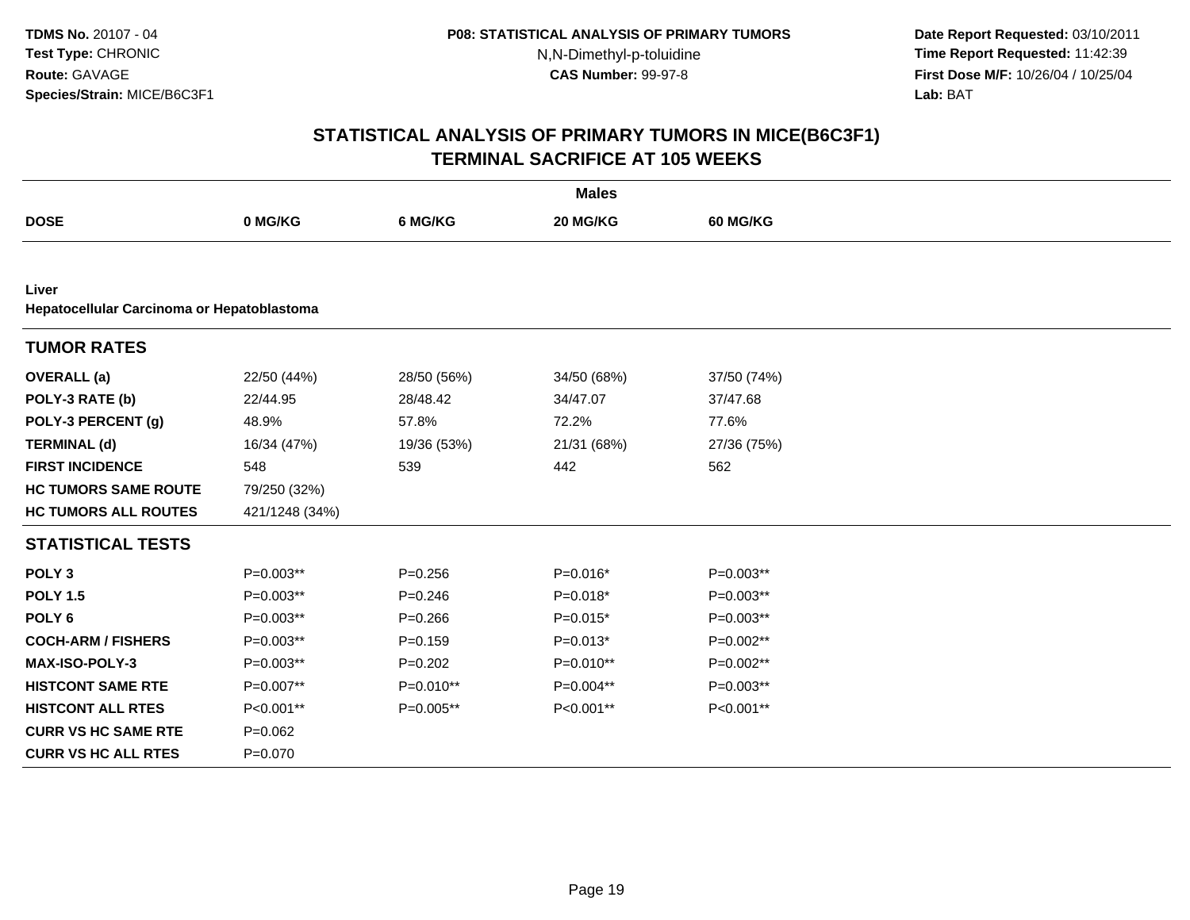# STATISTICAL ANALYSIS OF PRIMARY TUMORS IN MICE(B6C3F1)
## TERMINAL SACRIFICE AT 105 WEEKS

| | Males | | | |
|---|---|---|---|---|
| **DOSE** | **0 MG/KG** | **6 MG/KG** | **20 MG/KG** | **60 MG/KG** |
| **Liver** | | | | |
| **Hepatocellular Carcinoma or Hepatoblastoma** | | | | |
| **TUMOR RATES** | | | | |
| **OVERALL (a)** | 22/50 (44%) | 28/50 (56%) | 34/50 (68%) | 37/50 (74%) |
| **POLY-3 RATE (b)** | 22/44.95 | 28/48.42 | 34/47.07 | 37/47.68 |
| **POLY-3 PERCENT (g)** | 48.9% | 57.8% | 72.2% | 77.6% |
| **TERMINAL (d)** | 16/34 (47%) | 19/36 (53%) | 21/31 (68%) | 27/36 (75%) |
| **FIRST INCIDENCE** | 548 | 539 | 442 | 562 |
| **HC TUMORS SAME ROUTE** | 79/250 (32%) | | | |
| **HC TUMORS ALL ROUTES** | 421/1248 (34%) | | | |
| **STATISTICAL TESTS** | | | | |
| **POLY 3** | P=0.003** | P=0.256 | P=0.016* | P=0.003** |
| **POLY 1.5** | P=0.003** | P=0.246 | P=0.018* | P=0.003** |
| **POLY 6** | P=0.003** | P=0.266 | P=0.015* | P=0.003** |
| **COCH-ARM / FISHERS** | P=0.003** | P=0.159 | P=0.013* | P=0.002** |
| **MAX-ISO-POLY-3** | P=0.003** | P=0.202 | P=0.010** | P=0.002** |
| **HISTCONT SAME RTE** | P=0.007** | P=0.010** | P=0.004** | P=0.003** |
| **HISTCONT ALL RTES** | P<0.001** | P=0.005** | P<0.001** | P<0.001** |
| **CURR VS HC SAME RTE** | P=0.062 | | | |
| **CURR VS HC ALL RTES** | P=0.070 | | | |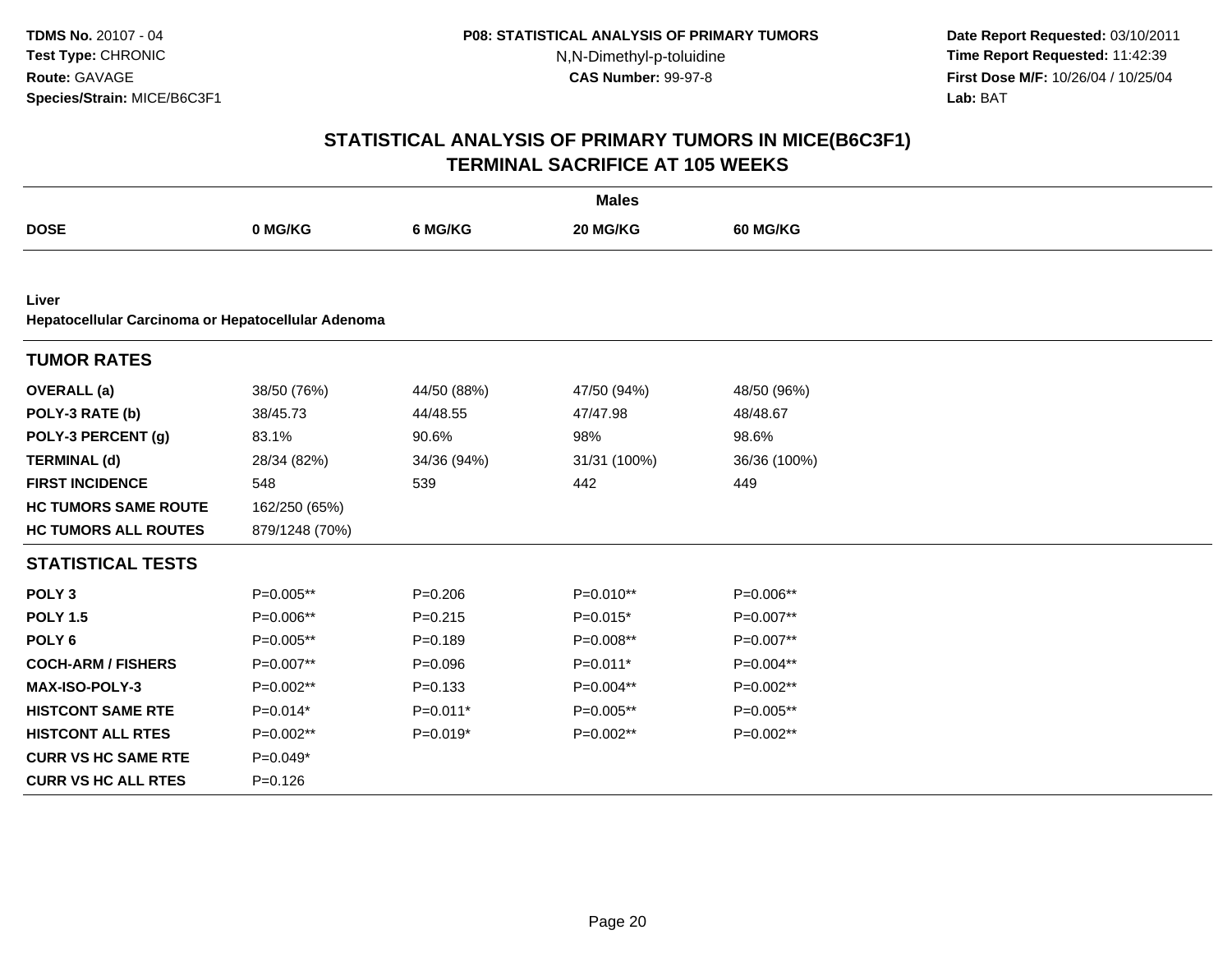**TDMS No.** 20107 - 04
**Test Type:** CHRONIC
**Route:** GAVAGE
**Species/Strain:** MICE/B6C3F1

**P08: STATISTICAL ANALYSIS OF PRIMARY TUMORS**
N,N-Dimethyl-p-toluidine
**CAS Number:** 99-97-8

**Date Report Requested:** 03/10/2011
**Time Report Requested:** 11:42:39
**First Dose M/F:** 10/26/04 / 10/25/04
**Lab:** BAT

## STATISTICAL ANALYSIS OF PRIMARY TUMORS IN MICE(B6C3F1)
## TERMINAL SACRIFICE AT 105 WEEKS

**Males**

| DOSE | 0 MG/KG | 6 MG/KG | 20 MG/KG | 60 MG/KG |
|---|---|---|---|---|
| **Liver** | | | | |
| **Hepatocellular Carcinoma or Hepatocellular Adenoma** | | | | |
| **TUMOR RATES** | | | | |
| **OVERALL (a)** | 38/50 (76%) | 44/50 (88%) | 47/50 (94%) | 48/50 (96%) |
| **POLY-3 RATE (b)** | 38/45.73 | 44/48.55 | 47/47.98 | 48/48.67 |
| **POLY-3 PERCENT (g)** | 83.1% | 90.6% | 98% | 98.6% |
| **TERMINAL (d)** | 28/34 (82%) | 34/36 (94%) | 31/31 (100%) | 36/36 (100%) |
| **FIRST INCIDENCE** | 548 | 539 | 442 | 449 |
| **HC TUMORS SAME ROUTE** | 162/250 (65%) | | | |
| **HC TUMORS ALL ROUTES** | 879/1248 (70%) | | | |
| **STATISTICAL TESTS** | | | | |
| **POLY 3** | P=0.005** | P=0.206 | P=0.010** | P=0.006** |
| **POLY 1.5** | P=0.006** | P=0.215 | P=0.015* | P=0.007** |
| **POLY 6** | P=0.005** | P=0.189 | P=0.008** | P=0.007** |
| **COCH-ARM / FISHERS** | P=0.007** | P=0.096 | P=0.011* | P=0.004** |
| **MAX-ISO-POLY-3** | P=0.002** | P=0.133 | P=0.004** | P=0.002** |
| **HISTCONT SAME RTE** | P=0.014* | P=0.011* | P=0.005** | P=0.005** |
| **HISTCONT ALL RTES** | P=0.002** | P=0.019* | P=0.002** | P=0.002** |
| **CURR VS HC SAME RTE** | P=0.049* | | | |
| **CURR VS HC ALL RTES** | P=0.126 | | | |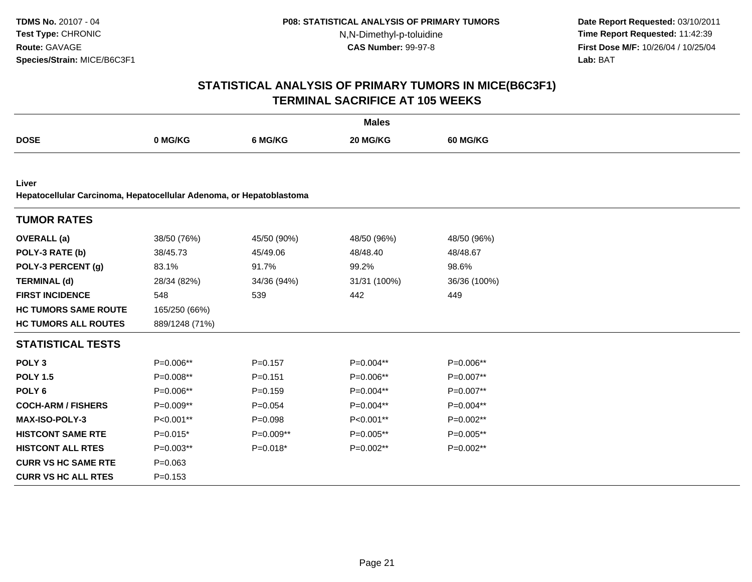# STATISTICAL ANALYSIS OF PRIMARY TUMORS IN MICE(B6C3F1)
## TERMINAL SACRIFICE AT 105 WEEKS

**Males**

| DOSE | 0 MG/KG | 6 MG/KG | 20 MG/KG | 60 MG/KG |
|---|---|---|---|---|

**Liver**
**Hepatocellular Carcinoma, Hepatocellular Adenoma, or Hepatoblastoma**

| TUMOR RATES | | | | |
|---|---|---|---|---|
| **OVERALL (a)** | 38/50 (76%) | 45/50 (90%) | 48/50 (96%) | 48/50 (96%) |
| **POLY-3 RATE (b)** | 38/45.73 | 45/49.06 | 48/48.40 | 48/48.67 |
| **POLY-3 PERCENT (g)** | 83.1% | 91.7% | 99.2% | 98.6% |
| **TERMINAL (d)** | 28/34 (82%) | 34/36 (94%) | 31/31 (100%) | 36/36 (100%) |
| **FIRST INCIDENCE** | 548 | 539 | 442 | 449 |
| **HC TUMORS SAME ROUTE** | 165/250 (66%) | | | |
| **HC TUMORS ALL ROUTES** | 889/1248 (71%) | | | |

| STATISTICAL TESTS | | | | |
|---|---|---|---|---|
| **POLY 3** | P=0.006** | P=0.157 | P=0.004** | P=0.006** |
| **POLY 1.5** | P=0.008** | P=0.151 | P=0.006** | P=0.007** |
| **POLY 6** | P=0.006** | P=0.159 | P=0.004** | P=0.007** |
| **COCH-ARM / FISHERS** | P=0.009** | P=0.054 | P=0.004** | P=0.004** |
| **MAX-ISO-POLY-3** | P<0.001** | P=0.098 | P<0.001** | P=0.002** |
| **HISTCONT SAME RTE** | P=0.015* | P=0.009** | P=0.005** | P=0.005** |
| **HISTCONT ALL RTES** | P=0.003** | P=0.018* | P=0.002** | P=0.002** |
| **CURR VS HC SAME RTE** | P=0.063 | | | |
| **CURR VS HC ALL RTES** | P=0.153 | | | |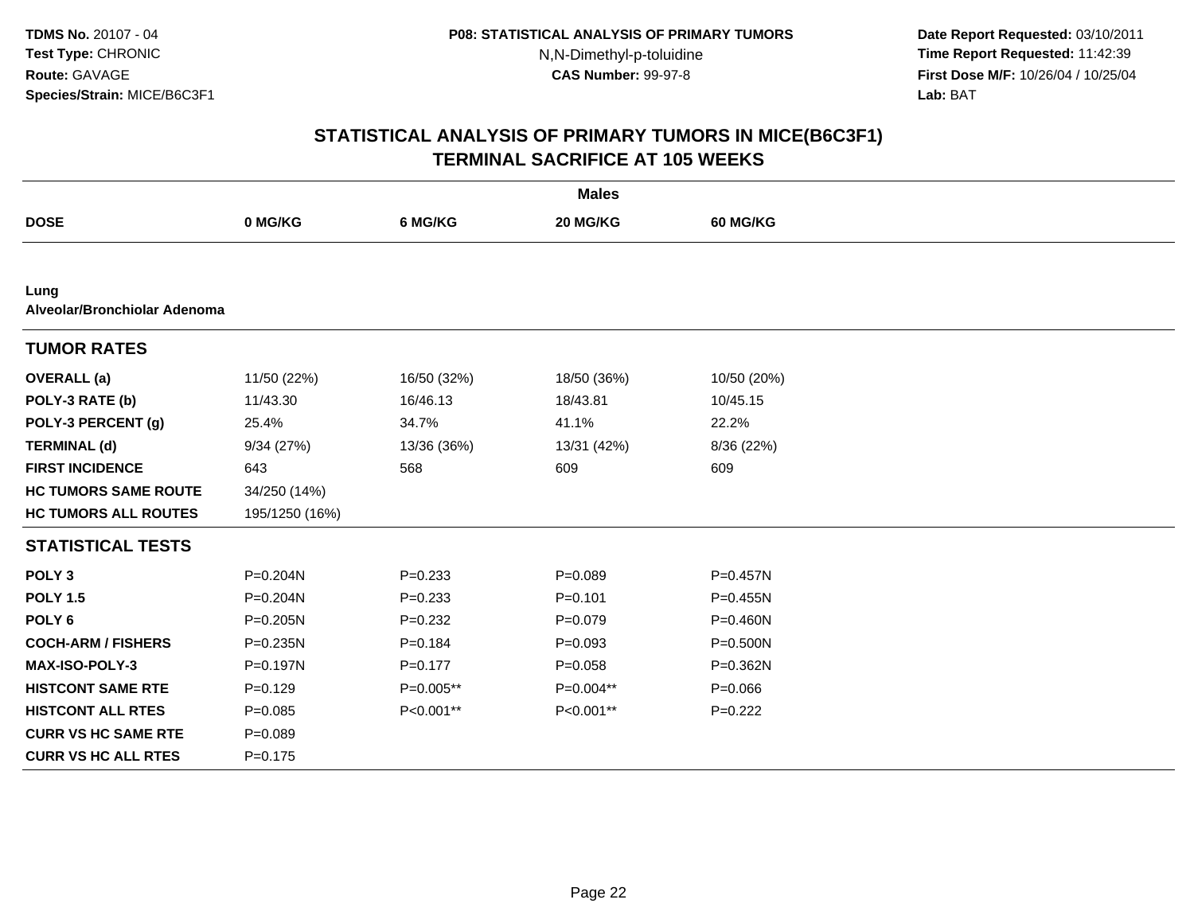## STATISTICAL ANALYSIS OF PRIMARY TUMORS IN MICE(B6C3F1)
## TERMINAL SACRIFICE AT 105 WEEKS

| | Males | | | |
|---|---|---|---|---|
| **DOSE** | **0 MG/KG** | **6 MG/KG** | **20 MG/KG** | **60 MG/KG** |
| **Lung** | | | | |
| **Alveolar/Bronchiolar Adenoma** | | | | |
| **TUMOR RATES** | | | | |
| **OVERALL (a)** | 11/50 (22%) | 16/50 (32%) | 18/50 (36%) | 10/50 (20%) |
| **POLY-3 RATE (b)** | 11/43.30 | 16/46.13 | 18/43.81 | 10/45.15 |
| **POLY-3 PERCENT (g)** | 25.4% | 34.7% | 41.1% | 22.2% |
| **TERMINAL (d)** | 9/34 (27%) | 13/36 (36%) | 13/31 (42%) | 8/36 (22%) |
| **FIRST INCIDENCE** | 643 | 568 | 609 | 609 |
| **HC TUMORS SAME ROUTE** | 34/250 (14%) | | | |
| **HC TUMORS ALL ROUTES** | 195/1250 (16%) | | | |
| **STATISTICAL TESTS** | | | | |
| **POLY 3** | P=0.204N | P=0.233 | P=0.089 | P=0.457N |
| **POLY 1.5** | P=0.204N | P=0.233 | P=0.101 | P=0.455N |
| **POLY 6** | P=0.205N | P=0.232 | P=0.079 | P=0.460N |
| **COCH-ARM / FISHERS** | P=0.235N | P=0.184 | P=0.093 | P=0.500N |
| **MAX-ISO-POLY-3** | P=0.197N | P=0.177 | P=0.058 | P=0.362N |
| **HISTCONT SAME RTE** | P=0.129 | P=0.005** | P=0.004** | P=0.066 |
| **HISTCONT ALL RTES** | P=0.085 | P<0.001** | P<0.001** | P=0.222 |
| **CURR VS HC SAME RTE** | P=0.089 | | | |
| **CURR VS HC ALL RTES** | P=0.175 | | | |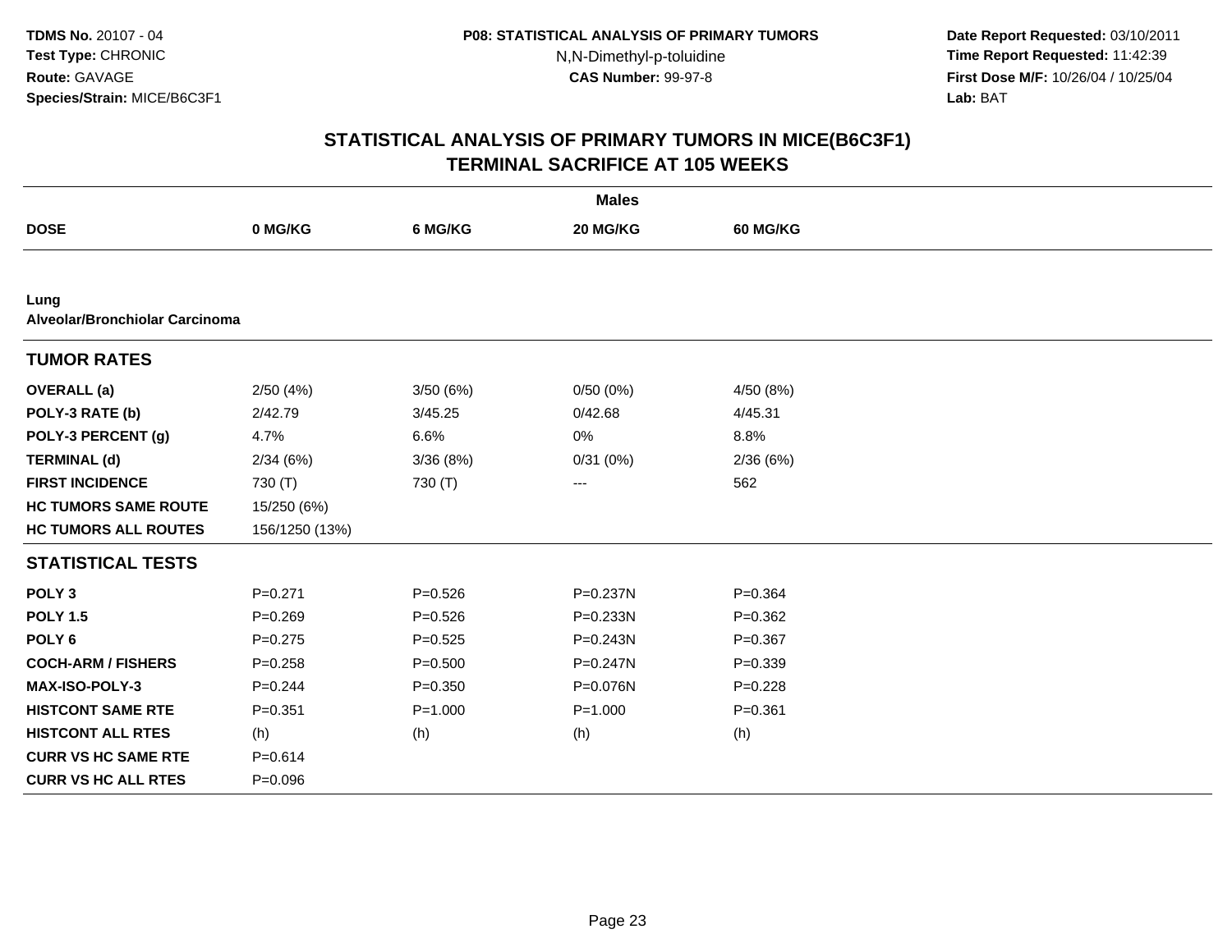# STATISTICAL ANALYSIS OF PRIMARY TUMORS IN MICE(B6C3F1)
## TERMINAL SACRIFICE AT 105 WEEKS

| | Males | | | |
|---|---|---|---|---|
| **DOSE** | **0 MG/KG** | **6 MG/KG** | **20 MG/KG** | **60 MG/KG** |
| **Lung** | | | | |
| **Alveolar/Bronchiolar Carcinoma** | | | | |
| **TUMOR RATES** | | | | |
| **OVERALL (a)** | 2/50 (4%) | 3/50 (6%) | 0/50 (0%) | 4/50 (8%) |
| **POLY-3 RATE (b)** | 2/42.79 | 3/45.25 | 0/42.68 | 4/45.31 |
| **POLY-3 PERCENT (g)** | 4.7% | 6.6% | 0% | 8.8% |
| **TERMINAL (d)** | 2/34 (6%) | 3/36 (8%) | 0/31 (0%) | 2/36 (6%) |
| **FIRST INCIDENCE** | 730 (T) | 730 (T) | --- | 562 |
| **HC TUMORS SAME ROUTE** | 15/250 (6%) | | | |
| **HC TUMORS ALL ROUTES** | 156/1250 (13%) | | | |
| **STATISTICAL TESTS** | | | | |
| **POLY 3** | P=0.271 | P=0.526 | P=0.237N | P=0.364 |
| **POLY 1.5** | P=0.269 | P=0.526 | P=0.233N | P=0.362 |
| **POLY 6** | P=0.275 | P=0.525 | P=0.243N | P=0.367 |
| **COCH-ARM / FISHERS** | P=0.258 | P=0.500 | P=0.247N | P=0.339 |
| **MAX-ISO-POLY-3** | P=0.244 | P=0.350 | P=0.076N | P=0.228 |
| **HISTCONT SAME RTE** | P=0.351 | P=1.000 | P=1.000 | P=0.361 |
| **HISTCONT ALL RTES** | (h) | (h) | (h) | (h) |
| **CURR VS HC SAME RTE** | P=0.614 | | | |
| **CURR VS HC ALL RTES** | P=0.096 | | | |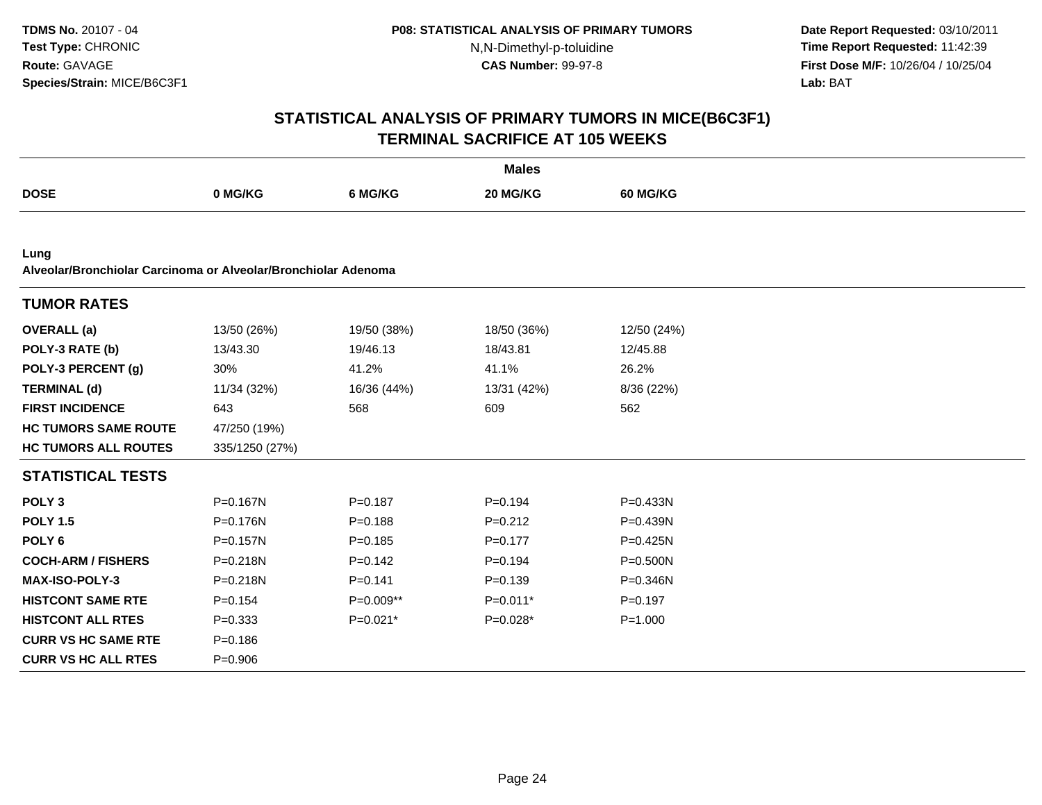TDMS No. 20107 - 04
Test Type: CHRONIC
Route: GAVAGE
Species/Strain: MICE/B6C3F1

P08: STATISTICAL ANALYSIS OF PRIMARY TUMORS
N,N-Dimethyl-p-toluidine
CAS Number: 99-97-8

Date Report Requested: 03/10/2011
Time Report Requested: 11:42:39
First Dose M/F: 10/26/04 / 10/25/04
Lab: BAT

# STATISTICAL ANALYSIS OF PRIMARY TUMORS IN MICE(B6C3F1)
## TERMINAL SACRIFICE AT 105 WEEKS

**Males**

| DOSE | 0 MG/KG | 6 MG/KG | 20 MG/KG | 60 MG/KG |
|---|---|---|---|---|
| **Lung** | | | | |
| **Alveolar/Bronchiolar Carcinoma or Alveolar/Bronchiolar Adenoma** | | | | |
| **TUMOR RATES** | | | | |
| **OVERALL (a)** | 13/50 (26%) | 19/50 (38%) | 18/50 (36%) | 12/50 (24%) |
| **POLY-3 RATE (b)** | 13/43.30 | 19/46.13 | 18/43.81 | 12/45.88 |
| **POLY-3 PERCENT (g)** | 30% | 41.2% | 41.1% | 26.2% |
| **TERMINAL (d)** | 11/34 (32%) | 16/36 (44%) | 13/31 (42%) | 8/36 (22%) |
| **FIRST INCIDENCE** | 643 | 568 | 609 | 562 |
| **HC TUMORS SAME ROUTE** | 47/250 (19%) | | | |
| **HC TUMORS ALL ROUTES** | 335/1250 (27%) | | | |
| **STATISTICAL TESTS** | | | | |
| **POLY 3** | P=0.167N | P=0.187 | P=0.194 | P=0.433N |
| **POLY 1.5** | P=0.176N | P=0.188 | P=0.212 | P=0.439N |
| **POLY 6** | P=0.157N | P=0.185 | P=0.177 | P=0.425N |
| **COCH-ARM / FISHERS** | P=0.218N | P=0.142 | P=0.194 | P=0.500N |
| **MAX-ISO-POLY-3** | P=0.218N | P=0.141 | P=0.139 | P=0.346N |
| **HISTCONT SAME RTE** | P=0.154 | P=0.009** | P=0.011* | P=0.197 |
| **HISTCONT ALL RTES** | P=0.333 | P=0.021* | P=0.028* | P=1.000 |
| **CURR VS HC SAME RTE** | P=0.186 | | | |
| **CURR VS HC ALL RTES** | P=0.906 | | | |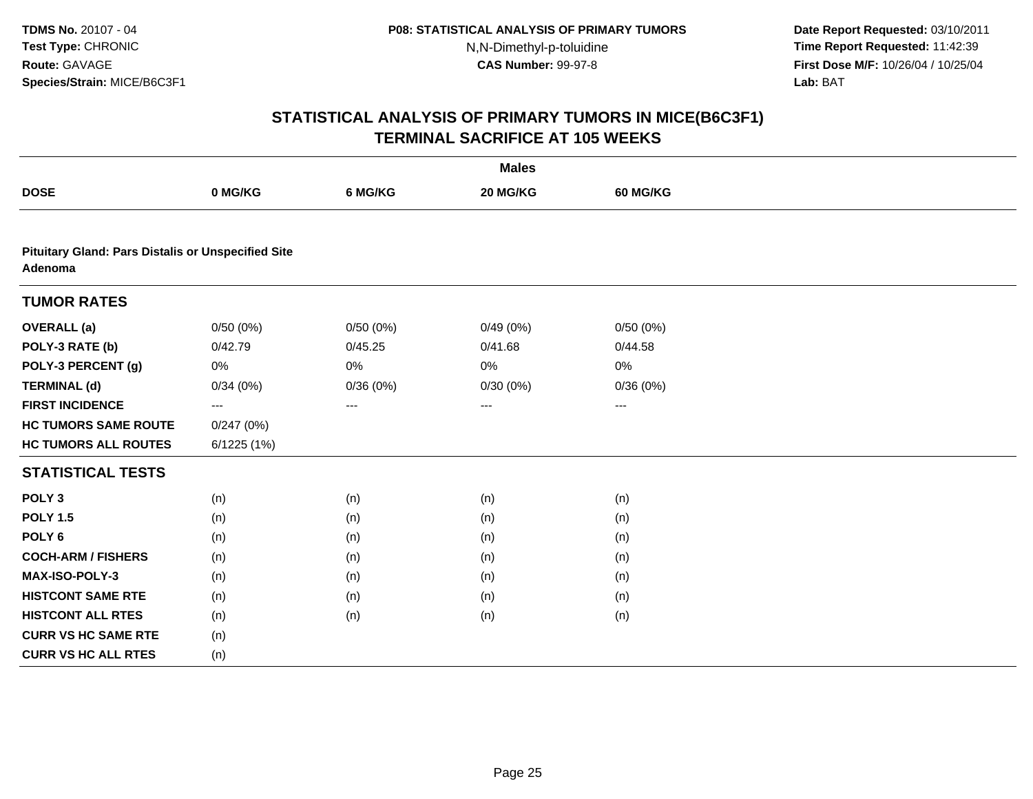**TDMS No.** 20107 - 04
**Test Type:** CHRONIC
**Route:** GAVAGE
**Species/Strain:** MICE/B6C3F1

**P08: STATISTICAL ANALYSIS OF PRIMARY TUMORS**
N,N-Dimethyl-p-toluidine
**CAS Number:** 99-97-8

**Date Report Requested:** 03/10/2011
**Time Report Requested:** 11:42:39
**First Dose M/F:** 10/26/04 / 10/25/04
**Lab:** BAT

## STATISTICAL ANALYSIS OF PRIMARY TUMORS IN MICE(B6C3F1)
## TERMINAL SACRIFICE AT 105 WEEKS

| | Males | | | |
|---|---|---|---|---|
| **DOSE** | **0 MG/KG** | **6 MG/KG** | **20 MG/KG** | **60 MG/KG** |
| **Pituitary Gland: Pars Distalis or Unspecified Site Adenoma** | | | | |
| **TUMOR RATES** | | | | |
| **OVERALL (a)** | 0/50 (0%) | 0/50 (0%) | 0/49 (0%) | 0/50 (0%) |
| **POLY-3 RATE (b)** | 0/42.79 | 0/45.25 | 0/41.68 | 0/44.58 |
| **POLY-3 PERCENT (g)** | 0% | 0% | 0% | 0% |
| **TERMINAL (d)** | 0/34 (0%) | 0/36 (0%) | 0/30 (0%) | 0/36 (0%) |
| **FIRST INCIDENCE** | --- | --- | --- | --- |
| **HC TUMORS SAME ROUTE** | 0/247 (0%) | | | |
| **HC TUMORS ALL ROUTES** | 6/1225 (1%) | | | |
| **STATISTICAL TESTS** | | | | |
| **POLY 3** | (n) | (n) | (n) | (n) |
| **POLY 1.5** | (n) | (n) | (n) | (n) |
| **POLY 6** | (n) | (n) | (n) | (n) |
| **COCH-ARM / FISHERS** | (n) | (n) | (n) | (n) |
| **MAX-ISO-POLY-3** | (n) | (n) | (n) | (n) |
| **HISTCONT SAME RTE** | (n) | (n) | (n) | (n) |
| **HISTCONT ALL RTES** | (n) | (n) | (n) | (n) |
| **CURR VS HC SAME RTE** | (n) | | | |
| **CURR VS HC ALL RTES** | (n) | | | |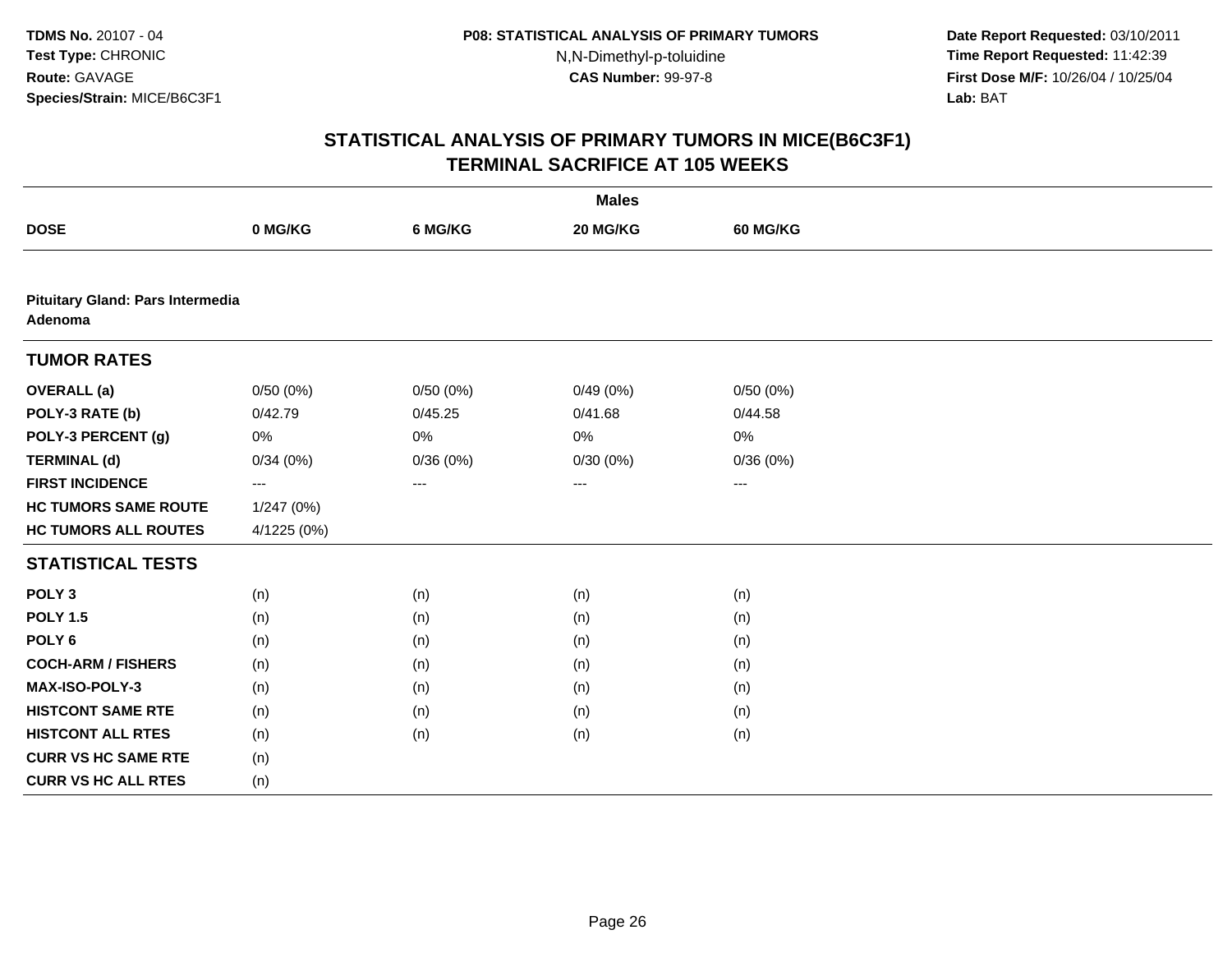**TDMS No.** 20107 - 04
**Test Type:** CHRONIC
**Route:** GAVAGE
**Species/Strain:** MICE/B6C3F1

**P08: STATISTICAL ANALYSIS OF PRIMARY TUMORS**
N,N-Dimethyl-p-toluidine
**CAS Number:** 99-97-8

**Date Report Requested:** 03/10/2011
**Time Report Requested:** 11:42:39
**First Dose M/F:** 10/26/04 / 10/25/04
**Lab:** BAT

## STATISTICAL ANALYSIS OF PRIMARY TUMORS IN MICE(B6C3F1)
## TERMINAL SACRIFICE AT 105 WEEKS

| | Males | | | |
|---|---|---|---|---|
| **DOSE** | **0 MG/KG** | **6 MG/KG** | **20 MG/KG** | **60 MG/KG** |
| **Pituitary Gland: Pars Intermedia Adenoma** | | | | |
| **TUMOR RATES** | | | | |
| **OVERALL (a)** | 0/50 (0%) | 0/50 (0%) | 0/49 (0%) | 0/50 (0%) |
| **POLY-3 RATE (b)** | 0/42.79 | 0/45.25 | 0/41.68 | 0/44.58 |
| **POLY-3 PERCENT (g)** | 0% | 0% | 0% | 0% |
| **TERMINAL (d)** | 0/34 (0%) | 0/36 (0%) | 0/30 (0%) | 0/36 (0%) |
| **FIRST INCIDENCE** | --- | --- | --- | --- |
| **HC TUMORS SAME ROUTE** | 1/247 (0%) | | | |
| **HC TUMORS ALL ROUTES** | 4/1225 (0%) | | | |
| **STATISTICAL TESTS** | | | | |
| **POLY 3** | (n) | (n) | (n) | (n) |
| **POLY 1.5** | (n) | (n) | (n) | (n) |
| **POLY 6** | (n) | (n) | (n) | (n) |
| **COCH-ARM / FISHERS** | (n) | (n) | (n) | (n) |
| **MAX-ISO-POLY-3** | (n) | (n) | (n) | (n) |
| **HISTCONT SAME RTE** | (n) | (n) | (n) | (n) |
| **HISTCONT ALL RTES** | (n) | (n) | (n) | (n) |
| **CURR VS HC SAME RTE** | (n) | | | |
| **CURR VS HC ALL RTES** | (n) | | | |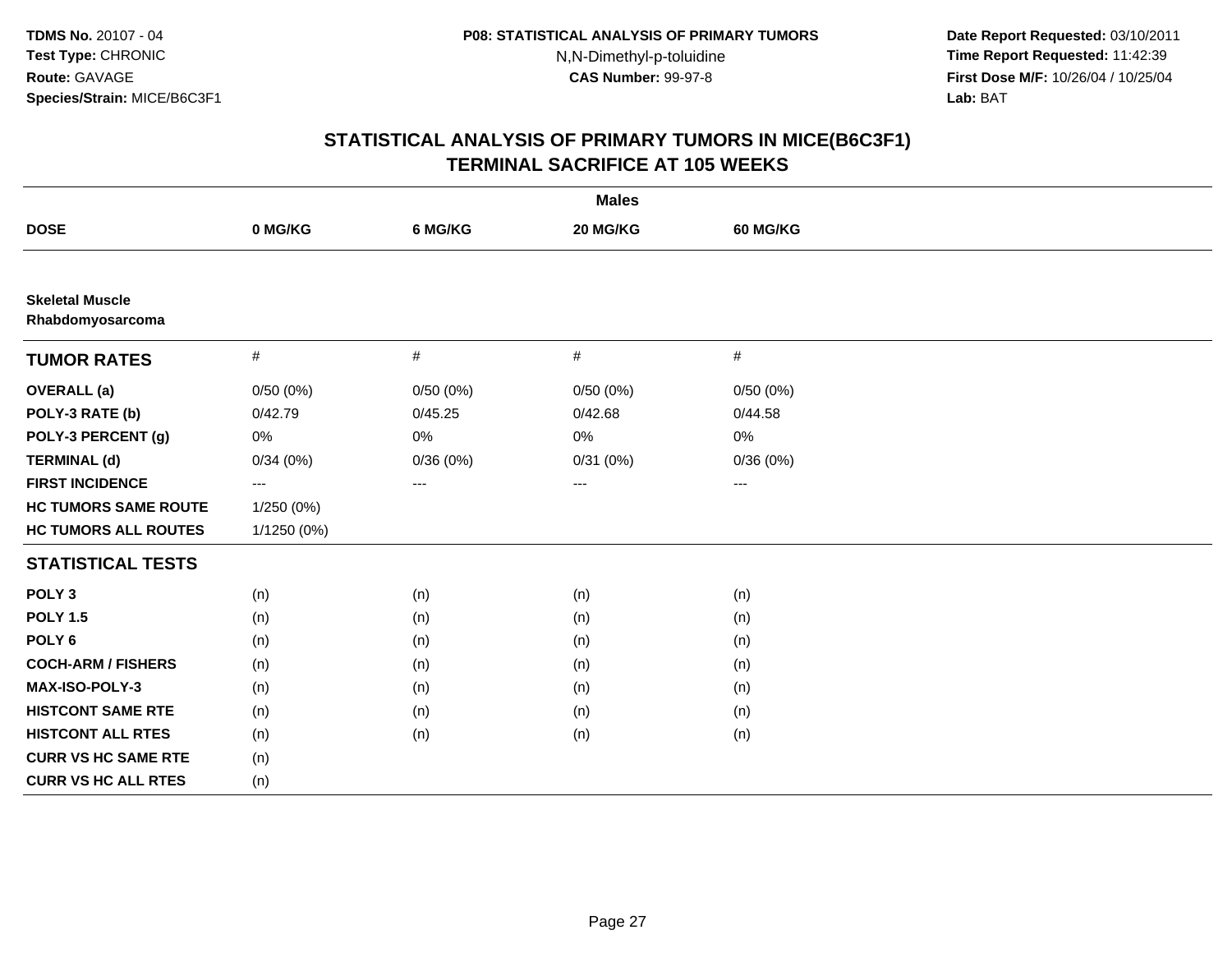**TDMS No.** 20107 - 04
**Test Type:** CHRONIC
**Route:** GAVAGE
**Species/Strain:** MICE/B6C3F1

**P08: STATISTICAL ANALYSIS OF PRIMARY TUMORS**
N,N-Dimethyl-p-toluidine
**CAS Number:** 99-97-8

**Date Report Requested:** 03/10/2011
**Time Report Requested:** 11:42:39
**First Dose M/F:** 10/26/04 / 10/25/04
**Lab:** BAT

## STATISTICAL ANALYSIS OF PRIMARY TUMORS IN MICE(B6C3F1)
## TERMINAL SACRIFICE AT 105 WEEKS

| | Males | | | |
|---|---|---|---|---|
| **DOSE** | **0 MG/KG** | **6 MG/KG** | **20 MG/KG** | **60 MG/KG** |
| **Skeletal Muscle Rhabdomyosarcoma** | | | | |
| **TUMOR RATES** | # | # | # | # |
| **OVERALL (a)** | 0/50 (0%) | 0/50 (0%) | 0/50 (0%) | 0/50 (0%) |
| **POLY-3 RATE (b)** | 0/42.79 | 0/45.25 | 0/42.68 | 0/44.58 |
| **POLY-3 PERCENT (g)** | 0% | 0% | 0% | 0% |
| **TERMINAL (d)** | 0/34 (0%) | 0/36 (0%) | 0/31 (0%) | 0/36 (0%) |
| **FIRST INCIDENCE** | --- | --- | --- | --- |
| **HC TUMORS SAME ROUTE** | 1/250 (0%) | | | |
| **HC TUMORS ALL ROUTES** | 1/1250 (0%) | | | |
| **STATISTICAL TESTS** | | | | |
| **POLY 3** | (n) | (n) | (n) | (n) |
| **POLY 1.5** | (n) | (n) | (n) | (n) |
| **POLY 6** | (n) | (n) | (n) | (n) |
| **COCH-ARM / FISHERS** | (n) | (n) | (n) | (n) |
| **MAX-ISO-POLY-3** | (n) | (n) | (n) | (n) |
| **HISTCONT SAME RTE** | (n) | (n) | (n) | (n) |
| **HISTCONT ALL RTES** | (n) | (n) | (n) | (n) |
| **CURR VS HC SAME RTE** | (n) | | | |
| **CURR VS HC ALL RTES** | (n) | | | |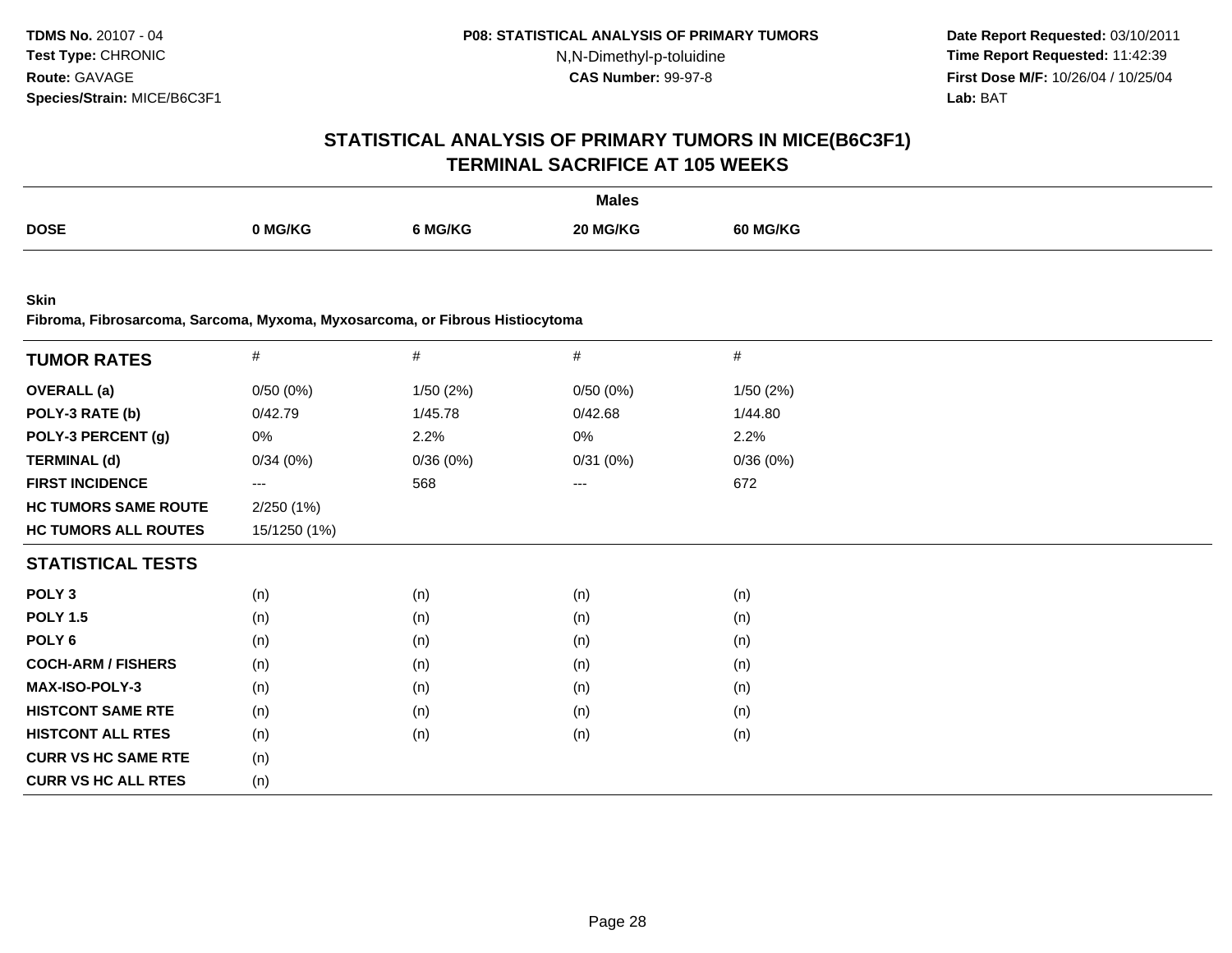# STATISTICAL ANALYSIS OF PRIMARY TUMORS IN MICE(B6C3F1)
## TERMINAL SACRIFICE AT 105 WEEKS

**TDMS No.** 20107 - 04
**Test Type:** CHRONIC
**Route:** GAVAGE
**Species/Strain:** MICE/B6C3F1

**P08: STATISTICAL ANALYSIS OF PRIMARY TUMORS**
N,N-Dimethyl-p-toluidine
**CAS Number:** 99-97-8

**Date Report Requested:** 03/10/2011
**Time Report Requested:** 11:42:39
**First Dose M/F:** 10/26/04 / 10/25/04
**Lab:** BAT

| | Males | | | |
|---|---|---|---|---|
| **DOSE** | **0 MG/KG** | **6 MG/KG** | **20 MG/KG** | **60 MG/KG** |

**Skin**
**Fibroma, Fibrosarcoma, Sarcoma, Myxoma, Myxosarcoma, or Fibrous Histiocytoma**

| **TUMOR RATES** | # | # | # | # |
|---|---|---|---|---|
| **OVERALL (a)** | 0/50 (0%) | 1/50 (2%) | 0/50 (0%) | 1/50 (2%) |
| **POLY-3 RATE (b)** | 0/42.79 | 1/45.78 | 0/42.68 | 1/44.80 |
| **POLY-3 PERCENT (g)** | 0% | 2.2% | 0% | 2.2% |
| **TERMINAL (d)** | 0/34 (0%) | 0/36 (0%) | 0/31 (0%) | 0/36 (0%) |
| **FIRST INCIDENCE** | --- | 568 | --- | 672 |
| **HC TUMORS SAME ROUTE** | 2/250 (1%) | | | |
| **HC TUMORS ALL ROUTES** | 15/1250 (1%) | | | |
| **STATISTICAL TESTS** | | | | |
| **POLY 3** | (n) | (n) | (n) | (n) |
| **POLY 1.5** | (n) | (n) | (n) | (n) |
| **POLY 6** | (n) | (n) | (n) | (n) |
| **COCH-ARM / FISHERS** | (n) | (n) | (n) | (n) |
| **MAX-ISO-POLY-3** | (n) | (n) | (n) | (n) |
| **HISTCONT SAME RTE** | (n) | (n) | (n) | (n) |
| **HISTCONT ALL RTES** | (n) | (n) | (n) | (n) |
| **CURR VS HC SAME RTE** | (n) | | | |
| **CURR VS HC ALL RTES** | (n) | | | |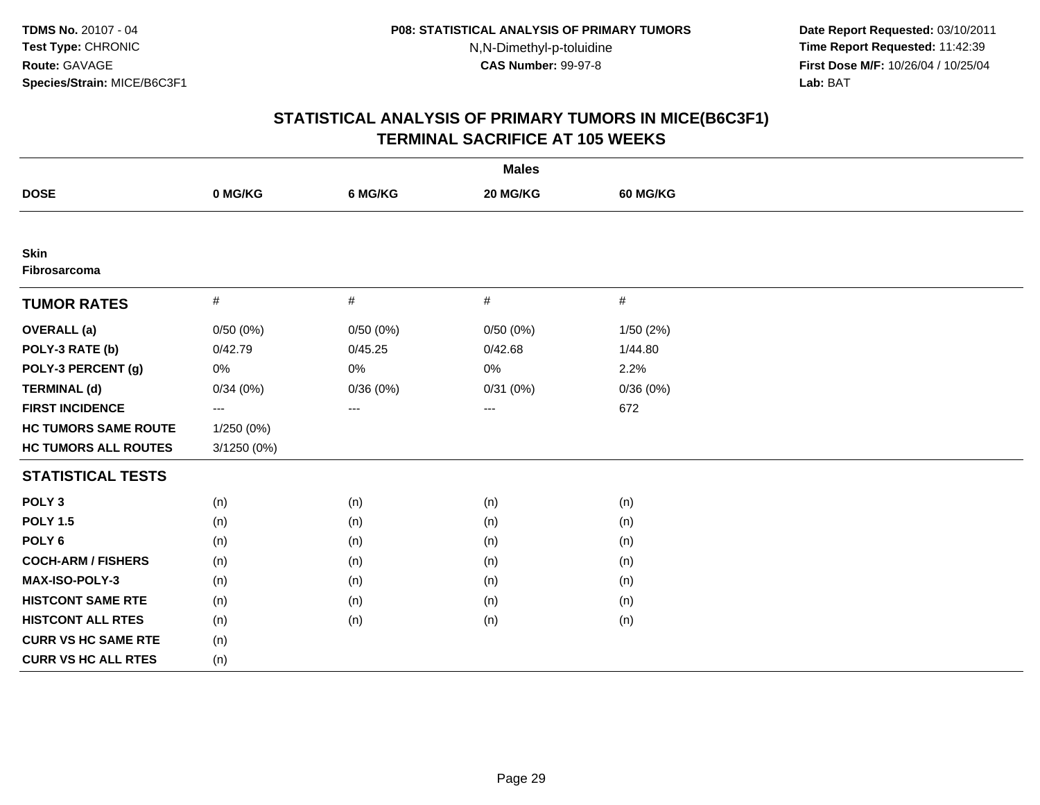TDMS No. 20107 - 04
Test Type: CHRONIC
Route: GAVAGE
Species/Strain: MICE/B6C3F1

P08: STATISTICAL ANALYSIS OF PRIMARY TUMORS
N,N-Dimethyl-p-toluidine
CAS Number: 99-97-8

Date Report Requested: 03/10/2011
Time Report Requested: 11:42:39
First Dose M/F: 10/26/04 / 10/25/04
Lab: BAT

## STATISTICAL ANALYSIS OF PRIMARY TUMORS IN MICE(B6C3F1)
## TERMINAL SACRIFICE AT 105 WEEKS

| | Males | | | |
|---|---|---|---|---|
| **DOSE** | **0 MG/KG** | **6 MG/KG** | **20 MG/KG** | **60 MG/KG** |
| **Skin** | | | | |
| **Fibrosarcoma** | | | | |
| **TUMOR RATES** | # | # | # | # |
| **OVERALL (a)** | 0/50 (0%) | 0/50 (0%) | 0/50 (0%) | 1/50 (2%) |
| **POLY-3 RATE (b)** | 0/42.79 | 0/45.25 | 0/42.68 | 1/44.80 |
| **POLY-3 PERCENT (g)** | 0% | 0% | 0% | 2.2% |
| **TERMINAL (d)** | 0/34 (0%) | 0/36 (0%) | 0/31 (0%) | 0/36 (0%) |
| **FIRST INCIDENCE** | --- | --- | --- | 672 |
| **HC TUMORS SAME ROUTE** | 1/250 (0%) | | | |
| **HC TUMORS ALL ROUTES** | 3/1250 (0%) | | | |
| **STATISTICAL TESTS** | | | | |
| **POLY 3** | (n) | (n) | (n) | (n) |
| **POLY 1.5** | (n) | (n) | (n) | (n) |
| **POLY 6** | (n) | (n) | (n) | (n) |
| **COCH-ARM / FISHERS** | (n) | (n) | (n) | (n) |
| **MAX-ISO-POLY-3** | (n) | (n) | (n) | (n) |
| **HISTCONT SAME RTE** | (n) | (n) | (n) | (n) |
| **HISTCONT ALL RTES** | (n) | (n) | (n) | (n) |
| **CURR VS HC SAME RTE** | (n) | | | |
| **CURR VS HC ALL RTES** | (n) | | | |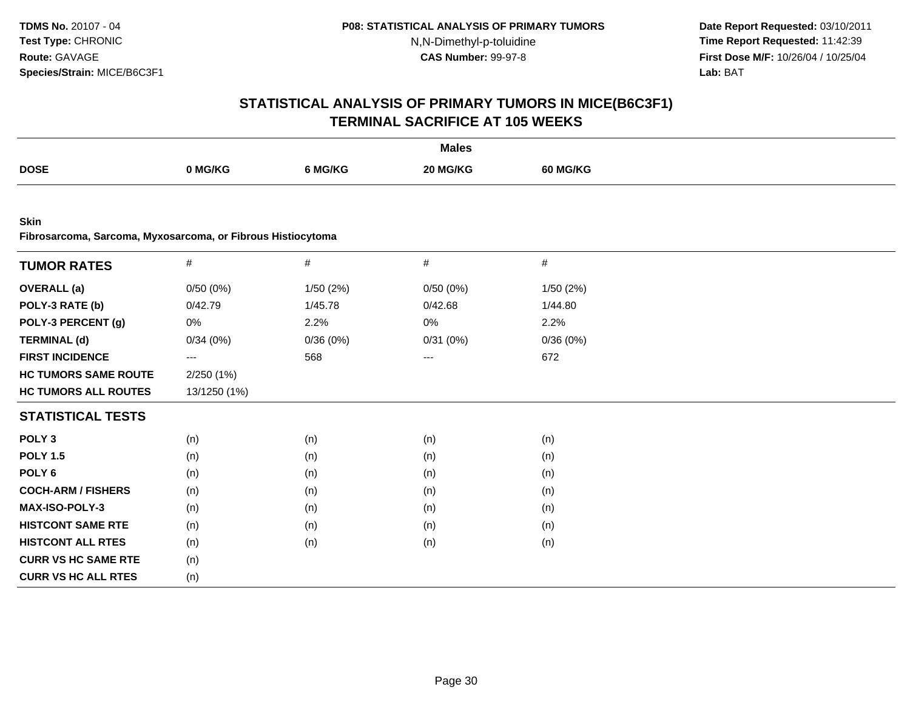**TDMS No.** 20107 - 04
**Test Type:** CHRONIC
**Route:** GAVAGE
**Species/Strain:** MICE/B6C3F1

**P08: STATISTICAL ANALYSIS OF PRIMARY TUMORS**
N,N-Dimethyl-p-toluidine
**CAS Number:** 99-97-8

**Date Report Requested:** 03/10/2011
**Time Report Requested:** 11:42:39
**First Dose M/F:** 10/26/04 / 10/25/04
**Lab:** BAT

## STATISTICAL ANALYSIS OF PRIMARY TUMORS IN MICE(B6C3F1)
## TERMINAL SACRIFICE AT 105 WEEKS

**Males**

| DOSE | 0 MG/KG | 6 MG/KG | 20 MG/KG | 60 MG/KG |
|---|---|---|---|---|

**Skin**
**Fibrosarcoma, Sarcoma, Myxosarcoma, or Fibrous Histiocytoma**

| TUMOR RATES | # | # | # | # |
|---|---|---|---|---|
| **OVERALL (a)** | 0/50 (0%) | 1/50 (2%) | 0/50 (0%) | 1/50 (2%) |
| **POLY-3 RATE (b)** | 0/42.79 | 1/45.78 | 0/42.68 | 1/44.80 |
| **POLY-3 PERCENT (g)** | 0% | 2.2% | 0% | 2.2% |
| **TERMINAL (d)** | 0/34 (0%) | 0/36 (0%) | 0/31 (0%) | 0/36 (0%) |
| **FIRST INCIDENCE** | --- | 568 | --- | 672 |
| **HC TUMORS SAME ROUTE** | 2/250 (1%) | | | |
| **HC TUMORS ALL ROUTES** | 13/1250 (1%) | | | |
| **STATISTICAL TESTS** | | | | |
| **POLY 3** | (n) | (n) | (n) | (n) |
| **POLY 1.5** | (n) | (n) | (n) | (n) |
| **POLY 6** | (n) | (n) | (n) | (n) |
| **COCH-ARM / FISHERS** | (n) | (n) | (n) | (n) |
| **MAX-ISO-POLY-3** | (n) | (n) | (n) | (n) |
| **HISTCONT SAME RTE** | (n) | (n) | (n) | (n) |
| **HISTCONT ALL RTES** | (n) | (n) | (n) | (n) |
| **CURR VS HC SAME RTE** | (n) | | | |
| **CURR VS HC ALL RTES** | (n) | | | |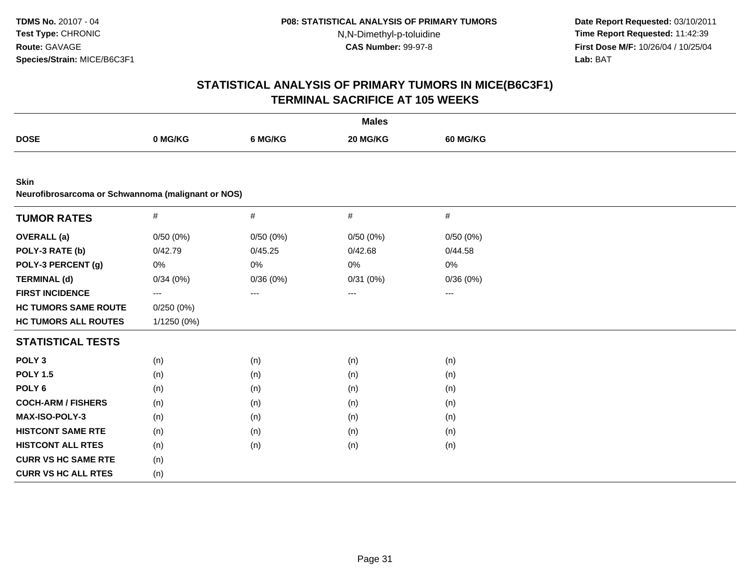**TDMS No.** 20107 - 04
**Test Type:** CHRONIC
**Route:** GAVAGE
**Species/Strain:** MICE/B6C3F1

**P08: STATISTICAL ANALYSIS OF PRIMARY TUMORS**
N,N-Dimethyl-p-toluidine
**CAS Number:** 99-97-8

**Date Report Requested:** 03/10/2011
**Time Report Requested:** 11:42:39
**First Dose M/F:** 10/26/04 / 10/25/04
**Lab:** BAT

## STATISTICAL ANALYSIS OF PRIMARY TUMORS IN MICE(B6C3F1)
## TERMINAL SACRIFICE AT 105 WEEKS

**Males**

| DOSE | 0 MG/KG | 6 MG/KG | 20 MG/KG | 60 MG/KG |
|---|---|---|---|---|

**Skin**
**Neurofibrosarcoma or Schwannoma (malignant or NOS)**

| TUMOR RATES | # | # | # | # |
|---|---|---|---|---|
| **OVERALL (a)** | 0/50 (0%) | 0/50 (0%) | 0/50 (0%) | 0/50 (0%) |
| **POLY-3 RATE (b)** | 0/42.79 | 0/45.25 | 0/42.68 | 0/44.58 |
| **POLY-3 PERCENT (g)** | 0% | 0% | 0% | 0% |
| **TERMINAL (d)** | 0/34 (0%) | 0/36 (0%) | 0/31 (0%) | 0/36 (0%) |
| **FIRST INCIDENCE** | --- | --- | --- | --- |
| **HC TUMORS SAME ROUTE** | 0/250 (0%) | | | |
| **HC TUMORS ALL ROUTES** | 1/1250 (0%) | | | |

| STATISTICAL TESTS | | | | |
|---|---|---|---|---|
| **POLY 3** | (n) | (n) | (n) | (n) |
| **POLY 1.5** | (n) | (n) | (n) | (n) |
| **POLY 6** | (n) | (n) | (n) | (n) |
| **COCH-ARM / FISHERS** | (n) | (n) | (n) | (n) |
| **MAX-ISO-POLY-3** | (n) | (n) | (n) | (n) |
| **HISTCONT SAME RTE** | (n) | (n) | (n) | (n) |
| **HISTCONT ALL RTES** | (n) | (n) | (n) | (n) |
| **CURR VS HC SAME RTE** | (n) | | | |
| **CURR VS HC ALL RTES** | (n) | | | |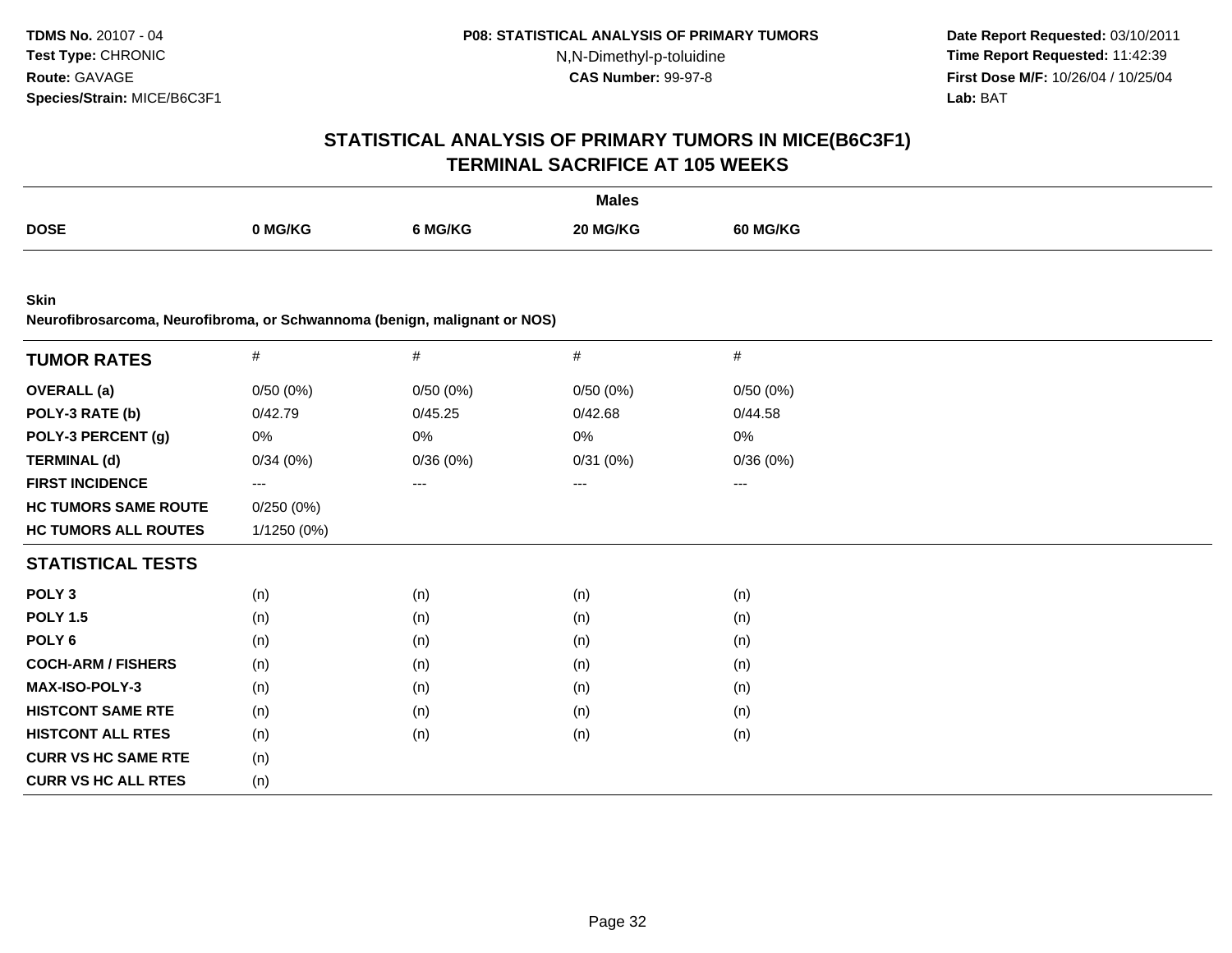TDMS No. 20107 - 04
Test Type: CHRONIC
Route: GAVAGE
Species/Strain: MICE/B6C3F1

P08: STATISTICAL ANALYSIS OF PRIMARY TUMORS
N,N-Dimethyl-p-toluidine
CAS Number: 99-97-8

Date Report Requested: 03/10/2011
Time Report Requested: 11:42:39
First Dose M/F: 10/26/04 / 10/25/04
Lab: BAT

## STATISTICAL ANALYSIS OF PRIMARY TUMORS IN MICE(B6C3F1)
## TERMINAL SACRIFICE AT 105 WEEKS

| | Males | | | |
|---|---|---|---|---|
| **DOSE** | **0 MG/KG** | **6 MG/KG** | **20 MG/KG** | **60 MG/KG** |

**Skin**
**Neurofibrosarcoma, Neurofibroma, or Schwannoma (benign, malignant or NOS)**

| **TUMOR RATES** | # | # | # | # |
|---|---|---|---|---|
| **OVERALL (a)** | 0/50 (0%) | 0/50 (0%) | 0/50 (0%) | 0/50 (0%) |
| **POLY-3 RATE (b)** | 0/42.79 | 0/45.25 | 0/42.68 | 0/44.58 |
| **POLY-3 PERCENT (g)** | 0% | 0% | 0% | 0% |
| **TERMINAL (d)** | 0/34 (0%) | 0/36 (0%) | 0/31 (0%) | 0/36 (0%) |
| **FIRST INCIDENCE** | --- | --- | --- | --- |
| **HC TUMORS SAME ROUTE** | 0/250 (0%) | | | |
| **HC TUMORS ALL ROUTES** | 1/1250 (0%) | | | |
| **STATISTICAL TESTS** | | | | |
| **POLY 3** | (n) | (n) | (n) | (n) |
| **POLY 1.5** | (n) | (n) | (n) | (n) |
| **POLY 6** | (n) | (n) | (n) | (n) |
| **COCH-ARM / FISHERS** | (n) | (n) | (n) | (n) |
| **MAX-ISO-POLY-3** | (n) | (n) | (n) | (n) |
| **HISTCONT SAME RTE** | (n) | (n) | (n) | (n) |
| **HISTCONT ALL RTES** | (n) | (n) | (n) | (n) |
| **CURR VS HC SAME RTE** | (n) | | | |
| **CURR VS HC ALL RTES** | (n) | | | |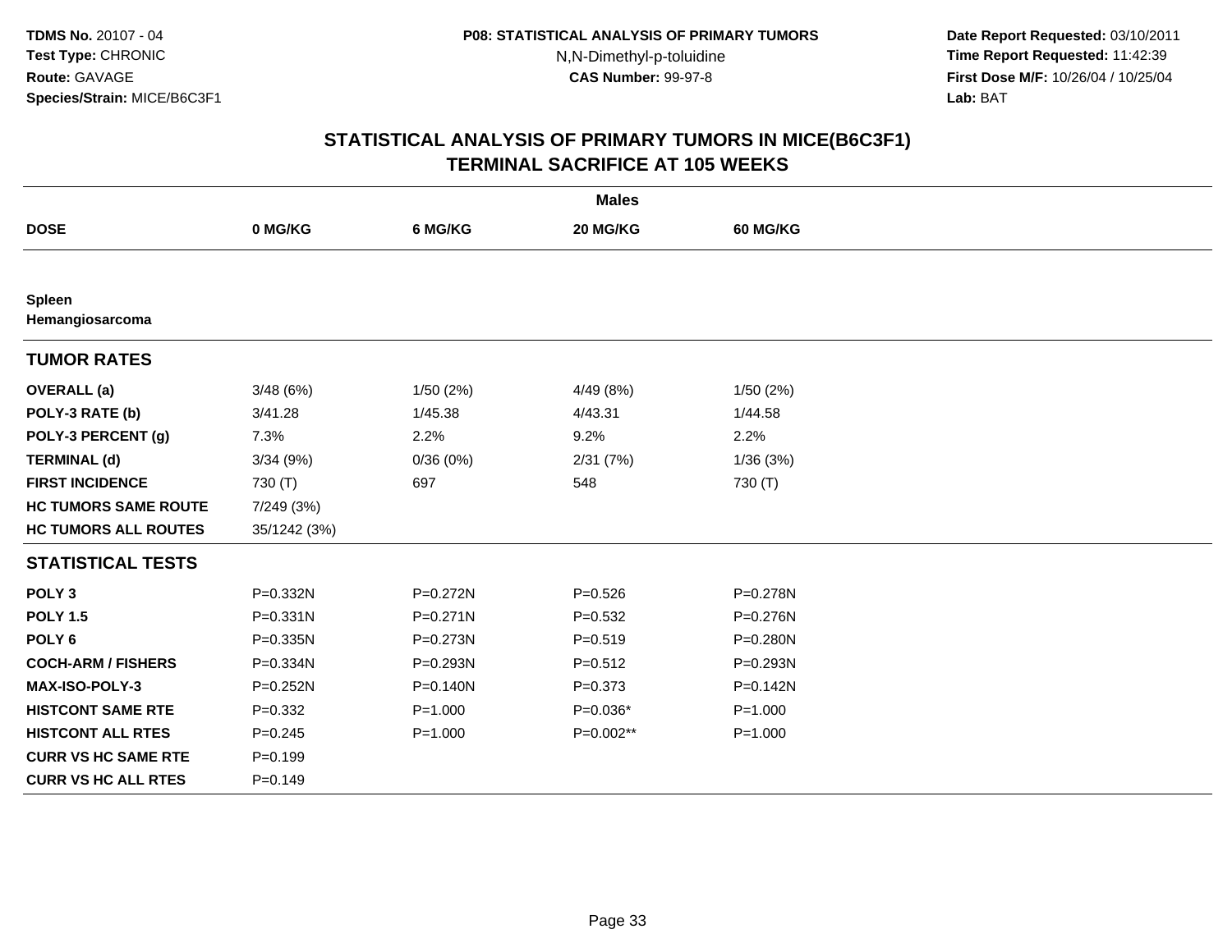**TDMS No.** 20107 - 04
**Test Type:** CHRONIC
**Route:** GAVAGE
**Species/Strain:** MICE/B6C3F1

**P08: STATISTICAL ANALYSIS OF PRIMARY TUMORS**
N,N-Dimethyl-p-toluidine
**CAS Number:** 99-97-8

**Date Report Requested:** 03/10/2011
**Time Report Requested:** 11:42:39
**First Dose M/F:** 10/26/04 / 10/25/04
**Lab:** BAT

# STATISTICAL ANALYSIS OF PRIMARY TUMORS IN MICE(B6C3F1)
## TERMINAL SACRIFICE AT 105 WEEKS

| | Males | | | |
|---|---|---|---|---|
| **DOSE** | **0 MG/KG** | **6 MG/KG** | **20 MG/KG** | **60 MG/KG** |
| **Spleen** | | | | |
| **Hemangiosarcoma** | | | | |
| **TUMOR RATES** | | | | |
| **OVERALL (a)** | 3/48 (6%) | 1/50 (2%) | 4/49 (8%) | 1/50 (2%) |
| **POLY-3 RATE (b)** | 3/41.28 | 1/45.38 | 4/43.31 | 1/44.58 |
| **POLY-3 PERCENT (g)** | 7.3% | 2.2% | 9.2% | 2.2% |
| **TERMINAL (d)** | 3/34 (9%) | 0/36 (0%) | 2/31 (7%) | 1/36 (3%) |
| **FIRST INCIDENCE** | 730 (T) | 697 | 548 | 730 (T) |
| **HC TUMORS SAME ROUTE** | 7/249 (3%) | | | |
| **HC TUMORS ALL ROUTES** | 35/1242 (3%) | | | |
| **STATISTICAL TESTS** | | | | |
| **POLY 3** | P=0.332N | P=0.272N | P=0.526 | P=0.278N |
| **POLY 1.5** | P=0.331N | P=0.271N | P=0.532 | P=0.276N |
| **POLY 6** | P=0.335N | P=0.273N | P=0.519 | P=0.280N |
| **COCH-ARM / FISHERS** | P=0.334N | P=0.293N | P=0.512 | P=0.293N |
| **MAX-ISO-POLY-3** | P=0.252N | P=0.140N | P=0.373 | P=0.142N |
| **HISTCONT SAME RTE** | P=0.332 | P=1.000 | P=0.036* | P=1.000 |
| **HISTCONT ALL RTES** | P=0.245 | P=1.000 | P=0.002** | P=1.000 |
| **CURR VS HC SAME RTE** | P=0.199 | | | |
| **CURR VS HC ALL RTES** | P=0.149 | | | |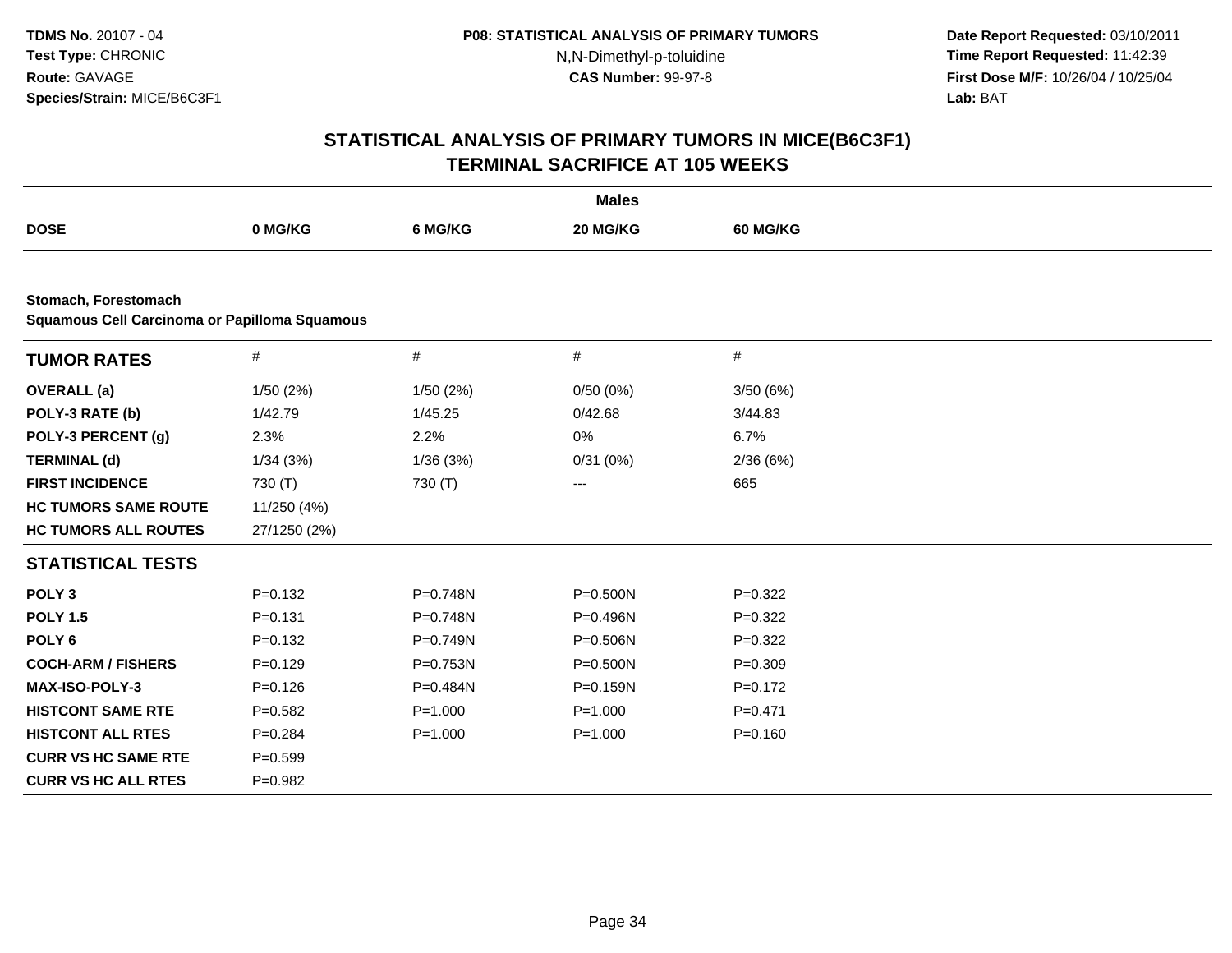# STATISTICAL ANALYSIS OF PRIMARY TUMORS IN MICE(B6C3F1)
## TERMINAL SACRIFICE AT 105 WEEKS

| | Males | | | |
|---|---|---|---|---|
| **DOSE** | **0 MG/KG** | **6 MG/KG** | **20 MG/KG** | **60 MG/KG** |

**Stomach, Forestomach**
**Squamous Cell Carcinoma or Papilloma Squamous**

| **TUMOR RATES** | # | # | # | # |
|---|---|---|---|---|
| **OVERALL (a)** | 1/50 (2%) | 1/50 (2%) | 0/50 (0%) | 3/50 (6%) |
| **POLY-3 RATE (b)** | 1/42.79 | 1/45.25 | 0/42.68 | 3/44.83 |
| **POLY-3 PERCENT (g)** | 2.3% | 2.2% | 0% | 6.7% |
| **TERMINAL (d)** | 1/34 (3%) | 1/36 (3%) | 0/31 (0%) | 2/36 (6%) |
| **FIRST INCIDENCE** | 730 (T) | 730 (T) | --- | 665 |
| **HC TUMORS SAME ROUTE** | 11/250 (4%) | | | |
| **HC TUMORS ALL ROUTES** | 27/1250 (2%) | | | |
| **STATISTICAL TESTS** | | | | |
| **POLY 3** | P=0.132 | P=0.748N | P=0.500N | P=0.322 |
| **POLY 1.5** | P=0.131 | P=0.748N | P=0.496N | P=0.322 |
| **POLY 6** | P=0.132 | P=0.749N | P=0.506N | P=0.322 |
| **COCH-ARM / FISHERS** | P=0.129 | P=0.753N | P=0.500N | P=0.309 |
| **MAX-ISO-POLY-3** | P=0.126 | P=0.484N | P=0.159N | P=0.172 |
| **HISTCONT SAME RTE** | P=0.582 | P=1.000 | P=1.000 | P=0.471 |
| **HISTCONT ALL RTES** | P=0.284 | P=1.000 | P=1.000 | P=0.160 |
| **CURR VS HC SAME RTE** | P=0.599 | | | |
| **CURR VS HC ALL RTES** | P=0.982 | | | |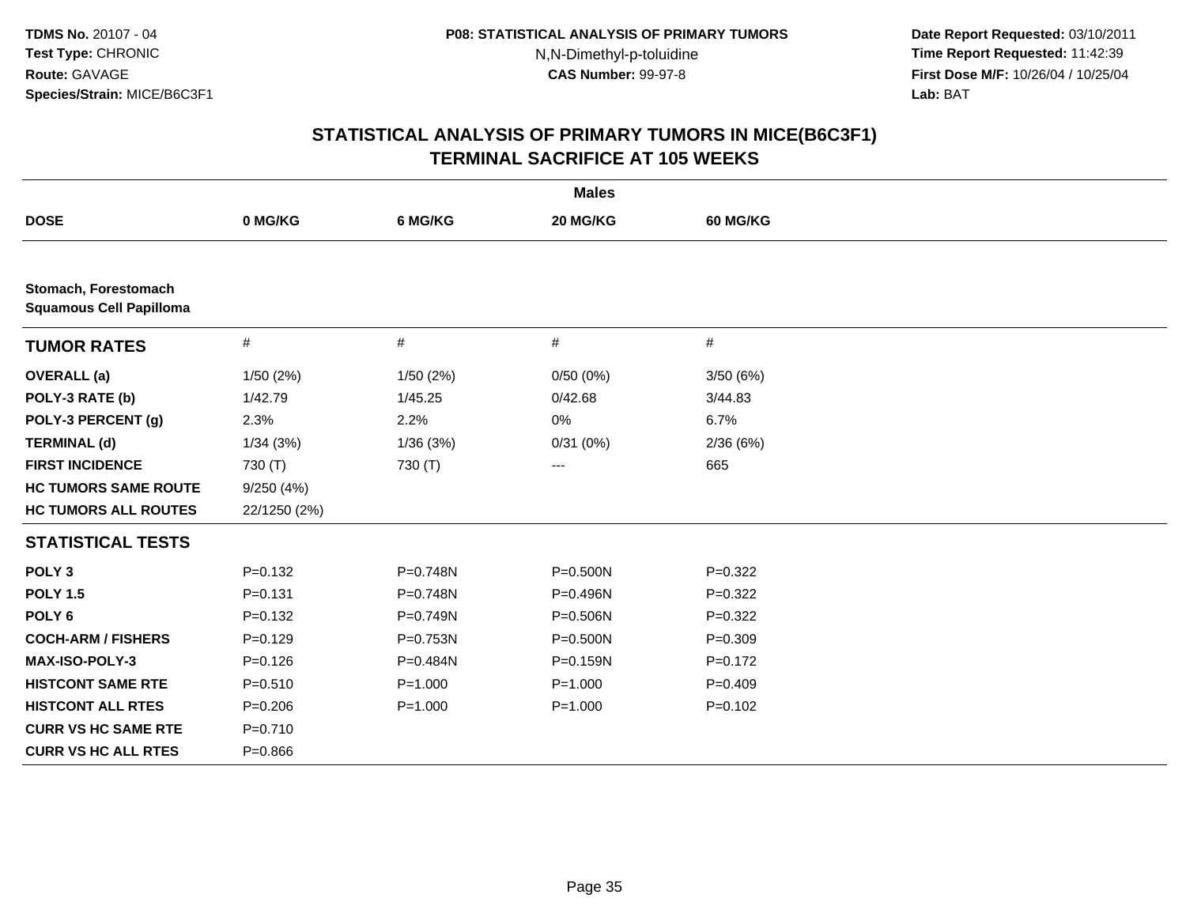# STATISTICAL ANALYSIS OF PRIMARY TUMORS IN MICE(B6C3F1)
## TERMINAL SACRIFICE AT 105 WEEKS

| | Males | | | |
|---|---|---|---|---|
| **DOSE** | **0 MG/KG** | **6 MG/KG** | **20 MG/KG** | **60 MG/KG** |
| **Stomach, Forestomach** | | | | |
| **Squamous Cell Papilloma** | | | | |
| **TUMOR RATES** | # | # | # | # |
| **OVERALL (a)** | 1/50 (2%) | 1/50 (2%) | 0/50 (0%) | 3/50 (6%) |
| **POLY-3 RATE (b)** | 1/42.79 | 1/45.25 | 0/42.68 | 3/44.83 |
| **POLY-3 PERCENT (g)** | 2.3% | 2.2% | 0% | 6.7% |
| **TERMINAL (d)** | 1/34 (3%) | 1/36 (3%) | 0/31 (0%) | 2/36 (6%) |
| **FIRST INCIDENCE** | 730 (T) | 730 (T) | --- | 665 |
| **HC TUMORS SAME ROUTE** | 9/250 (4%) | | | |
| **HC TUMORS ALL ROUTES** | 22/1250 (2%) | | | |
| **STATISTICAL TESTS** | | | | |
| **POLY 3** | P=0.132 | P=0.748N | P=0.500N | P=0.322 |
| **POLY 1.5** | P=0.131 | P=0.748N | P=0.496N | P=0.322 |
| **POLY 6** | P=0.132 | P=0.749N | P=0.506N | P=0.322 |
| **COCH-ARM / FISHERS** | P=0.129 | P=0.753N | P=0.500N | P=0.309 |
| **MAX-ISO-POLY-3** | P=0.126 | P=0.484N | P=0.159N | P=0.172 |
| **HISTCONT SAME RTE** | P=0.510 | P=1.000 | P=1.000 | P=0.409 |
| **HISTCONT ALL RTES** | P=0.206 | P=1.000 | P=1.000 | P=0.102 |
| **CURR VS HC SAME RTE** | P=0.710 | | | |
| **CURR VS HC ALL RTES** | P=0.866 | | | |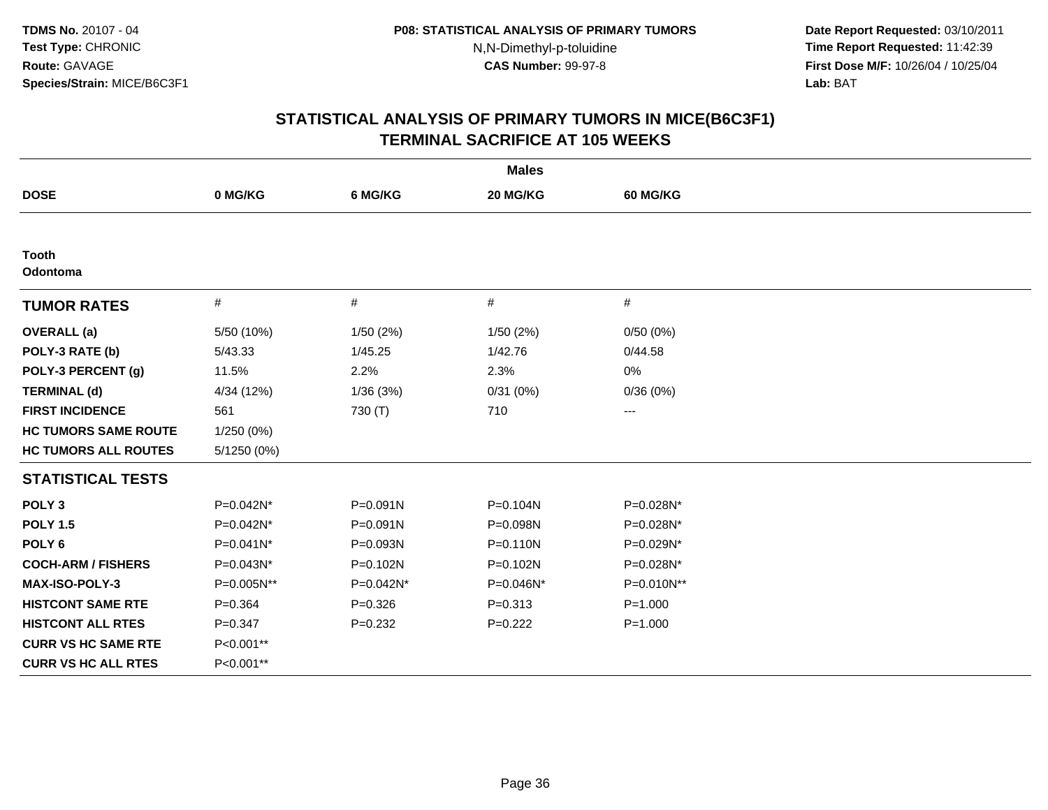**TDMS No.** 20107 - 04
**Test Type:** CHRONIC
**Route:** GAVAGE
**Species/Strain:** MICE/B6C3F1

**P08: STATISTICAL ANALYSIS OF PRIMARY TUMORS**
N,N-Dimethyl-p-toluidine
**CAS Number:** 99-97-8

**Date Report Requested:** 03/10/2011
**Time Report Requested:** 11:42:39
**First Dose M/F:** 10/26/04 / 10/25/04
**Lab:** BAT

## STATISTICAL ANALYSIS OF PRIMARY TUMORS IN MICE(B6C3F1)
## TERMINAL SACRIFICE AT 105 WEEKS

| | Males | | | |
|---|---|---|---|---|
| **DOSE** | **0 MG/KG** | **6 MG/KG** | **20 MG/KG** | **60 MG/KG** |
| **Tooth** | | | | |
| **Odontoma** | | | | |
| **TUMOR RATES** | # | # | # | # |
| **OVERALL (a)** | 5/50 (10%) | 1/50 (2%) | 1/50 (2%) | 0/50 (0%) |
| **POLY-3 RATE (b)** | 5/43.33 | 1/45.25 | 1/42.76 | 0/44.58 |
| **POLY-3 PERCENT (g)** | 11.5% | 2.2% | 2.3% | 0% |
| **TERMINAL (d)** | 4/34 (12%) | 1/36 (3%) | 0/31 (0%) | 0/36 (0%) |
| **FIRST INCIDENCE** | 561 | 730 (T) | 710 | --- |
| **HC TUMORS SAME ROUTE** | 1/250 (0%) | | | |
| **HC TUMORS ALL ROUTES** | 5/1250 (0%) | | | |
| **STATISTICAL TESTS** | | | | |
| **POLY 3** | P=0.042N* | P=0.091N | P=0.104N | P=0.028N* |
| **POLY 1.5** | P=0.042N* | P=0.091N | P=0.098N | P=0.028N* |
| **POLY 6** | P=0.041N* | P=0.093N | P=0.110N | P=0.029N* |
| **COCH-ARM / FISHERS** | P=0.043N* | P=0.102N | P=0.102N | P=0.028N* |
| **MAX-ISO-POLY-3** | P=0.005N** | P=0.042N* | P=0.046N* | P=0.010N** |
| **HISTCONT SAME RTE** | P=0.364 | P=0.326 | P=0.313 | P=1.000 |
| **HISTCONT ALL RTES** | P=0.347 | P=0.232 | P=0.222 | P=1.000 |
| **CURR VS HC SAME RTE** | P<0.001** | | | |
| **CURR VS HC ALL RTES** | P<0.001** | | | |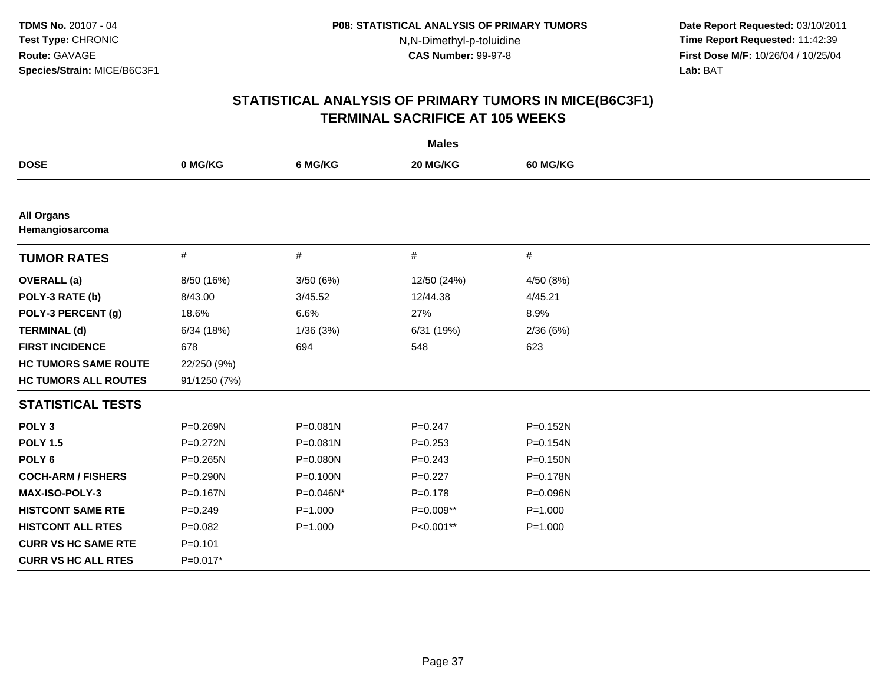**TDMS No.** 20107 - 04
**Test Type:** CHRONIC
**Route:** GAVAGE
**Species/Strain:** MICE/B6C3F1

**P08: STATISTICAL ANALYSIS OF PRIMARY TUMORS**
N,N-Dimethyl-p-toluidine
**CAS Number:** 99-97-8

**Date Report Requested:** 03/10/2011
**Time Report Requested:** 11:42:39
**First Dose M/F:** 10/26/04 / 10/25/04
**Lab:** BAT

## STATISTICAL ANALYSIS OF PRIMARY TUMORS IN MICE(B6C3F1)
## TERMINAL SACRIFICE AT 105 WEEKS

| | Males | | | |
|---|---|---|---|---|
| **DOSE** | **0 MG/KG** | **6 MG/KG** | **20 MG/KG** | **60 MG/KG** |
| **All Organs** | | | | |
| **Hemangiosarcoma** | | | | |
| **TUMOR RATES** | # | # | # | # |
| **OVERALL (a)** | 8/50 (16%) | 3/50 (6%) | 12/50 (24%) | 4/50 (8%) |
| **POLY-3 RATE (b)** | 8/43.00 | 3/45.52 | 12/44.38 | 4/45.21 |
| **POLY-3 PERCENT (g)** | 18.6% | 6.6% | 27% | 8.9% |
| **TERMINAL (d)** | 6/34 (18%) | 1/36 (3%) | 6/31 (19%) | 2/36 (6%) |
| **FIRST INCIDENCE** | 678 | 694 | 548 | 623 |
| **HC TUMORS SAME ROUTE** | 22/250 (9%) | | | |
| **HC TUMORS ALL ROUTES** | 91/1250 (7%) | | | |
| **STATISTICAL TESTS** | | | | |
| **POLY 3** | P=0.269N | P=0.081N | P=0.247 | P=0.152N |
| **POLY 1.5** | P=0.272N | P=0.081N | P=0.253 | P=0.154N |
| **POLY 6** | P=0.265N | P=0.080N | P=0.243 | P=0.150N |
| **COCH-ARM / FISHERS** | P=0.290N | P=0.100N | P=0.227 | P=0.178N |
| **MAX-ISO-POLY-3** | P=0.167N | P=0.046N* | P=0.178 | P=0.096N |
| **HISTCONT SAME RTE** | P=0.249 | P=1.000 | P=0.009** | P=1.000 |
| **HISTCONT ALL RTES** | P=0.082 | P=1.000 | P<0.001** | P=1.000 |
| **CURR VS HC SAME RTE** | P=0.101 | | | |
| **CURR VS HC ALL RTES** | P=0.017* | | | |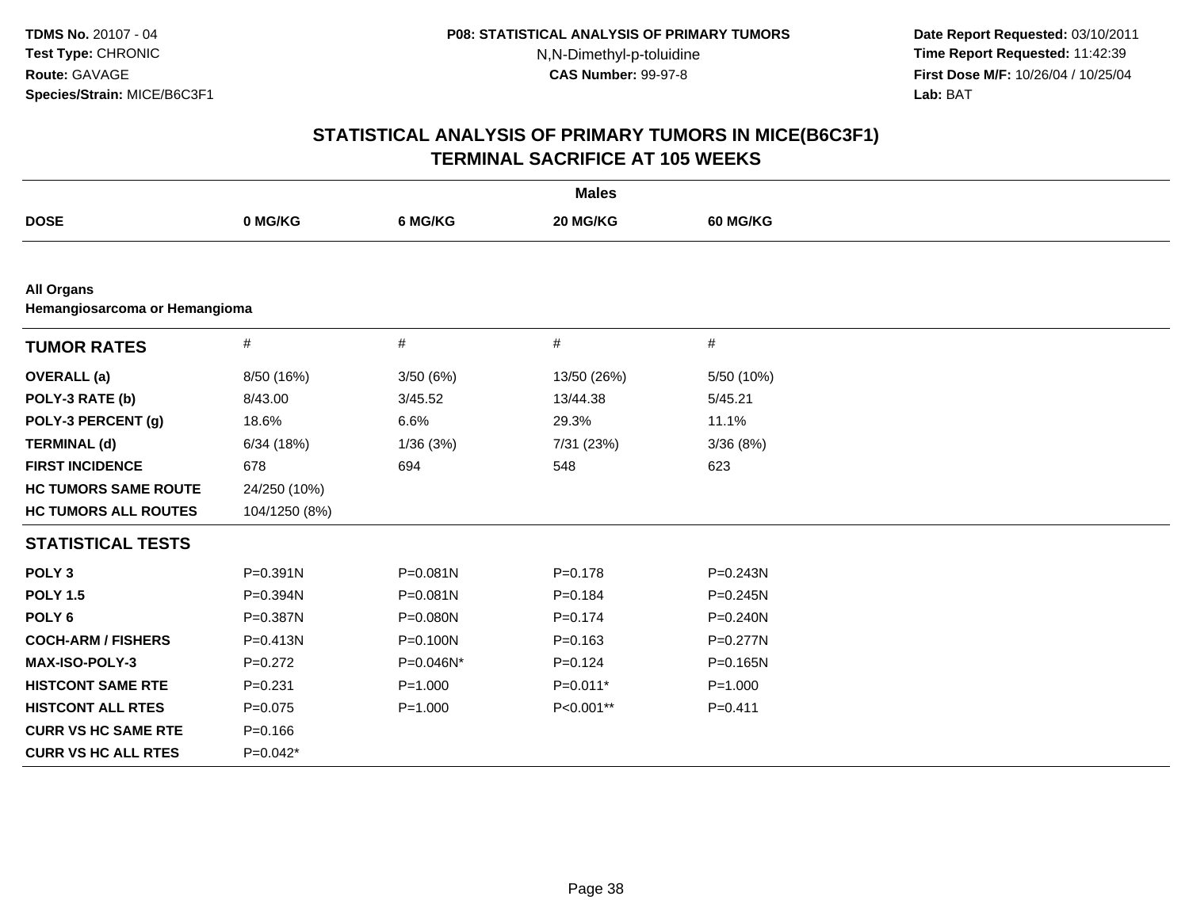**TDMS No.** 20107 - 04
**Test Type:** CHRONIC
**Route:** GAVAGE
**Species/Strain:** MICE/B6C3F1

**P08: STATISTICAL ANALYSIS OF PRIMARY TUMORS**
N,N-Dimethyl-p-toluidine
**CAS Number:** 99-97-8

**Date Report Requested:** 03/10/2011
**Time Report Requested:** 11:42:39
**First Dose M/F:** 10/26/04 / 10/25/04
**Lab:** BAT

# STATISTICAL ANALYSIS OF PRIMARY TUMORS IN MICE(B6C3F1) TERMINAL SACRIFICE AT 105 WEEKS

**Males**

| DOSE | 0 MG/KG | 6 MG/KG | 20 MG/KG | 60 MG/KG |
|---|---|---|---|---|
| **All Organs** | | | | |
| **Hemangiosarcoma or Hemangioma** | | | | |
| **TUMOR RATES** | # | # | # | # |
| **OVERALL (a)** | 8/50 (16%) | 3/50 (6%) | 13/50 (26%) | 5/50 (10%) |
| **POLY-3 RATE (b)** | 8/43.00 | 3/45.52 | 13/44.38 | 5/45.21 |
| **POLY-3 PERCENT (g)** | 18.6% | 6.6% | 29.3% | 11.1% |
| **TERMINAL (d)** | 6/34 (18%) | 1/36 (3%) | 7/31 (23%) | 3/36 (8%) |
| **FIRST INCIDENCE** | 678 | 694 | 548 | 623 |
| **HC TUMORS SAME ROUTE** | 24/250 (10%) | | | |
| **HC TUMORS ALL ROUTES** | 104/1250 (8%) | | | |
| **STATISTICAL TESTS** | | | | |
| **POLY 3** | P=0.391N | P=0.081N | P=0.178 | P=0.243N |
| **POLY 1.5** | P=0.394N | P=0.081N | P=0.184 | P=0.245N |
| **POLY 6** | P=0.387N | P=0.080N | P=0.174 | P=0.240N |
| **COCH-ARM / FISHERS** | P=0.413N | P=0.100N | P=0.163 | P=0.277N |
| **MAX-ISO-POLY-3** | P=0.272 | P=0.046N* | P=0.124 | P=0.165N |
| **HISTCONT SAME RTE** | P=0.231 | P=1.000 | P=0.011* | P=1.000 |
| **HISTCONT ALL RTES** | P=0.075 | P=1.000 | P<0.001** | P=0.411 |
| **CURR VS HC SAME RTE** | P=0.166 | | | |
| **CURR VS HC ALL RTES** | P=0.042* | | | |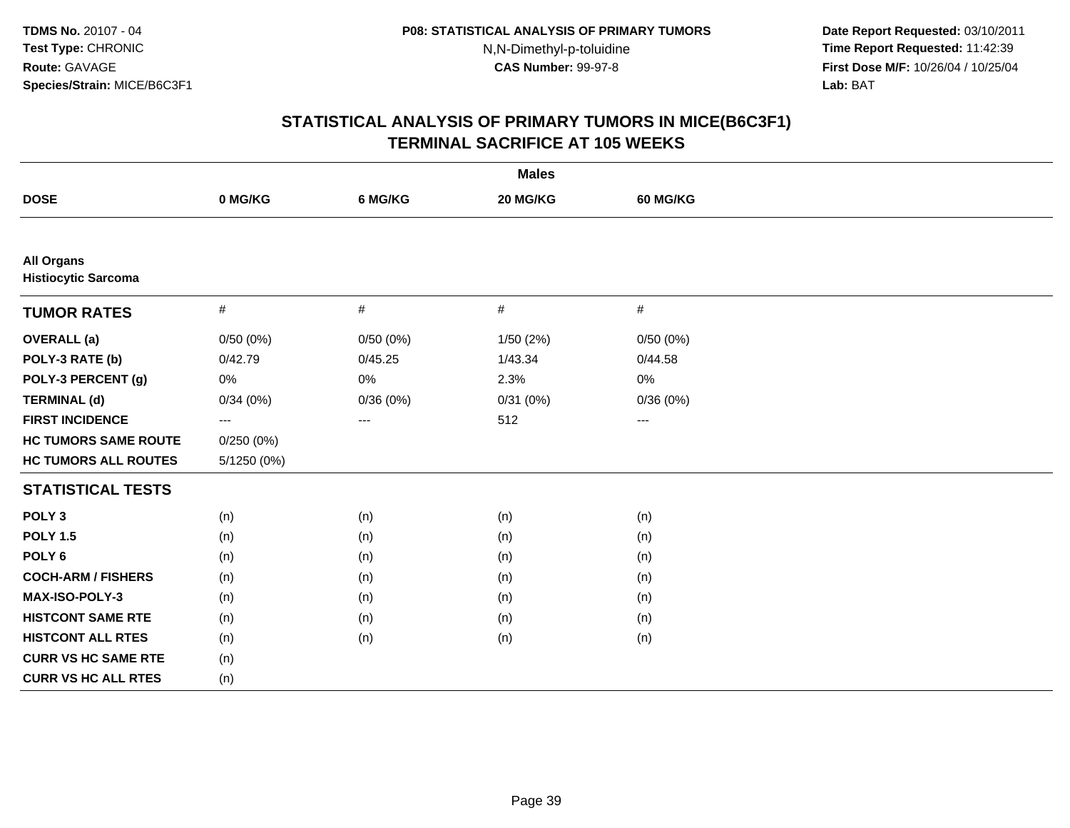**TDMS No.** 20107 - 04
**Test Type:** CHRONIC
**Route:** GAVAGE
**Species/Strain:** MICE/B6C3F1

**P08: STATISTICAL ANALYSIS OF PRIMARY TUMORS**
N,N-Dimethyl-p-toluidine
**CAS Number:** 99-97-8

**Date Report Requested:** 03/10/2011
**Time Report Requested:** 11:42:39
**First Dose M/F:** 10/26/04 / 10/25/04
**Lab:** BAT

## STATISTICAL ANALYSIS OF PRIMARY TUMORS IN MICE(B6C3F1) TERMINAL SACRIFICE AT 105 WEEKS

| | Males | | | |
|---|---|---|---|---|
| **DOSE** | **0 MG/KG** | **6 MG/KG** | **20 MG/KG** | **60 MG/KG** |
| **All Organs** | | | | |
| **Histiocytic Sarcoma** | | | | |
| **TUMOR RATES** | # | # | # | # |
| **OVERALL (a)** | 0/50 (0%) | 0/50 (0%) | 1/50 (2%) | 0/50 (0%) |
| **POLY-3 RATE (b)** | 0/42.79 | 0/45.25 | 1/43.34 | 0/44.58 |
| **POLY-3 PERCENT (g)** | 0% | 0% | 2.3% | 0% |
| **TERMINAL (d)** | 0/34 (0%) | 0/36 (0%) | 0/31 (0%) | 0/36 (0%) |
| **FIRST INCIDENCE** | --- | --- | 512 | --- |
| **HC TUMORS SAME ROUTE** | 0/250 (0%) | | | |
| **HC TUMORS ALL ROUTES** | 5/1250 (0%) | | | |
| **STATISTICAL TESTS** | | | | |
| **POLY 3** | (n) | (n) | (n) | (n) |
| **POLY 1.5** | (n) | (n) | (n) | (n) |
| **POLY 6** | (n) | (n) | (n) | (n) |
| **COCH-ARM / FISHERS** | (n) | (n) | (n) | (n) |
| **MAX-ISO-POLY-3** | (n) | (n) | (n) | (n) |
| **HISTCONT SAME RTE** | (n) | (n) | (n) | (n) |
| **HISTCONT ALL RTES** | (n) | (n) | (n) | (n) |
| **CURR VS HC SAME RTE** | (n) | | | |
| **CURR VS HC ALL RTES** | (n) | | | |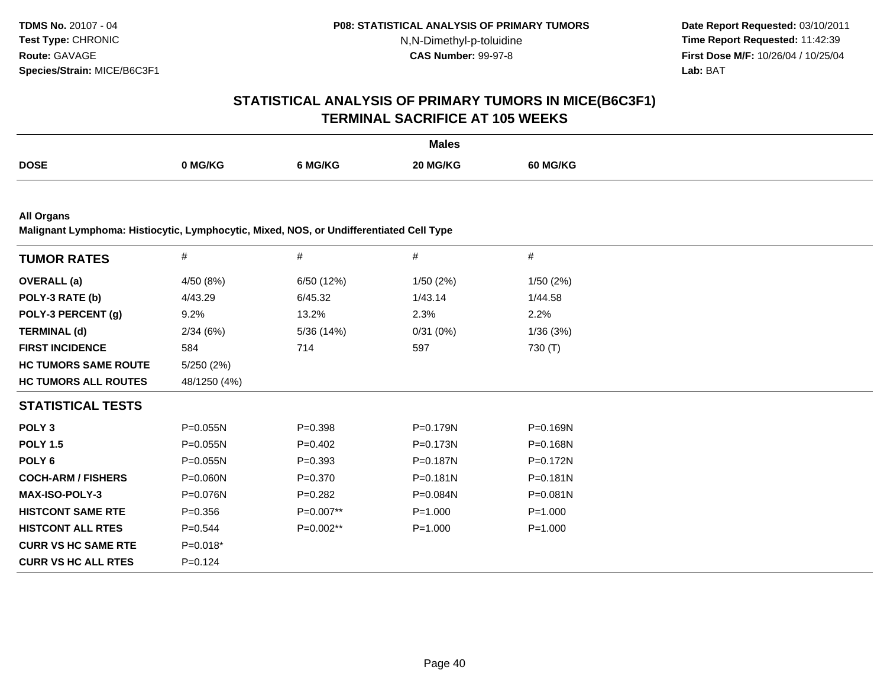**TDMS No.** 20107 - 04
**Test Type:** CHRONIC
**Route:** GAVAGE
**Species/Strain:** MICE/B6C3F1

**P08: STATISTICAL ANALYSIS OF PRIMARY TUMORS**
N,N-Dimethyl-p-toluidine
**CAS Number:** 99-97-8

**Date Report Requested:** 03/10/2011
**Time Report Requested:** 11:42:39
**First Dose M/F:** 10/26/04 / 10/25/04
**Lab:** BAT

## STATISTICAL ANALYSIS OF PRIMARY TUMORS IN MICE(B6C3F1)
## TERMINAL SACRIFICE AT 105 WEEKS

| | Males | | | |
|---|---|---|---|---|
| **DOSE** | **0 MG/KG** | **6 MG/KG** | **20 MG/KG** | **60 MG/KG** |

**All Organs**
**Malignant Lymphoma: Histiocytic, Lymphocytic, Mixed, NOS, or Undifferentiated Cell Type**

| **TUMOR RATES** | # | # | # | # |
|---|---|---|---|---|
| **OVERALL (a)** | 4/50 (8%) | 6/50 (12%) | 1/50 (2%) | 1/50 (2%) |
| **POLY-3 RATE (b)** | 4/43.29 | 6/45.32 | 1/43.14 | 1/44.58 |
| **POLY-3 PERCENT (g)** | 9.2% | 13.2% | 2.3% | 2.2% |
| **TERMINAL (d)** | 2/34 (6%) | 5/36 (14%) | 0/31 (0%) | 1/36 (3%) |
| **FIRST INCIDENCE** | 584 | 714 | 597 | 730 (T) |
| **HC TUMORS SAME ROUTE** | 5/250 (2%) | | | |
| **HC TUMORS ALL ROUTES** | 48/1250 (4%) | | | |
| **STATISTICAL TESTS** | | | | |
| **POLY 3** | P=0.055N | P=0.398 | P=0.179N | P=0.169N |
| **POLY 1.5** | P=0.055N | P=0.402 | P=0.173N | P=0.168N |
| **POLY 6** | P=0.055N | P=0.393 | P=0.187N | P=0.172N |
| **COCH-ARM / FISHERS** | P=0.060N | P=0.370 | P=0.181N | P=0.181N |
| **MAX-ISO-POLY-3** | P=0.076N | P=0.282 | P=0.084N | P=0.081N |
| **HISTCONT SAME RTE** | P=0.356 | P=0.007** | P=1.000 | P=1.000 |
| **HISTCONT ALL RTES** | P=0.544 | P=0.002** | P=1.000 | P=1.000 |
| **CURR VS HC SAME RTE** | P=0.018* | | | |
| **CURR VS HC ALL RTES** | P=0.124 | | | |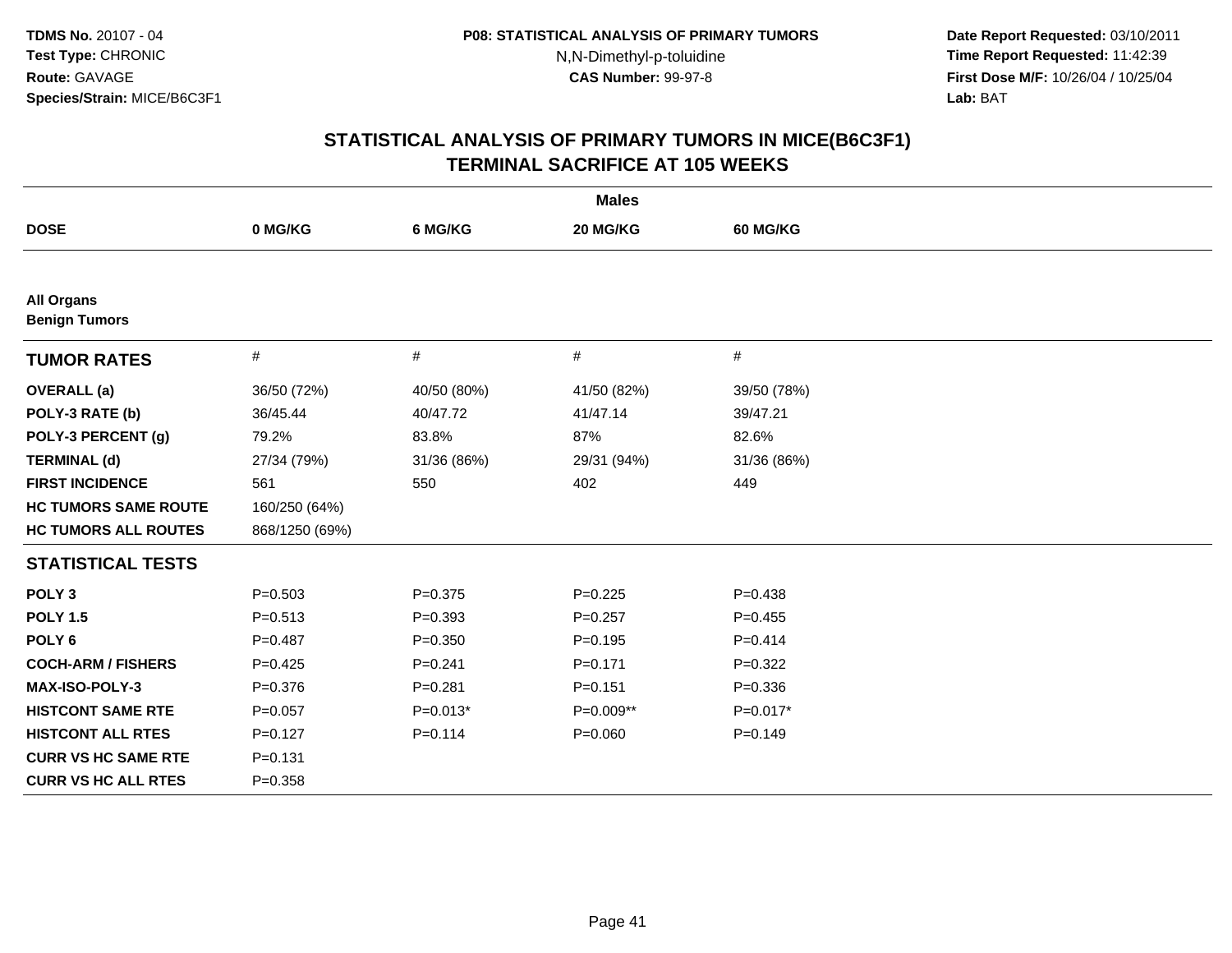**TDMS No.** 20107 - 04
**Test Type:** CHRONIC
**Route:** GAVAGE
**Species/Strain:** MICE/B6C3F1

**P08: STATISTICAL ANALYSIS OF PRIMARY TUMORS**
N,N-Dimethyl-p-toluidine
**CAS Number:** 99-97-8

**Date Report Requested:** 03/10/2011
**Time Report Requested:** 11:42:39
**First Dose M/F:** 10/26/04 / 10/25/04
**Lab:** BAT

# STATISTICAL ANALYSIS OF PRIMARY TUMORS IN MICE(B6C3F1)
## TERMINAL SACRIFICE AT 105 WEEKS

| | Males | | | |
|---|---|---|---|---|
| **DOSE** | **0 MG/KG** | **6 MG/KG** | **20 MG/KG** | **60 MG/KG** |
| **All Organs** | | | | |
| **Benign Tumors** | | | | |
| **TUMOR RATES** | # | # | # | # |
| **OVERALL (a)** | 36/50 (72%) | 40/50 (80%) | 41/50 (82%) | 39/50 (78%) |
| **POLY-3 RATE (b)** | 36/45.44 | 40/47.72 | 41/47.14 | 39/47.21 |
| **POLY-3 PERCENT (g)** | 79.2% | 83.8% | 87% | 82.6% |
| **TERMINAL (d)** | 27/34 (79%) | 31/36 (86%) | 29/31 (94%) | 31/36 (86%) |
| **FIRST INCIDENCE** | 561 | 550 | 402 | 449 |
| **HC TUMORS SAME ROUTE** | 160/250 (64%) | | | |
| **HC TUMORS ALL ROUTES** | 868/1250 (69%) | | | |
| **STATISTICAL TESTS** | | | | |
| **POLY 3** | P=0.503 | P=0.375 | P=0.225 | P=0.438 |
| **POLY 1.5** | P=0.513 | P=0.393 | P=0.257 | P=0.455 |
| **POLY 6** | P=0.487 | P=0.350 | P=0.195 | P=0.414 |
| **COCH-ARM / FISHERS** | P=0.425 | P=0.241 | P=0.171 | P=0.322 |
| **MAX-ISO-POLY-3** | P=0.376 | P=0.281 | P=0.151 | P=0.336 |
| **HISTCONT SAME RTE** | P=0.057 | P=0.013* | P=0.009** | P=0.017* |
| **HISTCONT ALL RTES** | P=0.127 | P=0.114 | P=0.060 | P=0.149 |
| **CURR VS HC SAME RTE** | P=0.131 | | | |
| **CURR VS HC ALL RTES** | P=0.358 | | | |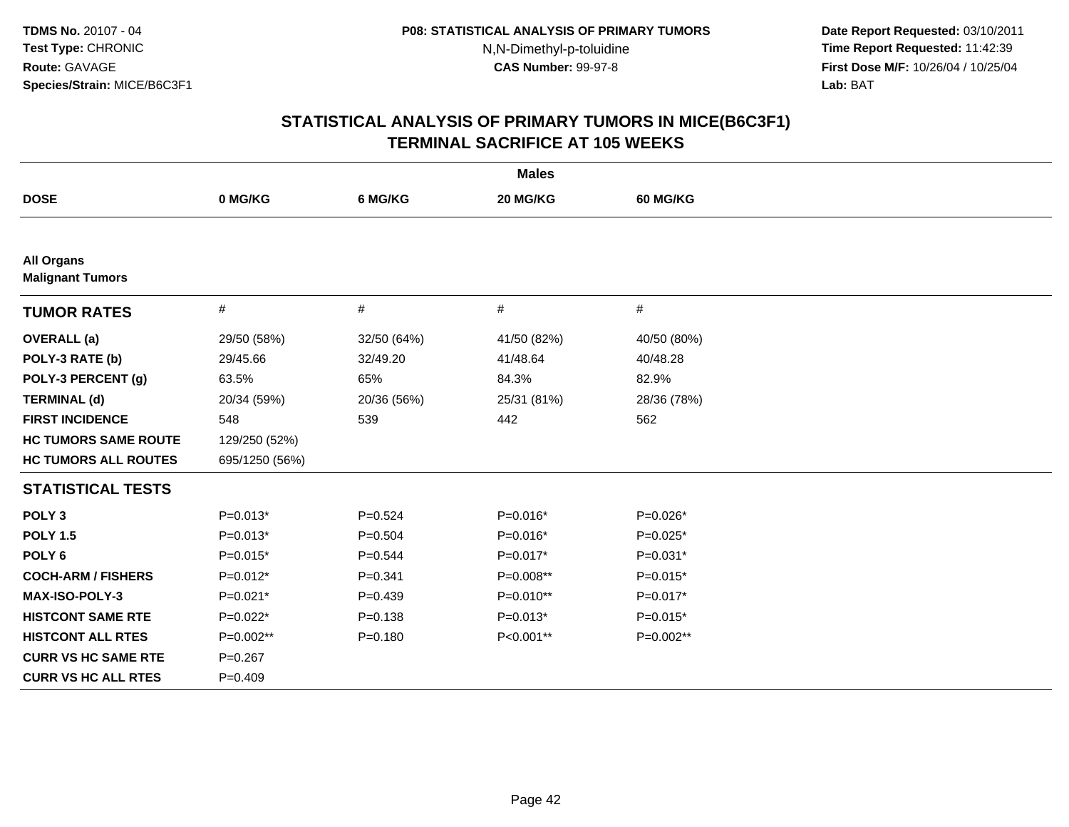**TDMS No.** 20107 - 04
**Test Type:** CHRONIC
**Route:** GAVAGE
**Species/Strain:** MICE/B6C3F1

**P08: STATISTICAL ANALYSIS OF PRIMARY TUMORS**
N,N-Dimethyl-p-toluidine
**CAS Number:** 99-97-8

**Date Report Requested:** 03/10/2011
**Time Report Requested:** 11:42:39
**First Dose M/F:** 10/26/04 / 10/25/04
**Lab:** BAT

# STATISTICAL ANALYSIS OF PRIMARY TUMORS IN MICE(B6C3F1)
## TERMINAL SACRIFICE AT 105 WEEKS

| | Males | | | |
|---|---|---|---|---|
| **DOSE** | **0 MG/KG** | **6 MG/KG** | **20 MG/KG** | **60 MG/KG** |
| **All Organs** | | | | |
| **Malignant Tumors** | | | | |
| **TUMOR RATES** | # | # | # | # |
| **OVERALL (a)** | 29/50 (58%) | 32/50 (64%) | 41/50 (82%) | 40/50 (80%) |
| **POLY-3 RATE (b)** | 29/45.66 | 32/49.20 | 41/48.64 | 40/48.28 |
| **POLY-3 PERCENT (g)** | 63.5% | 65% | 84.3% | 82.9% |
| **TERMINAL (d)** | 20/34 (59%) | 20/36 (56%) | 25/31 (81%) | 28/36 (78%) |
| **FIRST INCIDENCE** | 548 | 539 | 442 | 562 |
| **HC TUMORS SAME ROUTE** | 129/250 (52%) | | | |
| **HC TUMORS ALL ROUTES** | 695/1250 (56%) | | | |
| **STATISTICAL TESTS** | | | | |
| **POLY 3** | P=0.013* | P=0.524 | P=0.016* | P=0.026* |
| **POLY 1.5** | P=0.013* | P=0.504 | P=0.016* | P=0.025* |
| **POLY 6** | P=0.015* | P=0.544 | P=0.017* | P=0.031* |
| **COCH-ARM / FISHERS** | P=0.012* | P=0.341 | P=0.008** | P=0.015* |
| **MAX-ISO-POLY-3** | P=0.021* | P=0.439 | P=0.010** | P=0.017* |
| **HISTCONT SAME RTE** | P=0.022* | P=0.138 | P=0.013* | P=0.015* |
| **HISTCONT ALL RTES** | P=0.002** | P=0.180 | P<0.001** | P=0.002** |
| **CURR VS HC SAME RTE** | P=0.267 | | | |
| **CURR VS HC ALL RTES** | P=0.409 | | | |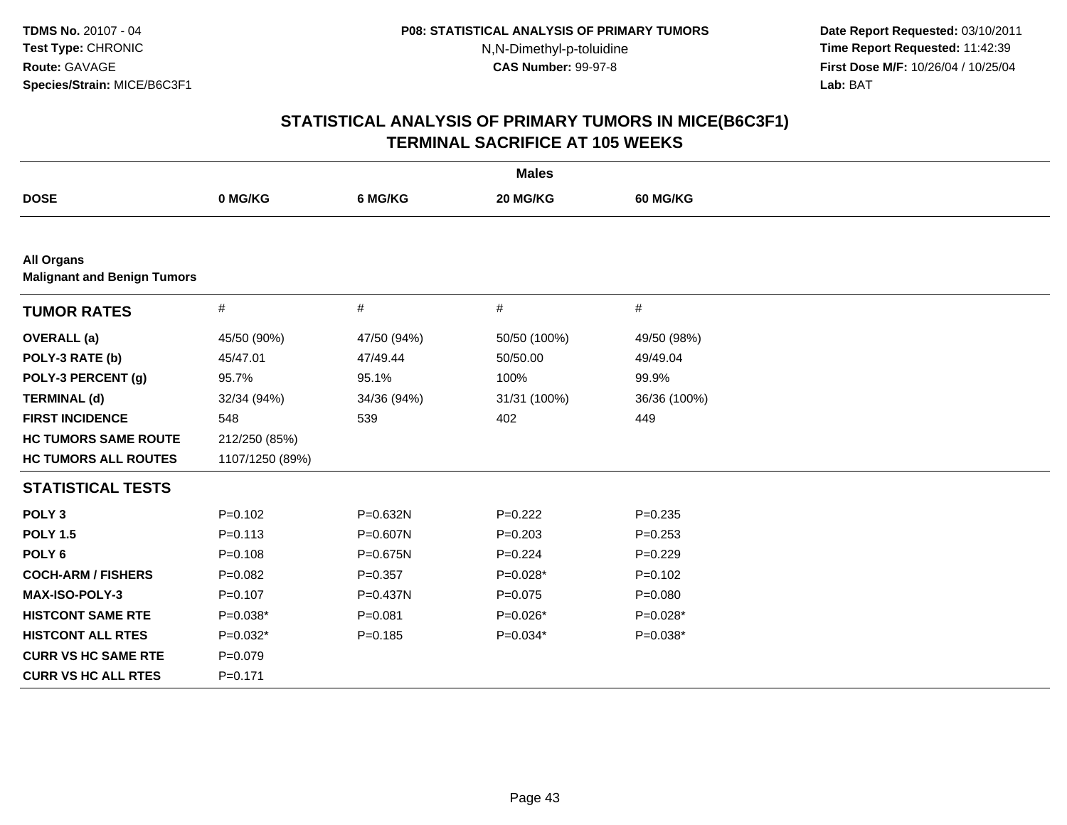TDMS No. 20107 - 04
Test Type: CHRONIC
Route: GAVAGE
Species/Strain: MICE/B6C3F1

P08: STATISTICAL ANALYSIS OF PRIMARY TUMORS
N,N-Dimethyl-p-toluidine
CAS Number: 99-97-8

Date Report Requested: 03/10/2011
Time Report Requested: 11:42:39
First Dose M/F: 10/26/04 / 10/25/04
Lab: BAT

## STATISTICAL ANALYSIS OF PRIMARY TUMORS IN MICE(B6C3F1)
## TERMINAL SACRIFICE AT 105 WEEKS

| | Males | | | |
|---|---|---|---|---|
| **DOSE** | **0 MG/KG** | **6 MG/KG** | **20 MG/KG** | **60 MG/KG** |
| **All Organs** | | | | |
| **Malignant and Benign Tumors** | | | | |
| **TUMOR RATES** | # | # | # | # |
| **OVERALL (a)** | 45/50 (90%) | 47/50 (94%) | 50/50 (100%) | 49/50 (98%) |
| **POLY-3 RATE (b)** | 45/47.01 | 47/49.44 | 50/50.00 | 49/49.04 |
| **POLY-3 PERCENT (g)** | 95.7% | 95.1% | 100% | 99.9% |
| **TERMINAL (d)** | 32/34 (94%) | 34/36 (94%) | 31/31 (100%) | 36/36 (100%) |
| **FIRST INCIDENCE** | 548 | 539 | 402 | 449 |
| **HC TUMORS SAME ROUTE** | 212/250 (85%) | | | |
| **HC TUMORS ALL ROUTES** | 1107/1250 (89%) | | | |
| **STATISTICAL TESTS** | | | | |
| **POLY 3** | P=0.102 | P=0.632N | P=0.222 | P=0.235 |
| **POLY 1.5** | P=0.113 | P=0.607N | P=0.203 | P=0.253 |
| **POLY 6** | P=0.108 | P=0.675N | P=0.224 | P=0.229 |
| **COCH-ARM / FISHERS** | P=0.082 | P=0.357 | P=0.028* | P=0.102 |
| **MAX-ISO-POLY-3** | P=0.107 | P=0.437N | P=0.075 | P=0.080 |
| **HISTCONT SAME RTE** | P=0.038* | P=0.081 | P=0.026* | P=0.028* |
| **HISTCONT ALL RTES** | P=0.032* | P=0.185 | P=0.034* | P=0.038* |
| **CURR VS HC SAME RTE** | P=0.079 | | | |
| **CURR VS HC ALL RTES** | P=0.171 | | | |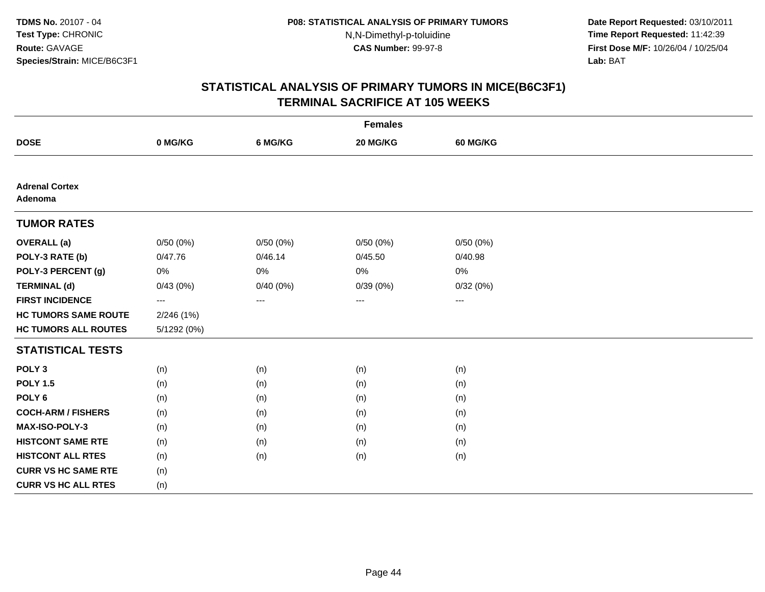TDMS No. 20107 - 04
Test Type: CHRONIC
Route: GAVAGE
Species/Strain: MICE/B6C3F1

P08: STATISTICAL ANALYSIS OF PRIMARY TUMORS
N,N-Dimethyl-p-toluidine
CAS Number: 99-97-8

Date Report Requested: 03/10/2011
Time Report Requested: 11:42:39
First Dose M/F: 10/26/04 / 10/25/04
Lab: BAT

## STATISTICAL ANALYSIS OF PRIMARY TUMORS IN MICE(B6C3F1)
## TERMINAL SACRIFICE AT 105 WEEKS

| | Females | | | |
|---|---|---|---|---|
| **DOSE** | **0 MG/KG** | **6 MG/KG** | **20 MG/KG** | **60 MG/KG** |
| **Adrenal Cortex Adenoma** | | | | |
| **TUMOR RATES** | | | | |
| **OVERALL (a)** | 0/50 (0%) | 0/50 (0%) | 0/50 (0%) | 0/50 (0%) |
| **POLY-3 RATE (b)** | 0/47.76 | 0/46.14 | 0/45.50 | 0/40.98 |
| **POLY-3 PERCENT (g)** | 0% | 0% | 0% | 0% |
| **TERMINAL (d)** | 0/43 (0%) | 0/40 (0%) | 0/39 (0%) | 0/32 (0%) |
| **FIRST INCIDENCE** | --- | --- | --- | --- |
| **HC TUMORS SAME ROUTE** | 2/246 (1%) | | | |
| **HC TUMORS ALL ROUTES** | 5/1292 (0%) | | | |
| **STATISTICAL TESTS** | | | | |
| **POLY 3** | (n) | (n) | (n) | (n) |
| **POLY 1.5** | (n) | (n) | (n) | (n) |
| **POLY 6** | (n) | (n) | (n) | (n) |
| **COCH-ARM / FISHERS** | (n) | (n) | (n) | (n) |
| **MAX-ISO-POLY-3** | (n) | (n) | (n) | (n) |
| **HISTCONT SAME RTE** | (n) | (n) | (n) | (n) |
| **HISTCONT ALL RTES** | (n) | (n) | (n) | (n) |
| **CURR VS HC SAME RTE** | (n) | | | |
| **CURR VS HC ALL RTES** | (n) | | | |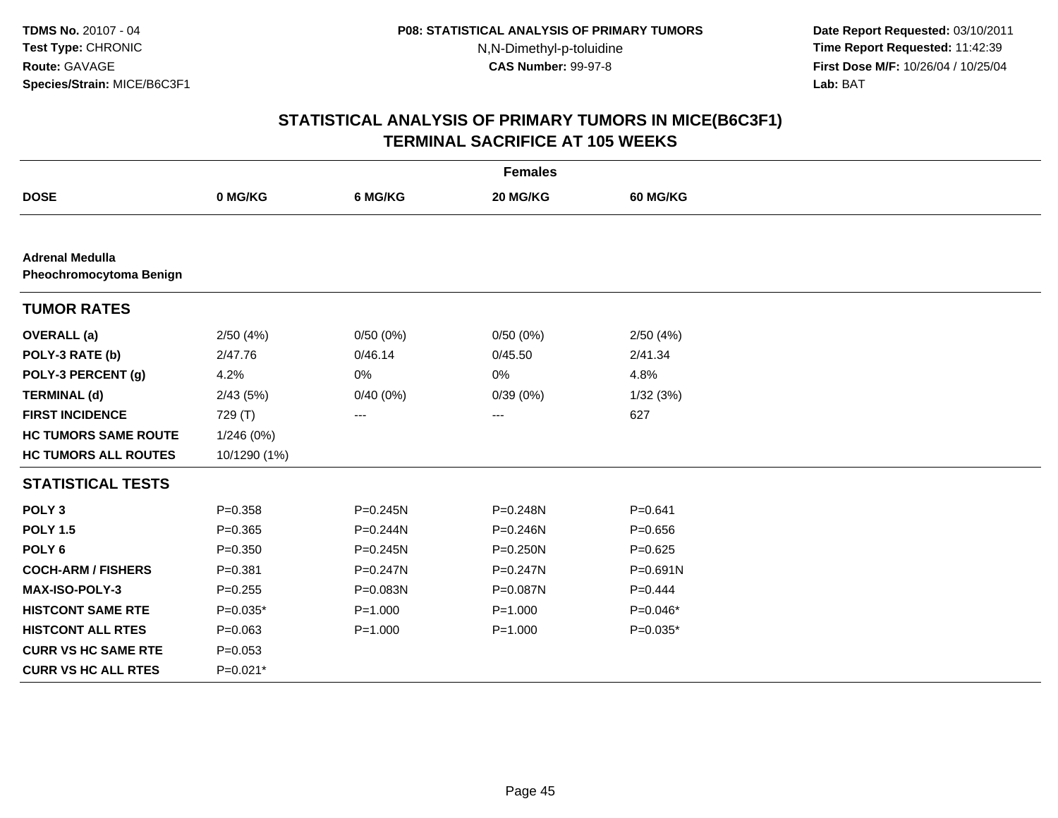**TDMS No.** 20107 - 04
**Test Type:** CHRONIC
**Route:** GAVAGE
**Species/Strain:** MICE/B6C3F1

**P08: STATISTICAL ANALYSIS OF PRIMARY TUMORS**
N,N-Dimethyl-p-toluidine
**CAS Number:** 99-97-8

**Date Report Requested:** 03/10/2011
**Time Report Requested:** 11:42:39
**First Dose M/F:** 10/26/04 / 10/25/04
**Lab:** BAT

## STATISTICAL ANALYSIS OF PRIMARY TUMORS IN MICE(B6C3F1)
## TERMINAL SACRIFICE AT 105 WEEKS

| | Females | | | |
|---|---|---|---|---|
| **DOSE** | **0 MG/KG** | **6 MG/KG** | **20 MG/KG** | **60 MG/KG** |
| **Adrenal Medulla** | | | | |
| **Pheochromocytoma Benign** | | | | |
| **TUMOR RATES** | | | | |
| **OVERALL (a)** | 2/50 (4%) | 0/50 (0%) | 0/50 (0%) | 2/50 (4%) |
| **POLY-3 RATE (b)** | 2/47.76 | 0/46.14 | 0/45.50 | 2/41.34 |
| **POLY-3 PERCENT (g)** | 4.2% | 0% | 0% | 4.8% |
| **TERMINAL (d)** | 2/43 (5%) | 0/40 (0%) | 0/39 (0%) | 1/32 (3%) |
| **FIRST INCIDENCE** | 729 (T) | --- | --- | 627 |
| **HC TUMORS SAME ROUTE** | 1/246 (0%) | | | |
| **HC TUMORS ALL ROUTES** | 10/1290 (1%) | | | |
| **STATISTICAL TESTS** | | | | |
| **POLY 3** | P=0.358 | P=0.245N | P=0.248N | P=0.641 |
| **POLY 1.5** | P=0.365 | P=0.244N | P=0.246N | P=0.656 |
| **POLY 6** | P=0.350 | P=0.245N | P=0.250N | P=0.625 |
| **COCH-ARM / FISHERS** | P=0.381 | P=0.247N | P=0.247N | P=0.691N |
| **MAX-ISO-POLY-3** | P=0.255 | P=0.083N | P=0.087N | P=0.444 |
| **HISTCONT SAME RTE** | P=0.035* | P=1.000 | P=1.000 | P=0.046* |
| **HISTCONT ALL RTES** | P=0.063 | P=1.000 | P=1.000 | P=0.035* |
| **CURR VS HC SAME RTE** | P=0.053 | | | |
| **CURR VS HC ALL RTES** | P=0.021* | | | |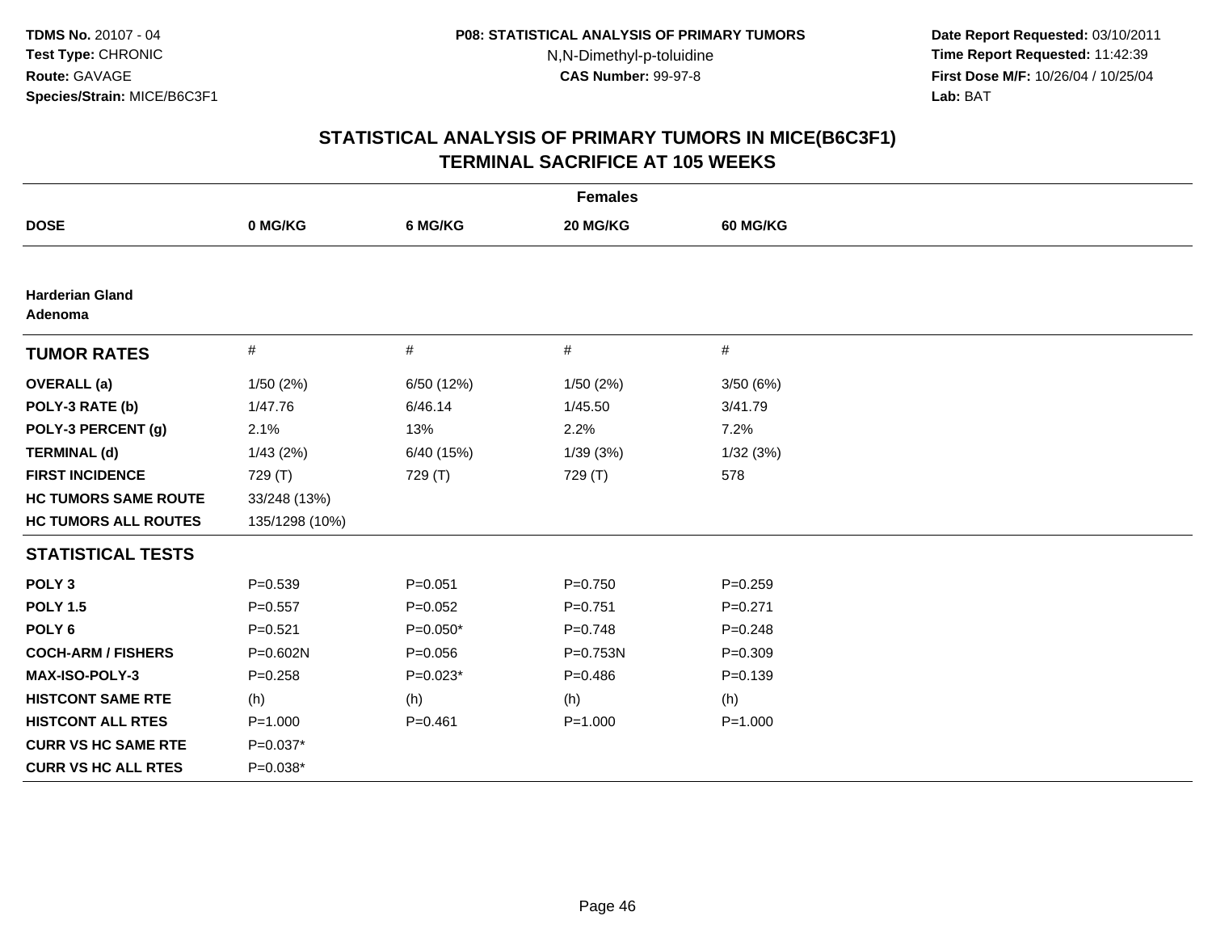**TDMS No.** 20107 - 04
**Test Type:** CHRONIC
**Route:** GAVAGE
**Species/Strain:** MICE/B6C3F1

**P08: STATISTICAL ANALYSIS OF PRIMARY TUMORS**
N,N-Dimethyl-p-toluidine
**CAS Number:** 99-97-8

**Date Report Requested:** 03/10/2011
**Time Report Requested:** 11:42:39
**First Dose M/F:** 10/26/04 / 10/25/04
**Lab:** BAT

## STATISTICAL ANALYSIS OF PRIMARY TUMORS IN MICE(B6C3F1)
## TERMINAL SACRIFICE AT 105 WEEKS

**Females**

| DOSE | 0 MG/KG | 6 MG/KG | 20 MG/KG | 60 MG/KG |
|---|---|---|---|---|
| **Harderian Gland** | | | | |
| **Adenoma** | | | | |
| **TUMOR RATES** | # | # | # | # |
| **OVERALL (a)** | 1/50 (2%) | 6/50 (12%) | 1/50 (2%) | 3/50 (6%) |
| **POLY-3 RATE (b)** | 1/47.76 | 6/46.14 | 1/45.50 | 3/41.79 |
| **POLY-3 PERCENT (g)** | 2.1% | 13% | 2.2% | 7.2% |
| **TERMINAL (d)** | 1/43 (2%) | 6/40 (15%) | 1/39 (3%) | 1/32 (3%) |
| **FIRST INCIDENCE** | 729 (T) | 729 (T) | 729 (T) | 578 |
| **HC TUMORS SAME ROUTE** | 33/248 (13%) | | | |
| **HC TUMORS ALL ROUTES** | 135/1298 (10%) | | | |
| **STATISTICAL TESTS** | | | | |
| **POLY 3** | P=0.539 | P=0.051 | P=0.750 | P=0.259 |
| **POLY 1.5** | P=0.557 | P=0.052 | P=0.751 | P=0.271 |
| **POLY 6** | P=0.521 | P=0.050* | P=0.748 | P=0.248 |
| **COCH-ARM / FISHERS** | P=0.602N | P=0.056 | P=0.753N | P=0.309 |
| **MAX-ISO-POLY-3** | P=0.258 | P=0.023* | P=0.486 | P=0.139 |
| **HISTCONT SAME RTE** | (h) | (h) | (h) | (h) |
| **HISTCONT ALL RTES** | P=1.000 | P=0.461 | P=1.000 | P=1.000 |
| **CURR VS HC SAME RTE** | P=0.037* | | | |
| **CURR VS HC ALL RTES** | P=0.038* | | | |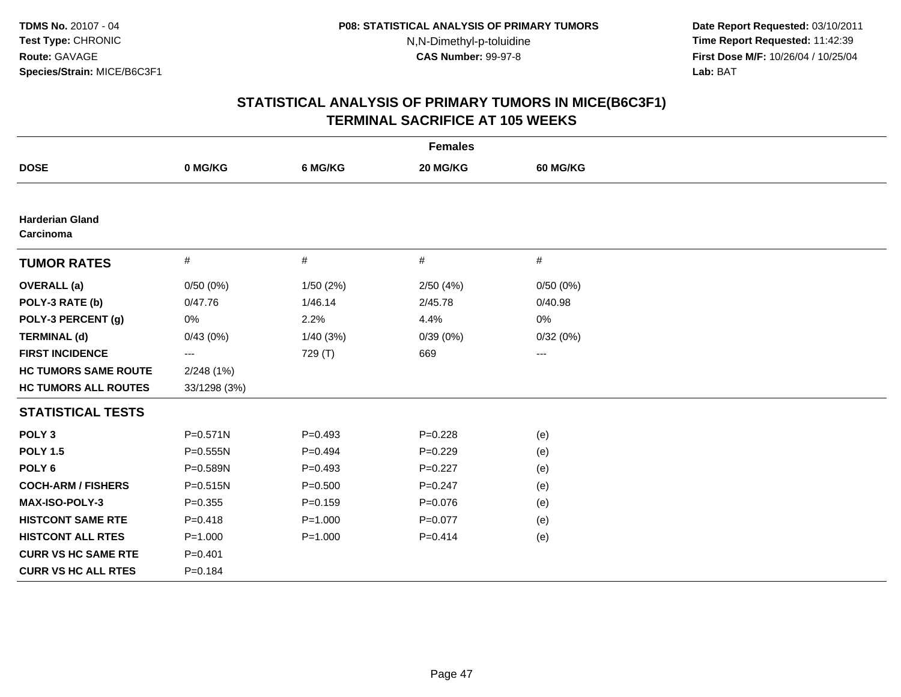**TDMS No.** 20107 - 04
**Test Type:** CHRONIC
**Route:** GAVAGE
**Species/Strain:** MICE/B6C3F1

**P08: STATISTICAL ANALYSIS OF PRIMARY TUMORS**
N,N-Dimethyl-p-toluidine
**CAS Number:** 99-97-8

**Date Report Requested:** 03/10/2011
**Time Report Requested:** 11:42:39
**First Dose M/F:** 10/26/04 / 10/25/04
**Lab:** BAT

# STATISTICAL ANALYSIS OF PRIMARY TUMORS IN MICE(B6C3F1)
# TERMINAL SACRIFICE AT 105 WEEKS

| | Females | | | |
|---|---|---|---|---|
| **DOSE** | **0 MG/KG** | **6 MG/KG** | **20 MG/KG** | **60 MG/KG** |
| **Harderian Gland Carcinoma** | | | | |
| **TUMOR RATES** | # | # | # | # |
| **OVERALL (a)** | 0/50 (0%) | 1/50 (2%) | 2/50 (4%) | 0/50 (0%) |
| **POLY-3 RATE (b)** | 0/47.76 | 1/46.14 | 2/45.78 | 0/40.98 |
| **POLY-3 PERCENT (g)** | 0% | 2.2% | 4.4% | 0% |
| **TERMINAL (d)** | 0/43 (0%) | 1/40 (3%) | 0/39 (0%) | 0/32 (0%) |
| **FIRST INCIDENCE** | --- | 729 (T) | 669 | --- |
| **HC TUMORS SAME ROUTE** | 2/248 (1%) | | | |
| **HC TUMORS ALL ROUTES** | 33/1298 (3%) | | | |
| **STATISTICAL TESTS** | | | | |
| **POLY 3** | P=0.571N | P=0.493 | P=0.228 | (e) |
| **POLY 1.5** | P=0.555N | P=0.494 | P=0.229 | (e) |
| **POLY 6** | P=0.589N | P=0.493 | P=0.227 | (e) |
| **COCH-ARM / FISHERS** | P=0.515N | P=0.500 | P=0.247 | (e) |
| **MAX-ISO-POLY-3** | P=0.355 | P=0.159 | P=0.076 | (e) |
| **HISTCONT SAME RTE** | P=0.418 | P=1.000 | P=0.077 | (e) |
| **HISTCONT ALL RTES** | P=1.000 | P=1.000 | P=0.414 | (e) |
| **CURR VS HC SAME RTE** | P=0.401 | | | |
| **CURR VS HC ALL RTES** | P=0.184 | | | |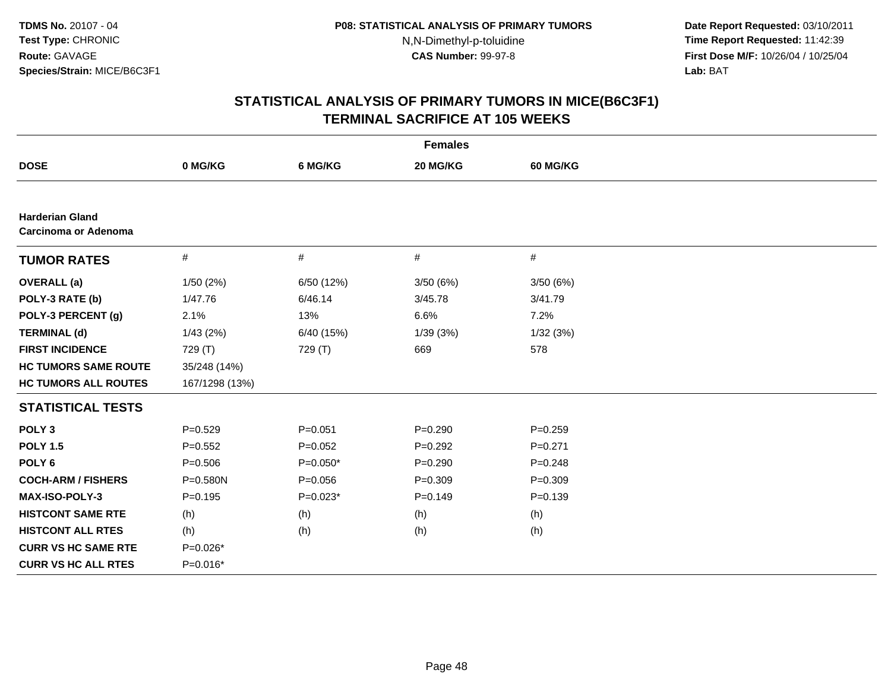**TDMS No.** 20107 - 04
**Test Type:** CHRONIC
**Route:** GAVAGE
**Species/Strain:** MICE/B6C3F1

**P08: STATISTICAL ANALYSIS OF PRIMARY TUMORS**
N,N-Dimethyl-p-toluidine
**CAS Number:** 99-97-8

**Date Report Requested:** 03/10/2011
**Time Report Requested:** 11:42:39
**First Dose M/F:** 10/26/04 / 10/25/04
**Lab:** BAT

# STATISTICAL ANALYSIS OF PRIMARY TUMORS IN MICE(B6C3F1)
## TERMINAL SACRIFICE AT 105 WEEKS

**Females**

| DOSE | 0 MG/KG | 6 MG/KG | 20 MG/KG | 60 MG/KG |
|---|---|---|---|---|
| **Harderian Gland** | | | | |
| **Carcinoma or Adenoma** | | | | |
| **TUMOR RATES** | # | # | # | # |
| **OVERALL (a)** | 1/50 (2%) | 6/50 (12%) | 3/50 (6%) | 3/50 (6%) |
| **POLY-3 RATE (b)** | 1/47.76 | 6/46.14 | 3/45.78 | 3/41.79 |
| **POLY-3 PERCENT (g)** | 2.1% | 13% | 6.6% | 7.2% |
| **TERMINAL (d)** | 1/43 (2%) | 6/40 (15%) | 1/39 (3%) | 1/32 (3%) |
| **FIRST INCIDENCE** | 729 (T) | 729 (T) | 669 | 578 |
| **HC TUMORS SAME ROUTE** | 35/248 (14%) | | | |
| **HC TUMORS ALL ROUTES** | 167/1298 (13%) | | | |
| **STATISTICAL TESTS** | | | | |
| **POLY 3** | P=0.529 | P=0.051 | P=0.290 | P=0.259 |
| **POLY 1.5** | P=0.552 | P=0.052 | P=0.292 | P=0.271 |
| **POLY 6** | P=0.506 | P=0.050* | P=0.290 | P=0.248 |
| **COCH-ARM / FISHERS** | P=0.580N | P=0.056 | P=0.309 | P=0.309 |
| **MAX-ISO-POLY-3** | P=0.195 | P=0.023* | P=0.149 | P=0.139 |
| **HISTCONT SAME RTE** | (h) | (h) | (h) | (h) |
| **HISTCONT ALL RTES** | (h) | (h) | (h) | (h) |
| **CURR VS HC SAME RTE** | P=0.026* | | | |
| **CURR VS HC ALL RTES** | P=0.016* | | | |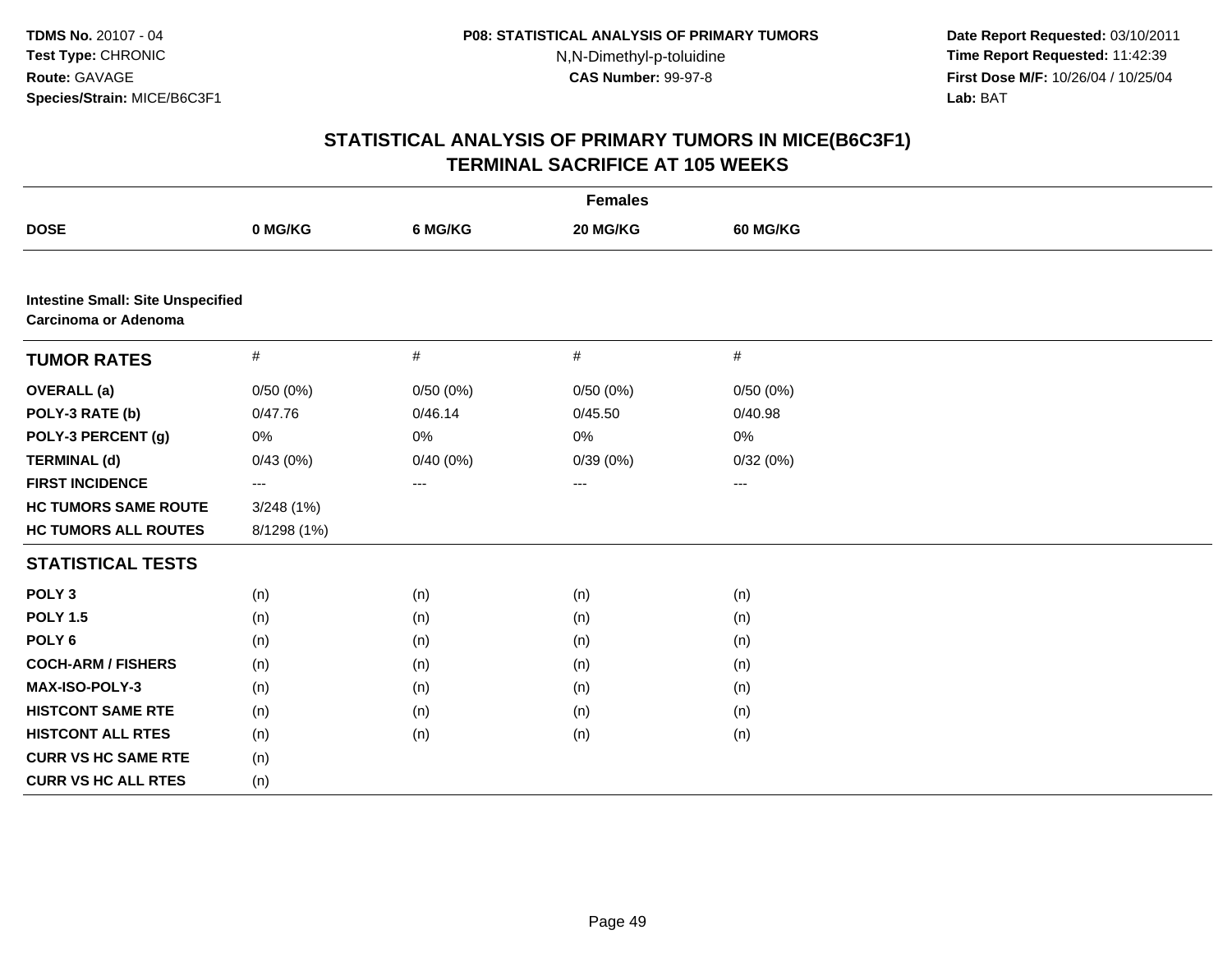**TDMS No.** 20107 - 04
**Test Type:** CHRONIC
**Route:** GAVAGE
**Species/Strain:** MICE/B6C3F1

**P08: STATISTICAL ANALYSIS OF PRIMARY TUMORS**
N,N-Dimethyl-p-toluidine
**CAS Number:** 99-97-8

**Date Report Requested:** 03/10/2011
**Time Report Requested:** 11:42:39
**First Dose M/F:** 10/26/04 / 10/25/04
**Lab:** BAT

## STATISTICAL ANALYSIS OF PRIMARY TUMORS IN MICE(B6C3F1)
## TERMINAL SACRIFICE AT 105 WEEKS

| | Females | | | |
|---|---|---|---|---|
| **DOSE** | **0 MG/KG** | **6 MG/KG** | **20 MG/KG** | **60 MG/KG** |
| **Intestine Small: Site Unspecified** | | | | |
| **Carcinoma or Adenoma** | | | | |
| **TUMOR RATES** | # | # | # | # |
| **OVERALL (a)** | 0/50 (0%) | 0/50 (0%) | 0/50 (0%) | 0/50 (0%) |
| **POLY-3 RATE (b)** | 0/47.76 | 0/46.14 | 0/45.50 | 0/40.98 |
| **POLY-3 PERCENT (g)** | 0% | 0% | 0% | 0% |
| **TERMINAL (d)** | 0/43 (0%) | 0/40 (0%) | 0/39 (0%) | 0/32 (0%) |
| **FIRST INCIDENCE** | --- | --- | --- | --- |
| **HC TUMORS SAME ROUTE** | 3/248 (1%) | | | |
| **HC TUMORS ALL ROUTES** | 8/1298 (1%) | | | |
| **STATISTICAL TESTS** | | | | |
| **POLY 3** | (n) | (n) | (n) | (n) |
| **POLY 1.5** | (n) | (n) | (n) | (n) |
| **POLY 6** | (n) | (n) | (n) | (n) |
| **COCH-ARM / FISHERS** | (n) | (n) | (n) | (n) |
| **MAX-ISO-POLY-3** | (n) | (n) | (n) | (n) |
| **HISTCONT SAME RTE** | (n) | (n) | (n) | (n) |
| **HISTCONT ALL RTES** | (n) | (n) | (n) | (n) |
| **CURR VS HC SAME RTE** | (n) | | | |
| **CURR VS HC ALL RTES** | (n) | | | |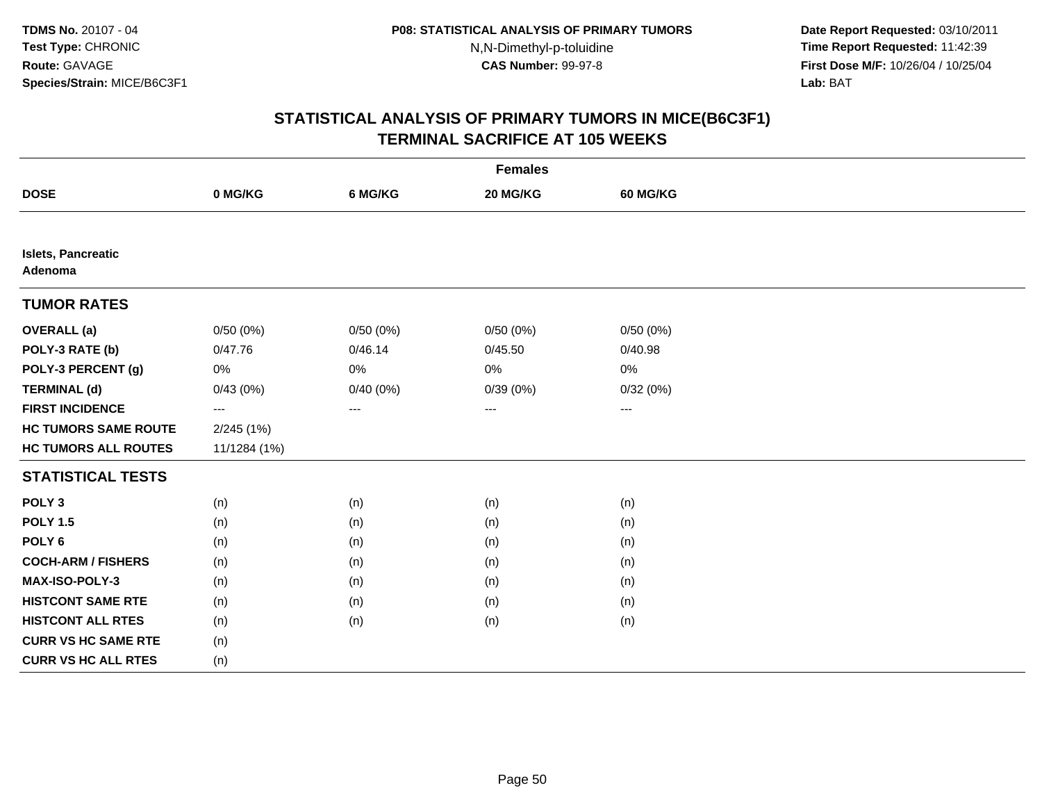**TDMS No.** 20107 - 04
**Test Type:** CHRONIC
**Route:** GAVAGE
**Species/Strain:** MICE/B6C3F1

**P08: STATISTICAL ANALYSIS OF PRIMARY TUMORS**
N,N-Dimethyl-p-toluidine
**CAS Number:** 99-97-8

**Date Report Requested:** 03/10/2011
**Time Report Requested:** 11:42:39
**First Dose M/F:** 10/26/04 / 10/25/04
**Lab:** BAT

## STATISTICAL ANALYSIS OF PRIMARY TUMORS IN MICE(B6C3F1)
## TERMINAL SACRIFICE AT 105 WEEKS

| | Females | | | |
|---|---|---|---|---|
| **DOSE** | **0 MG/KG** | **6 MG/KG** | **20 MG/KG** | **60 MG/KG** |
| **Islets, Pancreatic** | | | | |
| **Adenoma** | | | | |
| **TUMOR RATES** | | | | |
| **OVERALL (a)** | 0/50 (0%) | 0/50 (0%) | 0/50 (0%) | 0/50 (0%) |
| **POLY-3 RATE (b)** | 0/47.76 | 0/46.14 | 0/45.50 | 0/40.98 |
| **POLY-3 PERCENT (g)** | 0% | 0% | 0% | 0% |
| **TERMINAL (d)** | 0/43 (0%) | 0/40 (0%) | 0/39 (0%) | 0/32 (0%) |
| **FIRST INCIDENCE** | --- | --- | --- | --- |
| **HC TUMORS SAME ROUTE** | 2/245 (1%) | | | |
| **HC TUMORS ALL ROUTES** | 11/1284 (1%) | | | |
| **STATISTICAL TESTS** | | | | |
| **POLY 3** | (n) | (n) | (n) | (n) |
| **POLY 1.5** | (n) | (n) | (n) | (n) |
| **POLY 6** | (n) | (n) | (n) | (n) |
| **COCH-ARM / FISHERS** | (n) | (n) | (n) | (n) |
| **MAX-ISO-POLY-3** | (n) | (n) | (n) | (n) |
| **HISTCONT SAME RTE** | (n) | (n) | (n) | (n) |
| **HISTCONT ALL RTES** | (n) | (n) | (n) | (n) |
| **CURR VS HC SAME RTE** | (n) | | | |
| **CURR VS HC ALL RTES** | (n) | | | |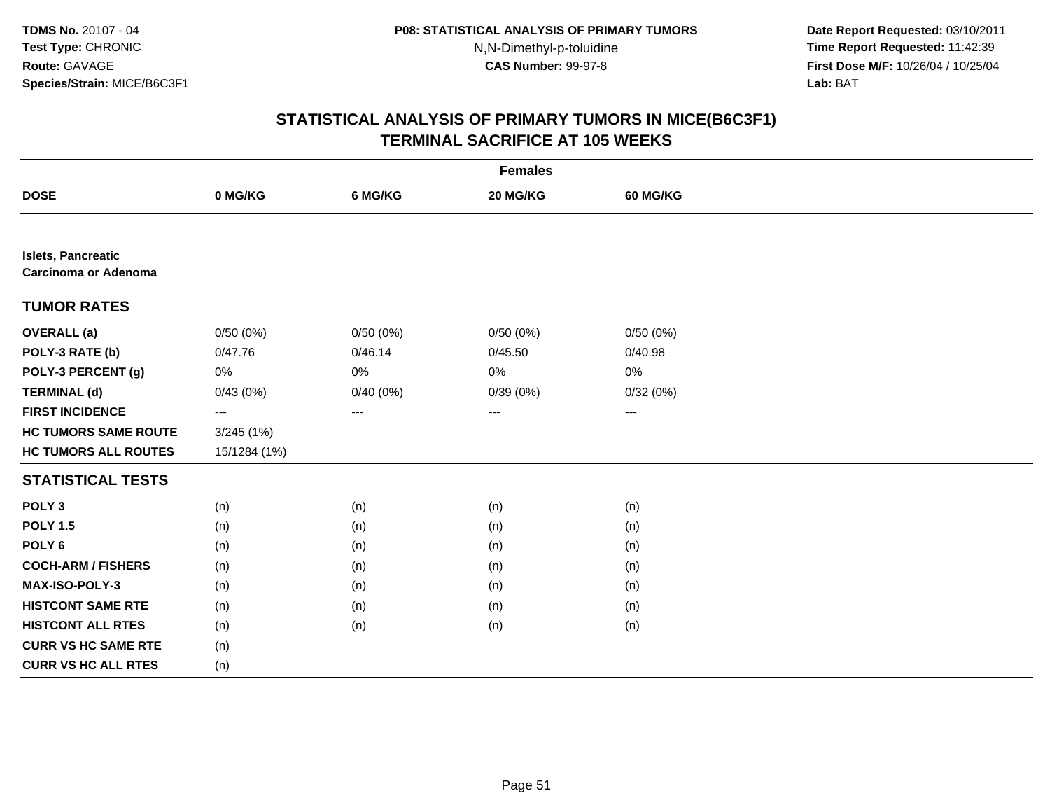**TDMS No.** 20107 - 04
**Test Type:** CHRONIC
**Route:** GAVAGE
**Species/Strain:** MICE/B6C3F1

**P08: STATISTICAL ANALYSIS OF PRIMARY TUMORS**
N,N-Dimethyl-p-toluidine
**CAS Number:** 99-97-8

**Date Report Requested:** 03/10/2011
**Time Report Requested:** 11:42:39
**First Dose M/F:** 10/26/04 / 10/25/04
**Lab:** BAT

## STATISTICAL ANALYSIS OF PRIMARY TUMORS IN MICE(B6C3F1)
## TERMINAL SACRIFICE AT 105 WEEKS

| | Females | | | |
|---|---|---|---|---|
| **DOSE** | **0 MG/KG** | **6 MG/KG** | **20 MG/KG** | **60 MG/KG** |
| **Islets, Pancreatic** | | | | |
| **Carcinoma or Adenoma** | | | | |
| **TUMOR RATES** | | | | |
| **OVERALL (a)** | 0/50 (0%) | 0/50 (0%) | 0/50 (0%) | 0/50 (0%) |
| **POLY-3 RATE (b)** | 0/47.76 | 0/46.14 | 0/45.50 | 0/40.98 |
| **POLY-3 PERCENT (g)** | 0% | 0% | 0% | 0% |
| **TERMINAL (d)** | 0/43 (0%) | 0/40 (0%) | 0/39 (0%) | 0/32 (0%) |
| **FIRST INCIDENCE** | --- | --- | --- | --- |
| **HC TUMORS SAME ROUTE** | 3/245 (1%) | | | |
| **HC TUMORS ALL ROUTES** | 15/1284 (1%) | | | |
| **STATISTICAL TESTS** | | | | |
| **POLY 3** | (n) | (n) | (n) | (n) |
| **POLY 1.5** | (n) | (n) | (n) | (n) |
| **POLY 6** | (n) | (n) | (n) | (n) |
| **COCH-ARM / FISHERS** | (n) | (n) | (n) | (n) |
| **MAX-ISO-POLY-3** | (n) | (n) | (n) | (n) |
| **HISTCONT SAME RTE** | (n) | (n) | (n) | (n) |
| **HISTCONT ALL RTES** | (n) | (n) | (n) | (n) |
| **CURR VS HC SAME RTE** | (n) | | | |
| **CURR VS HC ALL RTES** | (n) | | | |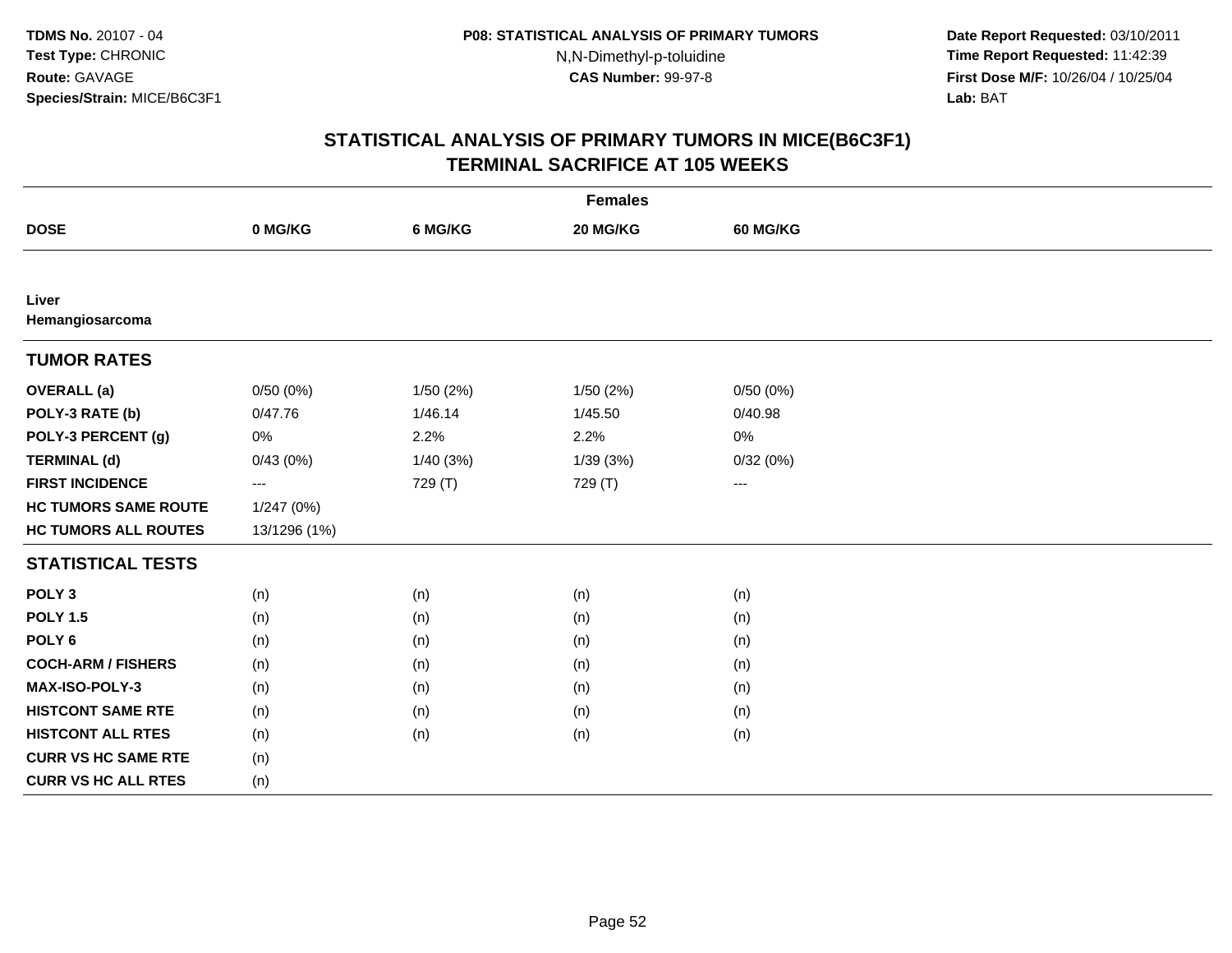**TDMS No.** 20107 - 04
**Test Type:** CHRONIC
**Route:** GAVAGE
**Species/Strain:** MICE/B6C3F1

**P08: STATISTICAL ANALYSIS OF PRIMARY TUMORS**
N,N-Dimethyl-p-toluidine
**CAS Number:** 99-97-8

**Date Report Requested:** 03/10/2011
**Time Report Requested:** 11:42:39
**First Dose M/F:** 10/26/04 / 10/25/04
**Lab:** BAT

## STATISTICAL ANALYSIS OF PRIMARY TUMORS IN MICE(B6C3F1)
## TERMINAL SACRIFICE AT 105 WEEKS

| Females | | | | |
|---|---|---|---|---|
| **DOSE** | **0 MG/KG** | **6 MG/KG** | **20 MG/KG** | **60 MG/KG** |
| **Liver** | | | | |
| **Hemangiosarcoma** | | | | |
| **TUMOR RATES** | | | | |
| **OVERALL (a)** | 0/50 (0%) | 1/50 (2%) | 1/50 (2%) | 0/50 (0%) |
| **POLY-3 RATE (b)** | 0/47.76 | 1/46.14 | 1/45.50 | 0/40.98 |
| **POLY-3 PERCENT (g)** | 0% | 2.2% | 2.2% | 0% |
| **TERMINAL (d)** | 0/43 (0%) | 1/40 (3%) | 1/39 (3%) | 0/32 (0%) |
| **FIRST INCIDENCE** | --- | 729 (T) | 729 (T) | --- |
| **HC TUMORS SAME ROUTE** | 1/247 (0%) | | | |
| **HC TUMORS ALL ROUTES** | 13/1296 (1%) | | | |
| **STATISTICAL TESTS** | | | | |
| **POLY 3** | (n) | (n) | (n) | (n) |
| **POLY 1.5** | (n) | (n) | (n) | (n) |
| **POLY 6** | (n) | (n) | (n) | (n) |
| **COCH-ARM / FISHERS** | (n) | (n) | (n) | (n) |
| **MAX-ISO-POLY-3** | (n) | (n) | (n) | (n) |
| **HISTCONT SAME RTE** | (n) | (n) | (n) | (n) |
| **HISTCONT ALL RTES** | (n) | (n) | (n) | (n) |
| **CURR VS HC SAME RTE** | (n) | | | |
| **CURR VS HC ALL RTES** | (n) | | | |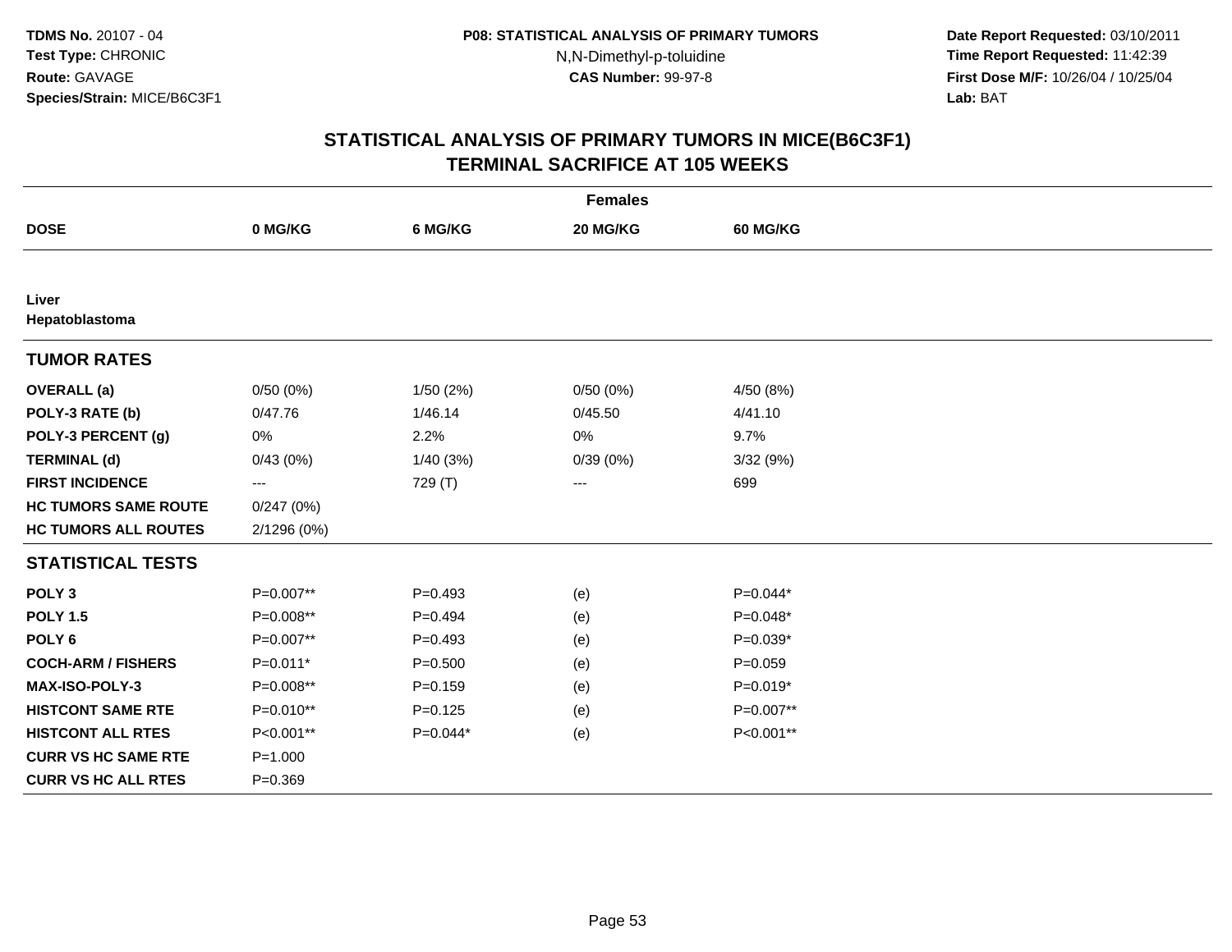# STATISTICAL ANALYSIS OF PRIMARY TUMORS IN MICE(B6C3F1)
## TERMINAL SACRIFICE AT 105 WEEKS

| | Females | | | |
|---|---|---|---|---|
| **DOSE** | **0 MG/KG** | **6 MG/KG** | **20 MG/KG** | **60 MG/KG** |
| **Liver** | | | | |
| **Hepatoblastoma** | | | | |
| **TUMOR RATES** | | | | |
| **OVERALL (a)** | 0/50 (0%) | 1/50 (2%) | 0/50 (0%) | 4/50 (8%) |
| **POLY-3 RATE (b)** | 0/47.76 | 1/46.14 | 0/45.50 | 4/41.10 |
| **POLY-3 PERCENT (g)** | 0% | 2.2% | 0% | 9.7% |
| **TERMINAL (d)** | 0/43 (0%) | 1/40 (3%) | 0/39 (0%) | 3/32 (9%) |
| **FIRST INCIDENCE** | --- | 729 (T) | --- | 699 |
| **HC TUMORS SAME ROUTE** | 0/247 (0%) | | | |
| **HC TUMORS ALL ROUTES** | 2/1296 (0%) | | | |
| **STATISTICAL TESTS** | | | | |
| **POLY 3** | P=0.007** | P=0.493 | (e) | P=0.044* |
| **POLY 1.5** | P=0.008** | P=0.494 | (e) | P=0.048* |
| **POLY 6** | P=0.007** | P=0.493 | (e) | P=0.039* |
| **COCH-ARM / FISHERS** | P=0.011* | P=0.500 | (e) | P=0.059 |
| **MAX-ISO-POLY-3** | P=0.008** | P=0.159 | (e) | P=0.019* |
| **HISTCONT SAME RTE** | P=0.010** | P=0.125 | (e) | P=0.007** |
| **HISTCONT ALL RTES** | P<0.001** | P=0.044* | (e) | P<0.001** |
| **CURR VS HC SAME RTE** | P=1.000 | | | |
| **CURR VS HC ALL RTES** | P=0.369 | | | |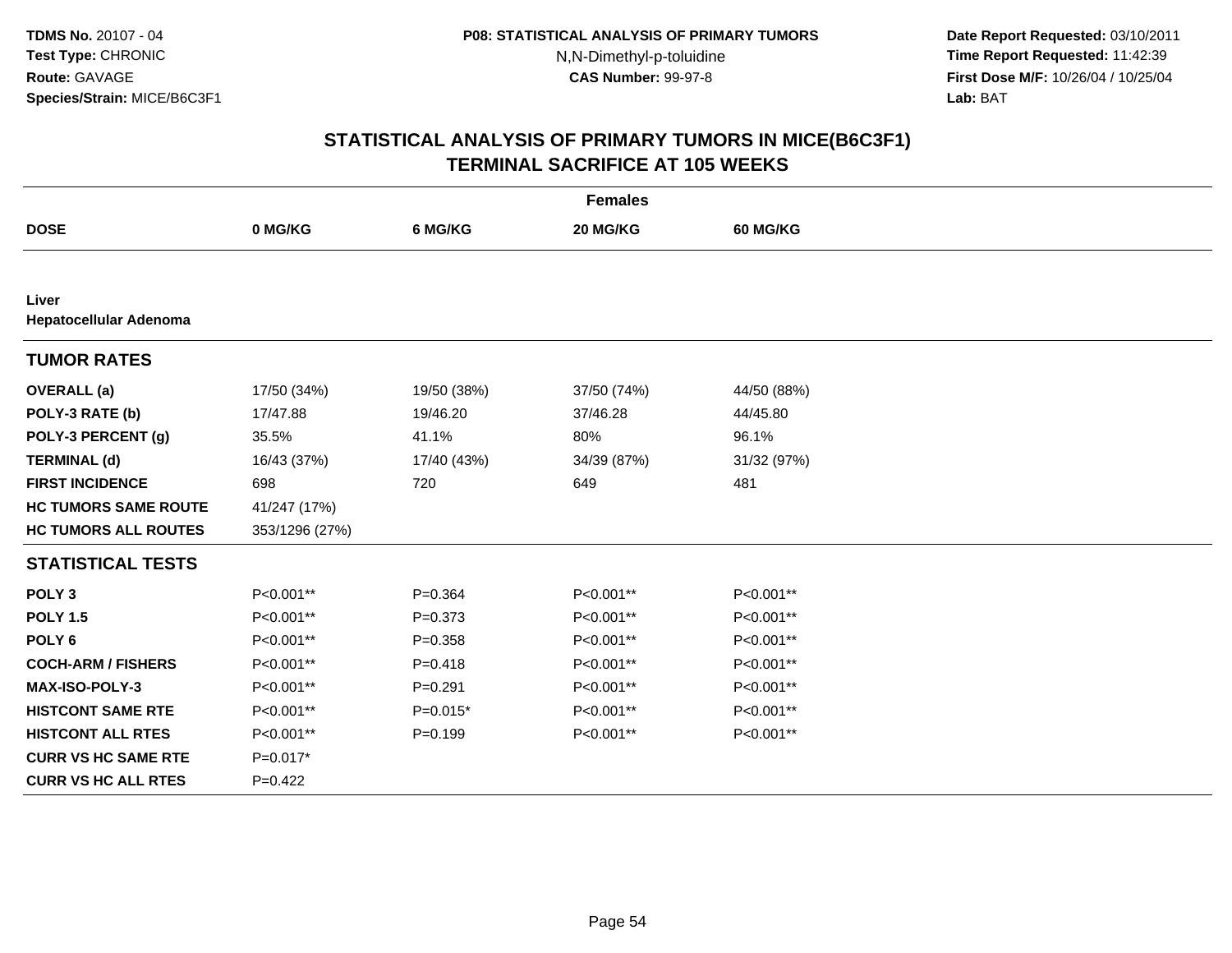**TDMS No.** 20107 - 04
**Test Type:** CHRONIC
**Route:** GAVAGE
**Species/Strain:** MICE/B6C3F1

**P08: STATISTICAL ANALYSIS OF PRIMARY TUMORS**
N,N-Dimethyl-p-toluidine
**CAS Number:** 99-97-8

**Date Report Requested:** 03/10/2011
**Time Report Requested:** 11:42:39
**First Dose M/F:** 10/26/04 / 10/25/04
**Lab:** BAT

## STATISTICAL ANALYSIS OF PRIMARY TUMORS IN MICE(B6C3F1)
## TERMINAL SACRIFICE AT 105 WEEKS

| | Females | | | |
|---|---|---|---|---|
| **DOSE** | **0 MG/KG** | **6 MG/KG** | **20 MG/KG** | **60 MG/KG** |
| **Liver** | | | | |
| **Hepatocellular Adenoma** | | | | |
| **TUMOR RATES** | | | | |
| **OVERALL (a)** | 17/50 (34%) | 19/50 (38%) | 37/50 (74%) | 44/50 (88%) |
| **POLY-3 RATE (b)** | 17/47.88 | 19/46.20 | 37/46.28 | 44/45.80 |
| **POLY-3 PERCENT (g)** | 35.5% | 41.1% | 80% | 96.1% |
| **TERMINAL (d)** | 16/43 (37%) | 17/40 (43%) | 34/39 (87%) | 31/32 (97%) |
| **FIRST INCIDENCE** | 698 | 720 | 649 | 481 |
| **HC TUMORS SAME ROUTE** | 41/247 (17%) | | | |
| **HC TUMORS ALL ROUTES** | 353/1296 (27%) | | | |
| **STATISTICAL TESTS** | | | | |
| **POLY 3** | P<0.001** | P=0.364 | P<0.001** | P<0.001** |
| **POLY 1.5** | P<0.001** | P=0.373 | P<0.001** | P<0.001** |
| **POLY 6** | P<0.001** | P=0.358 | P<0.001** | P<0.001** |
| **COCH-ARM / FISHERS** | P<0.001** | P=0.418 | P<0.001** | P<0.001** |
| **MAX-ISO-POLY-3** | P<0.001** | P=0.291 | P<0.001** | P<0.001** |
| **HISTCONT SAME RTE** | P<0.001** | P=0.015* | P<0.001** | P<0.001** |
| **HISTCONT ALL RTES** | P<0.001** | P=0.199 | P<0.001** | P<0.001** |
| **CURR VS HC SAME RTE** | P=0.017* | | | |
| **CURR VS HC ALL RTES** | P=0.422 | | | |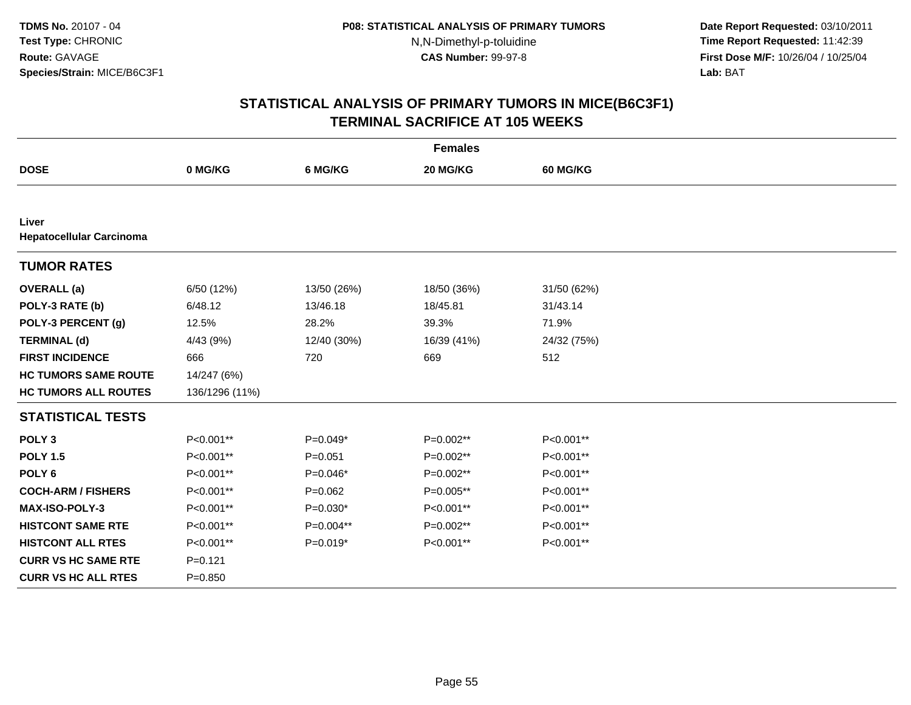**TDMS No.** 20107 - 04
**Test Type:** CHRONIC
**Route:** GAVAGE
**Species/Strain:** MICE/B6C3F1

**P08: STATISTICAL ANALYSIS OF PRIMARY TUMORS**
N,N-Dimethyl-p-toluidine
**CAS Number:** 99-97-8

**Date Report Requested:** 03/10/2011
**Time Report Requested:** 11:42:39
**First Dose M/F:** 10/26/04 / 10/25/04
**Lab:** BAT

## STATISTICAL ANALYSIS OF PRIMARY TUMORS IN MICE(B6C3F1)
## TERMINAL SACRIFICE AT 105 WEEKS

| | Females | | | |
|---|---|---|---|---|
| **DOSE** | **0 MG/KG** | **6 MG/KG** | **20 MG/KG** | **60 MG/KG** |
| **Liver** | | | | |
| **Hepatocellular Carcinoma** | | | | |
| **TUMOR RATES** | | | | |
| **OVERALL (a)** | 6/50 (12%) | 13/50 (26%) | 18/50 (36%) | 31/50 (62%) |
| **POLY-3 RATE (b)** | 6/48.12 | 13/46.18 | 18/45.81 | 31/43.14 |
| **POLY-3 PERCENT (g)** | 12.5% | 28.2% | 39.3% | 71.9% |
| **TERMINAL (d)** | 4/43 (9%) | 12/40 (30%) | 16/39 (41%) | 24/32 (75%) |
| **FIRST INCIDENCE** | 666 | 720 | 669 | 512 |
| **HC TUMORS SAME ROUTE** | 14/247 (6%) | | | |
| **HC TUMORS ALL ROUTES** | 136/1296 (11%) | | | |
| **STATISTICAL TESTS** | | | | |
| **POLY 3** | P<0.001** | P=0.049* | P=0.002** | P<0.001** |
| **POLY 1.5** | P<0.001** | P=0.051 | P=0.002** | P<0.001** |
| **POLY 6** | P<0.001** | P=0.046* | P=0.002** | P<0.001** |
| **COCH-ARM / FISHERS** | P<0.001** | P=0.062 | P=0.005** | P<0.001** |
| **MAX-ISO-POLY-3** | P<0.001** | P=0.030* | P<0.001** | P<0.001** |
| **HISTCONT SAME RTE** | P<0.001** | P=0.004** | P=0.002** | P<0.001** |
| **HISTCONT ALL RTES** | P<0.001** | P=0.019* | P<0.001** | P<0.001** |
| **CURR VS HC SAME RTE** | P=0.121 | | | |
| **CURR VS HC ALL RTES** | P=0.850 | | | |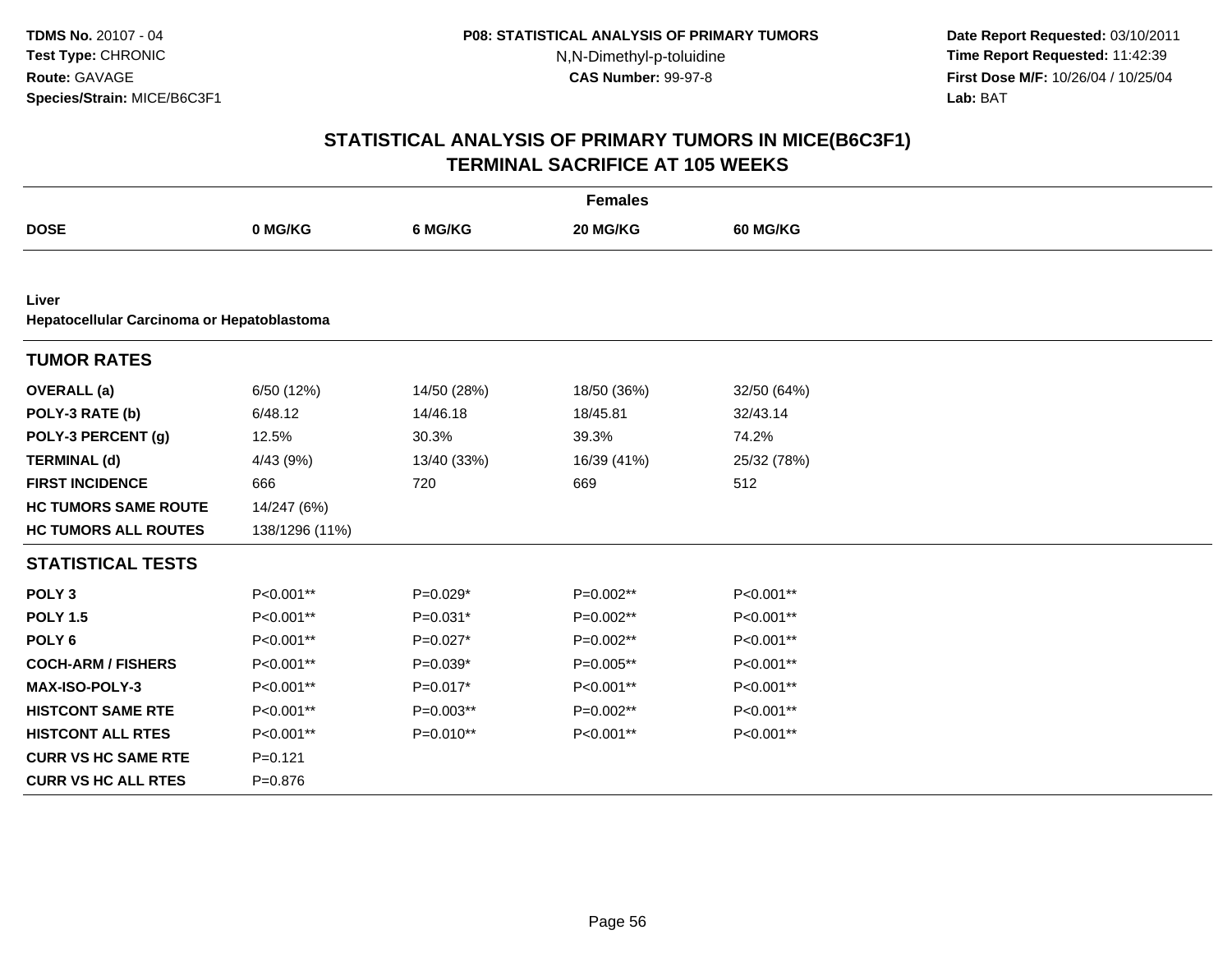**TDMS No.** 20107 - 04
**Test Type:** CHRONIC
**Route:** GAVAGE
**Species/Strain:** MICE/B6C3F1

**P08: STATISTICAL ANALYSIS OF PRIMARY TUMORS**
N,N-Dimethyl-p-toluidine
**CAS Number:** 99-97-8

**Date Report Requested:** 03/10/2011
**Time Report Requested:** 11:42:39
**First Dose M/F:** 10/26/04 / 10/25/04
**Lab:** BAT

## STATISTICAL ANALYSIS OF PRIMARY TUMORS IN MICE(B6C3F1)
## TERMINAL SACRIFICE AT 105 WEEKS

| | Females | | | |
|---|---|---|---|---|
| **DOSE** | **0 MG/KG** | **6 MG/KG** | **20 MG/KG** | **60 MG/KG** |
| **Liver** | | | | |
| **Hepatocellular Carcinoma or Hepatoblastoma** | | | | |
| **TUMOR RATES** | | | | |
| **OVERALL (a)** | 6/50 (12%) | 14/50 (28%) | 18/50 (36%) | 32/50 (64%) |
| **POLY-3 RATE (b)** | 6/48.12 | 14/46.18 | 18/45.81 | 32/43.14 |
| **POLY-3 PERCENT (g)** | 12.5% | 30.3% | 39.3% | 74.2% |
| **TERMINAL (d)** | 4/43 (9%) | 13/40 (33%) | 16/39 (41%) | 25/32 (78%) |
| **FIRST INCIDENCE** | 666 | 720 | 669 | 512 |
| **HC TUMORS SAME ROUTE** | 14/247 (6%) | | | |
| **HC TUMORS ALL ROUTES** | 138/1296 (11%) | | | |
| **STATISTICAL TESTS** | | | | |
| **POLY 3** | P<0.001** | P=0.029* | P=0.002** | P<0.001** |
| **POLY 1.5** | P<0.001** | P=0.031* | P=0.002** | P<0.001** |
| **POLY 6** | P<0.001** | P=0.027* | P=0.002** | P<0.001** |
| **COCH-ARM / FISHERS** | P<0.001** | P=0.039* | P=0.005** | P<0.001** |
| **MAX-ISO-POLY-3** | P<0.001** | P=0.017* | P<0.001** | P<0.001** |
| **HISTCONT SAME RTE** | P<0.001** | P=0.003** | P=0.002** | P<0.001** |
| **HISTCONT ALL RTES** | P<0.001** | P=0.010** | P<0.001** | P<0.001** |
| **CURR VS HC SAME RTE** | P=0.121 | | | |
| **CURR VS HC ALL RTES** | P=0.876 | | | |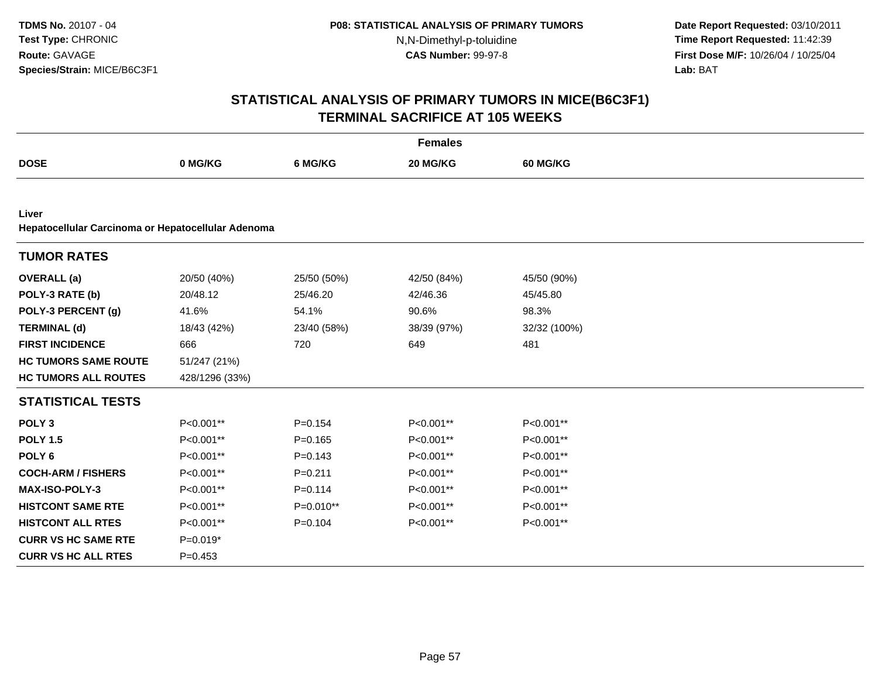# STATISTICAL ANALYSIS OF PRIMARY TUMORS IN MICE(B6C3F1)
## TERMINAL SACRIFICE AT 105 WEEKS

| | Females | | | |
|---|---|---|---|---|
| **DOSE** | **0 MG/KG** | **6 MG/KG** | **20 MG/KG** | **60 MG/KG** |
| **Liver** | | | | |
| **Hepatocellular Carcinoma or Hepatocellular Adenoma** | | | | |
| **TUMOR RATES** | | | | |
| **OVERALL (a)** | 20/50 (40%) | 25/50 (50%) | 42/50 (84%) | 45/50 (90%) |
| **POLY-3 RATE (b)** | 20/48.12 | 25/46.20 | 42/46.36 | 45/45.80 |
| **POLY-3 PERCENT (g)** | 41.6% | 54.1% | 90.6% | 98.3% |
| **TERMINAL (d)** | 18/43 (42%) | 23/40 (58%) | 38/39 (97%) | 32/32 (100%) |
| **FIRST INCIDENCE** | 666 | 720 | 649 | 481 |
| **HC TUMORS SAME ROUTE** | 51/247 (21%) | | | |
| **HC TUMORS ALL ROUTES** | 428/1296 (33%) | | | |
| **STATISTICAL TESTS** | | | | |
| **POLY 3** | P<0.001** | P=0.154 | P<0.001** | P<0.001** |
| **POLY 1.5** | P<0.001** | P=0.165 | P<0.001** | P<0.001** |
| **POLY 6** | P<0.001** | P=0.143 | P<0.001** | P<0.001** |
| **COCH-ARM / FISHERS** | P<0.001** | P=0.211 | P<0.001** | P<0.001** |
| **MAX-ISO-POLY-3** | P<0.001** | P=0.114 | P<0.001** | P<0.001** |
| **HISTCONT SAME RTE** | P<0.001** | P=0.010** | P<0.001** | P<0.001** |
| **HISTCONT ALL RTES** | P<0.001** | P=0.104 | P<0.001** | P<0.001** |
| **CURR VS HC SAME RTE** | P=0.019* | | | |
| **CURR VS HC ALL RTES** | P=0.453 | | | |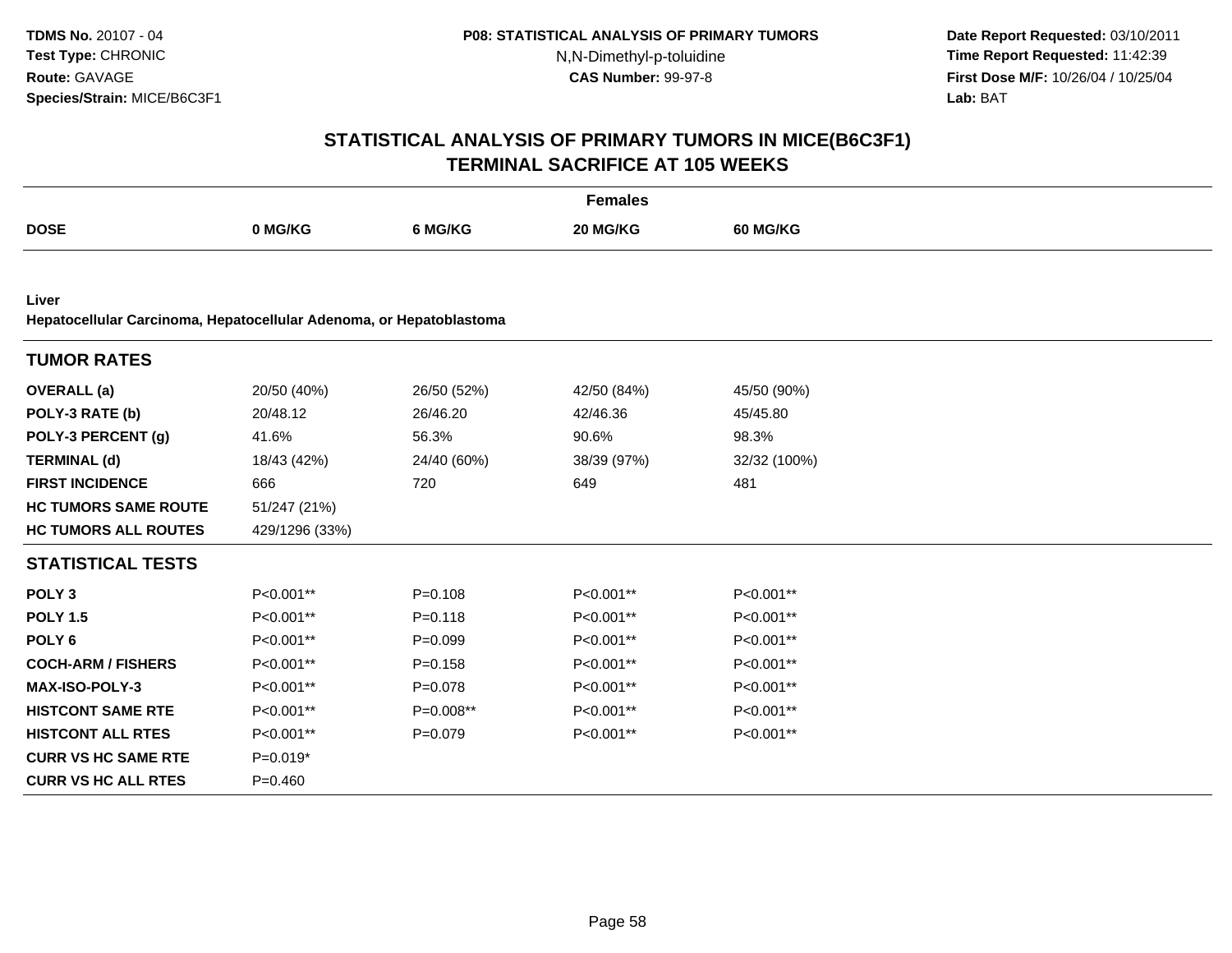**TDMS No.** 20107 - 04
**Test Type:** CHRONIC
**Route:** GAVAGE
**Species/Strain:** MICE/B6C3F1

**P08: STATISTICAL ANALYSIS OF PRIMARY TUMORS**
N,N-Dimethyl-p-toluidine
**CAS Number:** 99-97-8

**Date Report Requested:** 03/10/2011
**Time Report Requested:** 11:42:39
**First Dose M/F:** 10/26/04 / 10/25/04
**Lab:** BAT

## STATISTICAL ANALYSIS OF PRIMARY TUMORS IN MICE(B6C3F1)
## TERMINAL SACRIFICE AT 105 WEEKS

| | Females | | | |
|---|---|---|---|---|
| **DOSE** | **0 MG/KG** | **6 MG/KG** | **20 MG/KG** | **60 MG/KG** |
| **Liver** | | | | |
| **Hepatocellular Carcinoma, Hepatocellular Adenoma, or Hepatoblastoma** | | | | |
| **TUMOR RATES** | | | | |
| **OVERALL (a)** | 20/50 (40%) | 26/50 (52%) | 42/50 (84%) | 45/50 (90%) |
| **POLY-3 RATE (b)** | 20/48.12 | 26/46.20 | 42/46.36 | 45/45.80 |
| **POLY-3 PERCENT (g)** | 41.6% | 56.3% | 90.6% | 98.3% |
| **TERMINAL (d)** | 18/43 (42%) | 24/40 (60%) | 38/39 (97%) | 32/32 (100%) |
| **FIRST INCIDENCE** | 666 | 720 | 649 | 481 |
| **HC TUMORS SAME ROUTE** | 51/247 (21%) | | | |
| **HC TUMORS ALL ROUTES** | 429/1296 (33%) | | | |
| **STATISTICAL TESTS** | | | | |
| **POLY 3** | P<0.001** | P=0.108 | P<0.001** | P<0.001** |
| **POLY 1.5** | P<0.001** | P=0.118 | P<0.001** | P<0.001** |
| **POLY 6** | P<0.001** | P=0.099 | P<0.001** | P<0.001** |
| **COCH-ARM / FISHERS** | P<0.001** | P=0.158 | P<0.001** | P<0.001** |
| **MAX-ISO-POLY-3** | P<0.001** | P=0.078 | P<0.001** | P<0.001** |
| **HISTCONT SAME RTE** | P<0.001** | P=0.008** | P<0.001** | P<0.001** |
| **HISTCONT ALL RTES** | P<0.001** | P=0.079 | P<0.001** | P<0.001** |
| **CURR VS HC SAME RTE** | P=0.019* | | | |
| **CURR VS HC ALL RTES** | P=0.460 | | | |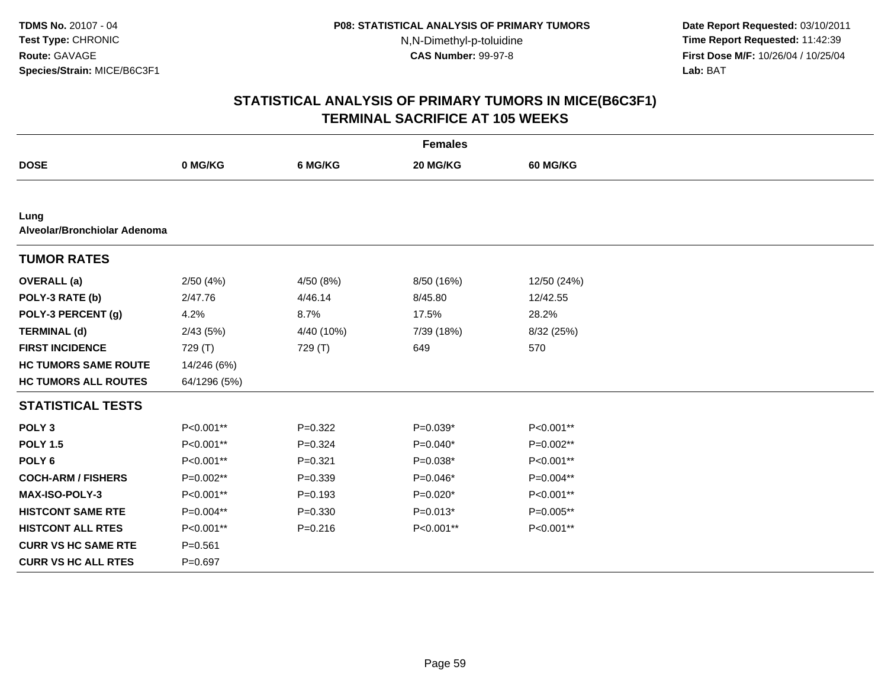# STATISTICAL ANALYSIS OF PRIMARY TUMORS IN MICE(B6C3F1)
## TERMINAL SACRIFICE AT 105 WEEKS

| | Females | | | |
|---|---|---|---|---|
| **DOSE** | **0 MG/KG** | **6 MG/KG** | **20 MG/KG** | **60 MG/KG** |
| **Lung** | | | | |
| **Alveolar/Bronchiolar Adenoma** | | | | |
| **TUMOR RATES** | | | | |
| **OVERALL (a)** | 2/50 (4%) | 4/50 (8%) | 8/50 (16%) | 12/50 (24%) |
| **POLY-3 RATE (b)** | 2/47.76 | 4/46.14 | 8/45.80 | 12/42.55 |
| **POLY-3 PERCENT (g)** | 4.2% | 8.7% | 17.5% | 28.2% |
| **TERMINAL (d)** | 2/43 (5%) | 4/40 (10%) | 7/39 (18%) | 8/32 (25%) |
| **FIRST INCIDENCE** | 729 (T) | 729 (T) | 649 | 570 |
| **HC TUMORS SAME ROUTE** | 14/246 (6%) | | | |
| **HC TUMORS ALL ROUTES** | 64/1296 (5%) | | | |
| **STATISTICAL TESTS** | | | | |
| **POLY 3** | P<0.001** | P=0.322 | P=0.039* | P<0.001** |
| **POLY 1.5** | P<0.001** | P=0.324 | P=0.040* | P=0.002** |
| **POLY 6** | P<0.001** | P=0.321 | P=0.038* | P<0.001** |
| **COCH-ARM / FISHERS** | P=0.002** | P=0.339 | P=0.046* | P=0.004** |
| **MAX-ISO-POLY-3** | P<0.001** | P=0.193 | P=0.020* | P<0.001** |
| **HISTCONT SAME RTE** | P=0.004** | P=0.330 | P=0.013* | P=0.005** |
| **HISTCONT ALL RTES** | P<0.001** | P=0.216 | P<0.001** | P<0.001** |
| **CURR VS HC SAME RTE** | P=0.561 | | | |
| **CURR VS HC ALL RTES** | P=0.697 | | | |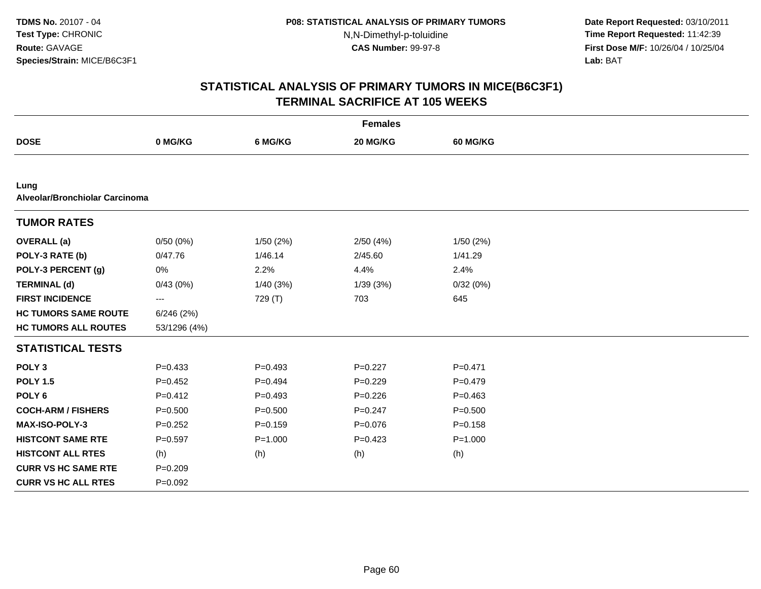**TDMS No.** 20107 - 04
**Test Type:** CHRONIC
**Route:** GAVAGE
**Species/Strain:** MICE/B6C3F1

**P08: STATISTICAL ANALYSIS OF PRIMARY TUMORS**
N,N-Dimethyl-p-toluidine
**CAS Number:** 99-97-8

**Date Report Requested:** 03/10/2011
**Time Report Requested:** 11:42:39
**First Dose M/F:** 10/26/04 / 10/25/04
**Lab:** BAT

# STATISTICAL ANALYSIS OF PRIMARY TUMORS IN MICE(B6C3F1) TERMINAL SACRIFICE AT 105 WEEKS

| Females | | | | |
|---|---|---|---|---|
| **DOSE** | **0 MG/KG** | **6 MG/KG** | **20 MG/KG** | **60 MG/KG** |
| **Lung** | | | | |
| **Alveolar/Bronchiolar Carcinoma** | | | | |
| **TUMOR RATES** | | | | |
| **OVERALL (a)** | 0/50 (0%) | 1/50 (2%) | 2/50 (4%) | 1/50 (2%) |
| **POLY-3 RATE (b)** | 0/47.76 | 1/46.14 | 2/45.60 | 1/41.29 |
| **POLY-3 PERCENT (g)** | 0% | 2.2% | 4.4% | 2.4% |
| **TERMINAL (d)** | 0/43 (0%) | 1/40 (3%) | 1/39 (3%) | 0/32 (0%) |
| **FIRST INCIDENCE** | --- | 729 (T) | 703 | 645 |
| **HC TUMORS SAME ROUTE** | 6/246 (2%) | | | |
| **HC TUMORS ALL ROUTES** | 53/1296 (4%) | | | |
| **STATISTICAL TESTS** | | | | |
| **POLY 3** | P=0.433 | P=0.493 | P=0.227 | P=0.471 |
| **POLY 1.5** | P=0.452 | P=0.494 | P=0.229 | P=0.479 |
| **POLY 6** | P=0.412 | P=0.493 | P=0.226 | P=0.463 |
| **COCH-ARM / FISHERS** | P=0.500 | P=0.500 | P=0.247 | P=0.500 |
| **MAX-ISO-POLY-3** | P=0.252 | P=0.159 | P=0.076 | P=0.158 |
| **HISTCONT SAME RTE** | P=0.597 | P=1.000 | P=0.423 | P=1.000 |
| **HISTCONT ALL RTES** | (h) | (h) | (h) | (h) |
| **CURR VS HC SAME RTE** | P=0.209 | | | |
| **CURR VS HC ALL RTES** | P=0.092 | | | |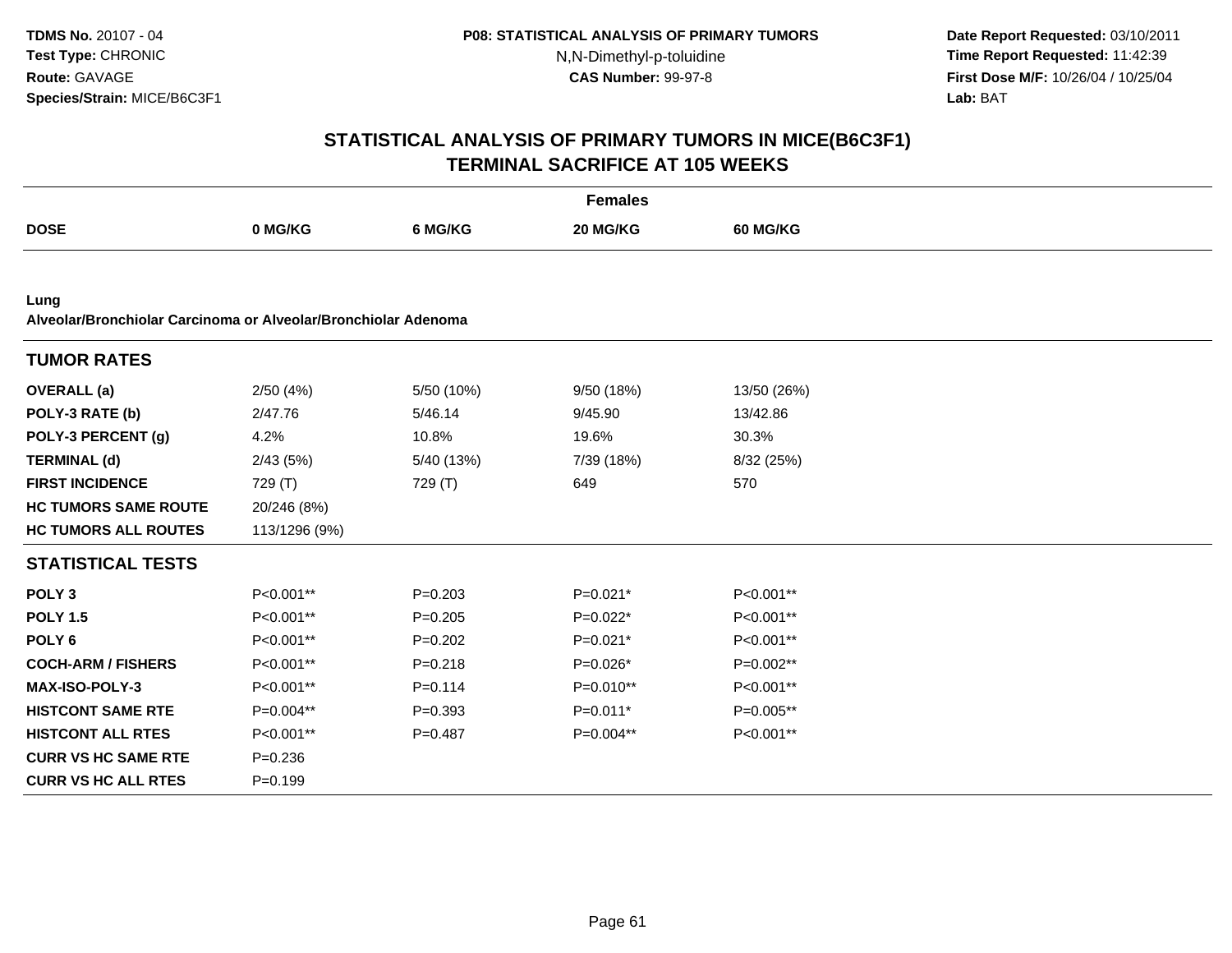# STATISTICAL ANALYSIS OF PRIMARY TUMORS IN MICE(B6C3F1)
## TERMINAL SACRIFICE AT 105 WEEKS

| | Females | | | |
|---|---|---|---|---|
| **DOSE** | **0 MG/KG** | **6 MG/KG** | **20 MG/KG** | **60 MG/KG** |

**Lung**
**Alveolar/Bronchiolar Carcinoma or Alveolar/Bronchiolar Adenoma**

| **TUMOR RATES** | | | | |
|---|---|---|---|---|
| **OVERALL (a)** | 2/50 (4%) | 5/50 (10%) | 9/50 (18%) | 13/50 (26%) |
| **POLY-3 RATE (b)** | 2/47.76 | 5/46.14 | 9/45.90 | 13/42.86 |
| **POLY-3 PERCENT (g)** | 4.2% | 10.8% | 19.6% | 30.3% |
| **TERMINAL (d)** | 2/43 (5%) | 5/40 (13%) | 7/39 (18%) | 8/32 (25%) |
| **FIRST INCIDENCE** | 729 (T) | 729 (T) | 649 | 570 |
| **HC TUMORS SAME ROUTE** | 20/246 (8%) | | | |
| **HC TUMORS ALL ROUTES** | 113/1296 (9%) | | | |

| **STATISTICAL TESTS** | | | | |
|---|---|---|---|---|
| **POLY 3** | P<0.001** | P=0.203 | P=0.021* | P<0.001** |
| **POLY 1.5** | P<0.001** | P=0.205 | P=0.022* | P<0.001** |
| **POLY 6** | P<0.001** | P=0.202 | P=0.021* | P<0.001** |
| **COCH-ARM / FISHERS** | P<0.001** | P=0.218 | P=0.026* | P=0.002** |
| **MAX-ISO-POLY-3** | P<0.001** | P=0.114 | P=0.010** | P<0.001** |
| **HISTCONT SAME RTE** | P=0.004** | P=0.393 | P=0.011* | P=0.005** |
| **HISTCONT ALL RTES** | P<0.001** | P=0.487 | P=0.004** | P<0.001** |
| **CURR VS HC SAME RTE** | P=0.236 | | | |
| **CURR VS HC ALL RTES** | P=0.199 | | | |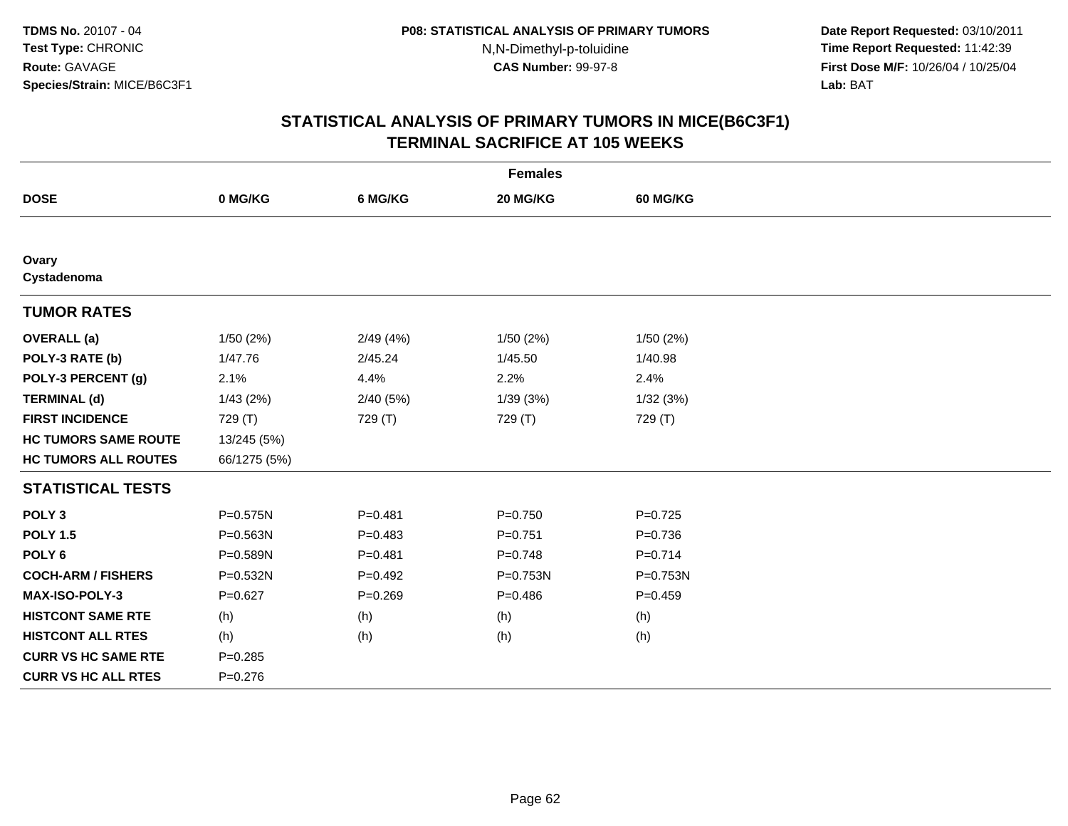TDMS No. 20107 - 04
Test Type: CHRONIC
Route: GAVAGE
Species/Strain: MICE/B6C3F1

P08: STATISTICAL ANALYSIS OF PRIMARY TUMORS
N,N-Dimethyl-p-toluidine
CAS Number: 99-97-8

Date Report Requested: 03/10/2011
Time Report Requested: 11:42:39
First Dose M/F: 10/26/04 / 10/25/04
Lab: BAT

## STATISTICAL ANALYSIS OF PRIMARY TUMORS IN MICE(B6C3F1)
## TERMINAL SACRIFICE AT 105 WEEKS

| Females | | | | |
|---|---|---|---|---|
| **DOSE** | **0 MG/KG** | **6 MG/KG** | **20 MG/KG** | **60 MG/KG** |
| **Ovary** | | | | |
| **Cystadenoma** | | | | |
| **TUMOR RATES** | | | | |
| **OVERALL (a)** | 1/50 (2%) | 2/49 (4%) | 1/50 (2%) | 1/50 (2%) |
| **POLY-3 RATE (b)** | 1/47.76 | 2/45.24 | 1/45.50 | 1/40.98 |
| **POLY-3 PERCENT (g)** | 2.1% | 4.4% | 2.2% | 2.4% |
| **TERMINAL (d)** | 1/43 (2%) | 2/40 (5%) | 1/39 (3%) | 1/32 (3%) |
| **FIRST INCIDENCE** | 729 (T) | 729 (T) | 729 (T) | 729 (T) |
| **HC TUMORS SAME ROUTE** | 13/245 (5%) | | | |
| **HC TUMORS ALL ROUTES** | 66/1275 (5%) | | | |
| **STATISTICAL TESTS** | | | | |
| **POLY 3** | P=0.575N | P=0.481 | P=0.750 | P=0.725 |
| **POLY 1.5** | P=0.563N | P=0.483 | P=0.751 | P=0.736 |
| **POLY 6** | P=0.589N | P=0.481 | P=0.748 | P=0.714 |
| **COCH-ARM / FISHERS** | P=0.532N | P=0.492 | P=0.753N | P=0.753N |
| **MAX-ISO-POLY-3** | P=0.627 | P=0.269 | P=0.486 | P=0.459 |
| **HISTCONT SAME RTE** | (h) | (h) | (h) | (h) |
| **HISTCONT ALL RTES** | (h) | (h) | (h) | (h) |
| **CURR VS HC SAME RTE** | P=0.285 | | | |
| **CURR VS HC ALL RTES** | P=0.276 | | | |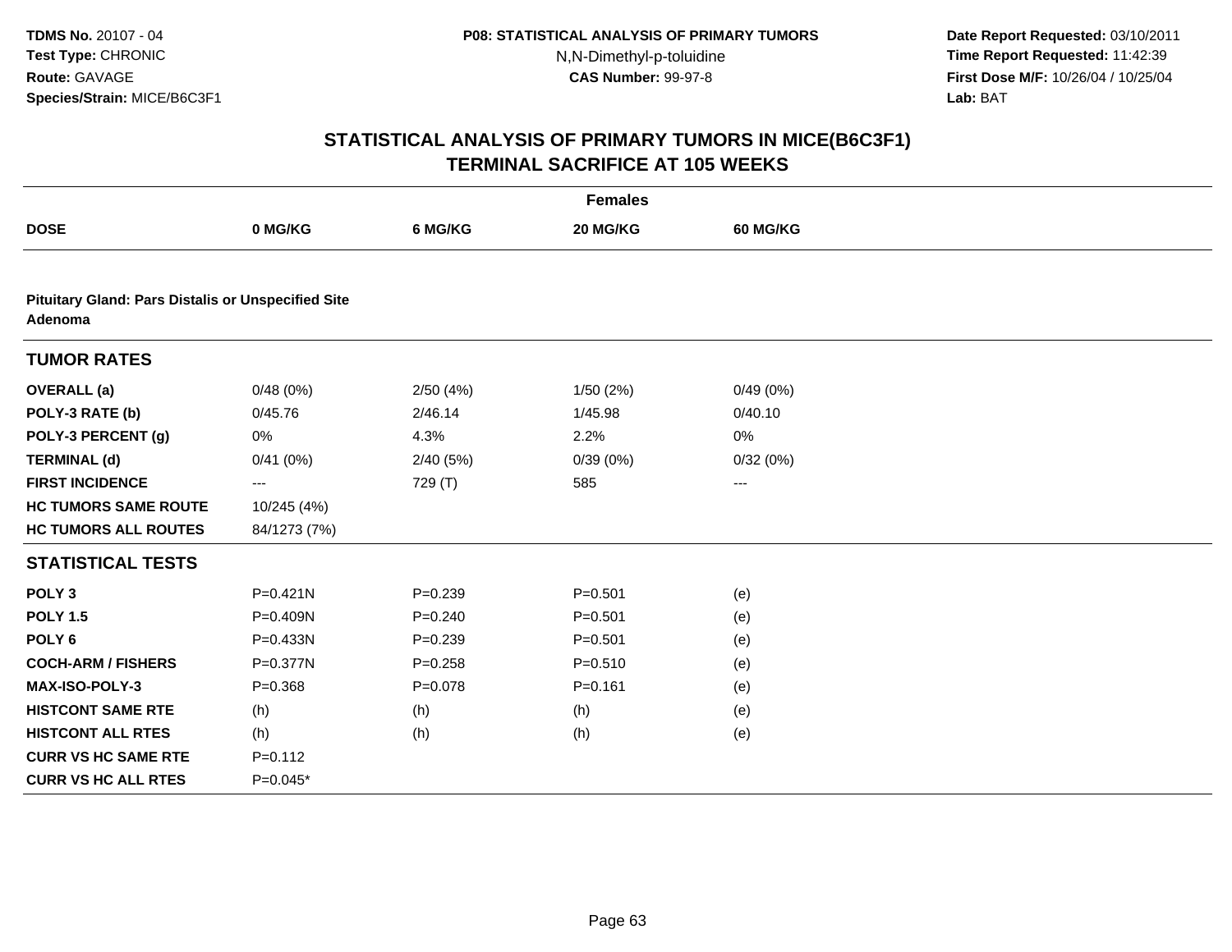TDMS No. 20107 - 04
Test Type: CHRONIC
Route: GAVAGE
Species/Strain: MICE/B6C3F1

P08: STATISTICAL ANALYSIS OF PRIMARY TUMORS
N,N-Dimethyl-p-toluidine
CAS Number: 99-97-8

Date Report Requested: 03/10/2011
Time Report Requested: 11:42:39
First Dose M/F: 10/26/04 / 10/25/04
Lab: BAT

## STATISTICAL ANALYSIS OF PRIMARY TUMORS IN MICE(B6C3F1)
## TERMINAL SACRIFICE AT 105 WEEKS

| | Females | | | |
|---|---|---|---|---|
| **DOSE** | **0 MG/KG** | **6 MG/KG** | **20 MG/KG** | **60 MG/KG** |
| **Pituitary Gland: Pars Distalis or Unspecified Site Adenoma** | | | | |
| **TUMOR RATES** | | | | |
| **OVERALL (a)** | 0/48 (0%) | 2/50 (4%) | 1/50 (2%) | 0/49 (0%) |
| **POLY-3 RATE (b)** | 0/45.76 | 2/46.14 | 1/45.98 | 0/40.10 |
| **POLY-3 PERCENT (g)** | 0% | 4.3% | 2.2% | 0% |
| **TERMINAL (d)** | 0/41 (0%) | 2/40 (5%) | 0/39 (0%) | 0/32 (0%) |
| **FIRST INCIDENCE** | --- | 729 (T) | 585 | --- |
| **HC TUMORS SAME ROUTE** | 10/245 (4%) | | | |
| **HC TUMORS ALL ROUTES** | 84/1273 (7%) | | | |
| **STATISTICAL TESTS** | | | | |
| **POLY 3** | P=0.421N | P=0.239 | P=0.501 | (e) |
| **POLY 1.5** | P=0.409N | P=0.240 | P=0.501 | (e) |
| **POLY 6** | P=0.433N | P=0.239 | P=0.501 | (e) |
| **COCH-ARM / FISHERS** | P=0.377N | P=0.258 | P=0.510 | (e) |
| **MAX-ISO-POLY-3** | P=0.368 | P=0.078 | P=0.161 | (e) |
| **HISTCONT SAME RTE** | (h) | (h) | (h) | (e) |
| **HISTCONT ALL RTES** | (h) | (h) | (h) | (e) |
| **CURR VS HC SAME RTE** | P=0.112 | | | |
| **CURR VS HC ALL RTES** | P=0.045* | | | |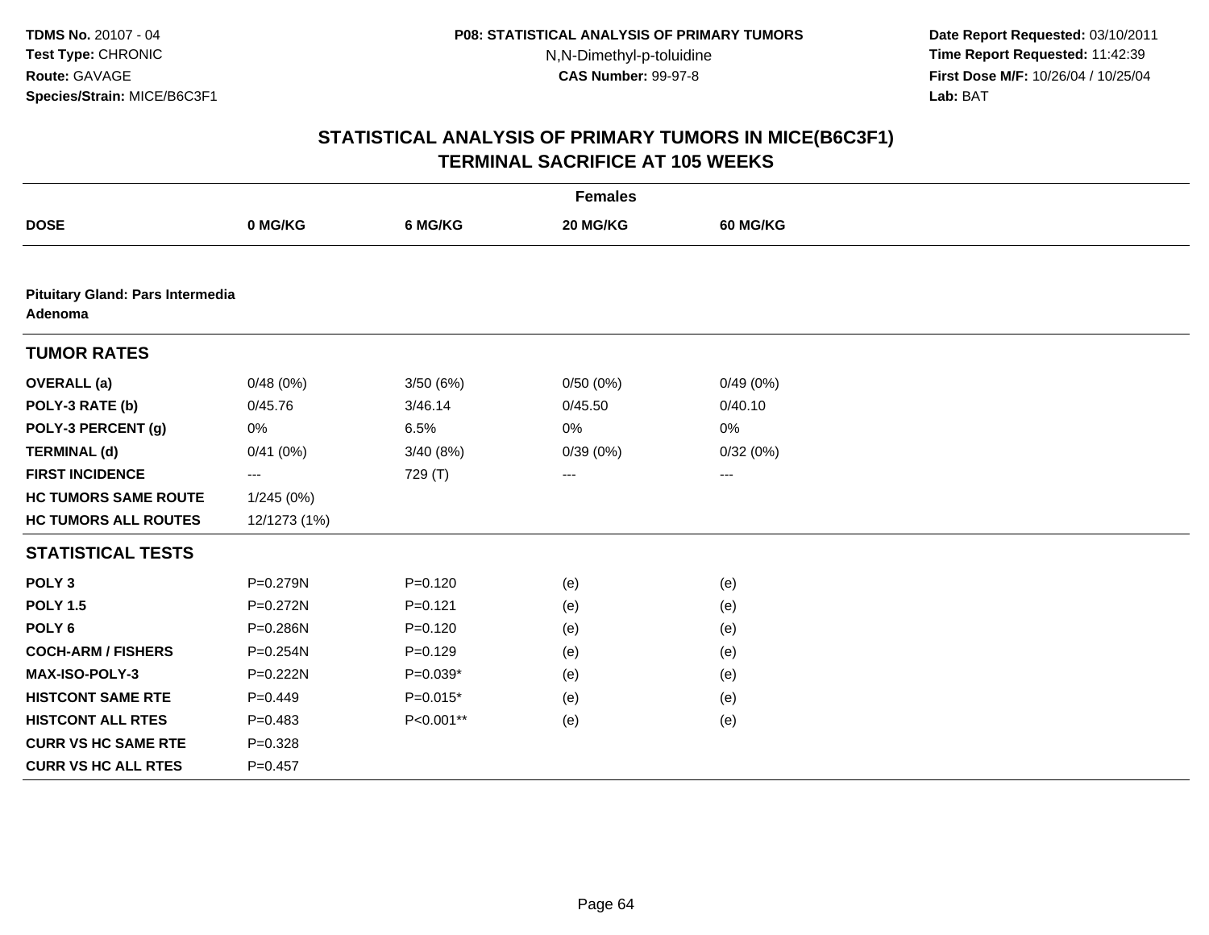**TDMS No.** 20107 - 04
**Test Type:** CHRONIC
**Route:** GAVAGE
**Species/Strain:** MICE/B6C3F1

**P08: STATISTICAL ANALYSIS OF PRIMARY TUMORS**
N,N-Dimethyl-p-toluidine
**CAS Number:** 99-97-8

**Date Report Requested:** 03/10/2011
**Time Report Requested:** 11:42:39
**First Dose M/F:** 10/26/04 / 10/25/04
**Lab:** BAT

## STATISTICAL ANALYSIS OF PRIMARY TUMORS IN MICE(B6C3F1)
## TERMINAL SACRIFICE AT 105 WEEKS

| | Females | | | |
|---|---|---|---|---|
| **DOSE** | **0 MG/KG** | **6 MG/KG** | **20 MG/KG** | **60 MG/KG** |
| **Pituitary Gland: Pars Intermedia Adenoma** | | | | |
| **TUMOR RATES** | | | | |
| **OVERALL (a)** | 0/48 (0%) | 3/50 (6%) | 0/50 (0%) | 0/49 (0%) |
| **POLY-3 RATE (b)** | 0/45.76 | 3/46.14 | 0/45.50 | 0/40.10 |
| **POLY-3 PERCENT (g)** | 0% | 6.5% | 0% | 0% |
| **TERMINAL (d)** | 0/41 (0%) | 3/40 (8%) | 0/39 (0%) | 0/32 (0%) |
| **FIRST INCIDENCE** | --- | 729 (T) | --- | --- |
| **HC TUMORS SAME ROUTE** | 1/245 (0%) | | | |
| **HC TUMORS ALL ROUTES** | 12/1273 (1%) | | | |
| **STATISTICAL TESTS** | | | | |
| **POLY 3** | P=0.279N | P=0.120 | (e) | (e) |
| **POLY 1.5** | P=0.272N | P=0.121 | (e) | (e) |
| **POLY 6** | P=0.286N | P=0.120 | (e) | (e) |
| **COCH-ARM / FISHERS** | P=0.254N | P=0.129 | (e) | (e) |
| **MAX-ISO-POLY-3** | P=0.222N | P=0.039* | (e) | (e) |
| **HISTCONT SAME RTE** | P=0.449 | P=0.015* | (e) | (e) |
| **HISTCONT ALL RTES** | P=0.483 | P<0.001** | (e) | (e) |
| **CURR VS HC SAME RTE** | P=0.328 | | | |
| **CURR VS HC ALL RTES** | P=0.457 | | | |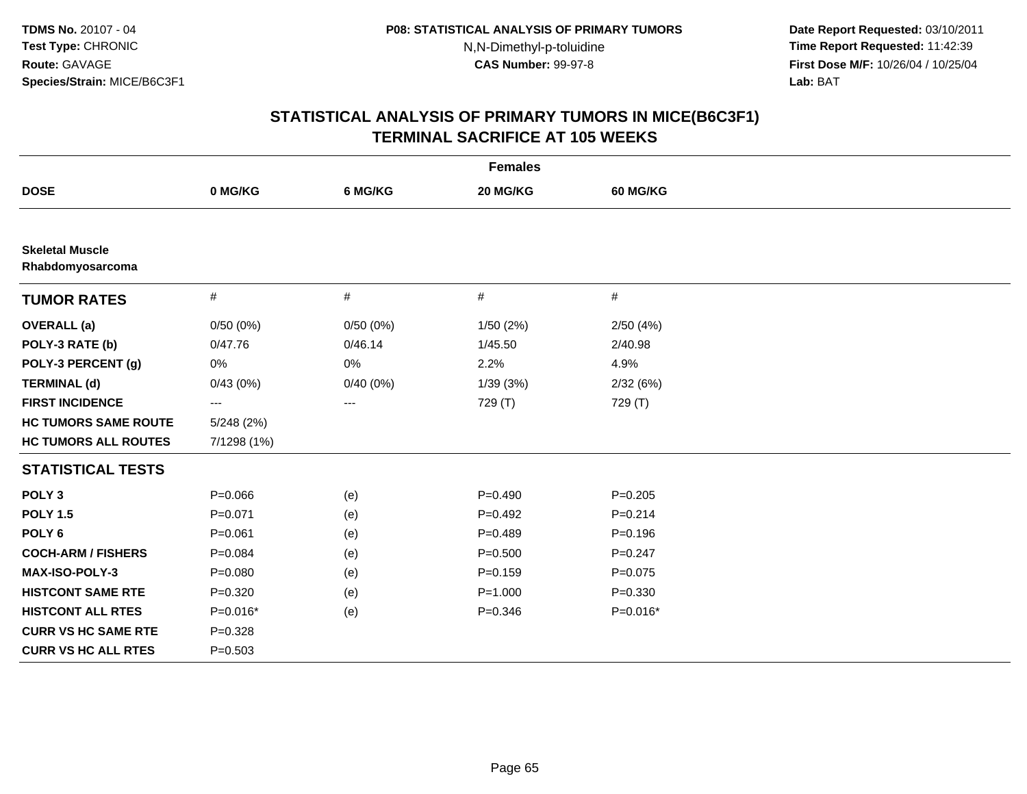**TDMS No.** 20107 - 04
**Test Type:** CHRONIC
**Route:** GAVAGE
**Species/Strain:** MICE/B6C3F1

**P08: STATISTICAL ANALYSIS OF PRIMARY TUMORS**
N,N-Dimethyl-p-toluidine
**CAS Number:** 99-97-8

**Date Report Requested:** 03/10/2011
**Time Report Requested:** 11:42:39
**First Dose M/F:** 10/26/04 / 10/25/04
**Lab:** BAT

## STATISTICAL ANALYSIS OF PRIMARY TUMORS IN MICE(B6C3F1)
## TERMINAL SACRIFICE AT 105 WEEKS

| | Females | | | |
|---|---|---|---|---|
| **DOSE** | **0 MG/KG** | **6 MG/KG** | **20 MG/KG** | **60 MG/KG** |
| **Skeletal Muscle** | | | | |
| **Rhabdomyosarcoma** | | | | |
| **TUMOR RATES** | # | # | # | # |
| **OVERALL (a)** | 0/50 (0%) | 0/50 (0%) | 1/50 (2%) | 2/50 (4%) |
| **POLY-3 RATE (b)** | 0/47.76 | 0/46.14 | 1/45.50 | 2/40.98 |
| **POLY-3 PERCENT (g)** | 0% | 0% | 2.2% | 4.9% |
| **TERMINAL (d)** | 0/43 (0%) | 0/40 (0%) | 1/39 (3%) | 2/32 (6%) |
| **FIRST INCIDENCE** | --- | --- | 729 (T) | 729 (T) |
| **HC TUMORS SAME ROUTE** | 5/248 (2%) | | | |
| **HC TUMORS ALL ROUTES** | 7/1298 (1%) | | | |
| **STATISTICAL TESTS** | | | | |
| **POLY 3** | P=0.066 | (e) | P=0.490 | P=0.205 |
| **POLY 1.5** | P=0.071 | (e) | P=0.492 | P=0.214 |
| **POLY 6** | P=0.061 | (e) | P=0.489 | P=0.196 |
| **COCH-ARM / FISHERS** | P=0.084 | (e) | P=0.500 | P=0.247 |
| **MAX-ISO-POLY-3** | P=0.080 | (e) | P=0.159 | P=0.075 |
| **HISTCONT SAME RTE** | P=0.320 | (e) | P=1.000 | P=0.330 |
| **HISTCONT ALL RTES** | P=0.016* | (e) | P=0.346 | P=0.016* |
| **CURR VS HC SAME RTE** | P=0.328 | | | |
| **CURR VS HC ALL RTES** | P=0.503 | | | |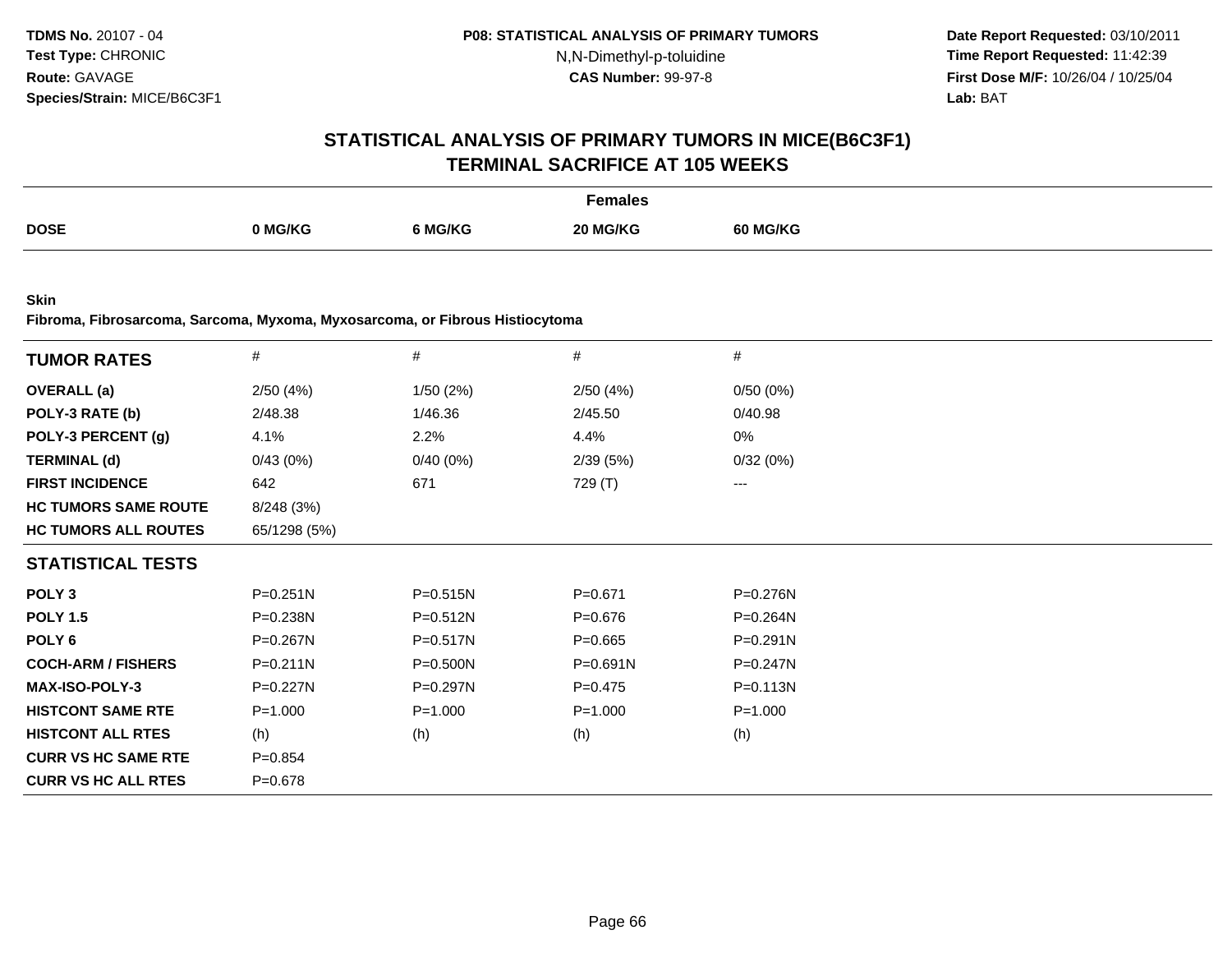**TDMS No.** 20107 - 04
**Test Type:** CHRONIC
**Route:** GAVAGE
**Species/Strain:** MICE/B6C3F1

**P08: STATISTICAL ANALYSIS OF PRIMARY TUMORS**
N,N-Dimethyl-p-toluidine
**CAS Number:** 99-97-8

**Date Report Requested:** 03/10/2011
**Time Report Requested:** 11:42:39
**First Dose M/F:** 10/26/04 / 10/25/04
**Lab:** BAT

## STATISTICAL ANALYSIS OF PRIMARY TUMORS IN MICE(B6C3F1)
## TERMINAL SACRIFICE AT 105 WEEKS

| | Females | | | |
|---|---|---|---|---|
| **DOSE** | **0 MG/KG** | **6 MG/KG** | **20 MG/KG** | **60 MG/KG** |

**Skin**
**Fibroma, Fibrosarcoma, Sarcoma, Myxoma, Myxosarcoma, or Fibrous Histiocytoma**

| **TUMOR RATES** | # | # | # | # |
|---|---|---|---|---|
| **OVERALL (a)** | 2/50 (4%) | 1/50 (2%) | 2/50 (4%) | 0/50 (0%) |
| **POLY-3 RATE (b)** | 2/48.38 | 1/46.36 | 2/45.50 | 0/40.98 |
| **POLY-3 PERCENT (g)** | 4.1% | 2.2% | 4.4% | 0% |
| **TERMINAL (d)** | 0/43 (0%) | 0/40 (0%) | 2/39 (5%) | 0/32 (0%) |
| **FIRST INCIDENCE** | 642 | 671 | 729 (T) | --- |
| **HC TUMORS SAME ROUTE** | 8/248 (3%) | | | |
| **HC TUMORS ALL ROUTES** | 65/1298 (5%) | | | |
| **STATISTICAL TESTS** | | | | |
| **POLY 3** | P=0.251N | P=0.515N | P=0.671 | P=0.276N |
| **POLY 1.5** | P=0.238N | P=0.512N | P=0.676 | P=0.264N |
| **POLY 6** | P=0.267N | P=0.517N | P=0.665 | P=0.291N |
| **COCH-ARM / FISHERS** | P=0.211N | P=0.500N | P=0.691N | P=0.247N |
| **MAX-ISO-POLY-3** | P=0.227N | P=0.297N | P=0.475 | P=0.113N |
| **HISTCONT SAME RTE** | P=1.000 | P=1.000 | P=1.000 | P=1.000 |
| **HISTCONT ALL RTES** | (h) | (h) | (h) | (h) |
| **CURR VS HC SAME RTE** | P=0.854 | | | |
| **CURR VS HC ALL RTES** | P=0.678 | | | |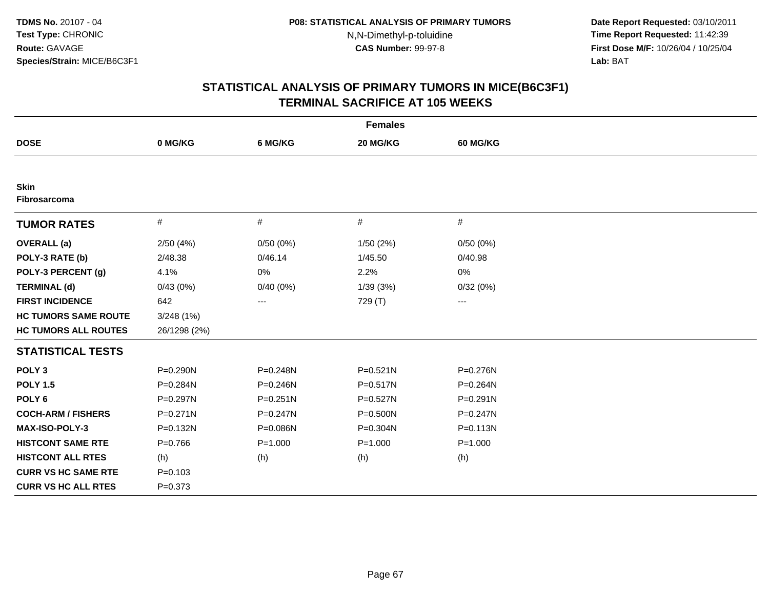**TDMS No.** 20107 - 04
**Test Type:** CHRONIC
**Route:** GAVAGE
**Species/Strain:** MICE/B6C3F1

**P08: STATISTICAL ANALYSIS OF PRIMARY TUMORS**
N,N-Dimethyl-p-toluidine
**CAS Number:** 99-97-8

**Date Report Requested:** 03/10/2011
**Time Report Requested:** 11:42:39
**First Dose M/F:** 10/26/04 / 10/25/04
**Lab:** BAT

# STATISTICAL ANALYSIS OF PRIMARY TUMORS IN MICE(B6C3F1)
## TERMINAL SACRIFICE AT 105 WEEKS

| | Females | | | |
|---|---|---|---|---|
| **DOSE** | **0 MG/KG** | **6 MG/KG** | **20 MG/KG** | **60 MG/KG** |
| **Skin** | | | | |
| **Fibrosarcoma** | | | | |
| **TUMOR RATES** | # | # | # | # |
| **OVERALL (a)** | 2/50 (4%) | 0/50 (0%) | 1/50 (2%) | 0/50 (0%) |
| **POLY-3 RATE (b)** | 2/48.38 | 0/46.14 | 1/45.50 | 0/40.98 |
| **POLY-3 PERCENT (g)** | 4.1% | 0% | 2.2% | 0% |
| **TERMINAL (d)** | 0/43 (0%) | 0/40 (0%) | 1/39 (3%) | 0/32 (0%) |
| **FIRST INCIDENCE** | 642 | --- | 729 (T) | --- |
| **HC TUMORS SAME ROUTE** | 3/248 (1%) | | | |
| **HC TUMORS ALL ROUTES** | 26/1298 (2%) | | | |
| **STATISTICAL TESTS** | | | | |
| **POLY 3** | P=0.290N | P=0.248N | P=0.521N | P=0.276N |
| **POLY 1.5** | P=0.284N | P=0.246N | P=0.517N | P=0.264N |
| **POLY 6** | P=0.297N | P=0.251N | P=0.527N | P=0.291N |
| **COCH-ARM / FISHERS** | P=0.271N | P=0.247N | P=0.500N | P=0.247N |
| **MAX-ISO-POLY-3** | P=0.132N | P=0.086N | P=0.304N | P=0.113N |
| **HISTCONT SAME RTE** | P=0.766 | P=1.000 | P=1.000 | P=1.000 |
| **HISTCONT ALL RTES** | (h) | (h) | (h) | (h) |
| **CURR VS HC SAME RTE** | P=0.103 | | | |
| **CURR VS HC ALL RTES** | P=0.373 | | | |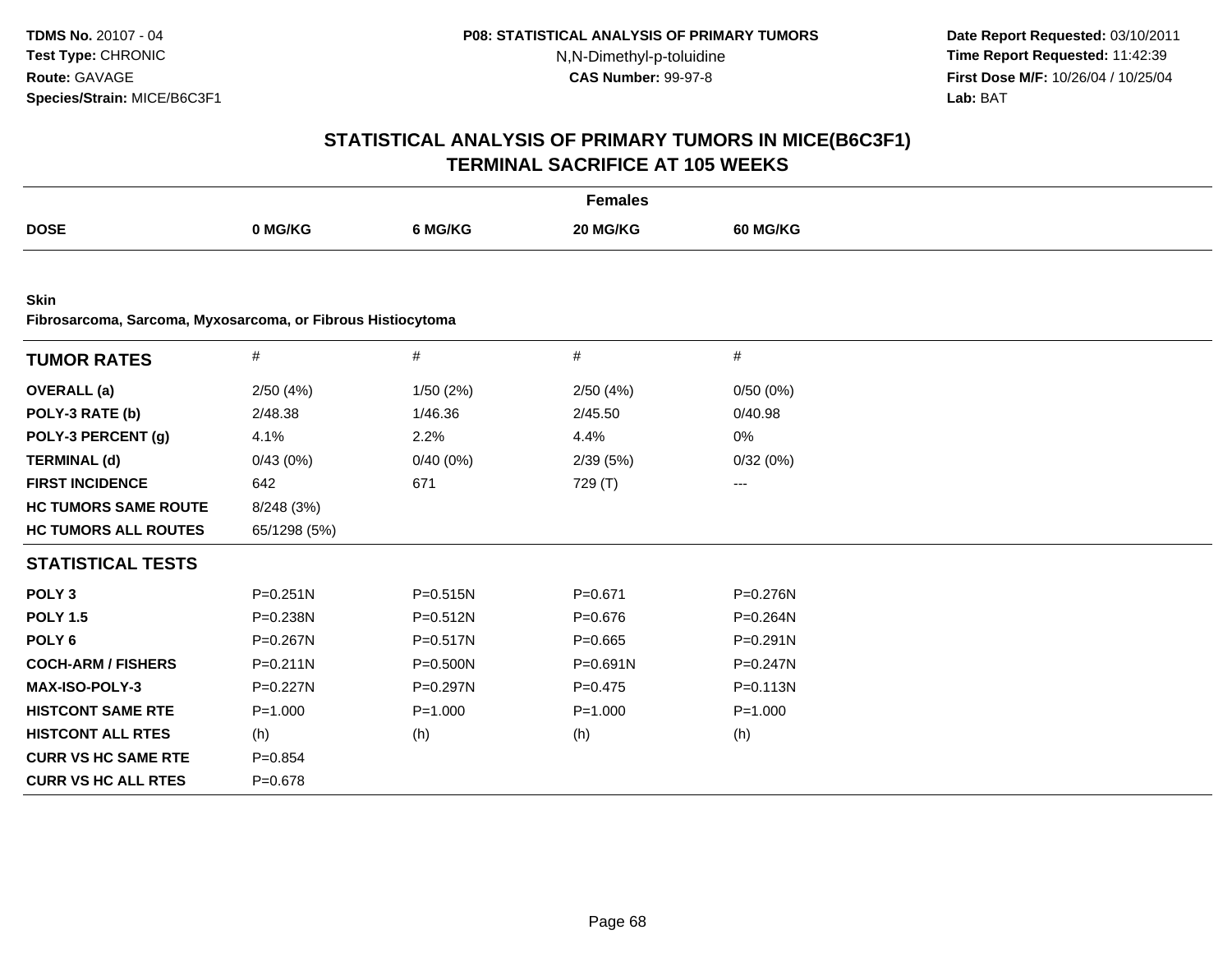**TDMS No.** 20107 - 04
**Test Type:** CHRONIC
**Route:** GAVAGE
**Species/Strain:** MICE/B6C3F1

**P08: STATISTICAL ANALYSIS OF PRIMARY TUMORS**
N,N-Dimethyl-p-toluidine
**CAS Number:** 99-97-8

**Date Report Requested:** 03/10/2011
**Time Report Requested:** 11:42:39
**First Dose M/F:** 10/26/04 / 10/25/04
**Lab:** BAT

# STATISTICAL ANALYSIS OF PRIMARY TUMORS IN MICE(B6C3F1)
## TERMINAL SACRIFICE AT 105 WEEKS

**Females**

| DOSE | 0 MG/KG | 6 MG/KG | 20 MG/KG | 60 MG/KG |
|---|---|---|---|---|

**Skin**
**Fibrosarcoma, Sarcoma, Myxosarcoma, or Fibrous Histiocytoma**

| TUMOR RATES | # | # | # | # |
|---|---|---|---|---|
| **OVERALL (a)** | 2/50 (4%) | 1/50 (2%) | 2/50 (4%) | 0/50 (0%) |
| **POLY-3 RATE (b)** | 2/48.38 | 1/46.36 | 2/45.50 | 0/40.98 |
| **POLY-3 PERCENT (g)** | 4.1% | 2.2% | 4.4% | 0% |
| **TERMINAL (d)** | 0/43 (0%) | 0/40 (0%) | 2/39 (5%) | 0/32 (0%) |
| **FIRST INCIDENCE** | 642 | 671 | 729 (T) | --- |
| **HC TUMORS SAME ROUTE** | 8/248 (3%) | | | |
| **HC TUMORS ALL ROUTES** | 65/1298 (5%) | | | |
| **STATISTICAL TESTS** | | | | |
| **POLY 3** | P=0.251N | P=0.515N | P=0.671 | P=0.276N |
| **POLY 1.5** | P=0.238N | P=0.512N | P=0.676 | P=0.264N |
| **POLY 6** | P=0.267N | P=0.517N | P=0.665 | P=0.291N |
| **COCH-ARM / FISHERS** | P=0.211N | P=0.500N | P=0.691N | P=0.247N |
| **MAX-ISO-POLY-3** | P=0.227N | P=0.297N | P=0.475 | P=0.113N |
| **HISTCONT SAME RTE** | P=1.000 | P=1.000 | P=1.000 | P=1.000 |
| **HISTCONT ALL RTES** | (h) | (h) | (h) | (h) |
| **CURR VS HC SAME RTE** | P=0.854 | | | |
| **CURR VS HC ALL RTES** | P=0.678 | | | |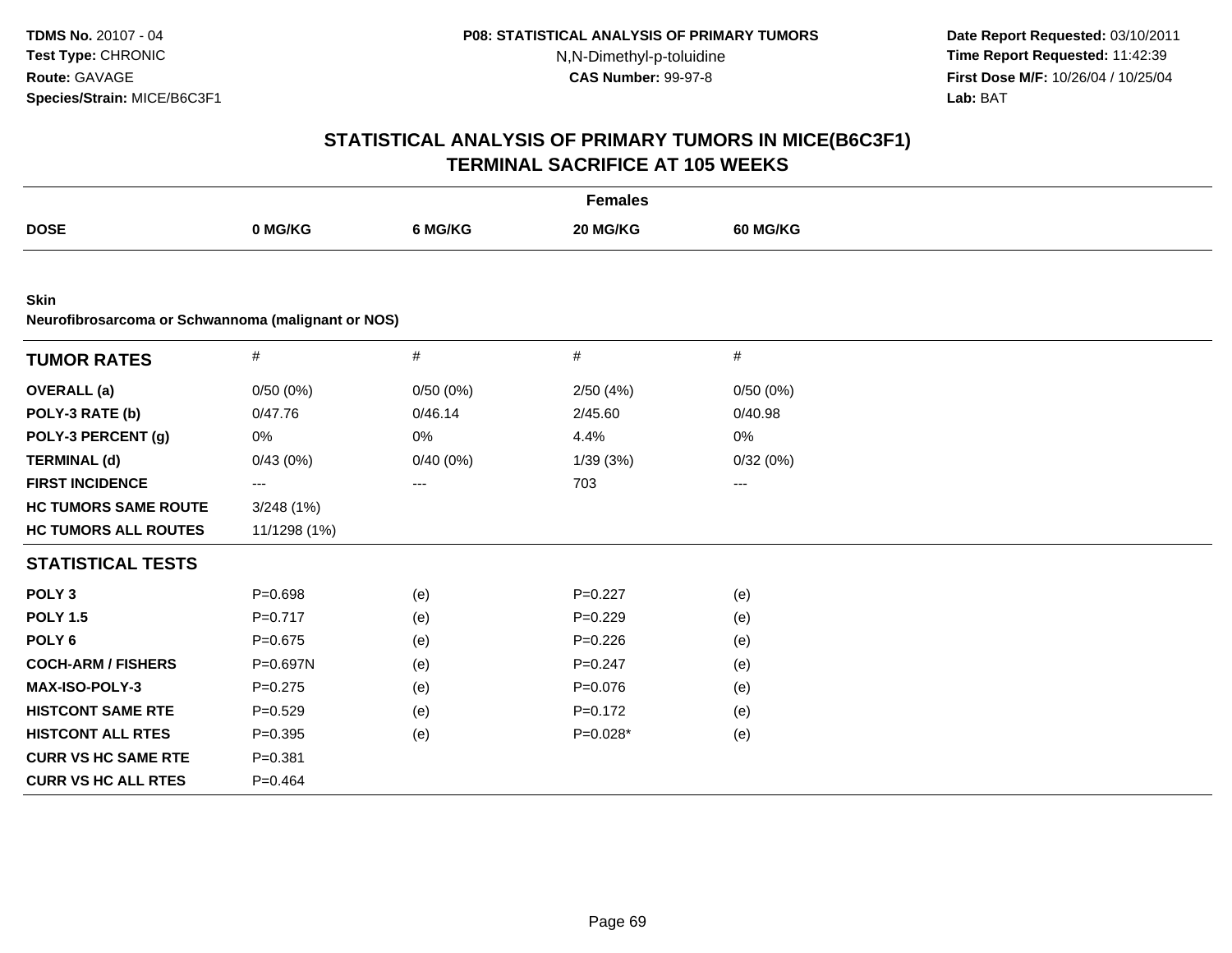# STATISTICAL ANALYSIS OF PRIMARY TUMORS IN MICE(B6C3F1)
## TERMINAL SACRIFICE AT 105 WEEKS

| | | Females | | |
|---|---|---|---|---|
| **DOSE** | **0 MG/KG** | **6 MG/KG** | **20 MG/KG** | **60 MG/KG** |

**Skin**
**Neurofibrosarcoma or Schwannoma (malignant or NOS)**

| **TUMOR RATES** | # | # | # | # |
|---|---|---|---|---|
| **OVERALL (a)** | 0/50 (0%) | 0/50 (0%) | 2/50 (4%) | 0/50 (0%) |
| **POLY-3 RATE (b)** | 0/47.76 | 0/46.14 | 2/45.60 | 0/40.98 |
| **POLY-3 PERCENT (g)** | 0% | 0% | 4.4% | 0% |
| **TERMINAL (d)** | 0/43 (0%) | 0/40 (0%) | 1/39 (3%) | 0/32 (0%) |
| **FIRST INCIDENCE** | --- | --- | 703 | --- |
| **HC TUMORS SAME ROUTE** | 3/248 (1%) | | | |
| **HC TUMORS ALL ROUTES** | 11/1298 (1%) | | | |
| **STATISTICAL TESTS** | | | | |
| **POLY 3** | P=0.698 | (e) | P=0.227 | (e) |
| **POLY 1.5** | P=0.717 | (e) | P=0.229 | (e) |
| **POLY 6** | P=0.675 | (e) | P=0.226 | (e) |
| **COCH-ARM / FISHERS** | P=0.697N | (e) | P=0.247 | (e) |
| **MAX-ISO-POLY-3** | P=0.275 | (e) | P=0.076 | (e) |
| **HISTCONT SAME RTE** | P=0.529 | (e) | P=0.172 | (e) |
| **HISTCONT ALL RTES** | P=0.395 | (e) | P=0.028* | (e) |
| **CURR VS HC SAME RTE** | P=0.381 | | | |
| **CURR VS HC ALL RTES** | P=0.464 | | | |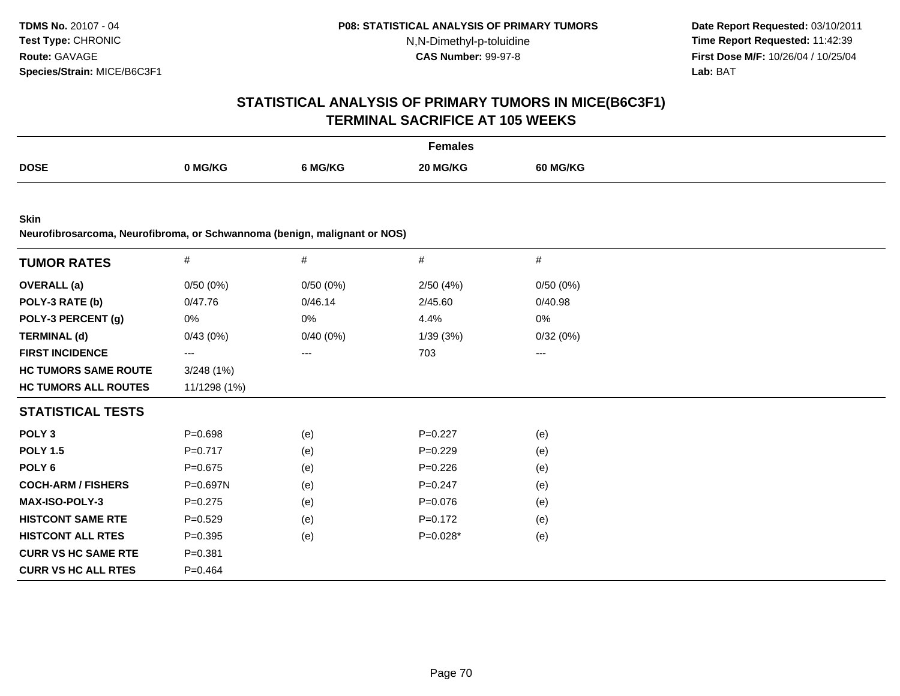**TDMS No.** 20107 - 04
**Test Type:** CHRONIC
**Route:** GAVAGE
**Species/Strain:** MICE/B6C3F1

**P08: STATISTICAL ANALYSIS OF PRIMARY TUMORS**
N,N-Dimethyl-p-toluidine
**CAS Number:** 99-97-8

**Date Report Requested:** 03/10/2011
**Time Report Requested:** 11:42:39
**First Dose M/F:** 10/26/04 / 10/25/04
**Lab:** BAT

## STATISTICAL ANALYSIS OF PRIMARY TUMORS IN MICE(B6C3F1)
## TERMINAL SACRIFICE AT 105 WEEKS

**Females**

| DOSE | 0 MG/KG | 6 MG/KG | 20 MG/KG | 60 MG/KG |
|---|---|---|---|---|

**Skin**
**Neurofibrosarcoma, Neurofibroma, or Schwannoma (benign, malignant or NOS)**

| TUMOR RATES | # | # | # | # |
|---|---|---|---|---|
| **OVERALL (a)** | 0/50 (0%) | 0/50 (0%) | 2/50 (4%) | 0/50 (0%) |
| **POLY-3 RATE (b)** | 0/47.76 | 0/46.14 | 2/45.60 | 0/40.98 |
| **POLY-3 PERCENT (g)** | 0% | 0% | 4.4% | 0% |
| **TERMINAL (d)** | 0/43 (0%) | 0/40 (0%) | 1/39 (3%) | 0/32 (0%) |
| **FIRST INCIDENCE** | --- | --- | 703 | --- |
| **HC TUMORS SAME ROUTE** | 3/248 (1%) | | | |
| **HC TUMORS ALL ROUTES** | 11/1298 (1%) | | | |

| STATISTICAL TESTS | | | | |
|---|---|---|---|---|
| **POLY 3** | P=0.698 | (e) | P=0.227 | (e) |
| **POLY 1.5** | P=0.717 | (e) | P=0.229 | (e) |
| **POLY 6** | P=0.675 | (e) | P=0.226 | (e) |
| **COCH-ARM / FISHERS** | P=0.697N | (e) | P=0.247 | (e) |
| **MAX-ISO-POLY-3** | P=0.275 | (e) | P=0.076 | (e) |
| **HISTCONT SAME RTE** | P=0.529 | (e) | P=0.172 | (e) |
| **HISTCONT ALL RTES** | P=0.395 | (e) | P=0.028* | (e) |
| **CURR VS HC SAME RTE** | P=0.381 | | | |
| **CURR VS HC ALL RTES** | P=0.464 | | | |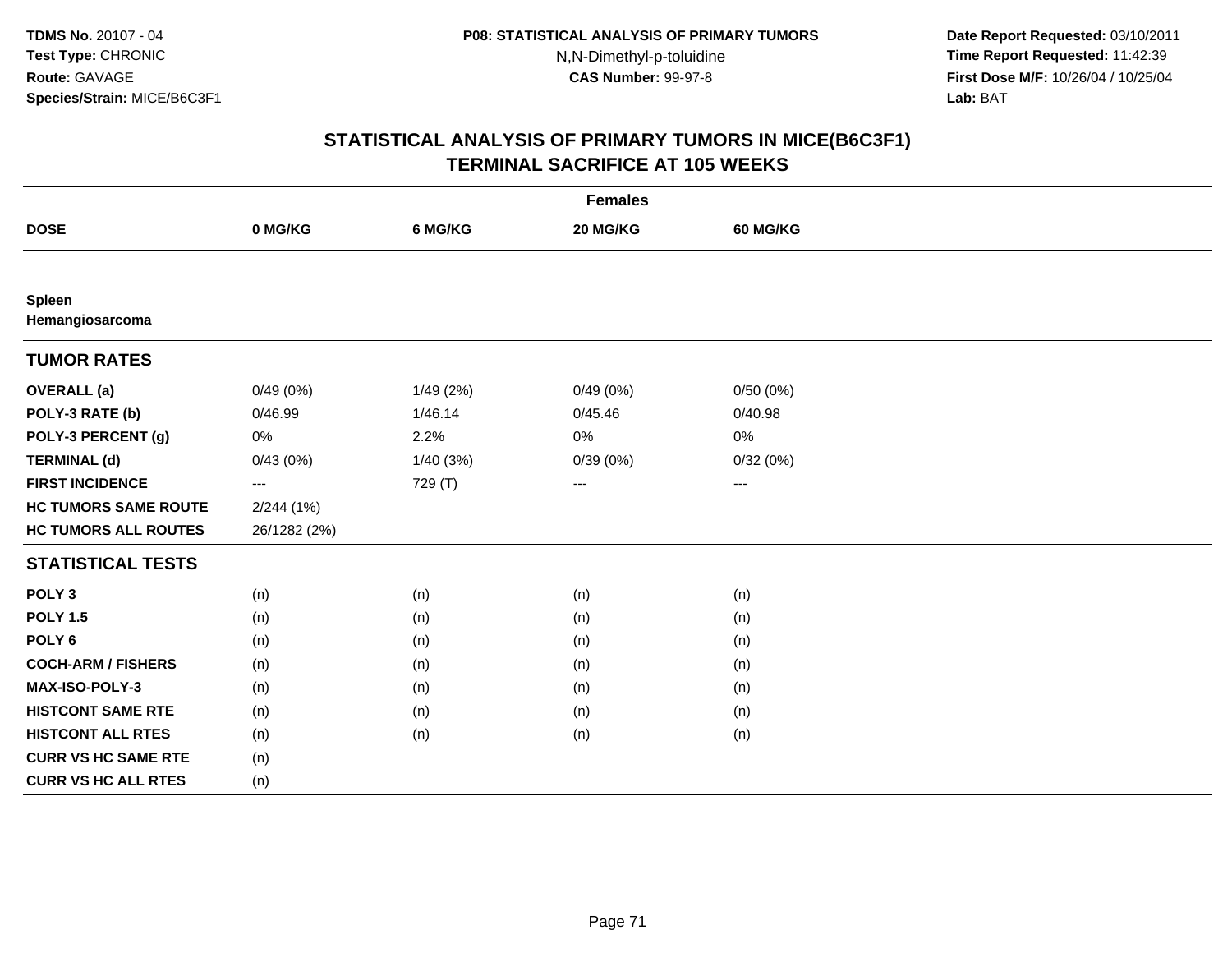# STATISTICAL ANALYSIS OF PRIMARY TUMORS IN MICE(B6C3F1)
## TERMINAL SACRIFICE AT 105 WEEKS

| | Females | | | |
|---|---|---|---|---|
| **DOSE** | **0 MG/KG** | **6 MG/KG** | **20 MG/KG** | **60 MG/KG** |
| **Spleen** | | | | |
| **Hemangiosarcoma** | | | | |
| **TUMOR RATES** | | | | |
| **OVERALL (a)** | 0/49 (0%) | 1/49 (2%) | 0/49 (0%) | 0/50 (0%) |
| **POLY-3 RATE (b)** | 0/46.99 | 1/46.14 | 0/45.46 | 0/40.98 |
| **POLY-3 PERCENT (g)** | 0% | 2.2% | 0% | 0% |
| **TERMINAL (d)** | 0/43 (0%) | 1/40 (3%) | 0/39 (0%) | 0/32 (0%) |
| **FIRST INCIDENCE** | --- | 729 (T) | --- | --- |
| **HC TUMORS SAME ROUTE** | 2/244 (1%) | | | |
| **HC TUMORS ALL ROUTES** | 26/1282 (2%) | | | |
| **STATISTICAL TESTS** | | | | |
| **POLY 3** | (n) | (n) | (n) | (n) |
| **POLY 1.5** | (n) | (n) | (n) | (n) |
| **POLY 6** | (n) | (n) | (n) | (n) |
| **COCH-ARM / FISHERS** | (n) | (n) | (n) | (n) |
| **MAX-ISO-POLY-3** | (n) | (n) | (n) | (n) |
| **HISTCONT SAME RTE** | (n) | (n) | (n) | (n) |
| **HISTCONT ALL RTES** | (n) | (n) | (n) | (n) |
| **CURR VS HC SAME RTE** | (n) | | | |
| **CURR VS HC ALL RTES** | (n) | | | |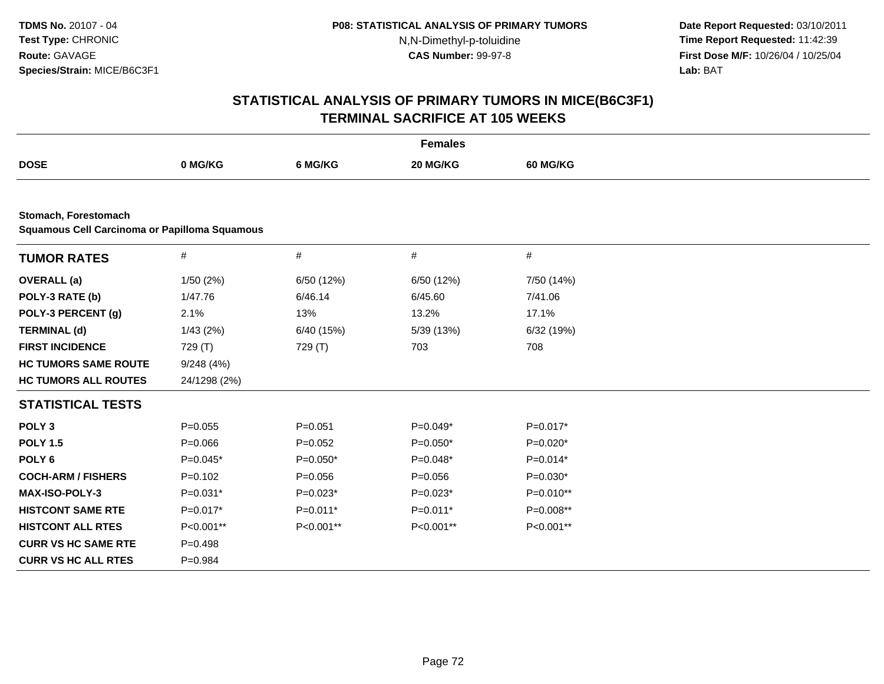# STATISTICAL ANALYSIS OF PRIMARY TUMORS IN MICE(B6C3F1)
## TERMINAL SACRIFICE AT 105 WEEKS

| | Females | | | |
|---|---|---|---|---|
| **DOSE** | **0 MG/KG** | **6 MG/KG** | **20 MG/KG** | **60 MG/KG** |

**Stomach, Forestomach**
**Squamous Cell Carcinoma or Papilloma Squamous**

| **TUMOR RATES** | # | # | # | # |
|---|---|---|---|---|
| **OVERALL (a)** | 1/50 (2%) | 6/50 (12%) | 6/50 (12%) | 7/50 (14%) |
| **POLY-3 RATE (b)** | 1/47.76 | 6/46.14 | 6/45.60 | 7/41.06 |
| **POLY-3 PERCENT (g)** | 2.1% | 13% | 13.2% | 17.1% |
| **TERMINAL (d)** | 1/43 (2%) | 6/40 (15%) | 5/39 (13%) | 6/32 (19%) |
| **FIRST INCIDENCE** | 729 (T) | 729 (T) | 703 | 708 |
| **HC TUMORS SAME ROUTE** | 9/248 (4%) | | | |
| **HC TUMORS ALL ROUTES** | 24/1298 (2%) | | | |
| **STATISTICAL TESTS** | | | | |
| **POLY 3** | P=0.055 | P=0.051 | P=0.049* | P=0.017* |
| **POLY 1.5** | P=0.066 | P=0.052 | P=0.050* | P=0.020* |
| **POLY 6** | P=0.045* | P=0.050* | P=0.048* | P=0.014* |
| **COCH-ARM / FISHERS** | P=0.102 | P=0.056 | P=0.056 | P=0.030* |
| **MAX-ISO-POLY-3** | P=0.031* | P=0.023* | P=0.023* | P=0.010** |
| **HISTCONT SAME RTE** | P=0.017* | P=0.011* | P=0.011* | P=0.008** |
| **HISTCONT ALL RTES** | P<0.001** | P<0.001** | P<0.001** | P<0.001** |
| **CURR VS HC SAME RTE** | P=0.498 | | | |
| **CURR VS HC ALL RTES** | P=0.984 | | | |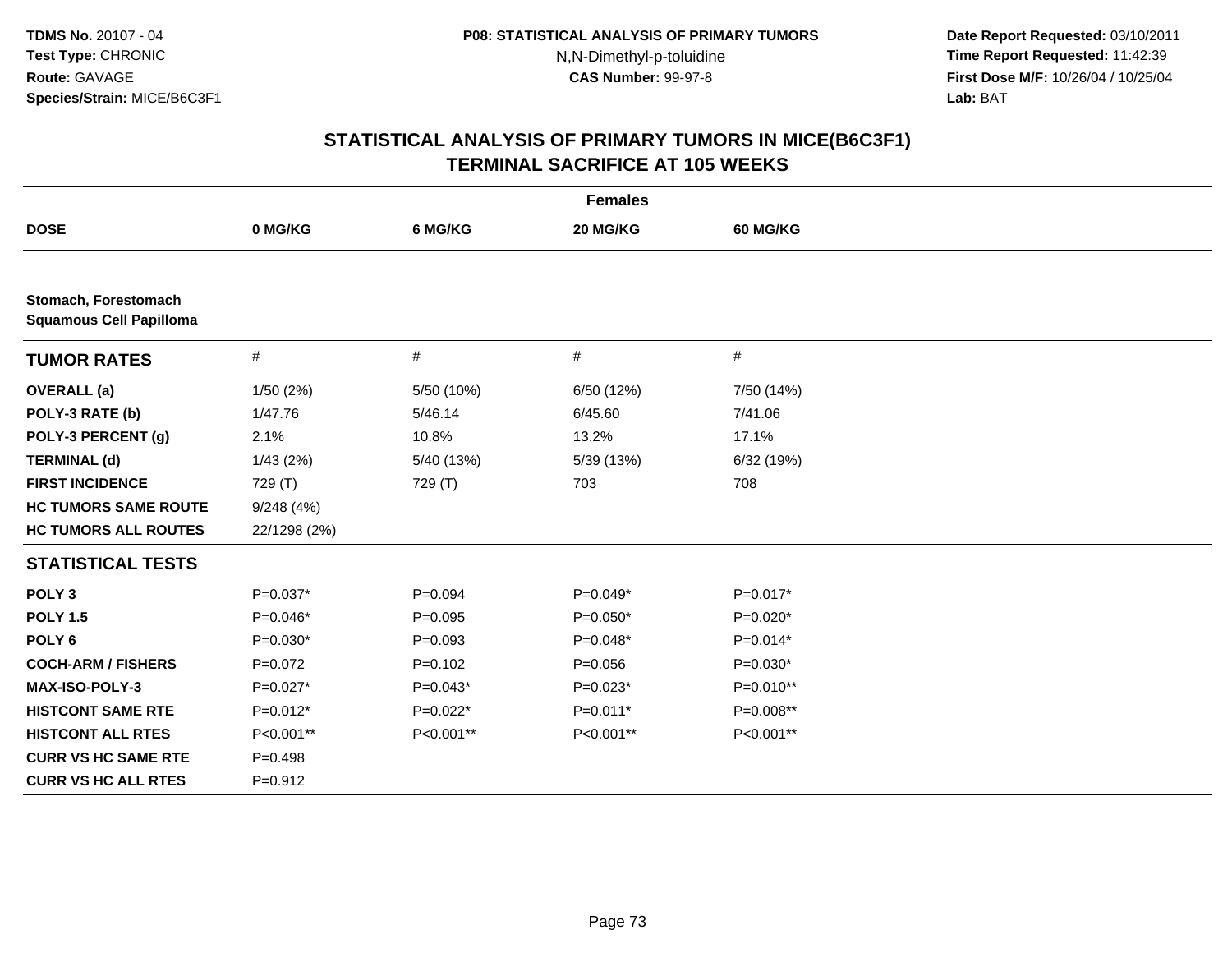**TDMS No.** 20107 - 04
**Test Type:** CHRONIC
**Route:** GAVAGE
**Species/Strain:** MICE/B6C3F1

**P08: STATISTICAL ANALYSIS OF PRIMARY TUMORS**
N,N-Dimethyl-p-toluidine
**CAS Number:** 99-97-8

**Date Report Requested:** 03/10/2011
**Time Report Requested:** 11:42:39
**First Dose M/F:** 10/26/04 / 10/25/04
**Lab:** BAT

## STATISTICAL ANALYSIS OF PRIMARY TUMORS IN MICE(B6C3F1)
## TERMINAL SACRIFICE AT 105 WEEKS

| | Females | | | |
|---|---|---|---|---|
| **DOSE** | **0 MG/KG** | **6 MG/KG** | **20 MG/KG** | **60 MG/KG** |
| **Stomach, Forestomach** | | | | |
| **Squamous Cell Papilloma** | | | | |
| **TUMOR RATES** | # | # | # | # |
| **OVERALL (a)** | 1/50 (2%) | 5/50 (10%) | 6/50 (12%) | 7/50 (14%) |
| **POLY-3 RATE (b)** | 1/47.76 | 5/46.14 | 6/45.60 | 7/41.06 |
| **POLY-3 PERCENT (g)** | 2.1% | 10.8% | 13.2% | 17.1% |
| **TERMINAL (d)** | 1/43 (2%) | 5/40 (13%) | 5/39 (13%) | 6/32 (19%) |
| **FIRST INCIDENCE** | 729 (T) | 729 (T) | 703 | 708 |
| **HC TUMORS SAME ROUTE** | 9/248 (4%) | | | |
| **HC TUMORS ALL ROUTES** | 22/1298 (2%) | | | |
| **STATISTICAL TESTS** | | | | |
| **POLY 3** | P=0.037* | P=0.094 | P=0.049* | P=0.017* |
| **POLY 1.5** | P=0.046* | P=0.095 | P=0.050* | P=0.020* |
| **POLY 6** | P=0.030* | P=0.093 | P=0.048* | P=0.014* |
| **COCH-ARM / FISHERS** | P=0.072 | P=0.102 | P=0.056 | P=0.030* |
| **MAX-ISO-POLY-3** | P=0.027* | P=0.043* | P=0.023* | P=0.010** |
| **HISTCONT SAME RTE** | P=0.012* | P=0.022* | P=0.011* | P=0.008** |
| **HISTCONT ALL RTES** | P<0.001** | P<0.001** | P<0.001** | P<0.001** |
| **CURR VS HC SAME RTE** | P=0.498 | | | |
| **CURR VS HC ALL RTES** | P=0.912 | | | |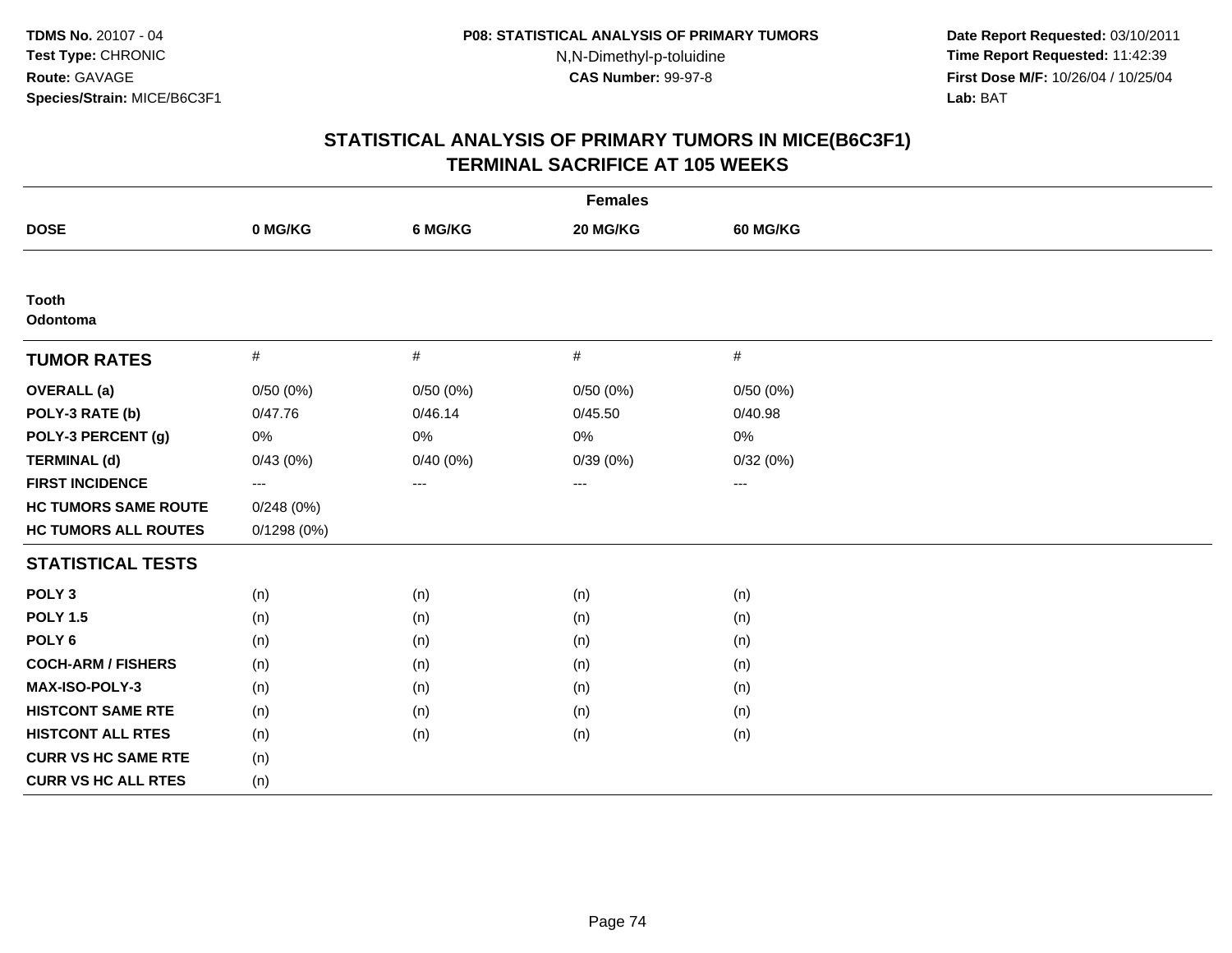## STATISTICAL ANALYSIS OF PRIMARY TUMORS IN MICE(B6C3F1)
## TERMINAL SACRIFICE AT 105 WEEKS

| | Females | | | |
|---|---|---|---|---|
| **DOSE** | **0 MG/KG** | **6 MG/KG** | **20 MG/KG** | **60 MG/KG** |
| **Tooth** | | | | |
| **Odontoma** | | | | |
| **TUMOR RATES** | # | # | # | # |
| **OVERALL (a)** | 0/50 (0%) | 0/50 (0%) | 0/50 (0%) | 0/50 (0%) |
| **POLY-3 RATE (b)** | 0/47.76 | 0/46.14 | 0/45.50 | 0/40.98 |
| **POLY-3 PERCENT (g)** | 0% | 0% | 0% | 0% |
| **TERMINAL (d)** | 0/43 (0%) | 0/40 (0%) | 0/39 (0%) | 0/32 (0%) |
| **FIRST INCIDENCE** | --- | --- | --- | --- |
| **HC TUMORS SAME ROUTE** | 0/248 (0%) | | | |
| **HC TUMORS ALL ROUTES** | 0/1298 (0%) | | | |
| **STATISTICAL TESTS** | | | | |
| **POLY 3** | (n) | (n) | (n) | (n) |
| **POLY 1.5** | (n) | (n) | (n) | (n) |
| **POLY 6** | (n) | (n) | (n) | (n) |
| **COCH-ARM / FISHERS** | (n) | (n) | (n) | (n) |
| **MAX-ISO-POLY-3** | (n) | (n) | (n) | (n) |
| **HISTCONT SAME RTE** | (n) | (n) | (n) | (n) |
| **HISTCONT ALL RTES** | (n) | (n) | (n) | (n) |
| **CURR VS HC SAME RTE** | (n) | | | |
| **CURR VS HC ALL RTES** | (n) | | | |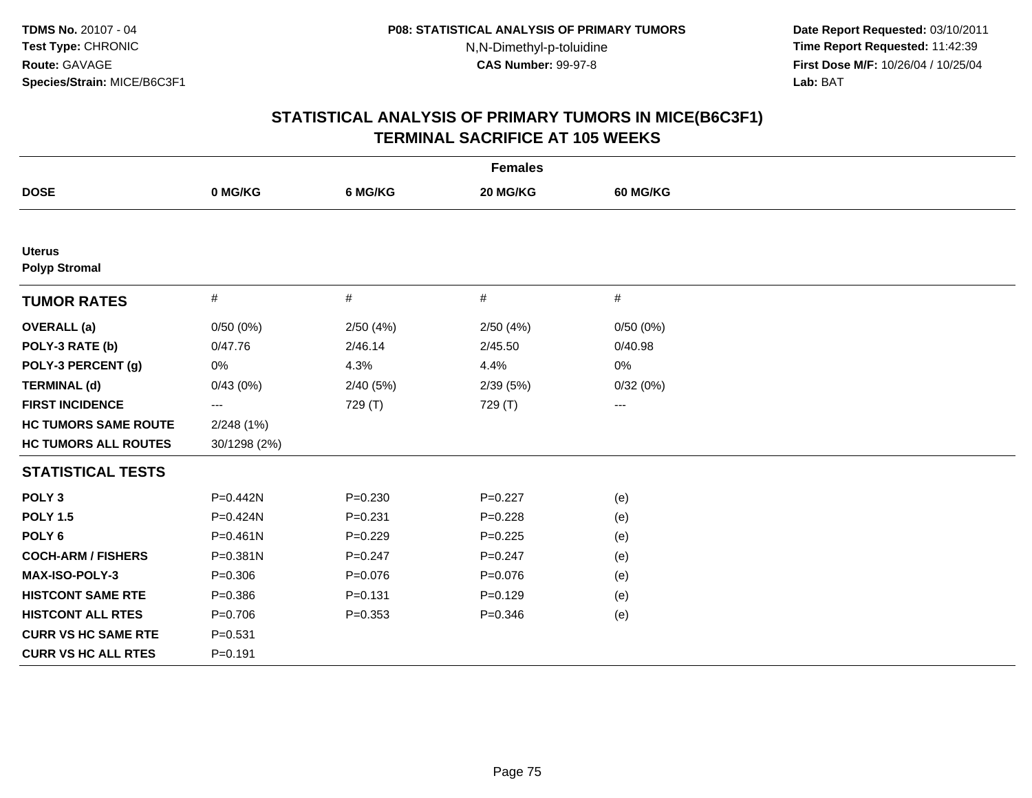**TDMS No.** 20107 - 04
**Test Type:** CHRONIC
**Route:** GAVAGE
**Species/Strain:** MICE/B6C3F1

**P08: STATISTICAL ANALYSIS OF PRIMARY TUMORS**
N,N-Dimethyl-p-toluidine
**CAS Number:** 99-97-8

**Date Report Requested:** 03/10/2011
**Time Report Requested:** 11:42:39
**First Dose M/F:** 10/26/04 / 10/25/04
**Lab:** BAT

## STATISTICAL ANALYSIS OF PRIMARY TUMORS IN MICE(B6C3F1)
## TERMINAL SACRIFICE AT 105 WEEKS

| Females | | | | |
|---|---|---|---|---|
| **DOSE** | **0 MG/KG** | **6 MG/KG** | **20 MG/KG** | **60 MG/KG** |
| **Uterus** | | | | |
| **Polyp Stromal** | | | | |
| **TUMOR RATES** | # | # | # | # |
| **OVERALL (a)** | 0/50 (0%) | 2/50 (4%) | 2/50 (4%) | 0/50 (0%) |
| **POLY-3 RATE (b)** | 0/47.76 | 2/46.14 | 2/45.50 | 0/40.98 |
| **POLY-3 PERCENT (g)** | 0% | 4.3% | 4.4% | 0% |
| **TERMINAL (d)** | 0/43 (0%) | 2/40 (5%) | 2/39 (5%) | 0/32 (0%) |
| **FIRST INCIDENCE** | --- | 729 (T) | 729 (T) | --- |
| **HC TUMORS SAME ROUTE** | 2/248 (1%) | | | |
| **HC TUMORS ALL ROUTES** | 30/1298 (2%) | | | |
| **STATISTICAL TESTS** | | | | |
| **POLY 3** | P=0.442N | P=0.230 | P=0.227 | (e) |
| **POLY 1.5** | P=0.424N | P=0.231 | P=0.228 | (e) |
| **POLY 6** | P=0.461N | P=0.229 | P=0.225 | (e) |
| **COCH-ARM / FISHERS** | P=0.381N | P=0.247 | P=0.247 | (e) |
| **MAX-ISO-POLY-3** | P=0.306 | P=0.076 | P=0.076 | (e) |
| **HISTCONT SAME RTE** | P=0.386 | P=0.131 | P=0.129 | (e) |
| **HISTCONT ALL RTES** | P=0.706 | P=0.353 | P=0.346 | (e) |
| **CURR VS HC SAME RTE** | P=0.531 | | | |
| **CURR VS HC ALL RTES** | P=0.191 | | | |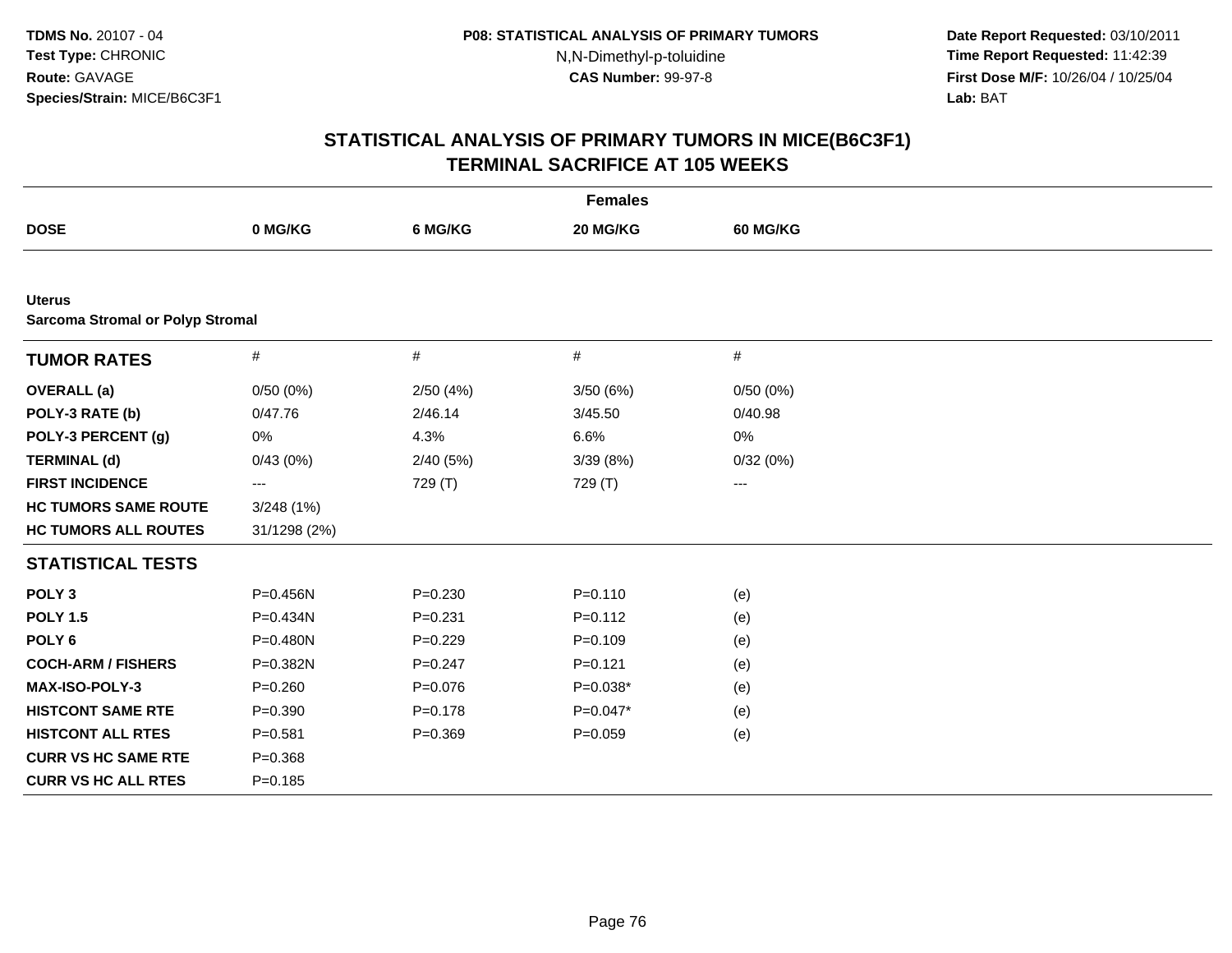TDMS No. 20107 - 04
Test Type: CHRONIC
Route: GAVAGE
Species/Strain: MICE/B6C3F1

**P08: STATISTICAL ANALYSIS OF PRIMARY TUMORS**
N,N-Dimethyl-p-toluidine
**CAS Number:** 99-97-8

**Date Report Requested:** 03/10/2011
**Time Report Requested:** 11:42:39
**First Dose M/F:** 10/26/04 / 10/25/04
**Lab:** BAT

## STATISTICAL ANALYSIS OF PRIMARY TUMORS IN MICE(B6C3F1)
## TERMINAL SACRIFICE AT 105 WEEKS

**Females**

| DOSE | 0 MG/KG | 6 MG/KG | 20 MG/KG | 60 MG/KG |
|---|---|---|---|---|
| **Uterus** | | | | |
| **Sarcoma Stromal or Polyp Stromal** | | | | |
| **TUMOR RATES** | # | # | # | # |
| **OVERALL (a)** | 0/50 (0%) | 2/50 (4%) | 3/50 (6%) | 0/50 (0%) |
| **POLY-3 RATE (b)** | 0/47.76 | 2/46.14 | 3/45.50 | 0/40.98 |
| **POLY-3 PERCENT (g)** | 0% | 4.3% | 6.6% | 0% |
| **TERMINAL (d)** | 0/43 (0%) | 2/40 (5%) | 3/39 (8%) | 0/32 (0%) |
| **FIRST INCIDENCE** | --- | 729 (T) | 729 (T) | --- |
| **HC TUMORS SAME ROUTE** | 3/248 (1%) | | | |
| **HC TUMORS ALL ROUTES** | 31/1298 (2%) | | | |
| **STATISTICAL TESTS** | | | | |
| **POLY 3** | P=0.456N | P=0.230 | P=0.110 | (e) |
| **POLY 1.5** | P=0.434N | P=0.231 | P=0.112 | (e) |
| **POLY 6** | P=0.480N | P=0.229 | P=0.109 | (e) |
| **COCH-ARM / FISHERS** | P=0.382N | P=0.247 | P=0.121 | (e) |
| **MAX-ISO-POLY-3** | P=0.260 | P=0.076 | P=0.038* | (e) |
| **HISTCONT SAME RTE** | P=0.390 | P=0.178 | P=0.047* | (e) |
| **HISTCONT ALL RTES** | P=0.581 | P=0.369 | P=0.059 | (e) |
| **CURR VS HC SAME RTE** | P=0.368 | | | |
| **CURR VS HC ALL RTES** | P=0.185 | | | |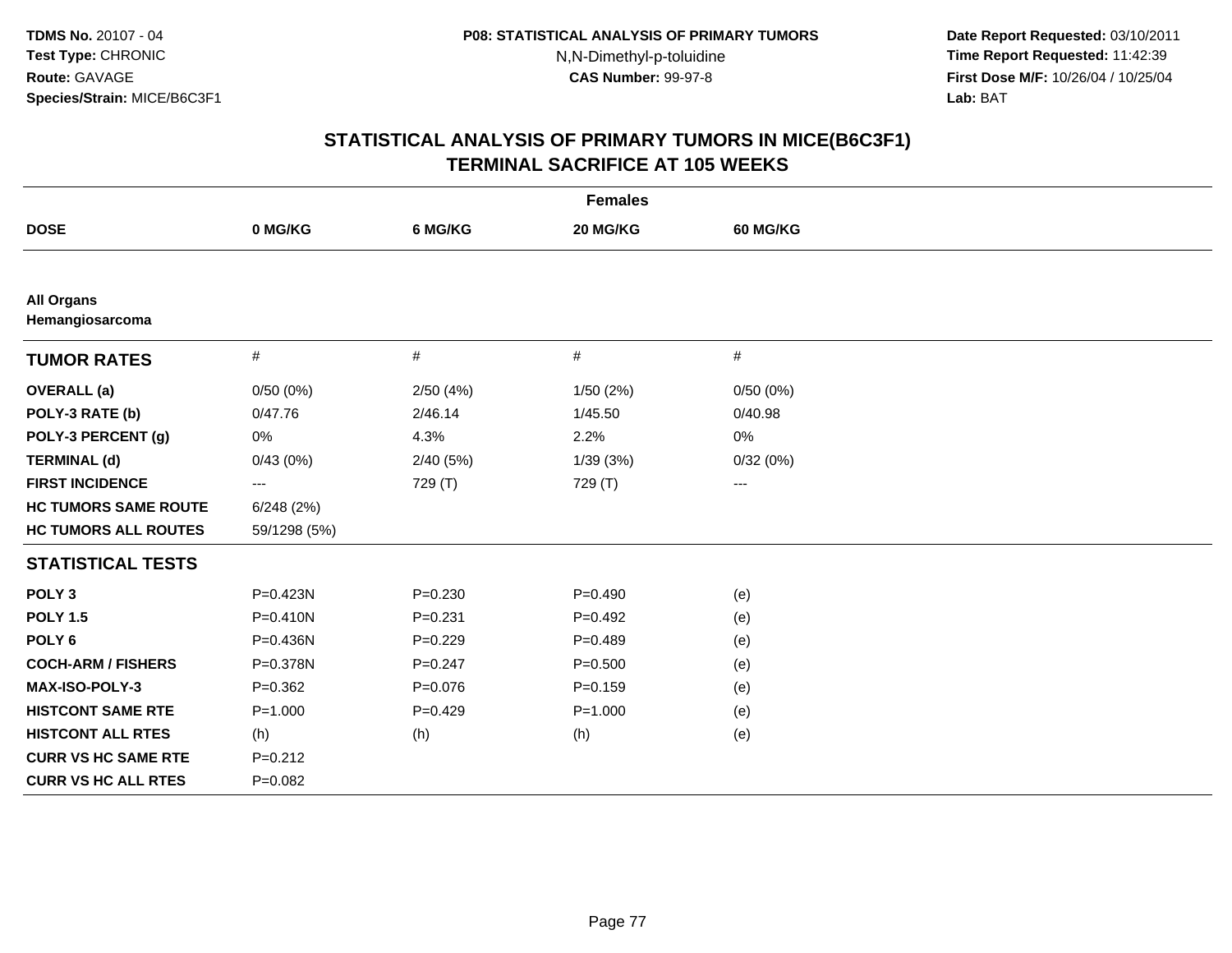TDMS No. 20107 - 04
Test Type: CHRONIC
Route: GAVAGE
Species/Strain: MICE/B6C3F1

P08: STATISTICAL ANALYSIS OF PRIMARY TUMORS
N,N-Dimethyl-p-toluidine
CAS Number: 99-97-8

Date Report Requested: 03/10/2011
Time Report Requested: 11:42:39
First Dose M/F: 10/26/04 / 10/25/04
Lab: BAT

## STATISTICAL ANALYSIS OF PRIMARY TUMORS IN MICE(B6C3F1)
## TERMINAL SACRIFICE AT 105 WEEKS

**Females**

| DOSE | 0 MG/KG | 6 MG/KG | 20 MG/KG | 60 MG/KG |
|---|---|---|---|---|
| **All Organs** | | | | |
| **Hemangiosarcoma** | | | | |
| **TUMOR RATES** | # | # | # | # |
| **OVERALL (a)** | 0/50 (0%) | 2/50 (4%) | 1/50 (2%) | 0/50 (0%) |
| **POLY-3 RATE (b)** | 0/47.76 | 2/46.14 | 1/45.50 | 0/40.98 |
| **POLY-3 PERCENT (g)** | 0% | 4.3% | 2.2% | 0% |
| **TERMINAL (d)** | 0/43 (0%) | 2/40 (5%) | 1/39 (3%) | 0/32 (0%) |
| **FIRST INCIDENCE** | --- | 729 (T) | 729 (T) | --- |
| **HC TUMORS SAME ROUTE** | 6/248 (2%) | | | |
| **HC TUMORS ALL ROUTES** | 59/1298 (5%) | | | |
| **STATISTICAL TESTS** | | | | |
| **POLY 3** | P=0.423N | P=0.230 | P=0.490 | (e) |
| **POLY 1.5** | P=0.410N | P=0.231 | P=0.492 | (e) |
| **POLY 6** | P=0.436N | P=0.229 | P=0.489 | (e) |
| **COCH-ARM / FISHERS** | P=0.378N | P=0.247 | P=0.500 | (e) |
| **MAX-ISO-POLY-3** | P=0.362 | P=0.076 | P=0.159 | (e) |
| **HISTCONT SAME RTE** | P=1.000 | P=0.429 | P=1.000 | (e) |
| **HISTCONT ALL RTES** | (h) | (h) | (h) | (e) |
| **CURR VS HC SAME RTE** | P=0.212 | | | |
| **CURR VS HC ALL RTES** | P=0.082 | | | |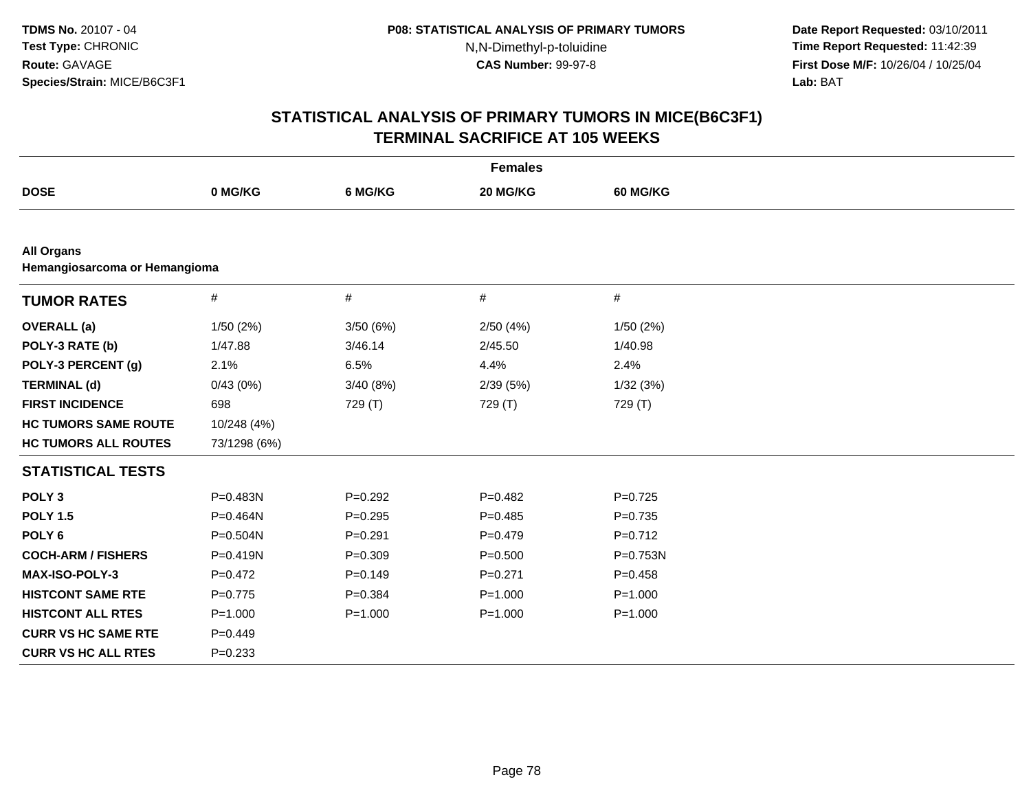**TDMS No.** 20107 - 04
**Test Type:** CHRONIC
**Route:** GAVAGE
**Species/Strain:** MICE/B6C3F1

**P08: STATISTICAL ANALYSIS OF PRIMARY TUMORS**
N,N-Dimethyl-p-toluidine
**CAS Number:** 99-97-8

**Date Report Requested:** 03/10/2011
**Time Report Requested:** 11:42:39
**First Dose M/F:** 10/26/04 / 10/25/04
**Lab:** BAT

## STATISTICAL ANALYSIS OF PRIMARY TUMORS IN MICE(B6C3F1)
## TERMINAL SACRIFICE AT 105 WEEKS

| | Females | | | |
|---|---|---|---|---|
| **DOSE** | **0 MG/KG** | **6 MG/KG** | **20 MG/KG** | **60 MG/KG** |
| **All Organs** | | | | |
| **Hemangiosarcoma or Hemangioma** | | | | |
| **TUMOR RATES** | # | # | # | # |
| **OVERALL (a)** | 1/50 (2%) | 3/50 (6%) | 2/50 (4%) | 1/50 (2%) |
| **POLY-3 RATE (b)** | 1/47.88 | 3/46.14 | 2/45.50 | 1/40.98 |
| **POLY-3 PERCENT (g)** | 2.1% | 6.5% | 4.4% | 2.4% |
| **TERMINAL (d)** | 0/43 (0%) | 3/40 (8%) | 2/39 (5%) | 1/32 (3%) |
| **FIRST INCIDENCE** | 698 | 729 (T) | 729 (T) | 729 (T) |
| **HC TUMORS SAME ROUTE** | 10/248 (4%) | | | |
| **HC TUMORS ALL ROUTES** | 73/1298 (6%) | | | |
| **STATISTICAL TESTS** | | | | |
| **POLY 3** | P=0.483N | P=0.292 | P=0.482 | P=0.725 |
| **POLY 1.5** | P=0.464N | P=0.295 | P=0.485 | P=0.735 |
| **POLY 6** | P=0.504N | P=0.291 | P=0.479 | P=0.712 |
| **COCH-ARM / FISHERS** | P=0.419N | P=0.309 | P=0.500 | P=0.753N |
| **MAX-ISO-POLY-3** | P=0.472 | P=0.149 | P=0.271 | P=0.458 |
| **HISTCONT SAME RTE** | P=0.775 | P=0.384 | P=1.000 | P=1.000 |
| **HISTCONT ALL RTES** | P=1.000 | P=1.000 | P=1.000 | P=1.000 |
| **CURR VS HC SAME RTE** | P=0.449 | | | |
| **CURR VS HC ALL RTES** | P=0.233 | | | |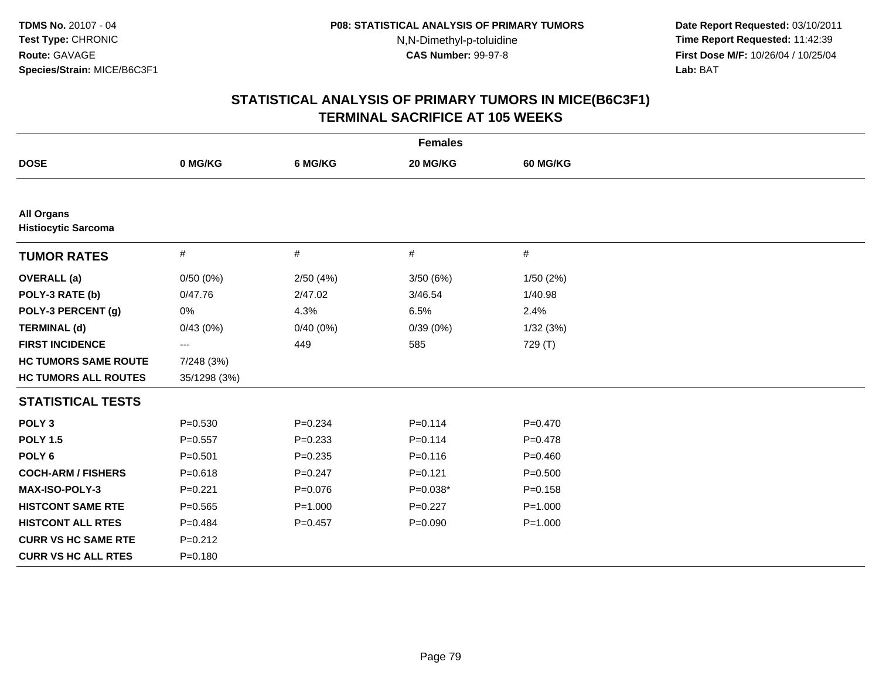**TDMS No.** 20107 - 04
**Test Type:** CHRONIC
**Route:** GAVAGE
**Species/Strain:** MICE/B6C3F1

**P08: STATISTICAL ANALYSIS OF PRIMARY TUMORS**
N,N-Dimethyl-p-toluidine
**CAS Number:** 99-97-8

**Date Report Requested:** 03/10/2011
**Time Report Requested:** 11:42:39
**First Dose M/F:** 10/26/04 / 10/25/04
**Lab:** BAT

# STATISTICAL ANALYSIS OF PRIMARY TUMORS IN MICE(B6C3F1)
## TERMINAL SACRIFICE AT 105 WEEKS

| | Females | | | |
|---|---|---|---|---|
| **DOSE** | **0 MG/KG** | **6 MG/KG** | **20 MG/KG** | **60 MG/KG** |
| **All Organs** | | | | |
| **Histiocytic Sarcoma** | | | | |
| **TUMOR RATES** | # | # | # | # |
| **OVERALL (a)** | 0/50 (0%) | 2/50 (4%) | 3/50 (6%) | 1/50 (2%) |
| **POLY-3 RATE (b)** | 0/47.76 | 2/47.02 | 3/46.54 | 1/40.98 |
| **POLY-3 PERCENT (g)** | 0% | 4.3% | 6.5% | 2.4% |
| **TERMINAL (d)** | 0/43 (0%) | 0/40 (0%) | 0/39 (0%) | 1/32 (3%) |
| **FIRST INCIDENCE** | --- | 449 | 585 | 729 (T) |
| **HC TUMORS SAME ROUTE** | 7/248 (3%) | | | |
| **HC TUMORS ALL ROUTES** | 35/1298 (3%) | | | |
| **STATISTICAL TESTS** | | | | |
| **POLY 3** | P=0.530 | P=0.234 | P=0.114 | P=0.470 |
| **POLY 1.5** | P=0.557 | P=0.233 | P=0.114 | P=0.478 |
| **POLY 6** | P=0.501 | P=0.235 | P=0.116 | P=0.460 |
| **COCH-ARM / FISHERS** | P=0.618 | P=0.247 | P=0.121 | P=0.500 |
| **MAX-ISO-POLY-3** | P=0.221 | P=0.076 | P=0.038* | P=0.158 |
| **HISTCONT SAME RTE** | P=0.565 | P=1.000 | P=0.227 | P=1.000 |
| **HISTCONT ALL RTES** | P=0.484 | P=0.457 | P=0.090 | P=1.000 |
| **CURR VS HC SAME RTE** | P=0.212 | | | |
| **CURR VS HC ALL RTES** | P=0.180 | | | |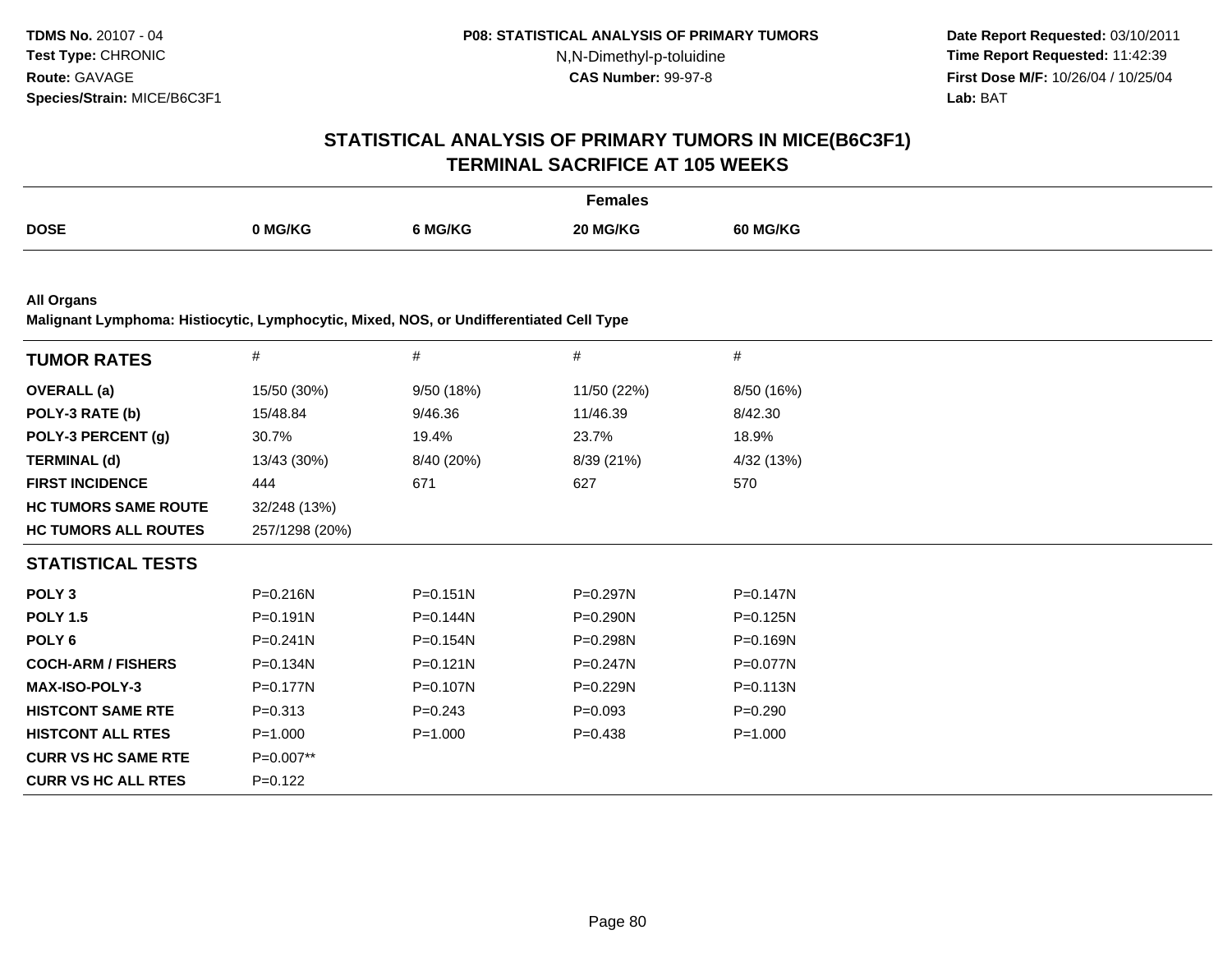TDMS No. 20107 - 04
Test Type: CHRONIC
Route: GAVAGE
Species/Strain: MICE/B6C3F1

P08: STATISTICAL ANALYSIS OF PRIMARY TUMORS
N,N-Dimethyl-p-toluidine
CAS Number: 99-97-8

Date Report Requested: 03/10/2011
Time Report Requested: 11:42:39
First Dose M/F: 10/26/04 / 10/25/04
Lab: BAT

## STATISTICAL ANALYSIS OF PRIMARY TUMORS IN MICE(B6C3F1)
## TERMINAL SACRIFICE AT 105 WEEKS

| Females | | | | |
|---|---|---|---|---|
| **DOSE** | **0 MG/KG** | **6 MG/KG** | **20 MG/KG** | **60 MG/KG** |

**All Organs**
**Malignant Lymphoma: Histiocytic, Lymphocytic, Mixed, NOS, or Undifferentiated Cell Type**

| **TUMOR RATES** | # | # | # | # |
|---|---|---|---|---|
| **OVERALL (a)** | 15/50 (30%) | 9/50 (18%) | 11/50 (22%) | 8/50 (16%) |
| **POLY-3 RATE (b)** | 15/48.84 | 9/46.36 | 11/46.39 | 8/42.30 |
| **POLY-3 PERCENT (g)** | 30.7% | 19.4% | 23.7% | 18.9% |
| **TERMINAL (d)** | 13/43 (30%) | 8/40 (20%) | 8/39 (21%) | 4/32 (13%) |
| **FIRST INCIDENCE** | 444 | 671 | 627 | 570 |
| **HC TUMORS SAME ROUTE** | 32/248 (13%) | | | |
| **HC TUMORS ALL ROUTES** | 257/1298 (20%) | | | |
| **STATISTICAL TESTS** | | | | |
| **POLY 3** | P=0.216N | P=0.151N | P=0.297N | P=0.147N |
| **POLY 1.5** | P=0.191N | P=0.144N | P=0.290N | P=0.125N |
| **POLY 6** | P=0.241N | P=0.154N | P=0.298N | P=0.169N |
| **COCH-ARM / FISHERS** | P=0.134N | P=0.121N | P=0.247N | P=0.077N |
| **MAX-ISO-POLY-3** | P=0.177N | P=0.107N | P=0.229N | P=0.113N |
| **HISTCONT SAME RTE** | P=0.313 | P=0.243 | P=0.093 | P=0.290 |
| **HISTCONT ALL RTES** | P=1.000 | P=1.000 | P=0.438 | P=1.000 |
| **CURR VS HC SAME RTE** | P=0.007** | | | |
| **CURR VS HC ALL RTES** | P=0.122 | | | |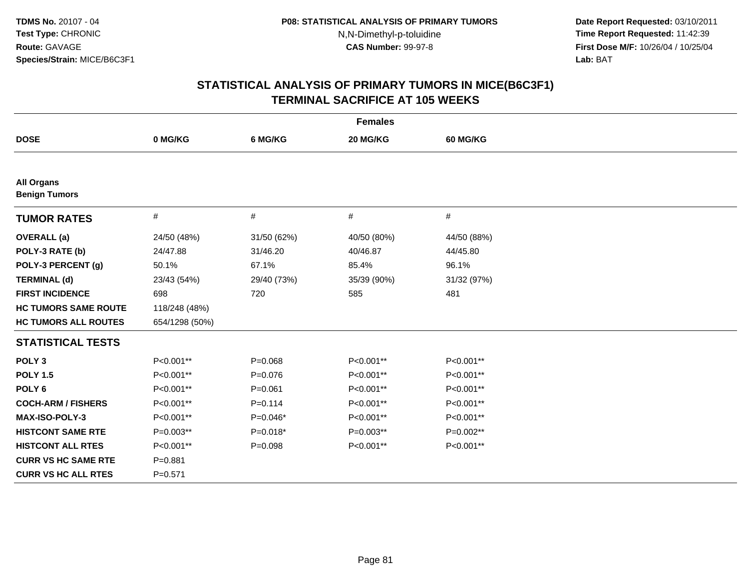**TDMS No.** 20107 - 04
**Test Type:** CHRONIC
**Route:** GAVAGE
**Species/Strain:** MICE/B6C3F1

**P08: STATISTICAL ANALYSIS OF PRIMARY TUMORS**
N,N-Dimethyl-p-toluidine
**CAS Number:** 99-97-8

**Date Report Requested:** 03/10/2011
**Time Report Requested:** 11:42:39
**First Dose M/F:** 10/26/04 / 10/25/04
**Lab:** BAT

## STATISTICAL ANALYSIS OF PRIMARY TUMORS IN MICE(B6C3F1)
## TERMINAL SACRIFICE AT 105 WEEKS

| | Females | | | |
|---|---|---|---|---|
| **DOSE** | **0 MG/KG** | **6 MG/KG** | **20 MG/KG** | **60 MG/KG** |
| **All Organs** | | | | |
| **Benign Tumors** | | | | |
| **TUMOR RATES** | # | # | # | # |
| **OVERALL (a)** | 24/50 (48%) | 31/50 (62%) | 40/50 (80%) | 44/50 (88%) |
| **POLY-3 RATE (b)** | 24/47.88 | 31/46.20 | 40/46.87 | 44/45.80 |
| **POLY-3 PERCENT (g)** | 50.1% | 67.1% | 85.4% | 96.1% |
| **TERMINAL (d)** | 23/43 (54%) | 29/40 (73%) | 35/39 (90%) | 31/32 (97%) |
| **FIRST INCIDENCE** | 698 | 720 | 585 | 481 |
| **HC TUMORS SAME ROUTE** | 118/248 (48%) | | | |
| **HC TUMORS ALL ROUTES** | 654/1298 (50%) | | | |
| **STATISTICAL TESTS** | | | | |
| **POLY 3** | P<0.001** | P=0.068 | P<0.001** | P<0.001** |
| **POLY 1.5** | P<0.001** | P=0.076 | P<0.001** | P<0.001** |
| **POLY 6** | P<0.001** | P=0.061 | P<0.001** | P<0.001** |
| **COCH-ARM / FISHERS** | P<0.001** | P=0.114 | P<0.001** | P<0.001** |
| **MAX-ISO-POLY-3** | P<0.001** | P=0.046* | P<0.001** | P<0.001** |
| **HISTCONT SAME RTE** | P=0.003** | P=0.018* | P=0.003** | P=0.002** |
| **HISTCONT ALL RTES** | P<0.001** | P=0.098 | P<0.001** | P<0.001** |
| **CURR VS HC SAME RTE** | P=0.881 | | | |
| **CURR VS HC ALL RTES** | P=0.571 | | | |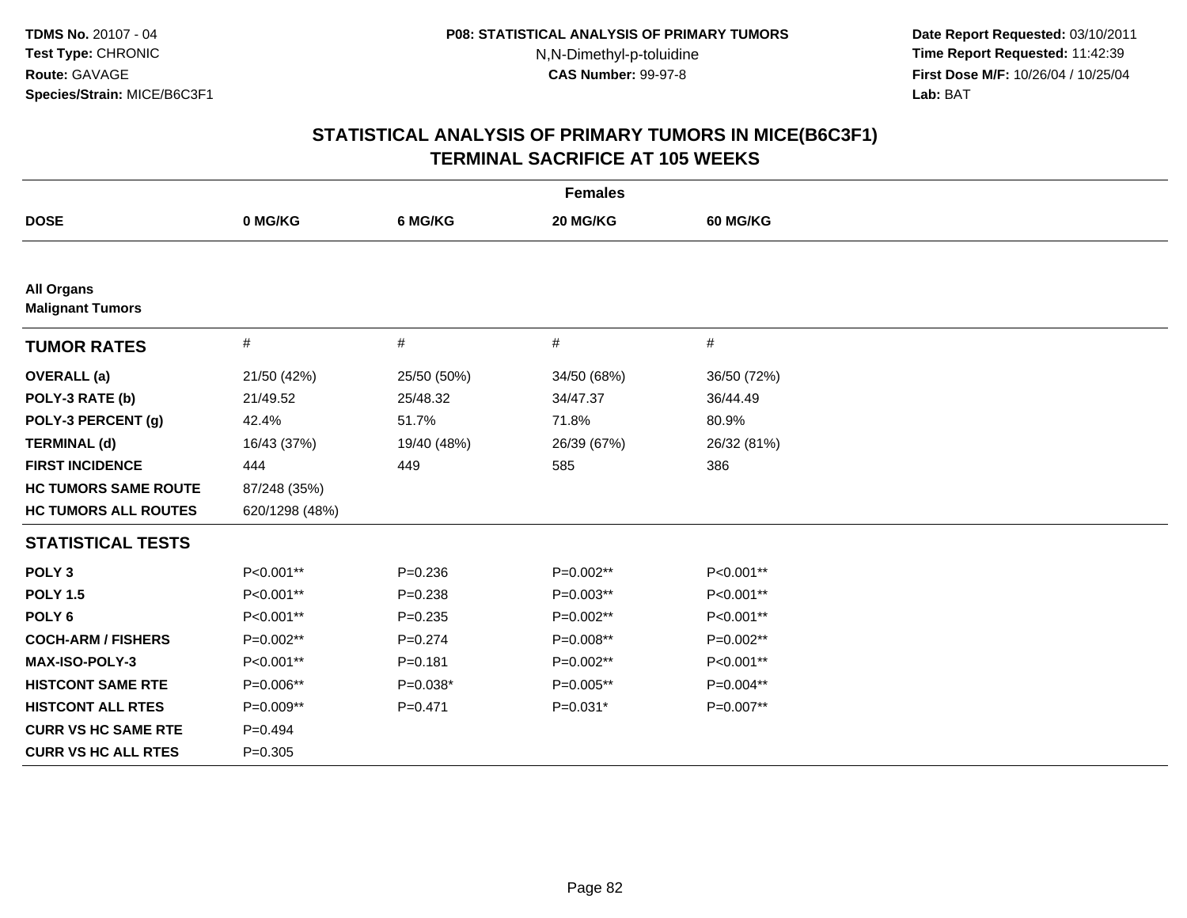TDMS No. 20107 - 04
Test Type: CHRONIC
Route: GAVAGE
Species/Strain: MICE/B6C3F1

P08: STATISTICAL ANALYSIS OF PRIMARY TUMORS
N,N-Dimethyl-p-toluidine
CAS Number: 99-97-8

Date Report Requested: 03/10/2011
Time Report Requested: 11:42:39
First Dose M/F: 10/26/04 / 10/25/04
Lab: BAT

# STATISTICAL ANALYSIS OF PRIMARY TUMORS IN MICE(B6C3F1) TERMINAL SACRIFICE AT 105 WEEKS

| Females | | | | |
|---|---|---|---|---|
| **DOSE** | **0 MG/KG** | **6 MG/KG** | **20 MG/KG** | **60 MG/KG** |
| **All Organs** | | | | |
| **Malignant Tumors** | | | | |
| **TUMOR RATES** | # | # | # | # |
| **OVERALL (a)** | 21/50 (42%) | 25/50 (50%) | 34/50 (68%) | 36/50 (72%) |
| **POLY-3 RATE (b)** | 21/49.52 | 25/48.32 | 34/47.37 | 36/44.49 |
| **POLY-3 PERCENT (g)** | 42.4% | 51.7% | 71.8% | 80.9% |
| **TERMINAL (d)** | 16/43 (37%) | 19/40 (48%) | 26/39 (67%) | 26/32 (81%) |
| **FIRST INCIDENCE** | 444 | 449 | 585 | 386 |
| **HC TUMORS SAME ROUTE** | 87/248 (35%) | | | |
| **HC TUMORS ALL ROUTES** | 620/1298 (48%) | | | |
| **STATISTICAL TESTS** | | | | |
| **POLY 3** | P<0.001** | P=0.236 | P=0.002** | P<0.001** |
| **POLY 1.5** | P<0.001** | P=0.238 | P=0.003** | P<0.001** |
| **POLY 6** | P<0.001** | P=0.235 | P=0.002** | P<0.001** |
| **COCH-ARM / FISHERS** | P=0.002** | P=0.274 | P=0.008** | P=0.002** |
| **MAX-ISO-POLY-3** | P<0.001** | P=0.181 | P=0.002** | P<0.001** |
| **HISTCONT SAME RTE** | P=0.006** | P=0.038* | P=0.005** | P=0.004** |
| **HISTCONT ALL RTES** | P=0.009** | P=0.471 | P=0.031* | P=0.007** |
| **CURR VS HC SAME RTE** | P=0.494 | | | |
| **CURR VS HC ALL RTES** | P=0.305 | | | |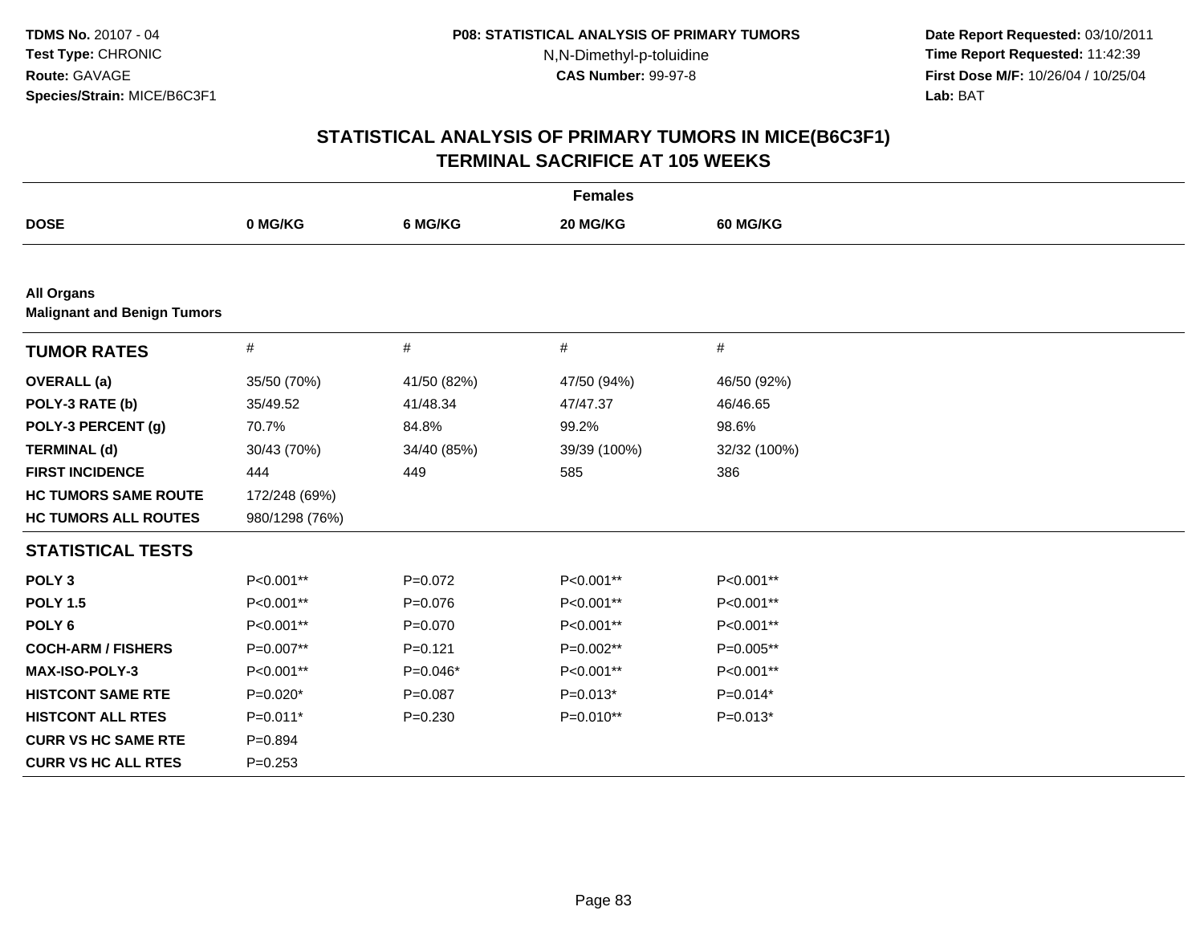# STATISTICAL ANALYSIS OF PRIMARY TUMORS IN MICE(B6C3F1)
## TERMINAL SACRIFICE AT 105 WEEKS

| | Females | | | |
|---|---|---|---|---|
| **DOSE** | **0 MG/KG** | **6 MG/KG** | **20 MG/KG** | **60 MG/KG** |
| **All Organs** | | | | |
| **Malignant and Benign Tumors** | | | | |
| **TUMOR RATES** | # | # | # | # |
| **OVERALL (a)** | 35/50 (70%) | 41/50 (82%) | 47/50 (94%) | 46/50 (92%) |
| **POLY-3 RATE (b)** | 35/49.52 | 41/48.34 | 47/47.37 | 46/46.65 |
| **POLY-3 PERCENT (g)** | 70.7% | 84.8% | 99.2% | 98.6% |
| **TERMINAL (d)** | 30/43 (70%) | 34/40 (85%) | 39/39 (100%) | 32/32 (100%) |
| **FIRST INCIDENCE** | 444 | 449 | 585 | 386 |
| **HC TUMORS SAME ROUTE** | 172/248 (69%) | | | |
| **HC TUMORS ALL ROUTES** | 980/1298 (76%) | | | |
| **STATISTICAL TESTS** | | | | |
| **POLY 3** | P<0.001** | P=0.072 | P<0.001** | P<0.001** |
| **POLY 1.5** | P<0.001** | P=0.076 | P<0.001** | P<0.001** |
| **POLY 6** | P<0.001** | P=0.070 | P<0.001** | P<0.001** |
| **COCH-ARM / FISHERS** | P=0.007** | P=0.121 | P=0.002** | P=0.005** |
| **MAX-ISO-POLY-3** | P<0.001** | P=0.046* | P<0.001** | P<0.001** |
| **HISTCONT SAME RTE** | P=0.020* | P=0.087 | P=0.013* | P=0.014* |
| **HISTCONT ALL RTES** | P=0.011* | P=0.230 | P=0.010** | P=0.013* |
| **CURR VS HC SAME RTE** | P=0.894 | | | |
| **CURR VS HC ALL RTES** | P=0.253 | | | |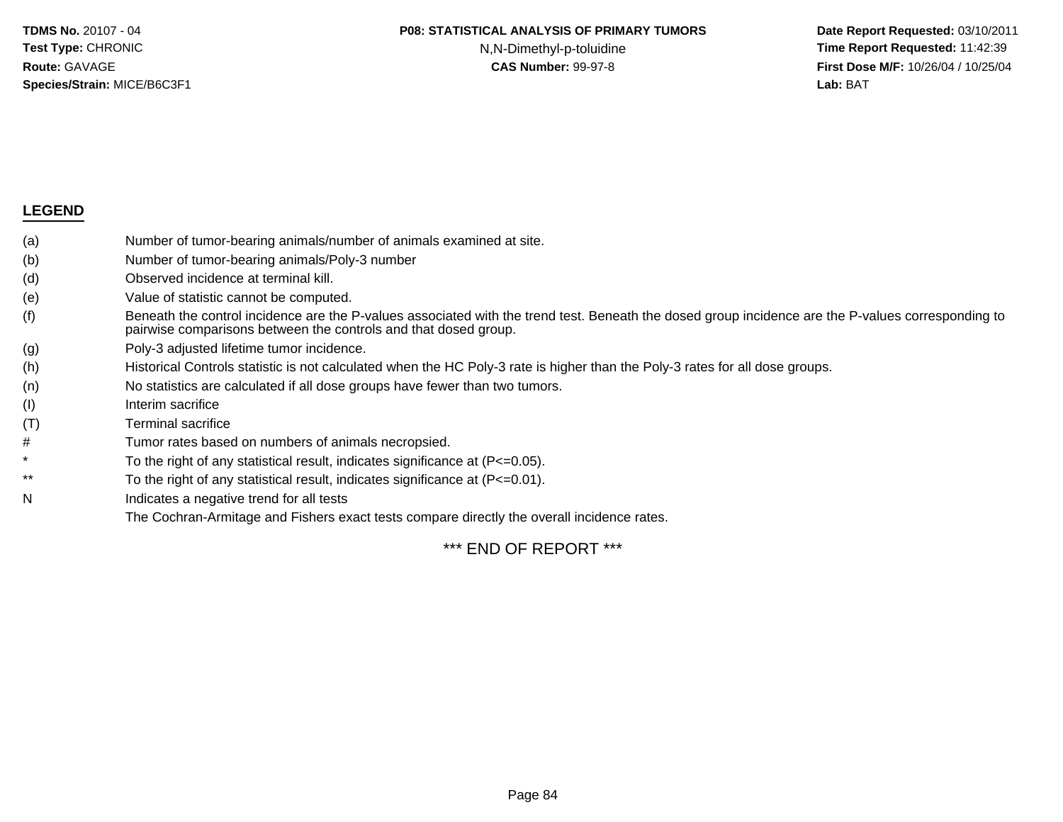## LEGEND

| | |
|---|---|
| (a) | Number of tumor-bearing animals/number of animals examined at site. |
| (b) | Number of tumor-bearing animals/Poly-3 number |
| (d) | Observed incidence at terminal kill. |
| (e) | Value of statistic cannot be computed. |
| (f) | Beneath the control incidence are the P-values associated with the trend test. Beneath the dosed group incidence are the P-values corresponding to pairwise comparisons between the controls and that dosed group. |
| (g) | Poly-3 adjusted lifetime tumor incidence. |
| (h) | Historical Controls statistic is not calculated when the HC Poly-3 rate is higher than the Poly-3 rates for all dose groups. |
| (n) | No statistics are calculated if all dose groups have fewer than two tumors. |
| (I) | Interim sacrifice |
| (T) | Terminal sacrifice |
| # | Tumor rates based on numbers of animals necropsied. |
| * | To the right of any statistical result, indicates significance at (P<=0.05). |
| ** | To the right of any statistical result, indicates significance at (P<=0.01). |
| N | Indicates a negative trend for all tests |
| | The Cochran-Armitage and Fishers exact tests compare directly the overall incidence rates. |

*** END OF REPORT ***